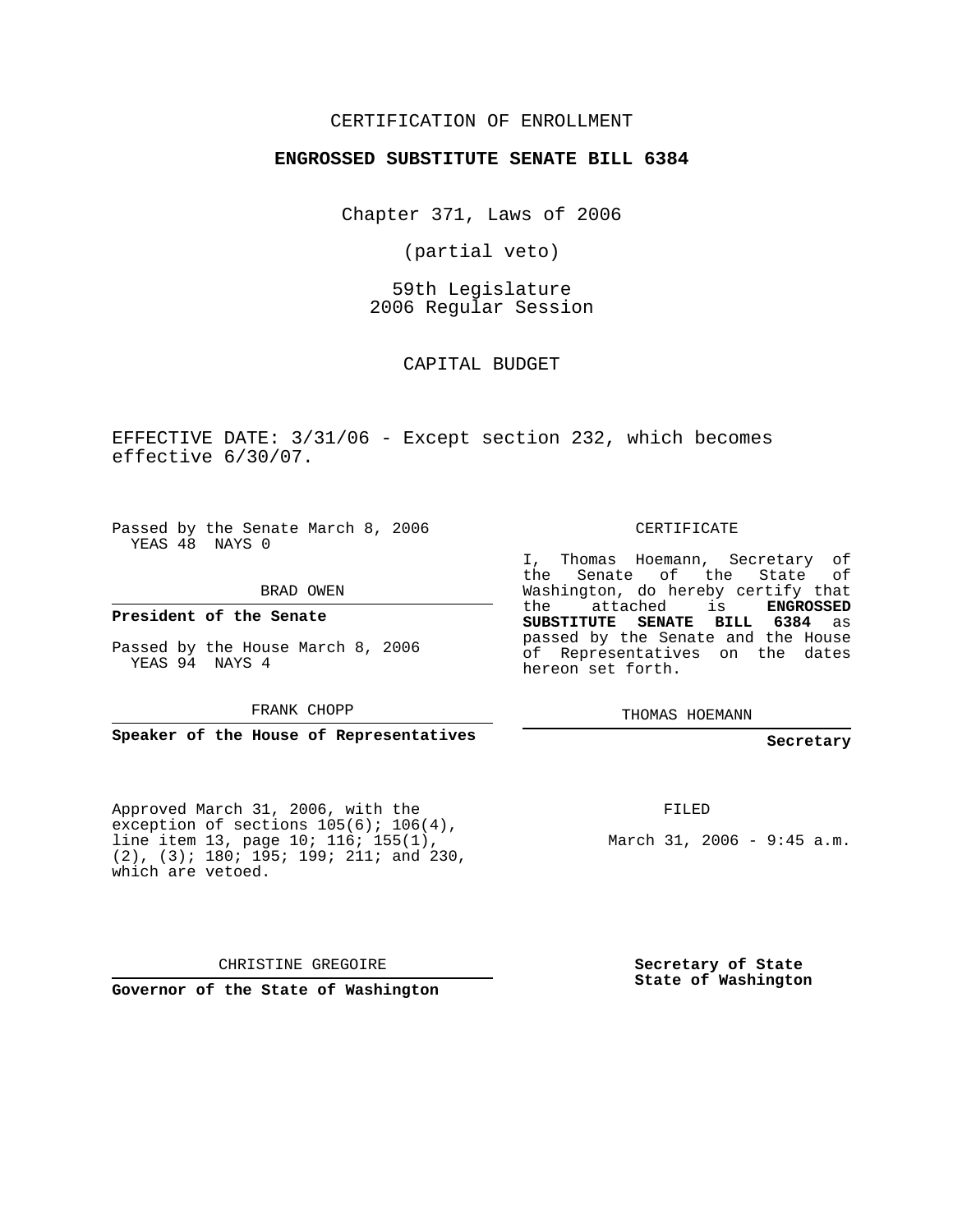CERTIFICATION OF ENROLLMENT

**ENGROSSED SUBSTITUTE SENATE BILL 6384**

Chapter 371, Laws of 2006

(partial veto)

59th Legislature
2006 Regular Session

CAPITAL BUDGET

EFFECTIVE DATE: 3/31/06 - Except section 232, which becomes effective 6/30/07.

Passed by the Senate March 8, 2006
YEAS 48 NAYS 0

BRAD OWEN

**President of the Senate**

Passed by the House March 8, 2006
YEAS 94 NAYS 4

FRANK CHOPP

**Speaker of the House of Representatives**

CERTIFICATE

I, Thomas Hoemann, Secretary of the Senate of the State of Washington, do hereby certify that the attached is **ENGROSSED SUBSTITUTE SENATE BILL 6384** as passed by the Senate and the House of Representatives on the dates hereon set forth.

THOMAS HOEMANN

**Secretary**

Approved March 31, 2006, with the exception of sections 105(6); 106(4), line item 13, page 10; 116; 155(1), (2), (3); 180; 195; 199; 211; and 230, which are vetoed.

FILED

March 31, 2006 - 9:45 a.m.

CHRISTINE GREGOIRE

**Governor of the State of Washington**

**Secretary of State**
**State of Washington**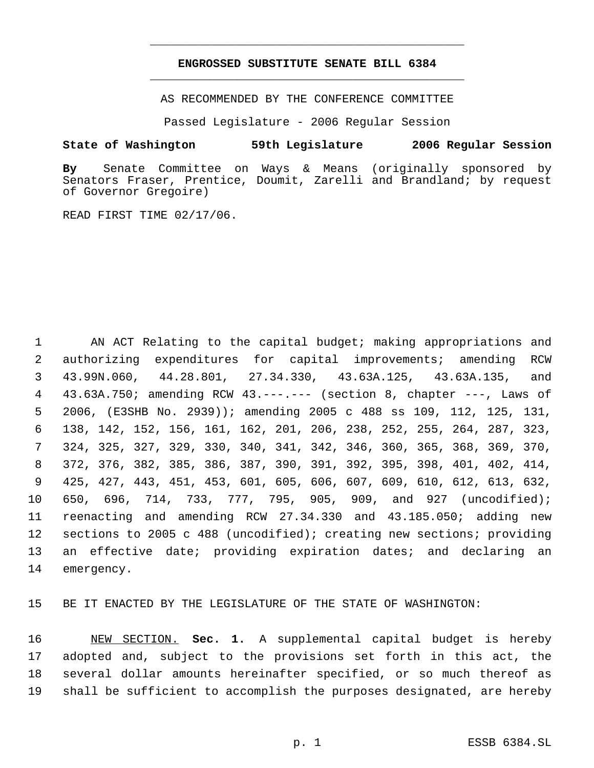# ENGROSSED SUBSTITUTE SENATE BILL 6384

AS RECOMMENDED BY THE CONFERENCE COMMITTEE

Passed Legislature - 2006 Regular Session

**State of Washington 59th Legislature 2006 Regular Session**

**By** Senate Committee on Ways & Means (originally sponsored by Senators Fraser, Prentice, Doumit, Zarelli and Brandland; by request of Governor Gregoire)

READ FIRST TIME 02/17/06.

AN ACT Relating to the capital budget; making appropriations and authorizing expenditures for capital improvements; amending RCW 43.99N.060, 44.28.801, 27.34.330, 43.63A.125, 43.63A.135, and 43.63A.750; amending RCW 43.---.--- (section 8, chapter ---, Laws of 2006, (E3SHB No. 2939)); amending 2005 c 488 ss 109, 112, 125, 131, 138, 142, 152, 156, 161, 162, 201, 206, 238, 252, 255, 264, 287, 323, 324, 325, 327, 329, 330, 340, 341, 342, 346, 360, 365, 368, 369, 370, 372, 376, 382, 385, 386, 387, 390, 391, 392, 395, 398, 401, 402, 414, 425, 427, 443, 451, 453, 601, 605, 606, 607, 609, 610, 612, 613, 632, 650, 696, 714, 733, 777, 795, 905, 909, and 927 (uncodified); reenacting and amending RCW 27.34.330 and 43.185.050; adding new sections to 2005 c 488 (uncodified); creating new sections; providing an effective date; providing expiration dates; and declaring an emergency.

BE IT ENACTED BY THE LEGISLATURE OF THE STATE OF WASHINGTON:

NEW SECTION. **Sec. 1.** A supplemental capital budget is hereby adopted and, subject to the provisions set forth in this act, the several dollar amounts hereinafter specified, or so much thereof as shall be sufficient to accomplish the purposes designated, are hereby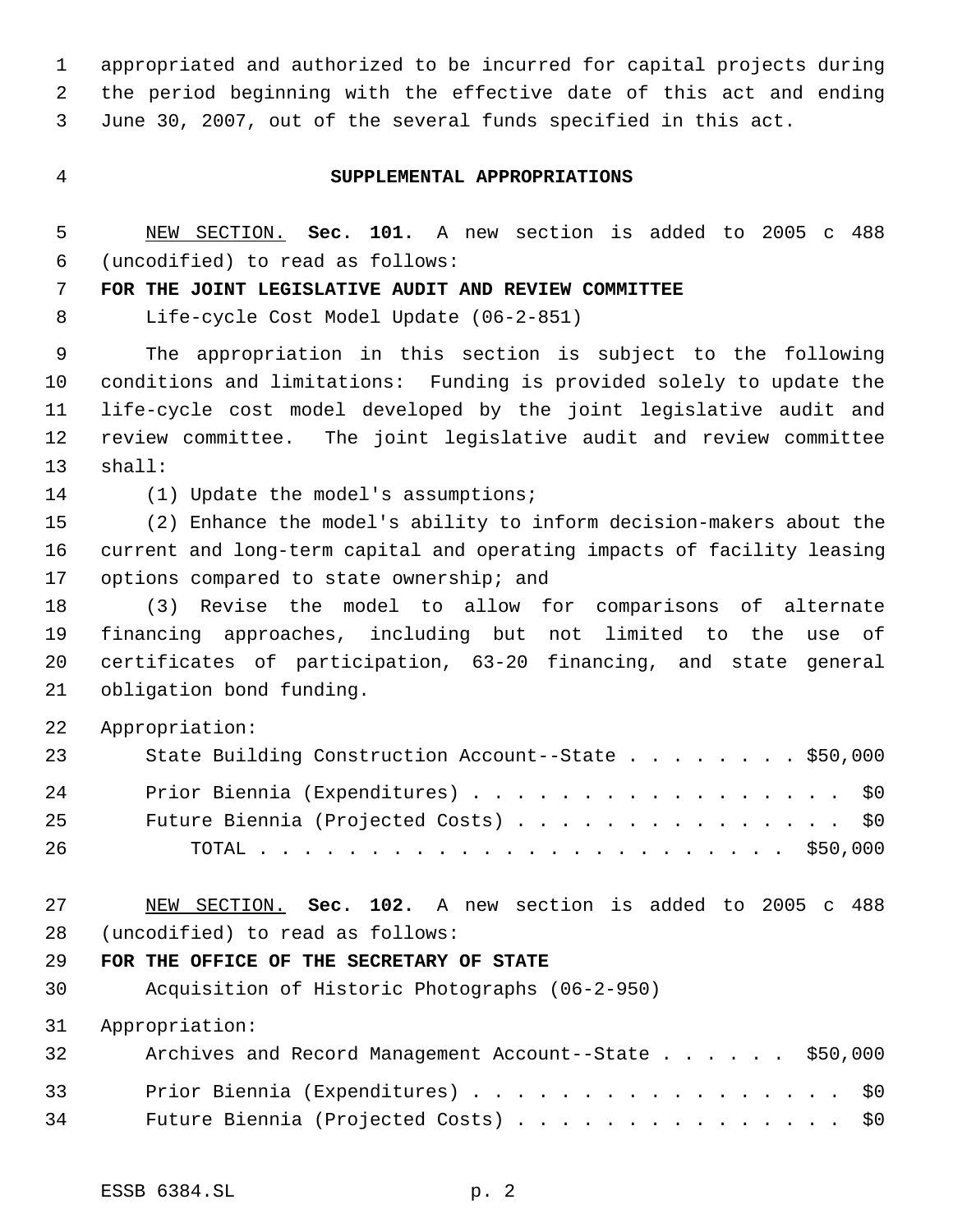appropriated and authorized to be incurred for capital projects during the period beginning with the effective date of this act and ending June 30, 2007, out of the several funds specified in this act.

## SUPPLEMENTAL APPROPRIATIONS

NEW SECTION. **Sec. 101.** A new section is added to 2005 c 488 (uncodified) to read as follows:

**FOR THE JOINT LEGISLATIVE AUDIT AND REVIEW COMMITTEE**

Life-cycle Cost Model Update (06-2-851)

The appropriation in this section is subject to the following conditions and limitations: Funding is provided solely to update the life-cycle cost model developed by the joint legislative audit and review committee. The joint legislative audit and review committee shall:

(1) Update the model's assumptions;

(2) Enhance the model's ability to inform decision-makers about the current and long-term capital and operating impacts of facility leasing options compared to state ownership; and

(3) Revise the model to allow for comparisons of alternate financing approaches, including but not limited to the use of certificates of participation, 63-20 financing, and state general obligation bond funding.

Appropriation:

| | |
|---|---|
| State Building Construction Account--State | $50,000 |
| Prior Biennia (Expenditures) | $0 |
| Future Biennia (Projected Costs) | $0 |
| TOTAL | $50,000 |

NEW SECTION. **Sec. 102.** A new section is added to 2005 c 488 (uncodified) to read as follows:

**FOR THE OFFICE OF THE SECRETARY OF STATE**

Acquisition of Historic Photographs (06-2-950)

Appropriation:

| | |
|---|---|
| Archives and Record Management Account--State | $50,000 |
| Prior Biennia (Expenditures) | $0 |
| Future Biennia (Projected Costs) | $0 |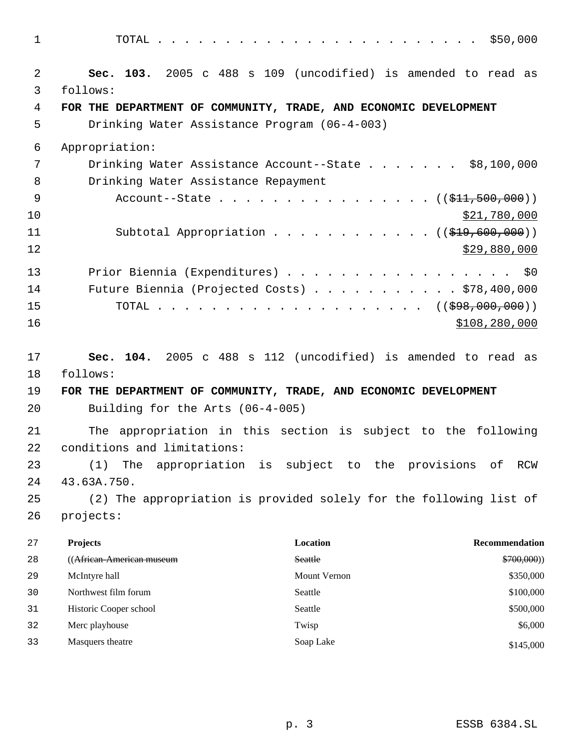TOTAL . . . . . . . . . . . . . . . . . . . . . . . . . $50,000

**Sec. 103.** 2005 c 488 s 109 (uncodified) is amended to read as follows:

**FOR THE DEPARTMENT OF COMMUNITY, TRADE, AND ECONOMIC DEVELOPMENT**

Drinking Water Assistance Program (06-4-003)

Appropriation:

Drinking Water Assistance Account--State . . . . . . . $8,100,000

Drinking Water Assistance Repayment Account--State . . . . . . . . . . . . . . . . ((~~$11,500,000~~)) $21,780,000

Subtotal Appropriation . . . . . . . . . . . . ((~~$19,600,000~~)) $29,880,000

Prior Biennia (Expenditures) . . . . . . . . . . . . . . . . . . $0

Future Biennia (Projected Costs) . . . . . . . . . . . $78,400,000

TOTAL . . . . . . . . . . . . . . . . . . . . . ((~~$98,000,000~~)) $108,280,000

**Sec. 104.** 2005 c 488 s 112 (uncodified) is amended to read as follows:

**FOR THE DEPARTMENT OF COMMUNITY, TRADE, AND ECONOMIC DEVELOPMENT**

Building for the Arts (06-4-005)

The appropriation in this section is subject to the following conditions and limitations:

(1) The appropriation is subject to the provisions of RCW 43.63A.750.

(2) The appropriation is provided solely for the following list of projects:

| Projects | Location | Recommendation |
|---|---|---|
| ((~~African-American museum~~ | ~~Seattle~~ | ~~$700,000~~)) |
| McIntyre hall | Mount Vernon | $350,000 |
| Northwest film forum | Seattle | $100,000 |
| Historic Cooper school | Seattle | $500,000 |
| Merc playhouse | Twisp | $6,000 |
| Masquers theatre | Soap Lake | $145,000 |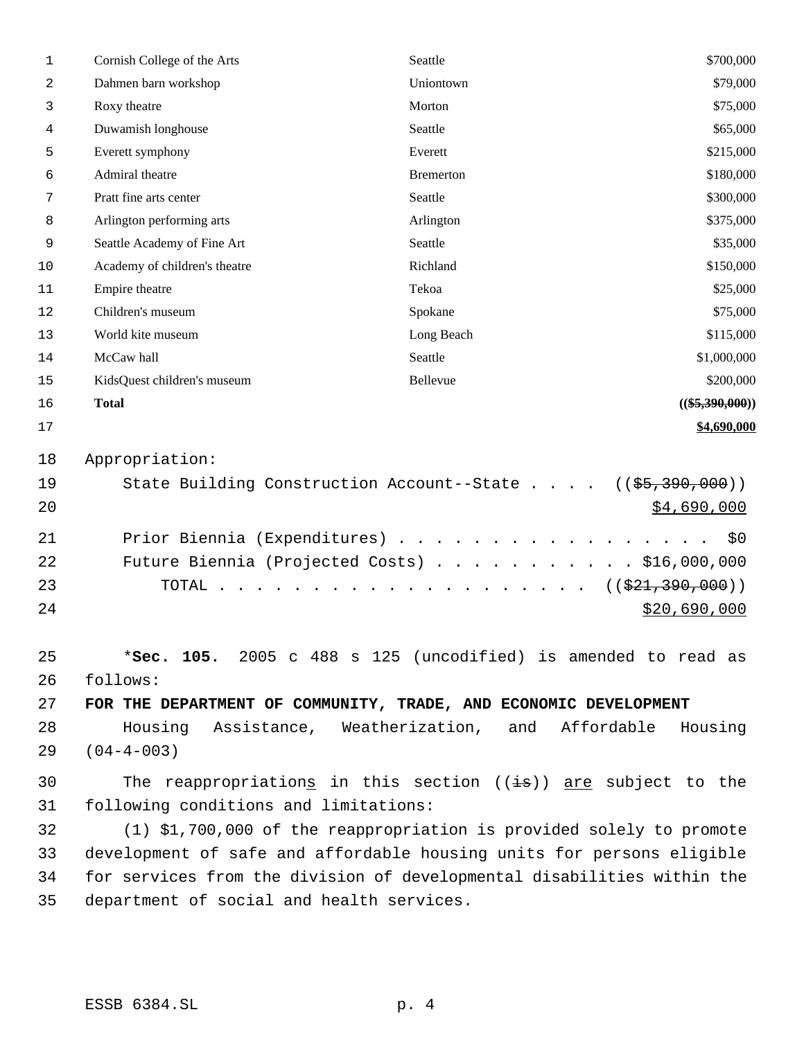| | | |
|---|---|---|
| Cornish College of the Arts | Seattle | $700,000 |
| Dahmen barn workshop | Uniontown | $79,000 |
| Roxy theatre | Morton | $75,000 |
| Duwamish longhouse | Seattle | $65,000 |
| Everett symphony | Everett | $215,000 |
| Admiral theatre | Bremerton | $180,000 |
| Pratt fine arts center | Seattle | $300,000 |
| Arlington performing arts | Arlington | $375,000 |
| Seattle Academy of Fine Art | Seattle | $35,000 |
| Academy of children's theatre | Richland | $150,000 |
| Empire theatre | Tekoa | $25,000 |
| Children's museum | Spokane | $75,000 |
| World kite museum | Long Beach | $115,000 |
| McCaw hall | Seattle | $1,000,000 |
| KidsQuest children's museum | Bellevue | $200,000 |
| **Total** | | **((~~$5,390,000~~))** |
| | | **$4,690,000** |

Appropriation:

State Building Construction Account--State . . . . ((~~$5,390,000~~))
$4,690,000

Prior Biennia (Expenditures) . . . . . . . . . . . . . . . . . . $0
Future Biennia (Projected Costs) . . . . . . . . . . . $16,000,000
TOTAL . . . . . . . . . . . . . . . . . . . . . . ((~~$21,390,000~~))
$20,690,000

*__Sec. 105.__ 2005 c 488 s 125 (uncodified) is amended to read as follows:

**FOR THE DEPARTMENT OF COMMUNITY, TRADE, AND ECONOMIC DEVELOPMENT**

Housing Assistance, Weatherization, and Affordable Housing (04-4-003)

The reappropriations in this section ((~~is~~)) are subject to the following conditions and limitations:

(1) $1,700,000 of the reappropriation is provided solely to promote development of safe and affordable housing units for persons eligible for services from the division of developmental disabilities within the department of social and health services.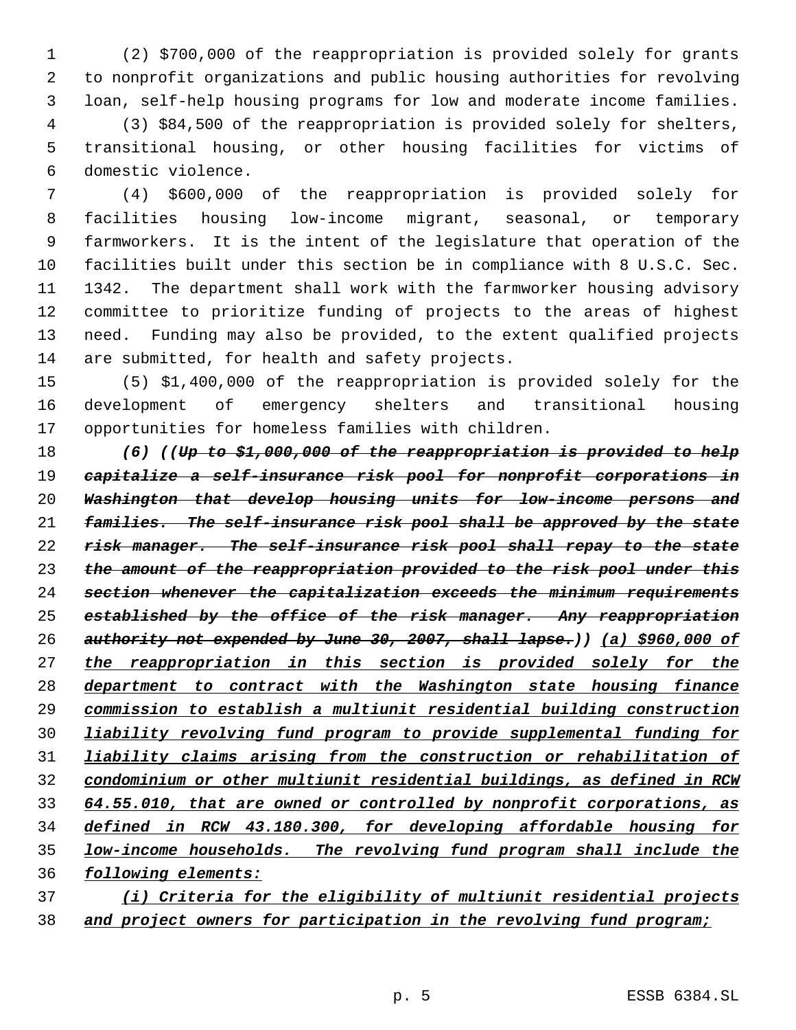(2) $700,000 of the reappropriation is provided solely for grants to nonprofit organizations and public housing authorities for revolving loan, self-help housing programs for low and moderate income families.

(3) $84,500 of the reappropriation is provided solely for shelters, transitional housing, or other housing facilities for victims of domestic violence.

(4) $600,000 of the reappropriation is provided solely for facilities housing low-income migrant, seasonal, or temporary farmworkers. It is the intent of the legislature that operation of the facilities built under this section be in compliance with 8 U.S.C. Sec. 1342. The department shall work with the farmworker housing advisory committee to prioritize funding of projects to the areas of highest need. Funding may also be provided, to the extent qualified projects are submitted, for health and safety projects.

(5) $1,400,000 of the reappropriation is provided solely for the development of emergency shelters and transitional housing opportunities for homeless families with children.

*(6) ((~~Up to $1,000,000 of the reappropriation is provided to help capitalize a self-insurance risk pool for nonprofit corporations in Washington that develop housing units for low-income persons and families. The self-insurance risk pool shall be approved by the state risk manager. The self-insurance risk pool shall repay to the state the amount of the reappropriation provided to the risk pool under this section whenever the capitalization exceeds the minimum requirements established by the office of the risk manager. Any reappropriation authority not expended by June 30, 2007, shall lapse.~~)) <u>(a) $960,000 of the reappropriation in this section is provided solely for the department to contract with the Washington state housing finance commission to establish a multiunit residential building construction liability revolving fund program to provide supplemental funding for liability claims arising from the construction or rehabilitation of condominium or other multiunit residential buildings, as defined in RCW 64.55.010, that are owned or controlled by nonprofit corporations, as defined in RCW 43.180.300, for developing affordable housing for low-income households. The revolving fund program shall include the following elements:</u>*

*<u>(i) Criteria for the eligibility of multiunit residential projects and project owners for participation in the revolving fund program;</u>*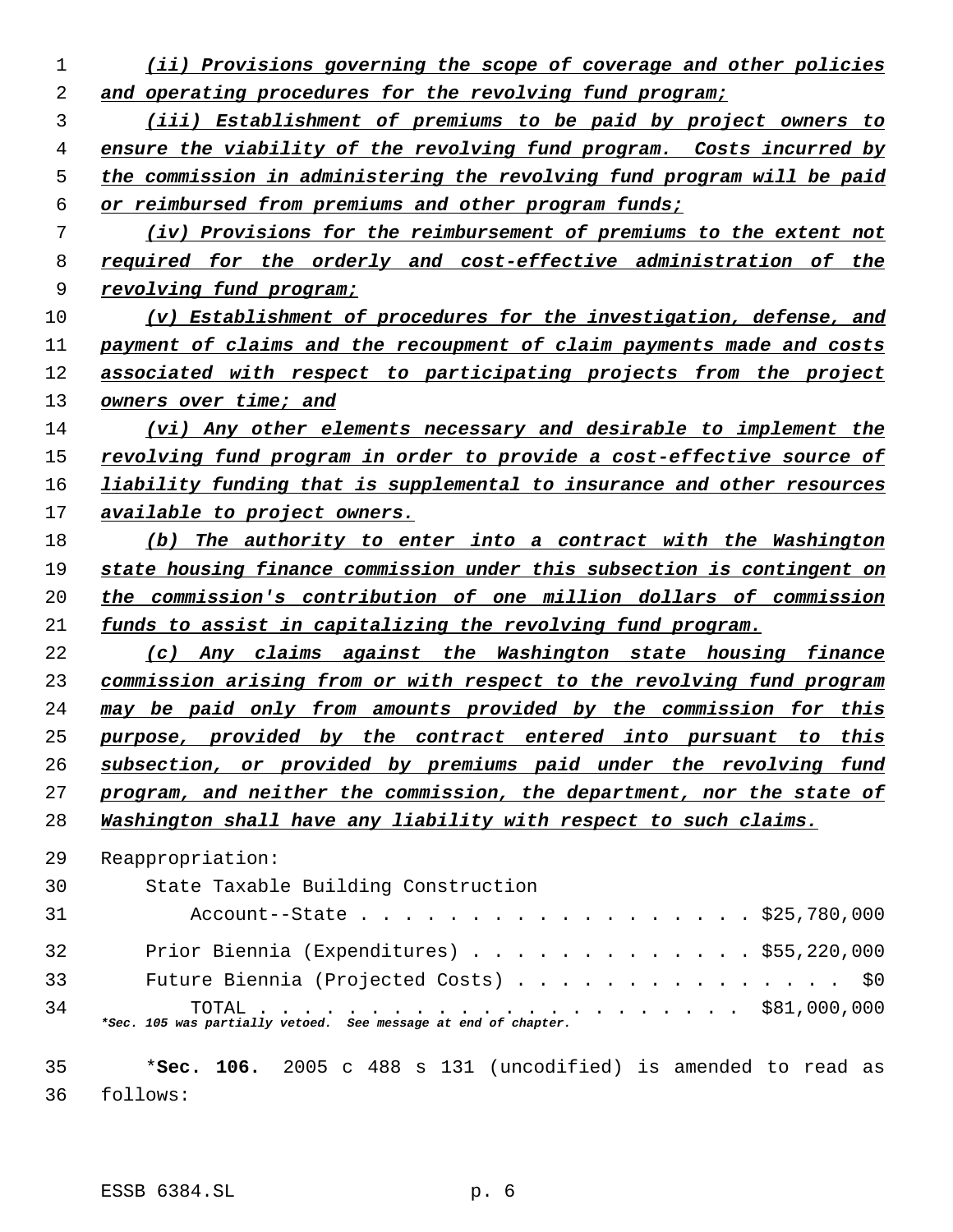_(ii) Provisions governing the scope of coverage and other policies and operating procedures for the revolving fund program;_

_(iii) Establishment of premiums to be paid by project owners to ensure the viability of the revolving fund program. Costs incurred by the commission in administering the revolving fund program will be paid or reimbursed from premiums and other program funds;_

_(iv) Provisions for the reimbursement of premiums to the extent not required for the orderly and cost-effective administration of the revolving fund program;_

_(v) Establishment of procedures for the investigation, defense, and payment of claims and the recoupment of claim payments made and costs associated with respect to participating projects from the project owners over time; and_

_(vi) Any other elements necessary and desirable to implement the revolving fund program in order to provide a cost-effective source of liability funding that is supplemental to insurance and other resources available to project owners._

_(b) The authority to enter into a contract with the Washington state housing finance commission under this subsection is contingent on the commission's contribution of one million dollars of commission funds to assist in capitalizing the revolving fund program._

_(c) Any claims against the Washington state housing finance commission arising from or with respect to the revolving fund program may be paid only from amounts provided by the commission for this purpose, provided by the contract entered into pursuant to this subsection, or provided by premiums paid under the revolving fund program, and neither the commission, the department, nor the state of Washington shall have any liability with respect to such claims._

Reappropriation:

| | |
|---|---|
| State Taxable Building Construction Account--State | $25,780,000 |
| Prior Biennia (Expenditures) | $55,220,000 |
| Future Biennia (Projected Costs) | $0 |
| TOTAL | $81,000,000 |

_*Sec. 105 was partially vetoed. See message at end of chapter._

***Sec. 106.** 2005 c 488 s 131 (uncodified) is amended to read as follows: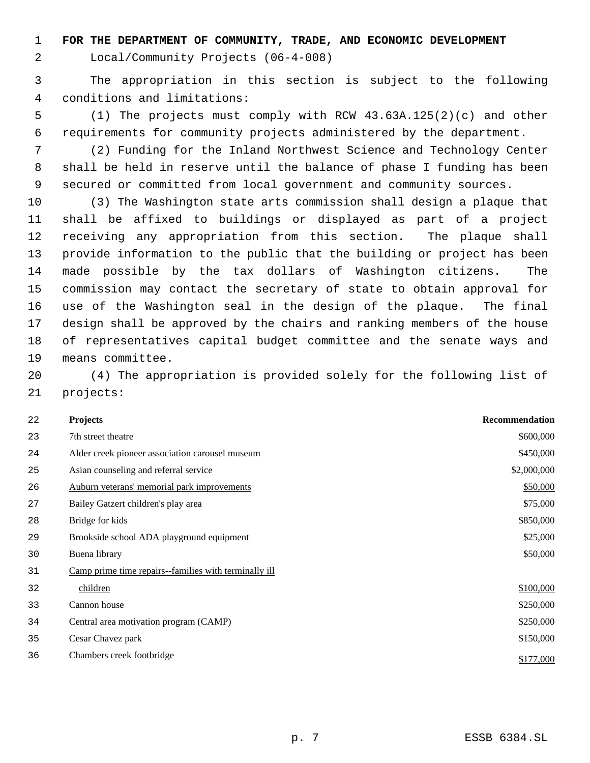**FOR THE DEPARTMENT OF COMMUNITY, TRADE, AND ECONOMIC DEVELOPMENT**

Local/Community Projects (06-4-008)

The appropriation in this section is subject to the following conditions and limitations:

(1) The projects must comply with RCW 43.63A.125(2)(c) and other requirements for community projects administered by the department.

(2) Funding for the Inland Northwest Science and Technology Center shall be held in reserve until the balance of phase I funding has been secured or committed from local government and community sources.

(3) The Washington state arts commission shall design a plaque that shall be affixed to buildings or displayed as part of a project receiving any appropriation from this section. The plaque shall provide information to the public that the building or project has been made possible by the tax dollars of Washington citizens. The commission may contact the secretary of state to obtain approval for use of the Washington seal in the design of the plaque. The final design shall be approved by the chairs and ranking members of the house of representatives capital budget committee and the senate ways and means committee.

(4) The appropriation is provided solely for the following list of projects:

| Projects | Recommendation |
|---|---|
| 7th street theatre | $600,000 |
| Alder creek pioneer association carousel museum | $450,000 |
| Asian counseling and referral service | $2,000,000 |
| Auburn veterans' memorial park improvements | $50,000 |
| Bailey Gatzert children's play area | $75,000 |
| Bridge for kids | $850,000 |
| Brookside school ADA playground equipment | $25,000 |
| Buena library | $50,000 |
| Camp prime time repairs--families with terminally ill children | $100,000 |
| Cannon house | $250,000 |
| Central area motivation program (CAMP) | $250,000 |
| Cesar Chavez park | $150,000 |
| Chambers creek footbridge | $177,000 |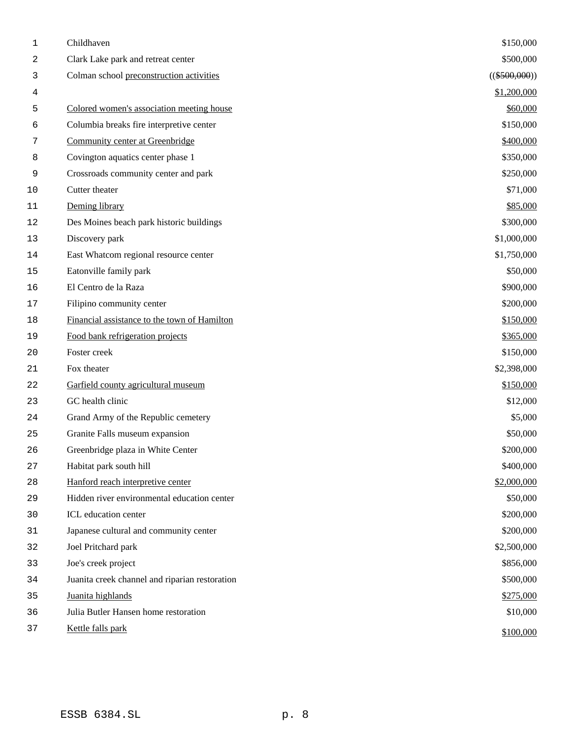| | |
|---|---|
| Childhaven | $150,000 |
| Clark Lake park and retreat center | $500,000 |
| Colman school preconstruction activities | (($500,000)) |
| | $1,200,000 |
| Colored women's association meeting house | $60,000 |
| Columbia breaks fire interpretive center | $150,000 |
| Community center at Greenbridge | $400,000 |
| Covington aquatics center phase 1 | $350,000 |
| Crossroads community center and park | $250,000 |
| Cutter theater | $71,000 |
| Deming library | $85,000 |
| Des Moines beach park historic buildings | $300,000 |
| Discovery park | $1,000,000 |
| East Whatcom regional resource center | $1,750,000 |
| Eatonville family park | $50,000 |
| El Centro de la Raza | $900,000 |
| Filipino community center | $200,000 |
| Financial assistance to the town of Hamilton | $150,000 |
| Food bank refrigeration projects | $365,000 |
| Foster creek | $150,000 |
| Fox theater | $2,398,000 |
| Garfield county agricultural museum | $150,000 |
| GC health clinic | $12,000 |
| Grand Army of the Republic cemetery | $5,000 |
| Granite Falls museum expansion | $50,000 |
| Greenbridge plaza in White Center | $200,000 |
| Habitat park south hill | $400,000 |
| Hanford reach interpretive center | $2,000,000 |
| Hidden river environmental education center | $50,000 |
| ICL education center | $200,000 |
| Japanese cultural and community center | $200,000 |
| Joel Pritchard park | $2,500,000 |
| Joe's creek project | $856,000 |
| Juanita creek channel and riparian restoration | $500,000 |
| Juanita highlands | $275,000 |
| Julia Butler Hansen home restoration | $10,000 |
| Kettle falls park | $100,000 |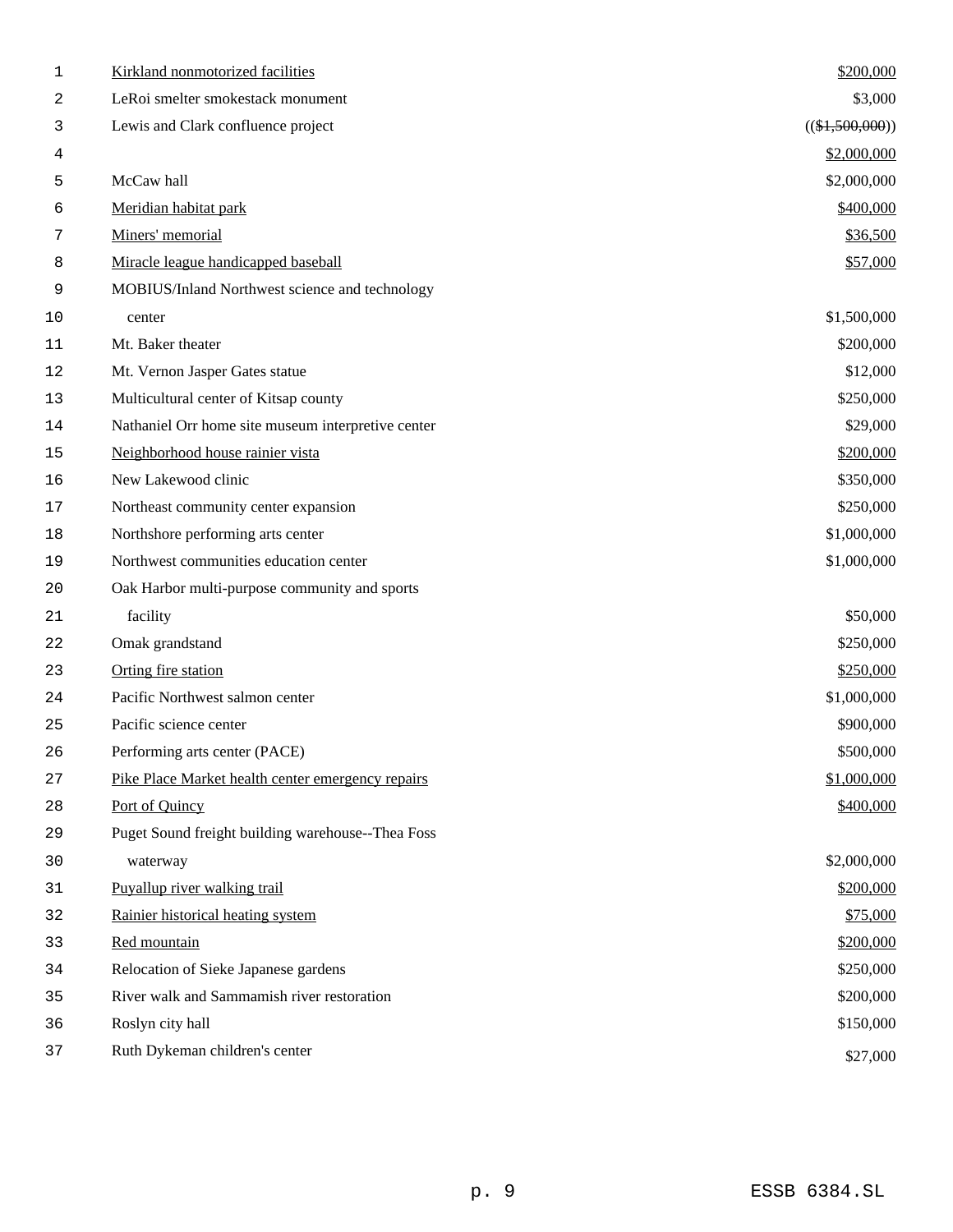| | |
|---|---|
| Kirkland nonmotorized facilities | $200,000 |
| LeRoi smelter smokestack monument | $3,000 |
| Lewis and Clark confluence project | (($1,500,000)) $2,000,000 |
| McCaw hall | $2,000,000 |
| Meridian habitat park | $400,000 |
| Miners' memorial | $36,500 |
| Miracle league handicapped baseball | $57,000 |
| MOBIUS/Inland Northwest science and technology center | $1,500,000 |
| Mt. Baker theater | $200,000 |
| Mt. Vernon Jasper Gates statue | $12,000 |
| Multicultural center of Kitsap county | $250,000 |
| Nathaniel Orr home site museum interpretive center | $29,000 |
| Neighborhood house rainier vista | $200,000 |
| New Lakewood clinic | $350,000 |
| Northeast community center expansion | $250,000 |
| Northshore performing arts center | $1,000,000 |
| Northwest communities education center | $1,000,000 |
| Oak Harbor multi-purpose community and sports facility | $50,000 |
| Omak grandstand | $250,000 |
| Orting fire station | $250,000 |
| Pacific Northwest salmon center | $1,000,000 |
| Pacific science center | $900,000 |
| Performing arts center (PACE) | $500,000 |
| Pike Place Market health center emergency repairs | $1,000,000 |
| Port of Quincy | $400,000 |
| Puget Sound freight building warehouse--Thea Foss waterway | $2,000,000 |
| Puyallup river walking trail | $200,000 |
| Rainier historical heating system | $75,000 |
| Red mountain | $200,000 |
| Relocation of Sieke Japanese gardens | $250,000 |
| River walk and Sammamish river restoration | $200,000 |
| Roslyn city hall | $150,000 |
| Ruth Dykeman children's center | $27,000 |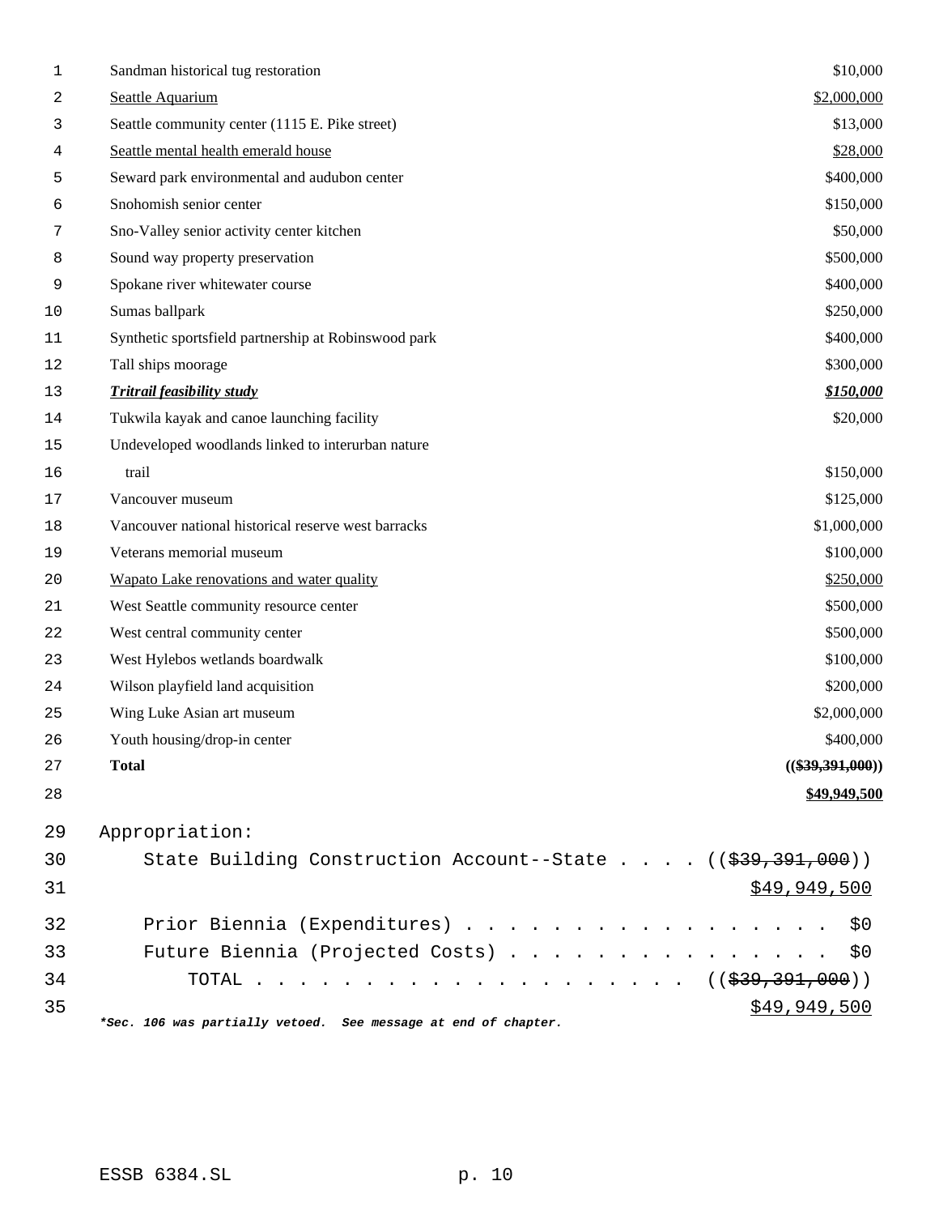| | |
|---|---|
| Sandman historical tug restoration | $10,000 |
| <u>Seattle Aquarium</u> | <u>$2,000,000</u> |
| Seattle community center (1115 E. Pike street) | $13,000 |
| <u>Seattle mental health emerald house</u> | <u>$28,000</u> |
| Seward park environmental and audubon center | $400,000 |
| Snohomish senior center | $150,000 |
| Sno-Valley senior activity center kitchen | $50,000 |
| Sound way property preservation | $500,000 |
| Spokane river whitewater course | $400,000 |
| Sumas ballpark | $250,000 |
| Synthetic sportsfield partnership at Robinswood park | $400,000 |
| Tall ships moorage | $300,000 |
| ***<u>Tritrail feasibility study</u>*** | ***<u>$150,000</u>*** |
| Tukwila kayak and canoe launching facility | $20,000 |
| Undeveloped woodlands linked to interurban nature trail | $150,000 |
| Vancouver museum | $125,000 |
| Vancouver national historical reserve west barracks | $1,000,000 |
| Veterans memorial museum | $100,000 |
| <u>Wapato Lake renovations and water quality</u> | <u>$250,000</u> |
| West Seattle community resource center | $500,000 |
| West central community center | $500,000 |
| West Hylebos wetlands boardwalk | $100,000 |
| Wilson playfield land acquisition | $200,000 |
| Wing Luke Asian art museum | $2,000,000 |
| Youth housing/drop-in center | $400,000 |
| **Total** | **((~~$39,391,000~~))** <br> **<u>$49,949,500</u>** |

Appropriation:

State Building Construction Account--State . . . . ((~~$39,391,000~~))
<u>$49,949,500</u>

Prior Biennia (Expenditures) . . . . . . . . . . . . . . . . . . $0
Future Biennia (Projected Costs) . . . . . . . . . . . . . . . . $0
TOTAL . . . . . . . . . . . . . . . . . . . . . ((~~$39,391,000~~))
<u>$49,949,500</u>

***Sec. 106 was partially vetoed. See message at end of chapter.***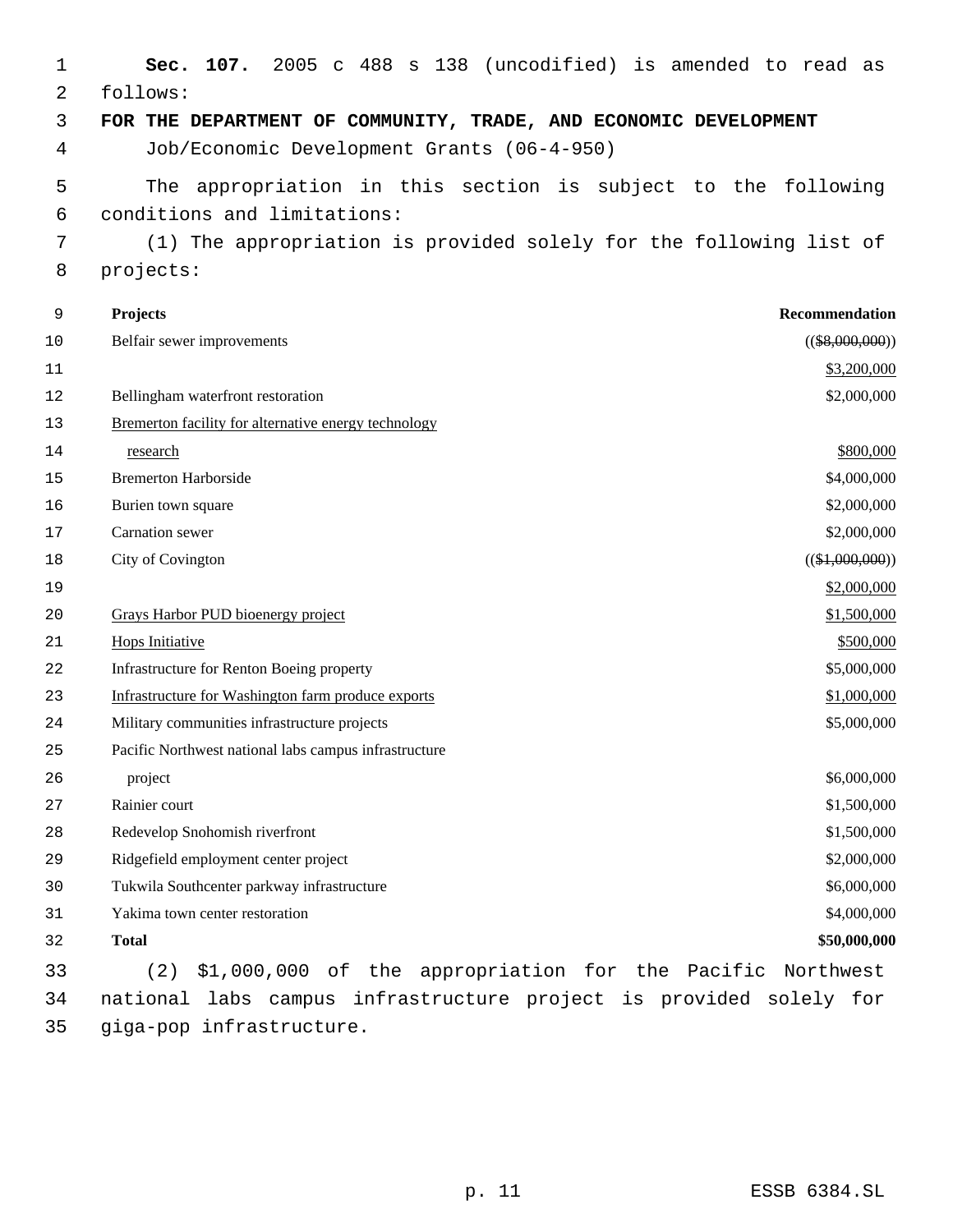**Sec. 107.** 2005 c 488 s 138 (uncodified) is amended to read as follows:

**FOR THE DEPARTMENT OF COMMUNITY, TRADE, AND ECONOMIC DEVELOPMENT**

Job/Economic Development Grants (06-4-950)

The appropriation in this section is subject to the following conditions and limitations:

(1) The appropriation is provided solely for the following list of projects:

| Projects | Recommendation |
|---|---|
| Belfair sewer improvements | (( ~~$8,000,000~~ )) $3,200,000 |
| Bellingham waterfront restoration | $2,000,000 |
| Bremerton facility for alternative energy technology research | $800,000 |
| Bremerton Harborside | $4,000,000 |
| Burien town square | $2,000,000 |
| Carnation sewer | $2,000,000 |
| City of Covington | (( ~~$1,000,000~~ )) $2,000,000 |
| Grays Harbor PUD bioenergy project | $1,500,000 |
| Hops Initiative | $500,000 |
| Infrastructure for Renton Boeing property | $5,000,000 |
| Infrastructure for Washington farm produce exports | $1,000,000 |
| Military communities infrastructure projects | $5,000,000 |
| Pacific Northwest national labs campus infrastructure project | $6,000,000 |
| Rainier court | $1,500,000 |
| Redevelop Snohomish riverfront | $1,500,000 |
| Ridgefield employment center project | $2,000,000 |
| Tukwila Southcenter parkway infrastructure | $6,000,000 |
| Yakima town center restoration | $4,000,000 |
| **Total** | **$50,000,000** |

(2) $1,000,000 of the appropriation for the Pacific Northwest national labs campus infrastructure project is provided solely for giga-pop infrastructure.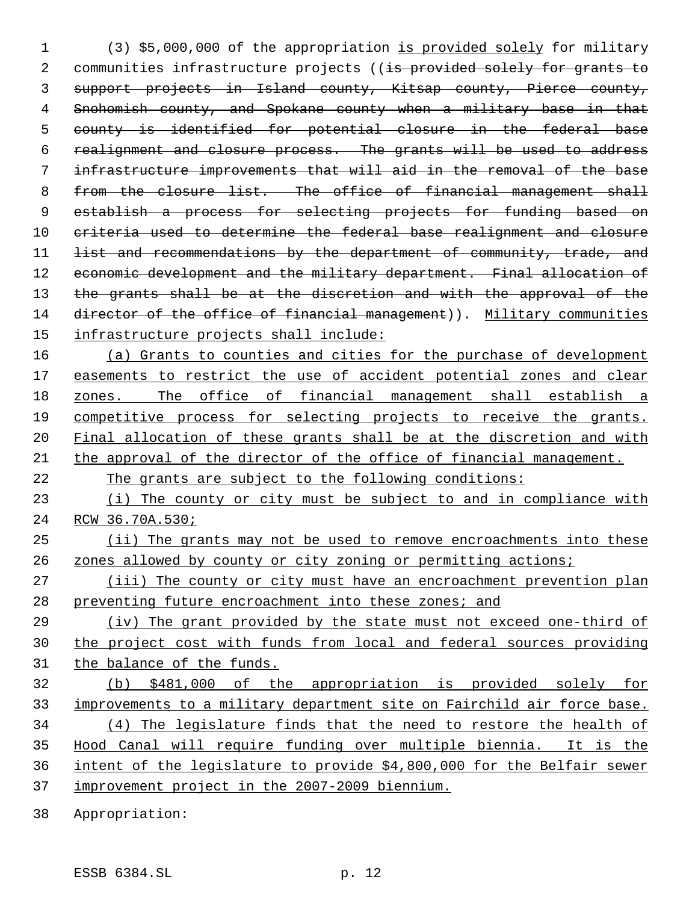(3) $5,000,000 of the appropriation is provided solely for military communities infrastructure projects ((is provided solely for grants to support projects in Island county, Kitsap county, Pierce county, Snohomish county, and Spokane county when a military base in that county is identified for potential closure in the federal base realignment and closure process. The grants will be used to address infrastructure improvements that will aid in the removal of the base from the closure list. The office of financial management shall establish a process for selecting projects for funding based on criteria used to determine the federal base realignment and closure list and recommendations by the department of community, trade, and economic development and the military department. Final allocation of the grants shall be at the discretion and with the approval of the director of the office of financial management)). Military communities infrastructure projects shall include:

(a) Grants to counties and cities for the purchase of development easements to restrict the use of accident potential zones and clear zones. The office of financial management shall establish a competitive process for selecting projects to receive the grants. Final allocation of these grants shall be at the discretion and with the approval of the director of the office of financial management.

The grants are subject to the following conditions:

(i) The county or city must be subject to and in compliance with RCW 36.70A.530;

(ii) The grants may not be used to remove encroachments into these zones allowed by county or city zoning or permitting actions;

(iii) The county or city must have an encroachment prevention plan preventing future encroachment into these zones; and

(iv) The grant provided by the state must not exceed one-third of the project cost with funds from local and federal sources providing the balance of the funds.

(b) $481,000 of the appropriation is provided solely for improvements to a military department site on Fairchild air force base.

(4) The legislature finds that the need to restore the health of Hood Canal will require funding over multiple biennia. It is the intent of the legislature to provide $4,800,000 for the Belfair sewer improvement project in the 2007-2009 biennium.

Appropriation: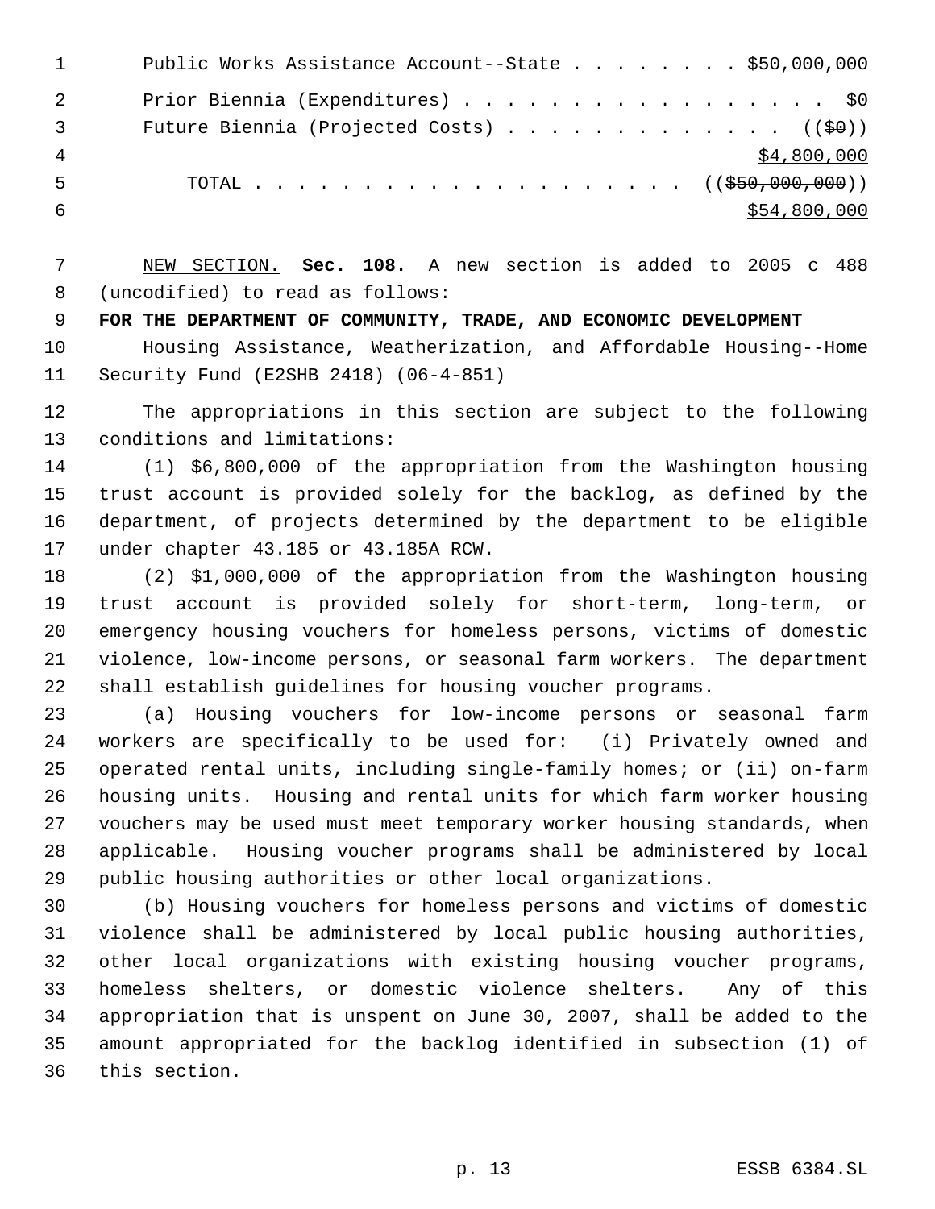Public Works Assistance Account--State . . . . . . . . $50,000,000

Prior Biennia (Expenditures) . . . . . . . . . . . . . . . . . $0

Future Biennia (Projected Costs) . . . . . . . . . . . . . (($0))

$4,800,000

TOTAL . . . . . . . . . . . . . . . . . . . . . (($50,000,000))

$54,800,000

NEW SECTION. **Sec. 108.** A new section is added to 2005 c 488 (uncodified) to read as follows:

**FOR THE DEPARTMENT OF COMMUNITY, TRADE, AND ECONOMIC DEVELOPMENT**

Housing Assistance, Weatherization, and Affordable Housing--Home Security Fund (E2SHB 2418) (06-4-851)

The appropriations in this section are subject to the following conditions and limitations:

(1) $6,800,000 of the appropriation from the Washington housing trust account is provided solely for the backlog, as defined by the department, of projects determined by the department to be eligible under chapter 43.185 or 43.185A RCW.

(2) $1,000,000 of the appropriation from the Washington housing trust account is provided solely for short-term, long-term, or emergency housing vouchers for homeless persons, victims of domestic violence, low-income persons, or seasonal farm workers. The department shall establish guidelines for housing voucher programs.

(a) Housing vouchers for low-income persons or seasonal farm workers are specifically to be used for: (i) Privately owned and operated rental units, including single-family homes; or (ii) on-farm housing units. Housing and rental units for which farm worker housing vouchers may be used must meet temporary worker housing standards, when applicable. Housing voucher programs shall be administered by local public housing authorities or other local organizations.

(b) Housing vouchers for homeless persons and victims of domestic violence shall be administered by local public housing authorities, other local organizations with existing housing voucher programs, homeless shelters, or domestic violence shelters. Any of this appropriation that is unspent on June 30, 2007, shall be added to the amount appropriated for the backlog identified in subsection (1) of this section.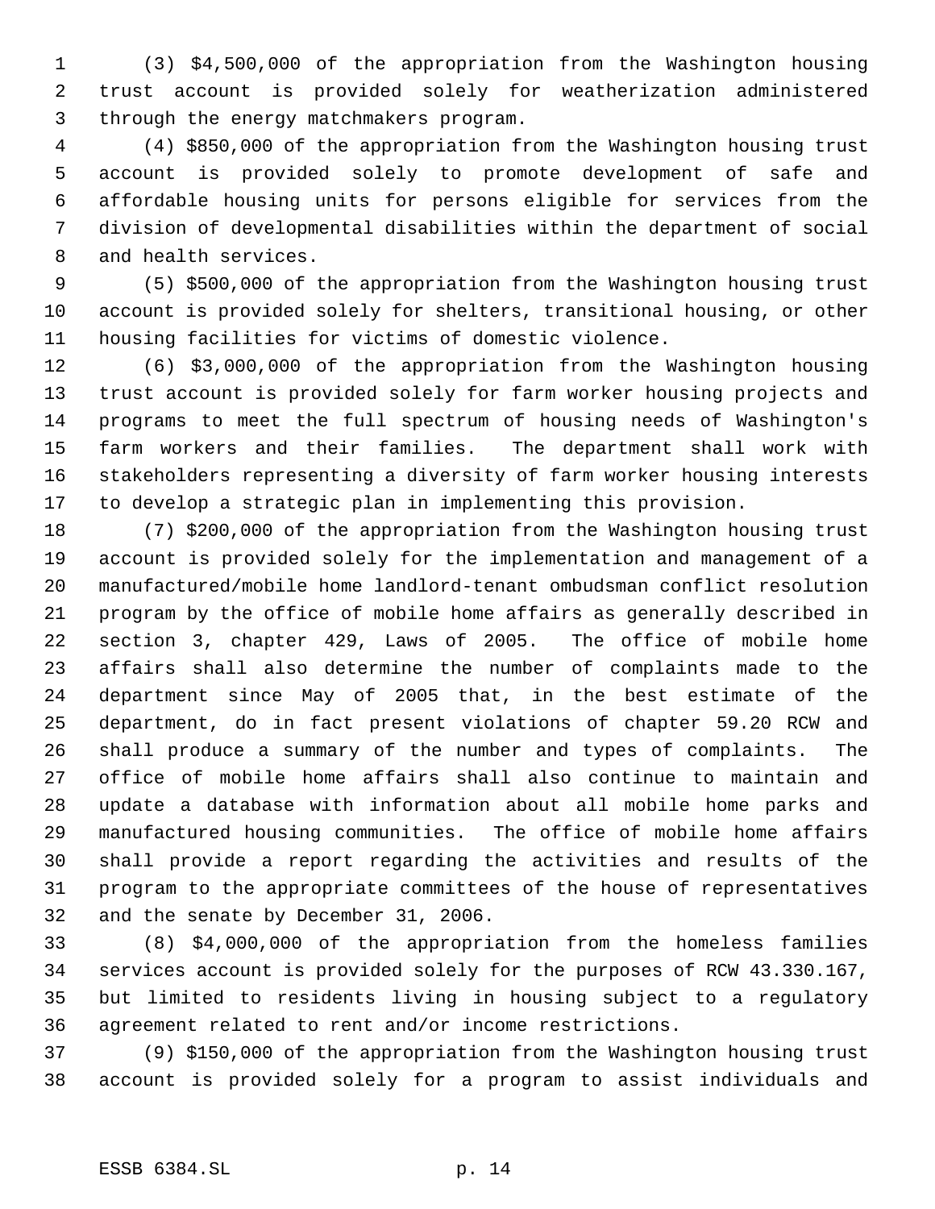(3) $4,500,000 of the appropriation from the Washington housing trust account is provided solely for weatherization administered through the energy matchmakers program.

(4) $850,000 of the appropriation from the Washington housing trust account is provided solely to promote development of safe and affordable housing units for persons eligible for services from the division of developmental disabilities within the department of social and health services.

(5) $500,000 of the appropriation from the Washington housing trust account is provided solely for shelters, transitional housing, or other housing facilities for victims of domestic violence.

(6) $3,000,000 of the appropriation from the Washington housing trust account is provided solely for farm worker housing projects and programs to meet the full spectrum of housing needs of Washington's farm workers and their families. The department shall work with stakeholders representing a diversity of farm worker housing interests to develop a strategic plan in implementing this provision.

(7) $200,000 of the appropriation from the Washington housing trust account is provided solely for the implementation and management of a manufactured/mobile home landlord-tenant ombudsman conflict resolution program by the office of mobile home affairs as generally described in section 3, chapter 429, Laws of 2005. The office of mobile home affairs shall also determine the number of complaints made to the department since May of 2005 that, in the best estimate of the department, do in fact present violations of chapter 59.20 RCW and shall produce a summary of the number and types of complaints. The office of mobile home affairs shall also continue to maintain and update a database with information about all mobile home parks and manufactured housing communities. The office of mobile home affairs shall provide a report regarding the activities and results of the program to the appropriate committees of the house of representatives and the senate by December 31, 2006.

(8) $4,000,000 of the appropriation from the homeless families services account is provided solely for the purposes of RCW 43.330.167, but limited to residents living in housing subject to a regulatory agreement related to rent and/or income restrictions.

(9) $150,000 of the appropriation from the Washington housing trust account is provided solely for a program to assist individuals and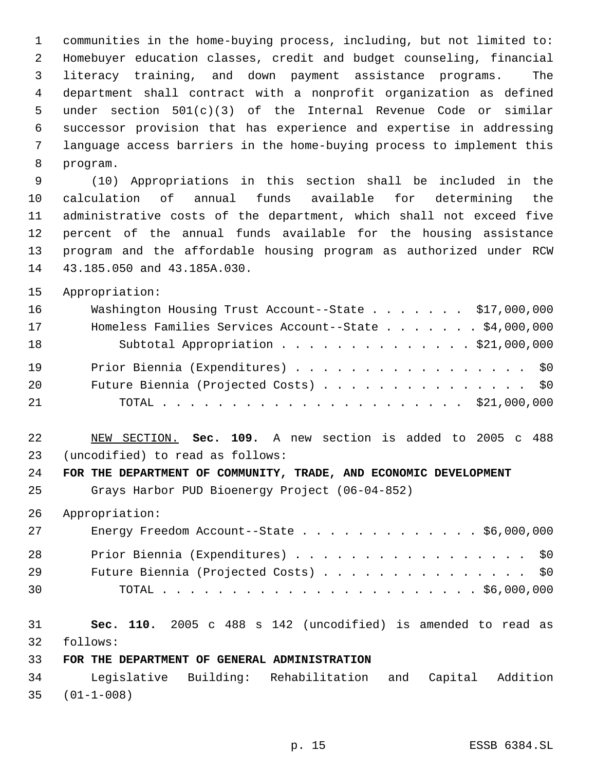communities in the home-buying process, including, but not limited to: Homebuyer education classes, credit and budget counseling, financial literacy training, and down payment assistance programs. The department shall contract with a nonprofit organization as defined under section 501(c)(3) of the Internal Revenue Code or similar successor provision that has experience and expertise in addressing language access barriers in the home-buying process to implement this program.

(10) Appropriations in this section shall be included in the calculation of annual funds available for determining the administrative costs of the department, which shall not exceed five percent of the annual funds available for the housing assistance program and the affordable housing program as authorized under RCW 43.185.050 and 43.185A.030.

Appropriation:

| | |
|---|---|
| Washington Housing Trust Account--State | $17,000,000 |
| Homeless Families Services Account--State | $4,000,000 |
| Subtotal Appropriation | $21,000,000 |
| Prior Biennia (Expenditures) | $0 |
| Future Biennia (Projected Costs) | $0 |
| TOTAL | $21,000,000 |

NEW SECTION. **Sec. 109.** A new section is added to 2005 c 488 (uncodified) to read as follows:

**FOR THE DEPARTMENT OF COMMUNITY, TRADE, AND ECONOMIC DEVELOPMENT**

Grays Harbor PUD Bioenergy Project (06-04-852)

Appropriation:

| | |
|---|---|
| Energy Freedom Account--State | $6,000,000 |
| Prior Biennia (Expenditures) | $0 |
| Future Biennia (Projected Costs) | $0 |
| TOTAL | $6,000,000 |

**Sec. 110.** 2005 c 488 s 142 (uncodified) is amended to read as follows:

**FOR THE DEPARTMENT OF GENERAL ADMINISTRATION**

Legislative Building: Rehabilitation and Capital Addition (01-1-008)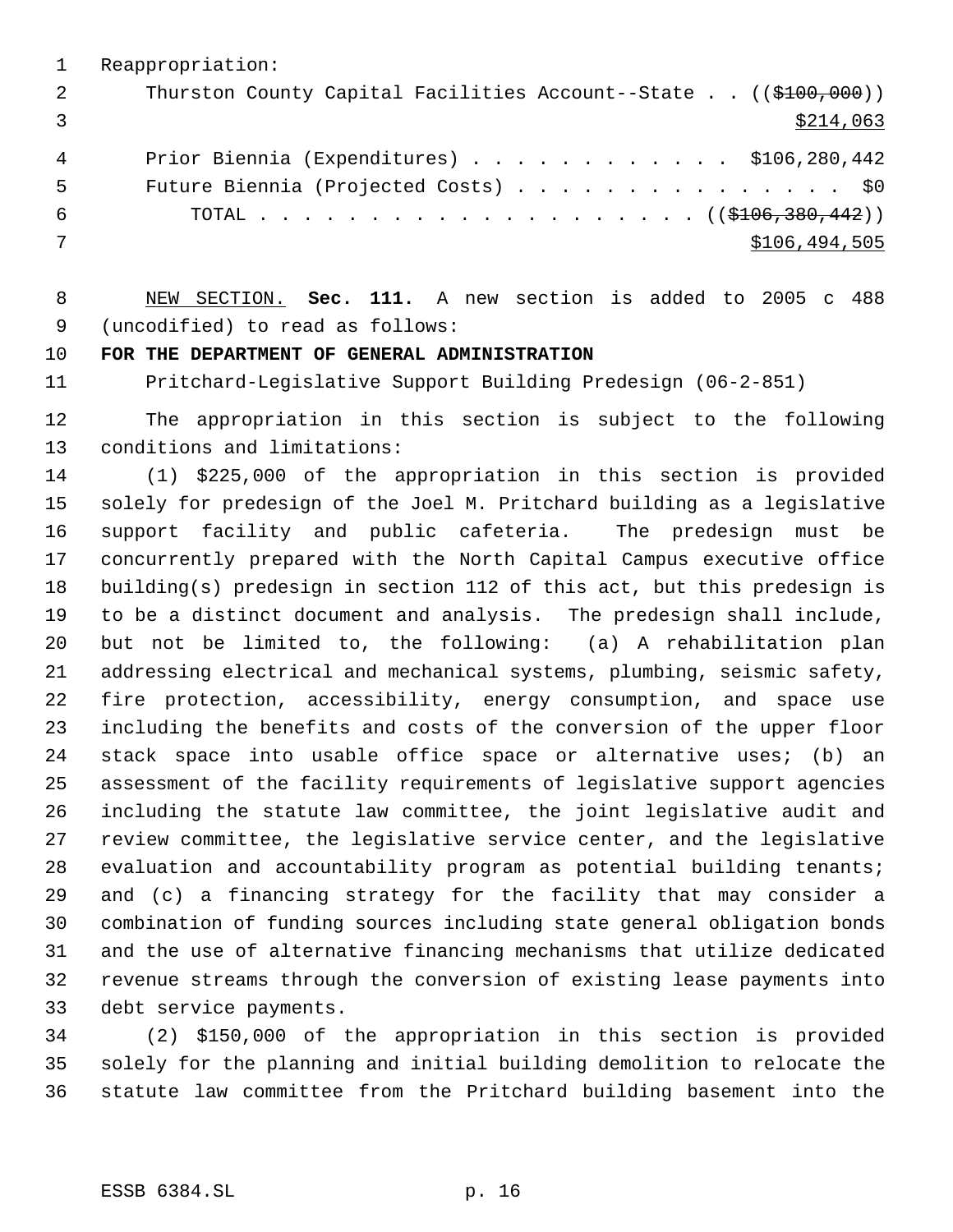Reappropriation:

Thurston County Capital Facilities Account--State . . ((~~$100,000~~))
$214,063

Prior Biennia (Expenditures) . . . . . . . . . . . . $106,280,442

Future Biennia (Projected Costs) . . . . . . . . . . . . . . . $0

TOTAL . . . . . . . . . . . . . . . . . . . . . ((~~$106,380,442~~))
$106,494,505

NEW SECTION. **Sec. 111.** A new section is added to 2005 c 488 (uncodified) to read as follows:

**FOR THE DEPARTMENT OF GENERAL ADMINISTRATION**

Pritchard-Legislative Support Building Predesign (06-2-851)

The appropriation in this section is subject to the following conditions and limitations:

(1) $225,000 of the appropriation in this section is provided solely for predesign of the Joel M. Pritchard building as a legislative support facility and public cafeteria. The predesign must be concurrently prepared with the North Capital Campus executive office building(s) predesign in section 112 of this act, but this predesign is to be a distinct document and analysis. The predesign shall include, but not be limited to, the following: (a) A rehabilitation plan addressing electrical and mechanical systems, plumbing, seismic safety, fire protection, accessibility, energy consumption, and space use including the benefits and costs of the conversion of the upper floor stack space into usable office space or alternative uses; (b) an assessment of the facility requirements of legislative support agencies including the statute law committee, the joint legislative audit and review committee, the legislative service center, and the legislative evaluation and accountability program as potential building tenants; and (c) a financing strategy for the facility that may consider a combination of funding sources including state general obligation bonds and the use of alternative financing mechanisms that utilize dedicated revenue streams through the conversion of existing lease payments into debt service payments.

(2) $150,000 of the appropriation in this section is provided solely for the planning and initial building demolition to relocate the statute law committee from the Pritchard building basement into the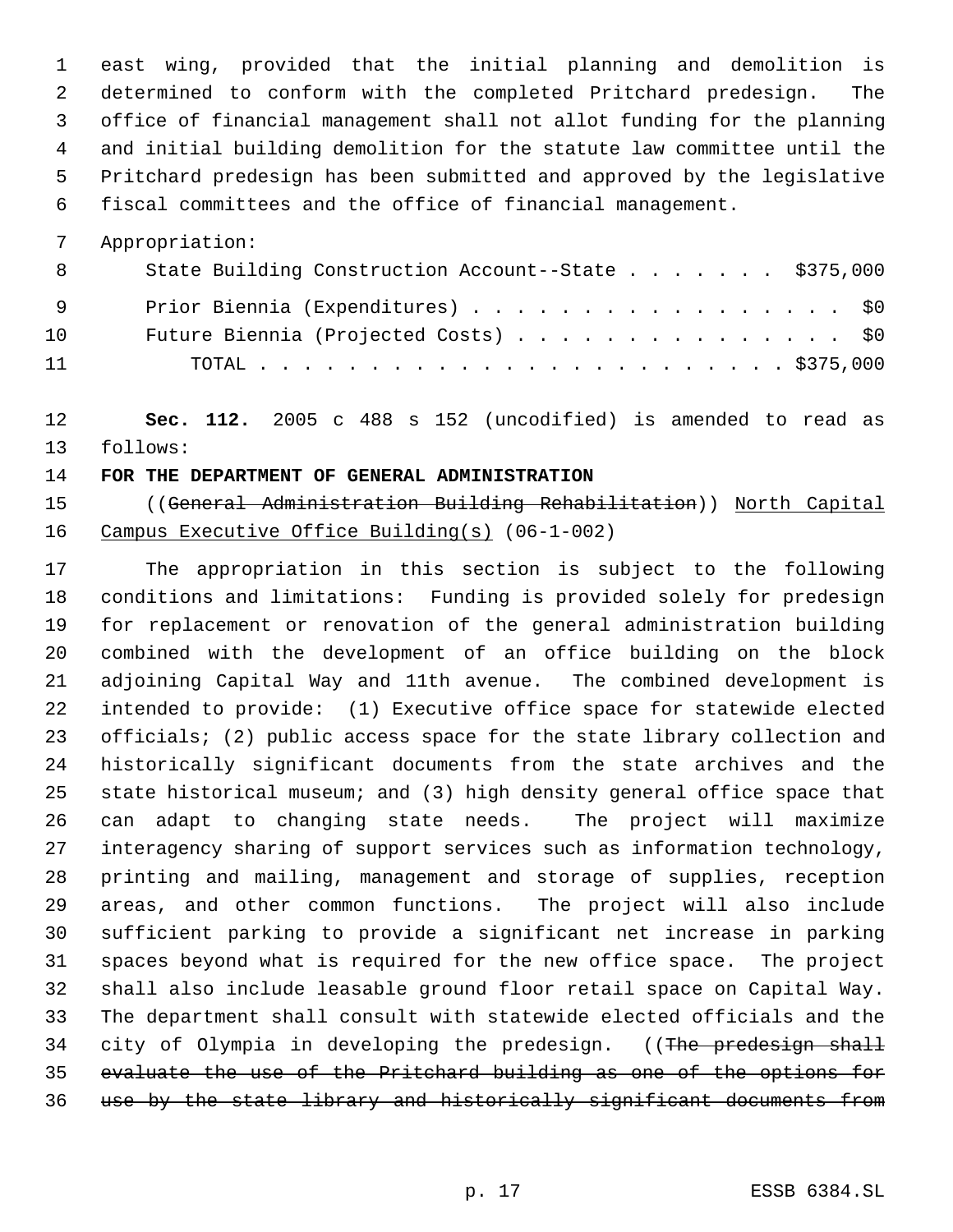east wing, provided that the initial planning and demolition is determined to conform with the completed Pritchard predesign. The office of financial management shall not allot funding for the planning and initial building demolition for the statute law committee until the Pritchard predesign has been submitted and approved by the legislative fiscal committees and the office of financial management.

Appropriation:

| | |
|---|---|
| State Building Construction Account--State | $375,000 |
| Prior Biennia (Expenditures) | $0 |
| Future Biennia (Projected Costs) | $0 |
| TOTAL | $375,000 |

**Sec. 112.** 2005 c 488 s 152 (uncodified) is amended to read as follows:

**FOR THE DEPARTMENT OF GENERAL ADMINISTRATION**

((~~General Administration Building Rehabilitation~~)) <u>North Capital Campus Executive Office Building(s)</u> (06-1-002)

The appropriation in this section is subject to the following conditions and limitations: Funding is provided solely for predesign for replacement or renovation of the general administration building combined with the development of an office building on the block adjoining Capital Way and 11th avenue. The combined development is intended to provide: (1) Executive office space for statewide elected officials; (2) public access space for the state library collection and historically significant documents from the state archives and the state historical museum; and (3) high density general office space that can adapt to changing state needs. The project will maximize interagency sharing of support services such as information technology, printing and mailing, management and storage of supplies, reception areas, and other common functions. The project will also include sufficient parking to provide a significant net increase in parking spaces beyond what is required for the new office space. The project shall also include leasable ground floor retail space on Capital Way. The department shall consult with statewide elected officials and the city of Olympia in developing the predesign. ((~~The predesign shall evaluate the use of the Pritchard building as one of the options for use by the state library and historically significant documents from~~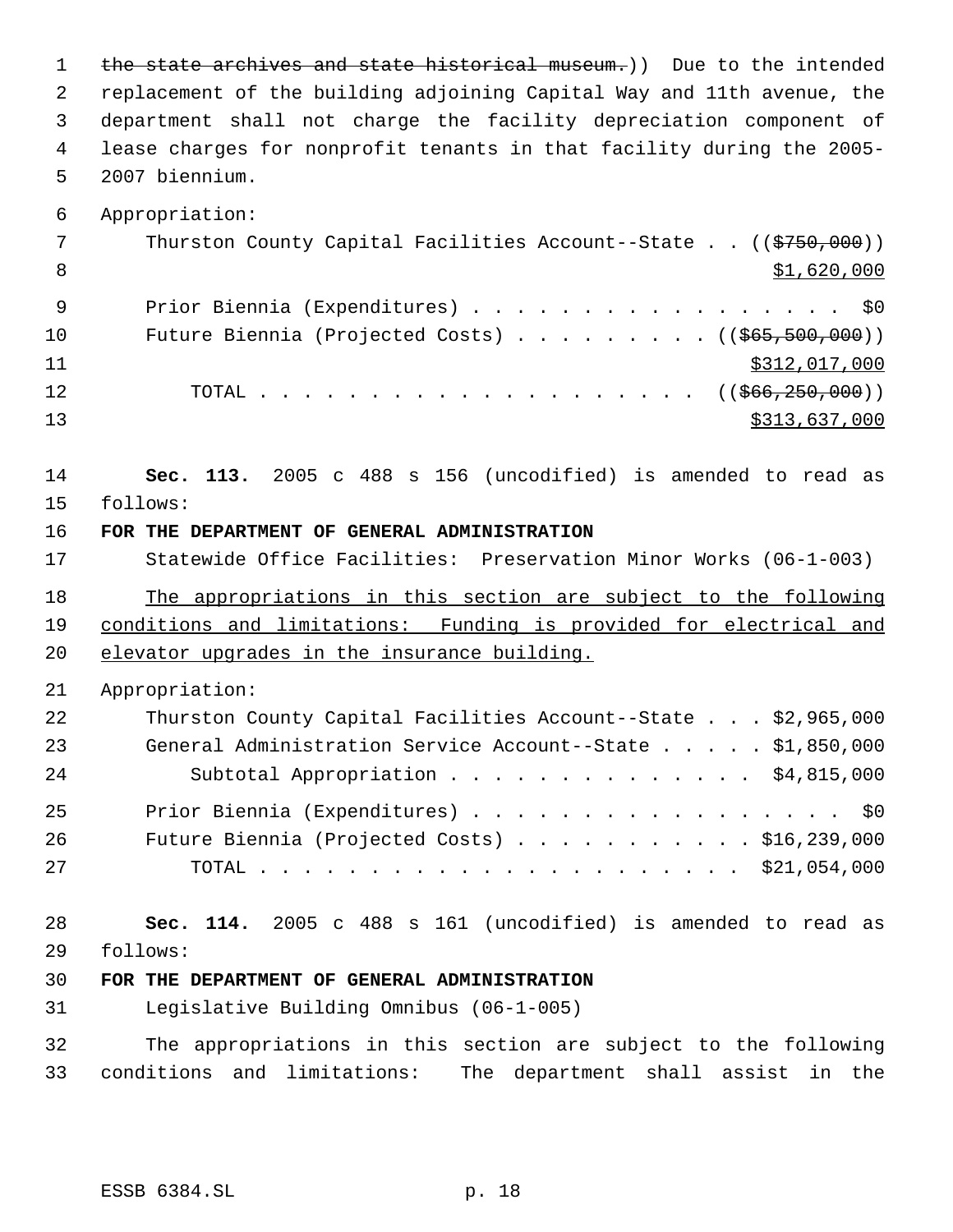~~the state archives and state historical museum.~~)) Due to the intended replacement of the building adjoining Capital Way and 11th avenue, the department shall not charge the facility depreciation component of lease charges for nonprofit tenants in that facility during the 2005-2007 biennium.

Appropriation:

Thurston County Capital Facilities Account--State . . ((~~$750,000~~)) <u>$1,620,000</u>

Prior Biennia (Expenditures) . . . . . . . . . . . . . . . . . $0

Future Biennia (Projected Costs) . . . . . . . . . ((~~$65,500,000~~)) <u>$312,017,000</u>

TOTAL . . . . . . . . . . . . . . . . . . . . ((~~$66,250,000~~)) <u>$313,637,000</u>

**Sec. 113.** 2005 c 488 s 156 (uncodified) is amended to read as follows:

**FOR THE DEPARTMENT OF GENERAL ADMINISTRATION**

Statewide Office Facilities: Preservation Minor Works (06-1-003)

<u>The appropriations in this section are subject to the following conditions and limitations: Funding is provided for electrical and elevator upgrades in the insurance building.</u>

Appropriation:

Thurston County Capital Facilities Account--State . . . $2,965,000

General Administration Service Account--State . . . . . $1,850,000

Subtotal Appropriation . . . . . . . . . . . . . . $4,815,000

Prior Biennia (Expenditures) . . . . . . . . . . . . . . . . . $0

Future Biennia (Projected Costs) . . . . . . . . . . . $16,239,000

TOTAL . . . . . . . . . . . . . . . . . . . . . . $21,054,000

**Sec. 114.** 2005 c 488 s 161 (uncodified) is amended to read as follows:

**FOR THE DEPARTMENT OF GENERAL ADMINISTRATION**

Legislative Building Omnibus (06-1-005)

The appropriations in this section are subject to the following conditions and limitations: The department shall assist in the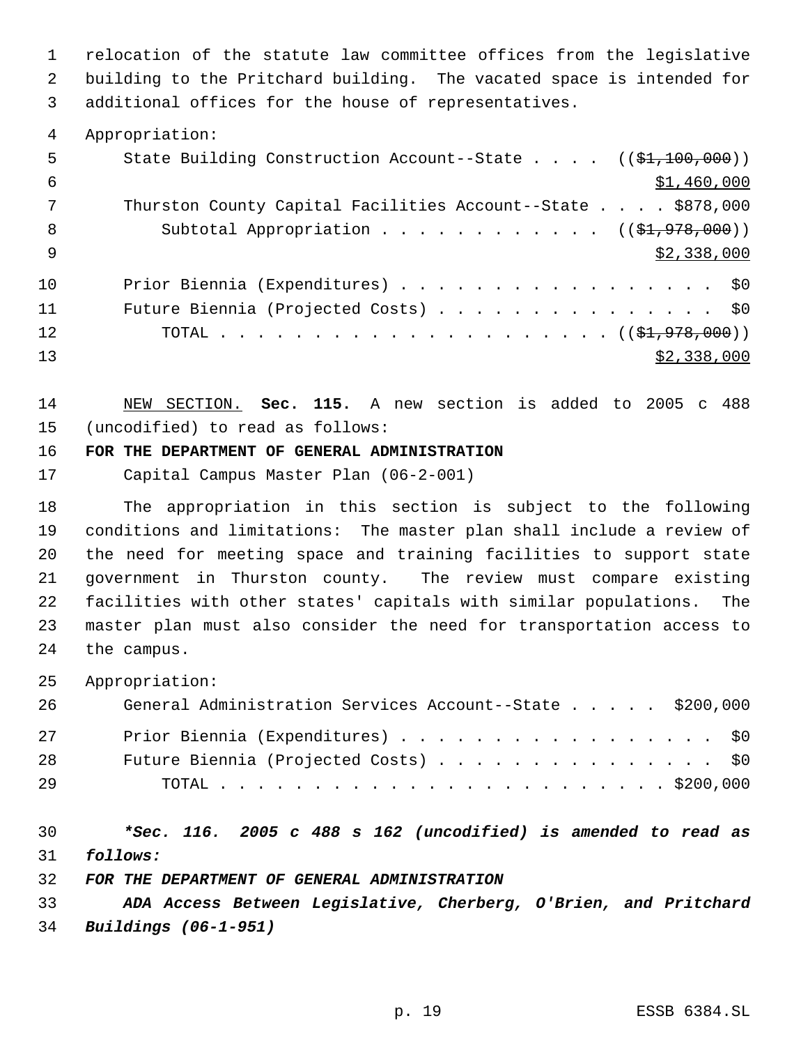relocation of the statute law committee offices from the legislative building to the Pritchard building. The vacated space is intended for additional offices for the house of representatives.

Appropriation:

| | |
|---|---|
| State Building Construction Account--State | ((~~$1,100,000~~)) <u>$1,460,000</u> |
| Thurston County Capital Facilities Account--State | $878,000 |
| Subtotal Appropriation | ((~~$1,978,000~~)) <u>$2,338,000</u> |
| Prior Biennia (Expenditures) | $0 |
| Future Biennia (Projected Costs) | $0 |
| TOTAL | ((~~$1,978,000~~)) <u>$2,338,000</u> |

<u>NEW SECTION.</u> **Sec. 115.** A new section is added to 2005 c 488 (uncodified) to read as follows:

**FOR THE DEPARTMENT OF GENERAL ADMINISTRATION**

Capital Campus Master Plan (06-2-001)

The appropriation in this section is subject to the following conditions and limitations: The master plan shall include a review of the need for meeting space and training facilities to support state government in Thurston county. The review must compare existing facilities with other states' capitals with similar populations. The master plan must also consider the need for transportation access to the campus.

Appropriation:

| | |
|---|---|
| General Administration Services Account--State | $200,000 |
| Prior Biennia (Expenditures) | $0 |
| Future Biennia (Projected Costs) | $0 |
| TOTAL | $200,000 |

***Sec. 116. 2005 c 488 s 162 (uncodified) is amended to read as follows:***

***FOR THE DEPARTMENT OF GENERAL ADMINISTRATION***

***ADA Access Between Legislative, Cherberg, O'Brien, and Pritchard Buildings (06-1-951)***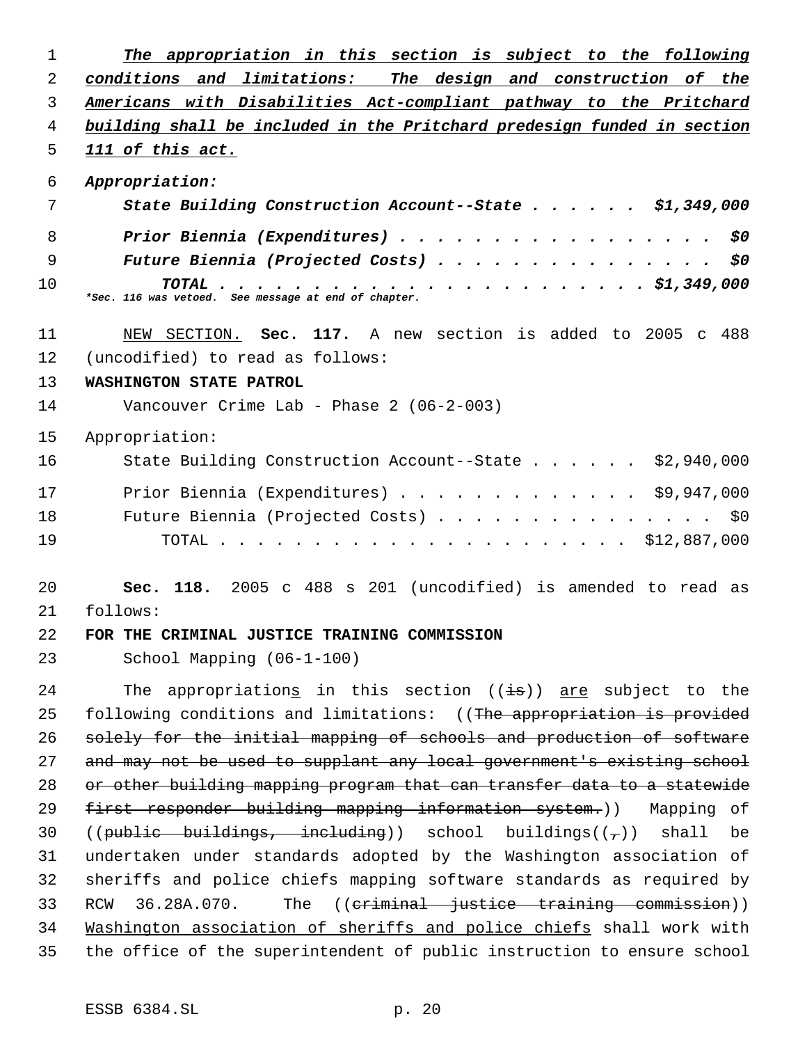***The appropriation in this section is subject to the following conditions and limitations: The design and construction of the Americans with Disabilities Act-compliant pathway to the Pritchard building shall be included in the Pritchard predesign funded in section 111 of this act.***

***Appropriation:***

| | |
|---|---|
| ***State Building Construction Account--State . . . . . .*** | ***$1,349,000*** |
| ***Prior Biennia (Expenditures) . . . . . . . . . . . . . . . . .*** | ***$0*** |
| ***Future Biennia (Projected Costs) . . . . . . . . . . . . . . .*** | ***$0*** |
| ***TOTAL . . . . . . . . . . . . . . . . . . . . . . . .*** | ***$1,349,000*** |

***\*Sec. 116 was vetoed. See message at end of chapter.***

NEW SECTION. **Sec. 117.** A new section is added to 2005 c 488 (uncodified) to read as follows:

**WASHINGTON STATE PATROL**

Vancouver Crime Lab - Phase 2 (06-2-003)

Appropriation:

| | |
|---|---|
| State Building Construction Account--State . . . . . . | $2,940,000 |
| Prior Biennia (Expenditures) . . . . . . . . . . . . . | $9,947,000 |
| Future Biennia (Projected Costs) . . . . . . . . . . . . . . . | $0 |
| TOTAL . . . . . . . . . . . . . . . . . . . . . . . | $12,887,000 |

**Sec. 118.** 2005 c 488 s 201 (uncodified) is amended to read as follows:

**FOR THE CRIMINAL JUSTICE TRAINING COMMISSION**

School Mapping (06-1-100)

The appropriation<u>s</u> in this section ((~~is~~)) <u>are</u> subject to the following conditions and limitations: ((~~The appropriation is provided solely for the initial mapping of schools and production of software and may not be used to supplant any local government's existing school or other building mapping program that can transfer data to a statewide first responder building mapping information system.~~)) Mapping of ((~~public buildings, including~~)) school buildings((~~,~~)) shall be undertaken under standards adopted by the Washington association of sheriffs and police chiefs mapping software standards as required by RCW 36.28A.070. The ((~~criminal justice training commission~~)) <u>Washington association of sheriffs and police chiefs</u> shall work with the office of the superintendent of public instruction to ensure school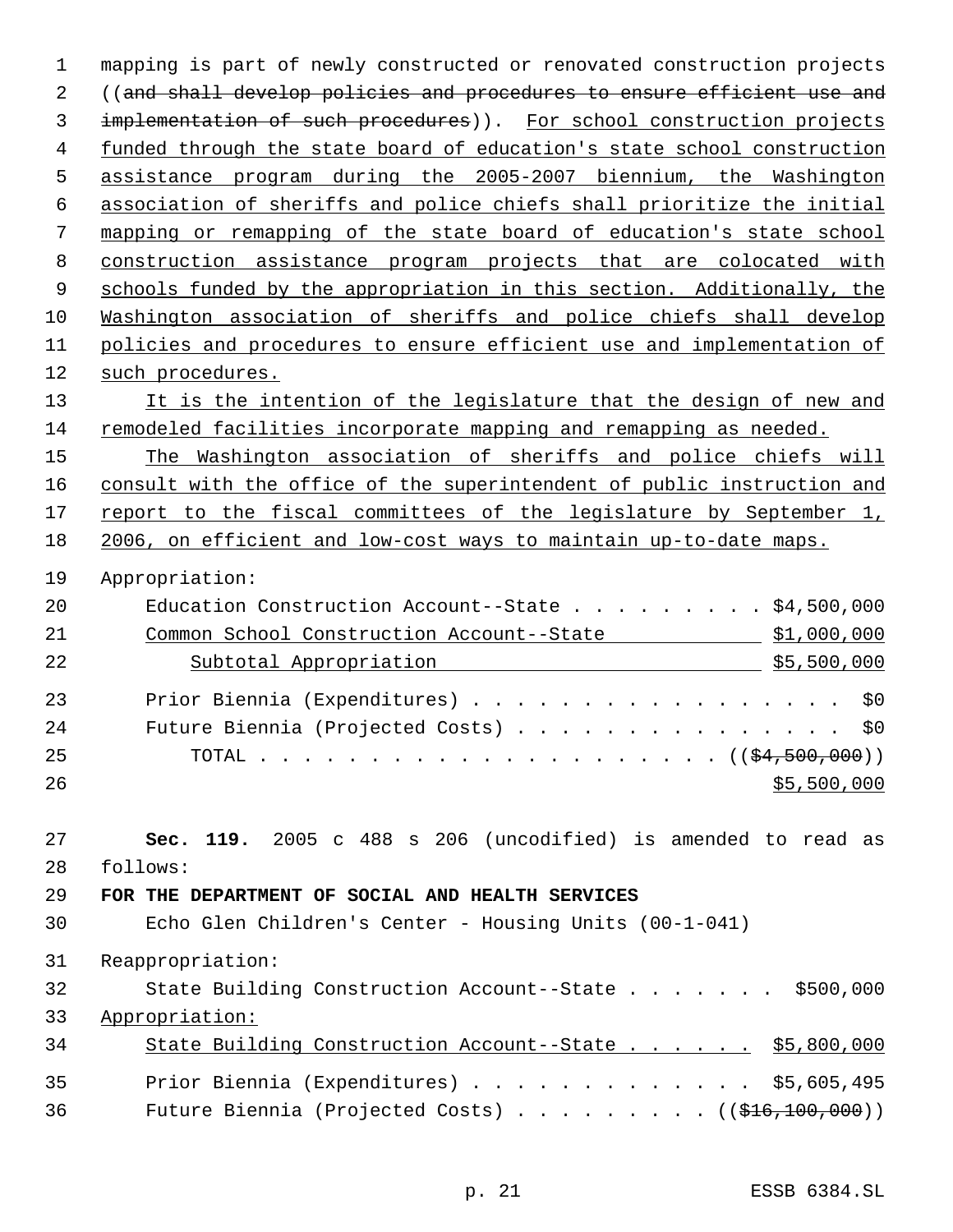mapping is part of newly constructed or renovated construction projects ((~~and shall develop policies and procedures to ensure efficient use and implementation of such procedures~~)). <u>For school construction projects funded through the state board of education's state school construction assistance program during the 2005-2007 biennium, the Washington association of sheriffs and police chiefs shall prioritize the initial mapping or remapping of the state board of education's state school construction assistance program projects that are colocated with schools funded by the appropriation in this section. Additionally, the Washington association of sheriffs and police chiefs shall develop policies and procedures to ensure efficient use and implementation of such procedures.</u>

<u>It is the intention of the legislature that the design of new and remodeled facilities incorporate mapping and remapping as needed.</u>

<u>The Washington association of sheriffs and police chiefs will consult with the office of the superintendent of public instruction and report to the fiscal committees of the legislature by September 1, 2006, on efficient and low-cost ways to maintain up-to-date maps.</u>

Appropriation:

| | |
|---|---|
| Education Construction Account--State | $4,500,000 |
| <u>Common School Construction Account--State</u> | <u>$1,000,000</u> |
| <u>Subtotal Appropriation</u> | <u>$5,500,000</u> |
| Prior Biennia (Expenditures) | $0 |
| Future Biennia (Projected Costs) | $0 |
| TOTAL | ((~~$4,500,000~~)) <u>$5,500,000</u> |

**Sec. 119.** 2005 c 488 s 206 (uncodified) is amended to read as follows:

**FOR THE DEPARTMENT OF SOCIAL AND HEALTH SERVICES**

Echo Glen Children's Center - Housing Units (00-1-041)

Reappropriation:

| | |
|---|---|
| State Building Construction Account--State | $500,000 |

<u>Appropriation:</u>

| | |
|---|---|
| <u>State Building Construction Account--State</u> | <u>$5,800,000</u> |
| Prior Biennia (Expenditures) | $5,605,495 |
| Future Biennia (Projected Costs) | ((~~$16,100,000~~)) |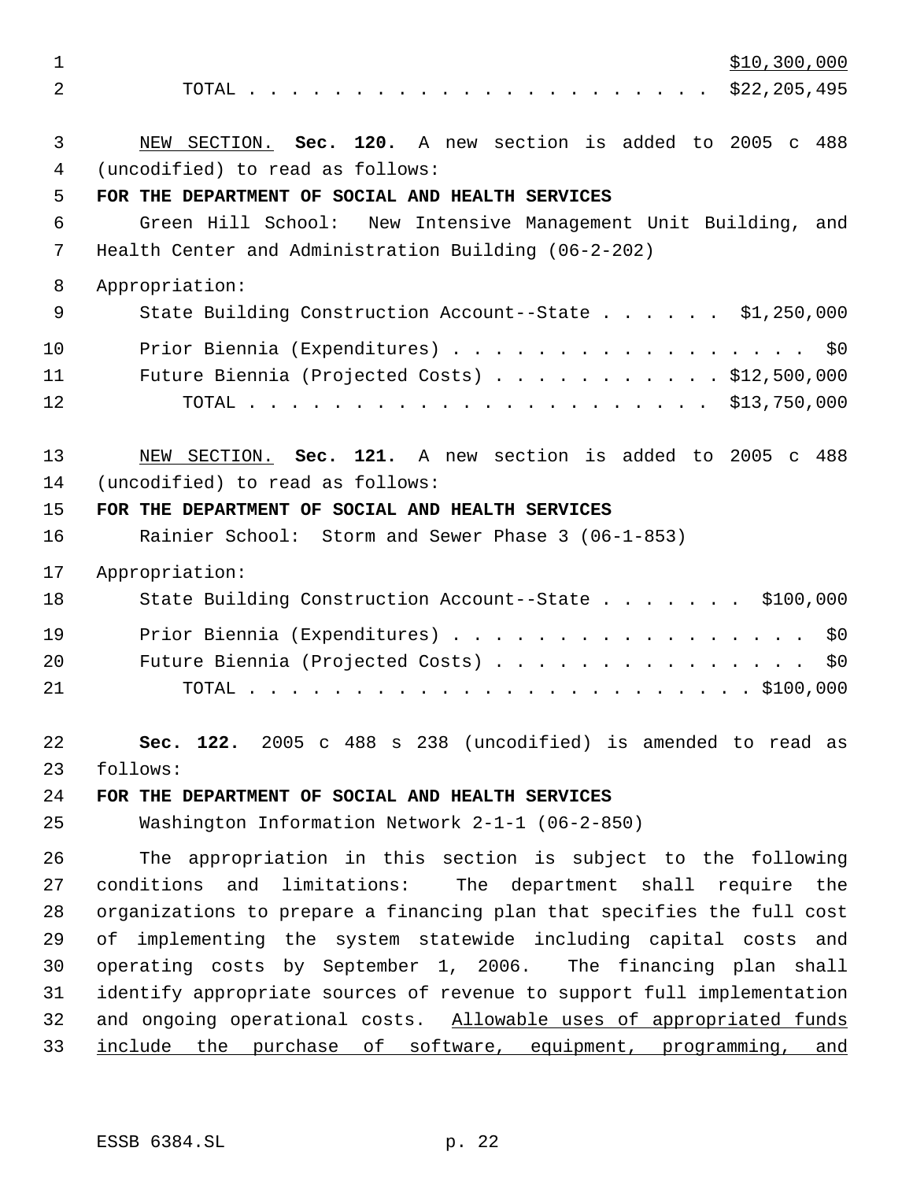$10,300,000

TOTAL . . . . . . . . . . . . . . . . . . . . . . . $22,205,495

NEW SECTION. **Sec. 120.** A new section is added to 2005 c 488 (uncodified) to read as follows:

**FOR THE DEPARTMENT OF SOCIAL AND HEALTH SERVICES**

Green Hill School: New Intensive Management Unit Building, and Health Center and Administration Building (06-2-202)

Appropriation:

State Building Construction Account--State . . . . . . $1,250,000

Prior Biennia (Expenditures) . . . . . . . . . . . . . . . . . . $0

Future Biennia (Projected Costs) . . . . . . . . . . . $12,500,000

TOTAL . . . . . . . . . . . . . . . . . . . . . . . $13,750,000

NEW SECTION. **Sec. 121.** A new section is added to 2005 c 488 (uncodified) to read as follows:

**FOR THE DEPARTMENT OF SOCIAL AND HEALTH SERVICES**

Rainier School: Storm and Sewer Phase 3 (06-1-853)

Appropriation:

State Building Construction Account--State . . . . . . . $100,000

Prior Biennia (Expenditures) . . . . . . . . . . . . . . . . . . $0

Future Biennia (Projected Costs) . . . . . . . . . . . . . . . . $0

TOTAL . . . . . . . . . . . . . . . . . . . . . . . . . $100,000

**Sec. 122.** 2005 c 488 s 238 (uncodified) is amended to read as follows:

**FOR THE DEPARTMENT OF SOCIAL AND HEALTH SERVICES**

Washington Information Network 2-1-1 (06-2-850)

The appropriation in this section is subject to the following conditions and limitations: The department shall require the organizations to prepare a financing plan that specifies the full cost of implementing the system statewide including capital costs and operating costs by September 1, 2006. The financing plan shall identify appropriate sources of revenue to support full implementation and ongoing operational costs. Allowable uses of appropriated funds include the purchase of software, equipment, programming, and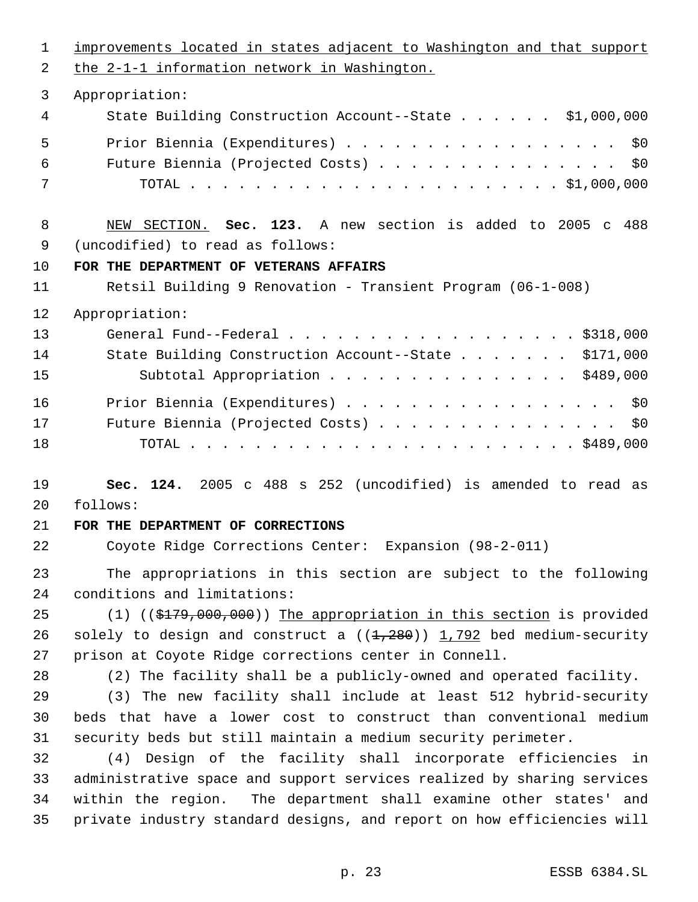improvements located in states adjacent to Washington and that support the 2-1-1 information network in Washington.

Appropriation:

State Building Construction Account--State . . . . . . $1,000,000

Prior Biennia (Expenditures) . . . . . . . . . . . . . . . . . $0

Future Biennia (Projected Costs) . . . . . . . . . . . . . . . $0

TOTAL . . . . . . . . . . . . . . . . . . . . . . . . $1,000,000

NEW SECTION. **Sec. 123.** A new section is added to 2005 c 488 (uncodified) to read as follows:

**FOR THE DEPARTMENT OF VETERANS AFFAIRS**

Retsil Building 9 Renovation - Transient Program (06-1-008)

Appropriation:

General Fund--Federal . . . . . . . . . . . . . . . . . . $318,000

State Building Construction Account--State . . . . . . . $171,000

Subtotal Appropriation . . . . . . . . . . . . . . . $489,000

Prior Biennia (Expenditures) . . . . . . . . . . . . . . . . . $0

Future Biennia (Projected Costs) . . . . . . . . . . . . . . . $0

TOTAL . . . . . . . . . . . . . . . . . . . . . . . . $489,000

**Sec. 124.** 2005 c 488 s 252 (uncodified) is amended to read as follows:

**FOR THE DEPARTMENT OF CORRECTIONS**

Coyote Ridge Corrections Center: Expansion (98-2-011)

The appropriations in this section are subject to the following conditions and limitations:

(1) ((~~$179,000,000~~)) The appropriation in this section is provided solely to design and construct a ((~~1,280~~)) 1,792 bed medium-security prison at Coyote Ridge corrections center in Connell.

(2) The facility shall be a publicly-owned and operated facility.

(3) The new facility shall include at least 512 hybrid-security beds that have a lower cost to construct than conventional medium security beds but still maintain a medium security perimeter.

(4) Design of the facility shall incorporate efficiencies in administrative space and support services realized by sharing services within the region. The department shall examine other states' and private industry standard designs, and report on how efficiencies will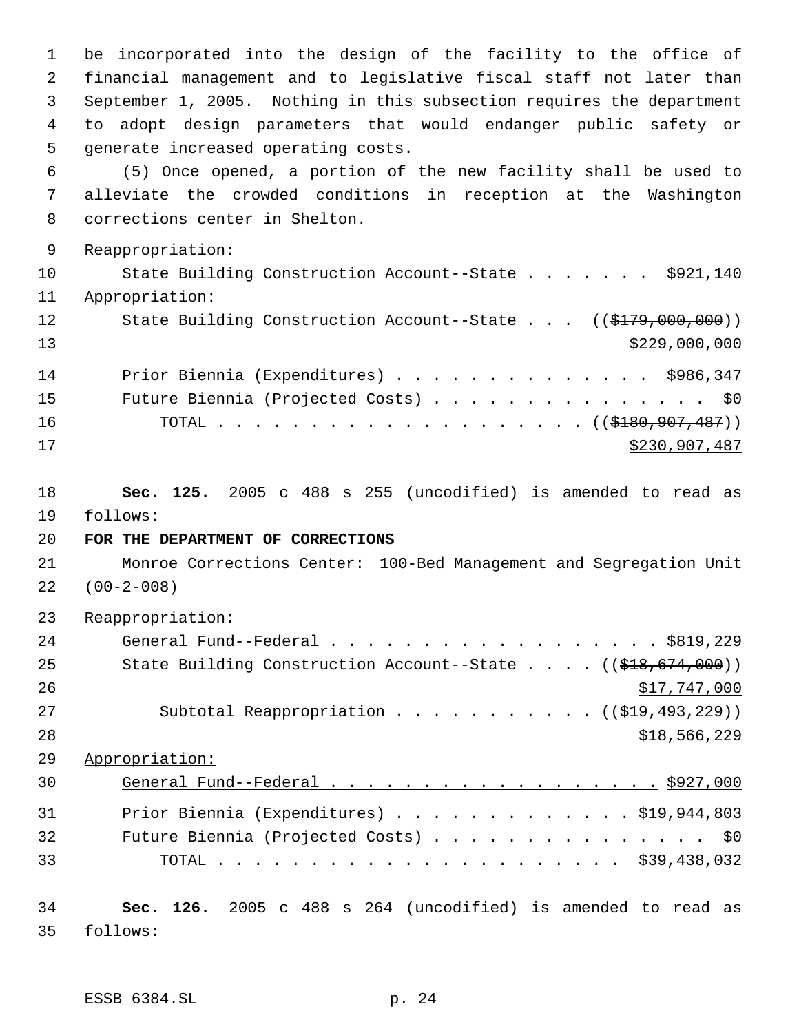be incorporated into the design of the facility to the office of financial management and to legislative fiscal staff not later than September 1, 2005. Nothing in this subsection requires the department to adopt design parameters that would endanger public safety or generate increased operating costs.

(5) Once opened, a portion of the new facility shall be used to alleviate the crowded conditions in reception at the Washington corrections center in Shelton.

Reappropriation:

State Building Construction Account--State . . . . . . . $921,140

Appropriation:

State Building Construction Account--State . . . ((~~$179,000,000~~)) <u>$229,000,000</u>

Prior Biennia (Expenditures) . . . . . . . . . . . . . . $986,347

Future Biennia (Projected Costs) . . . . . . . . . . . . . . . $0

TOTAL . . . . . . . . . . . . . . . . . . . . . ((~~$180,907,487~~)) <u>$230,907,487</u>

**Sec. 125.** 2005 c 488 s 255 (uncodified) is amended to read as follows:

**FOR THE DEPARTMENT OF CORRECTIONS**

Monroe Corrections Center: 100-Bed Management and Segregation Unit (00-2-008)

Reappropriation:

General Fund--Federal . . . . . . . . . . . . . . . . . . $819,229

State Building Construction Account--State . . . . ((~~$18,674,000~~)) <u>$17,747,000</u>

Subtotal Reappropriation . . . . . . . . . . . ((~~$19,493,229~~)) <u>$18,566,229</u>

<u>Appropriation:</u>

<u>General Fund--Federal . . . . . . . . . . . . . . . . . . $927,000</u>

Prior Biennia (Expenditures) . . . . . . . . . . . . . $19,944,803

Future Biennia (Projected Costs) . . . . . . . . . . . . . . . $0

TOTAL . . . . . . . . . . . . . . . . . . . . . . $39,438,032

**Sec. 126.** 2005 c 488 s 264 (uncodified) is amended to read as follows: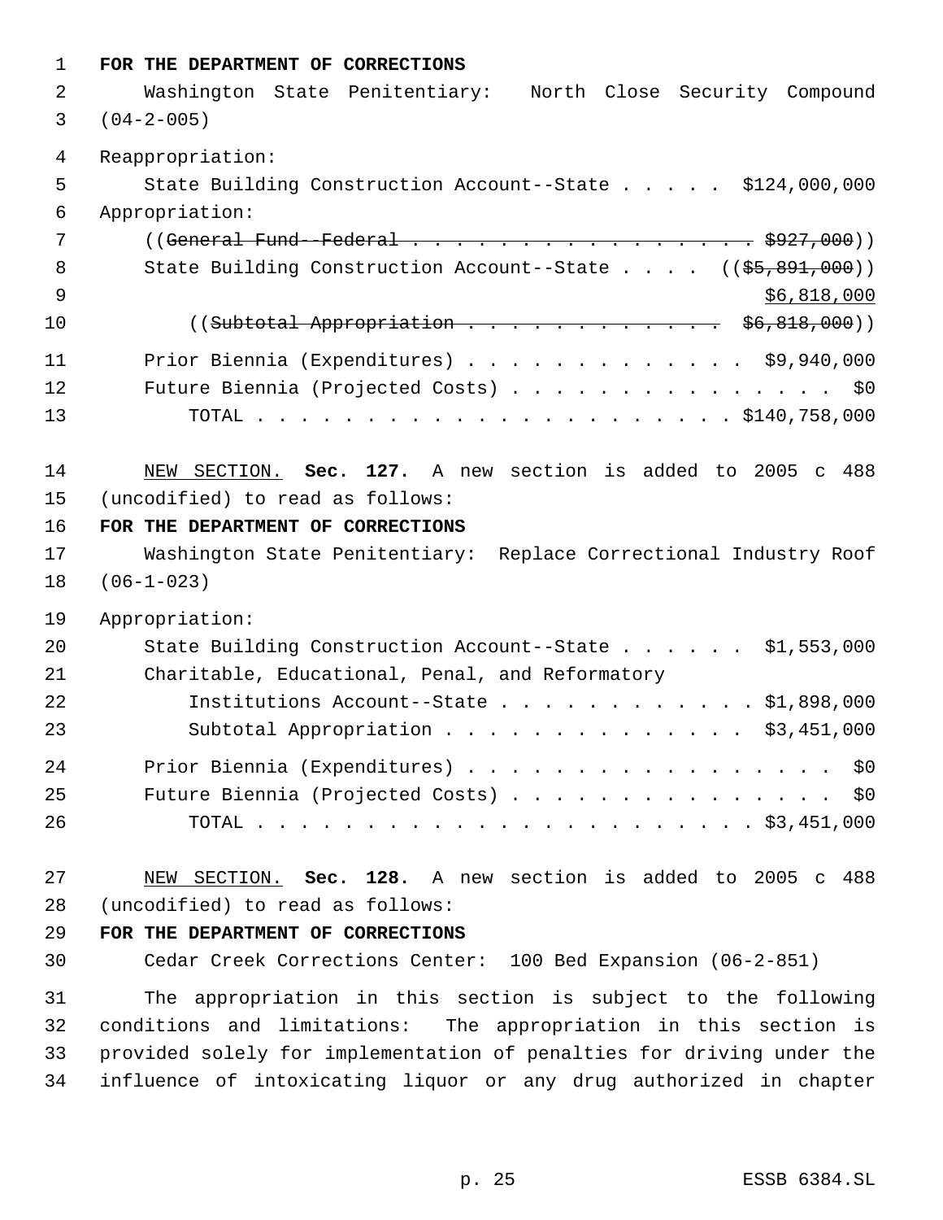**FOR THE DEPARTMENT OF CORRECTIONS**

Washington State Penitentiary: North Close Security Compound (04-2-005)

Reappropriation:

State Building Construction Account--State . . . . . $124,000,000

Appropriation:

((~~General Fund--Federal . . . . . . . . . . . . . . . . . $927,000~~))

State Building Construction Account--State . . . . ((~~$5,891,000~~))

<u>$6,818,000</u>

((~~Subtotal Appropriation . . . . . . . . . . . . $6,818,000~~))

Prior Biennia (Expenditures) . . . . . . . . . . . . . $9,940,000

Future Biennia (Projected Costs) . . . . . . . . . . . . . . . $0

TOTAL . . . . . . . . . . . . . . . . . . . . . . . $140,758,000

<u>NEW SECTION.</u> **Sec. 127.** A new section is added to 2005 c 488 (uncodified) to read as follows:

**FOR THE DEPARTMENT OF CORRECTIONS**

Washington State Penitentiary: Replace Correctional Industry Roof (06-1-023)

Appropriation:

State Building Construction Account--State . . . . . . $1,553,000

Charitable, Educational, Penal, and Reformatory Institutions Account--State . . . . . . . . . . . . $1,898,000

Subtotal Appropriation . . . . . . . . . . . . . $3,451,000

Prior Biennia (Expenditures) . . . . . . . . . . . . . . . . . $0

Future Biennia (Projected Costs) . . . . . . . . . . . . . . . $0

TOTAL . . . . . . . . . . . . . . . . . . . . . . . $3,451,000

<u>NEW SECTION.</u> **Sec. 128.** A new section is added to 2005 c 488 (uncodified) to read as follows:

**FOR THE DEPARTMENT OF CORRECTIONS**

Cedar Creek Corrections Center: 100 Bed Expansion (06-2-851)

The appropriation in this section is subject to the following conditions and limitations: The appropriation in this section is provided solely for implementation of penalties for driving under the influence of intoxicating liquor or any drug authorized in chapter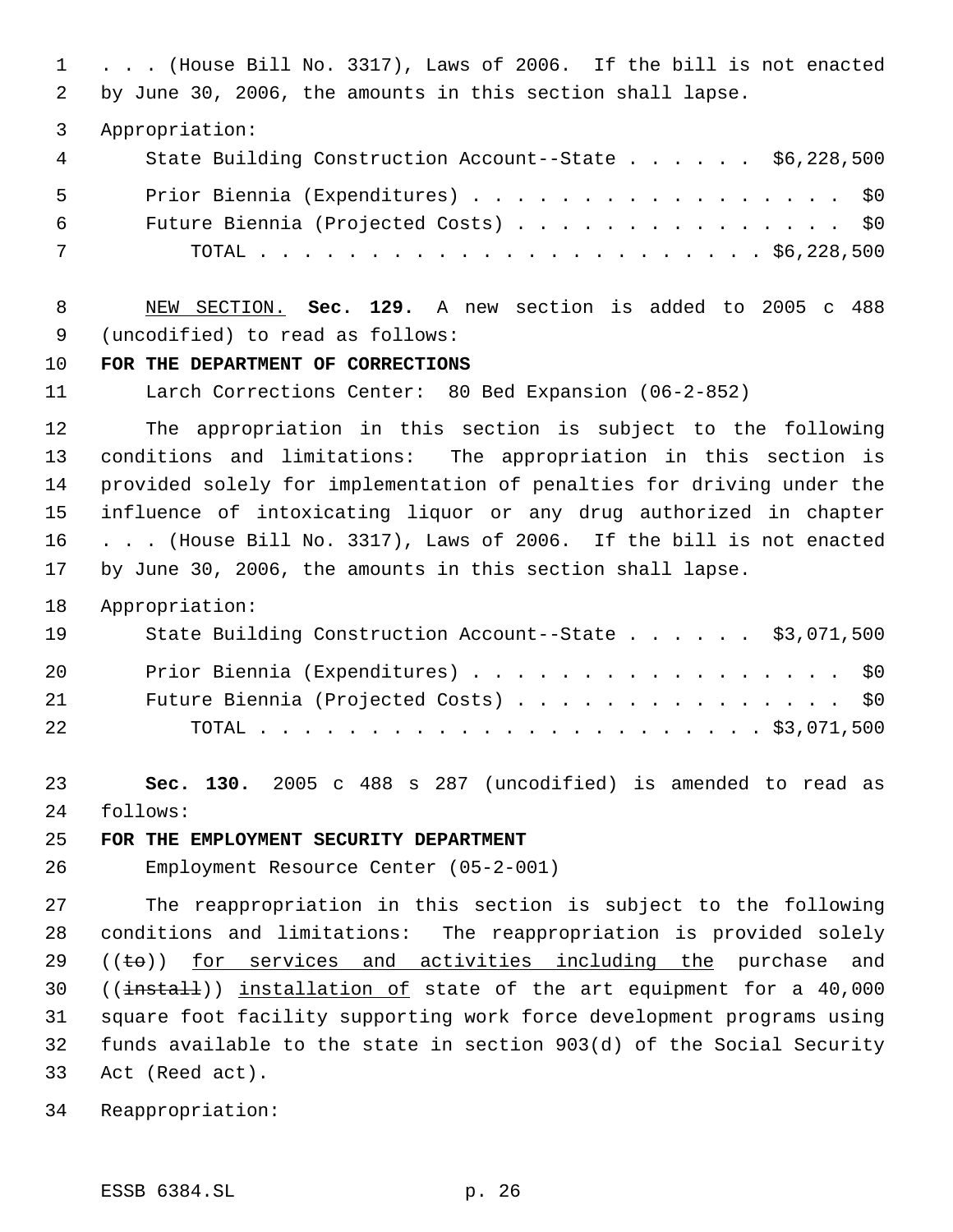. . . (House Bill No. 3317), Laws of 2006. If the bill is not enacted by June 30, 2006, the amounts in this section shall lapse.

Appropriation:

| | |
|---|---|
| State Building Construction Account--State . . . . . . | $6,228,500 |
| Prior Biennium (Expenditures) . . . . . . . . . . . . . . . . . | $0 |
| Future Biennium (Projected Costs) . . . . . . . . . . . . . . . | $0 |
| TOTAL . . . . . . . . . . . . . . . . . . . . . . . . | $6,228,500 |

NEW SECTION. **Sec. 129.** A new section is added to 2005 c 488 (uncodified) to read as follows:

**FOR THE DEPARTMENT OF CORRECTIONS**

Larch Corrections Center: 80 Bed Expansion (06-2-852)

The appropriation in this section is subject to the following conditions and limitations: The appropriation in this section is provided solely for implementation of penalties for driving under the influence of intoxicating liquor or any drug authorized in chapter . . . (House Bill No. 3317), Laws of 2006. If the bill is not enacted by June 30, 2006, the amounts in this section shall lapse.

Appropriation:

| | |
|---|---|
| State Building Construction Account--State . . . . . . | $3,071,500 |
| Prior Biennium (Expenditures) . . . . . . . . . . . . . . . . . | $0 |
| Future Biennium (Projected Costs) . . . . . . . . . . . . . . . | $0 |
| TOTAL . . . . . . . . . . . . . . . . . . . . . . . . | $3,071,500 |

**Sec. 130.** 2005 c 488 s 287 (uncodified) is amended to read as follows:

**FOR THE EMPLOYMENT SECURITY DEPARTMENT**

Employment Resource Center (05-2-001)

The reappropriation in this section is subject to the following conditions and limitations: The reappropriation is provided solely ((~~to~~)) for services and activities including the purchase and ((~~install~~)) installation of state of the art equipment for a 40,000 square foot facility supporting work force development programs using funds available to the state in section 903(d) of the Social Security Act (Reed act).

Reappropriation: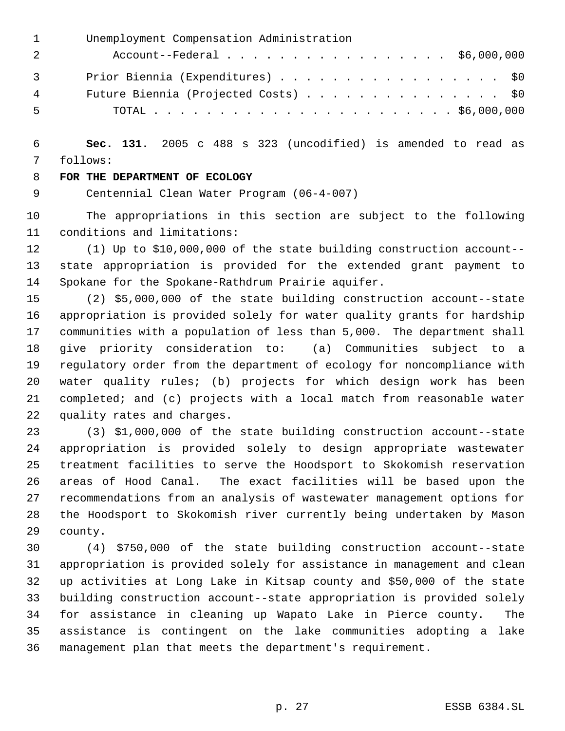Unemployment Compensation Administration
Account--Federal . . . . . . . . . . . . . . . . . $6,000,000

Prior Biennia (Expenditures) . . . . . . . . . . . . . . . . . . $0
Future Biennia (Projected Costs) . . . . . . . . . . . . . . . $0
TOTAL . . . . . . . . . . . . . . . . . . . . . . . . $6,000,000

**Sec. 131.** 2005 c 488 s 323 (uncodified) is amended to read as follows:

**FOR THE DEPARTMENT OF ECOLOGY**

Centennial Clean Water Program (06-4-007)

The appropriations in this section are subject to the following conditions and limitations:

(1) Up to $10,000,000 of the state building construction account--state appropriation is provided for the extended grant payment to Spokane for the Spokane-Rathdrum Prairie aquifer.

(2) $5,000,000 of the state building construction account--state appropriation is provided solely for water quality grants for hardship communities with a population of less than 5,000. The department shall give priority consideration to: (a) Communities subject to a regulatory order from the department of ecology for noncompliance with water quality rules; (b) projects for which design work has been completed; and (c) projects with a local match from reasonable water quality rates and charges.

(3) $1,000,000 of the state building construction account--state appropriation is provided solely to design appropriate wastewater treatment facilities to serve the Hoodsport to Skokomish reservation areas of Hood Canal. The exact facilities will be based upon the recommendations from an analysis of wastewater management options for the Hoodsport to Skokomish river currently being undertaken by Mason county.

(4) $750,000 of the state building construction account--state appropriation is provided solely for assistance in management and clean up activities at Long Lake in Kitsap county and $50,000 of the state building construction account--state appropriation is provided solely for assistance in cleaning up Wapato Lake in Pierce county. The assistance is contingent on the lake communities adopting a lake management plan that meets the department's requirement.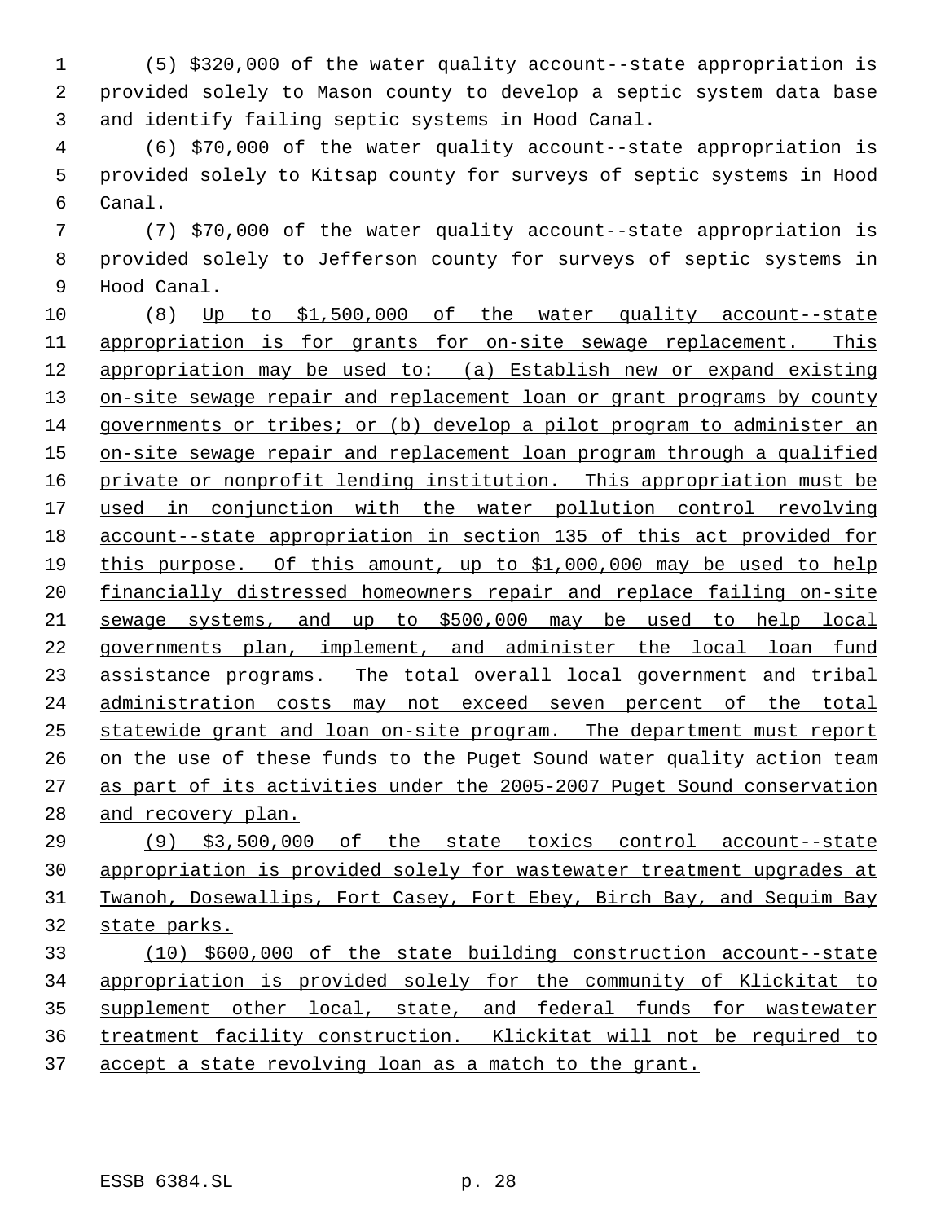(5) $320,000 of the water quality account--state appropriation is provided solely to Mason county to develop a septic system data base and identify failing septic systems in Hood Canal.

(6) $70,000 of the water quality account--state appropriation is provided solely to Kitsap county for surveys of septic systems in Hood Canal.

(7) $70,000 of the water quality account--state appropriation is provided solely to Jefferson county for surveys of septic systems in Hood Canal.

(8) Up to $1,500,000 of the water quality account--state appropriation is for grants for on-site sewage replacement. This appropriation may be used to: (a) Establish new or expand existing on-site sewage repair and replacement loan or grant programs by county governments or tribes; or (b) develop a pilot program to administer an on-site sewage repair and replacement loan program through a qualified private or nonprofit lending institution. This appropriation must be used in conjunction with the water pollution control revolving account--state appropriation in section 135 of this act provided for this purpose. Of this amount, up to $1,000,000 may be used to help financially distressed homeowners repair and replace failing on-site sewage systems, and up to $500,000 may be used to help local governments plan, implement, and administer the local loan fund assistance programs. The total overall local government and tribal administration costs may not exceed seven percent of the total statewide grant and loan on-site program. The department must report on the use of these funds to the Puget Sound water quality action team as part of its activities under the 2005-2007 Puget Sound conservation and recovery plan.

(9) $3,500,000 of the state toxics control account--state appropriation is provided solely for wastewater treatment upgrades at Twanoh, Dosewallips, Fort Casey, Fort Ebey, Birch Bay, and Sequim Bay state parks.

(10) $600,000 of the state building construction account--state appropriation is provided solely for the community of Klickitat to supplement other local, state, and federal funds for wastewater treatment facility construction. Klickitat will not be required to accept a state revolving loan as a match to the grant.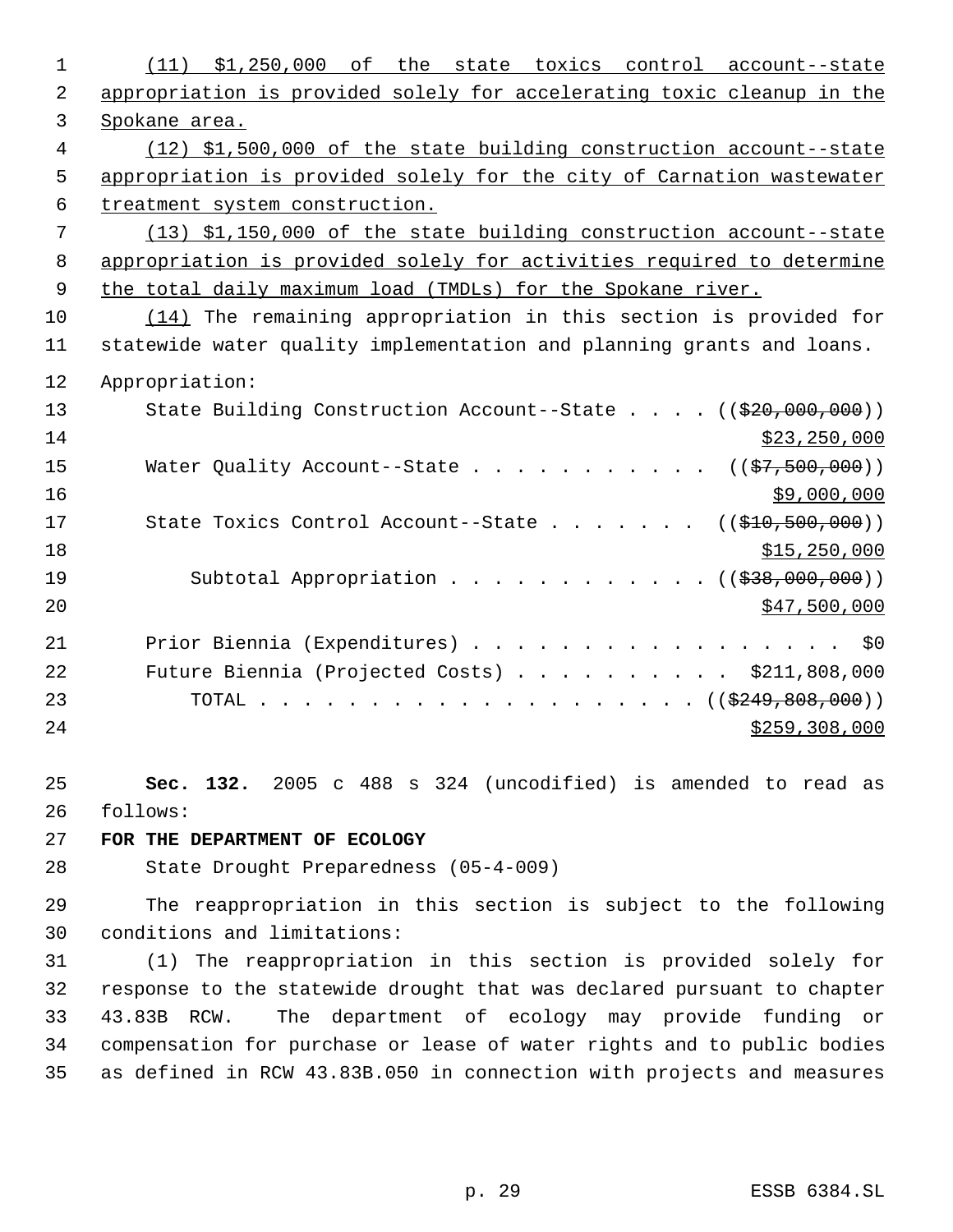(11) $1,250,000 of the state toxics control account--state appropriation is provided solely for accelerating toxic cleanup in the Spokane area.

(12) $1,500,000 of the state building construction account--state appropriation is provided solely for the city of Carnation wastewater treatment system construction.

(13) $1,150,000 of the state building construction account--state appropriation is provided solely for activities required to determine the total daily maximum load (TMDLs) for the Spokane river.

(14) The remaining appropriation in this section is provided for statewide water quality implementation and planning grants and loans.

Appropriation:

| | |
|---|---|
| State Building Construction Account--State | (($20,000,000)) $23,250,000 |
| Water Quality Account--State | (($7,500,000)) $9,000,000 |
| State Toxics Control Account--State | (($10,500,000)) $15,250,000 |
| Subtotal Appropriation | (($38,000,000)) $47,500,000 |
| Prior Biennia (Expenditures) | $0 |
| Future Biennia (Projected Costs) | $211,808,000 |
| TOTAL | (($249,808,000)) $259,308,000 |

**Sec. 132.** 2005 c 488 s 324 (uncodified) is amended to read as follows:

**FOR THE DEPARTMENT OF ECOLOGY**

State Drought Preparedness (05-4-009)

The reappropriation in this section is subject to the following conditions and limitations:

(1) The reappropriation in this section is provided solely for response to the statewide drought that was declared pursuant to chapter 43.83B RCW. The department of ecology may provide funding or compensation for purchase or lease of water rights and to public bodies as defined in RCW 43.83B.050 in connection with projects and measures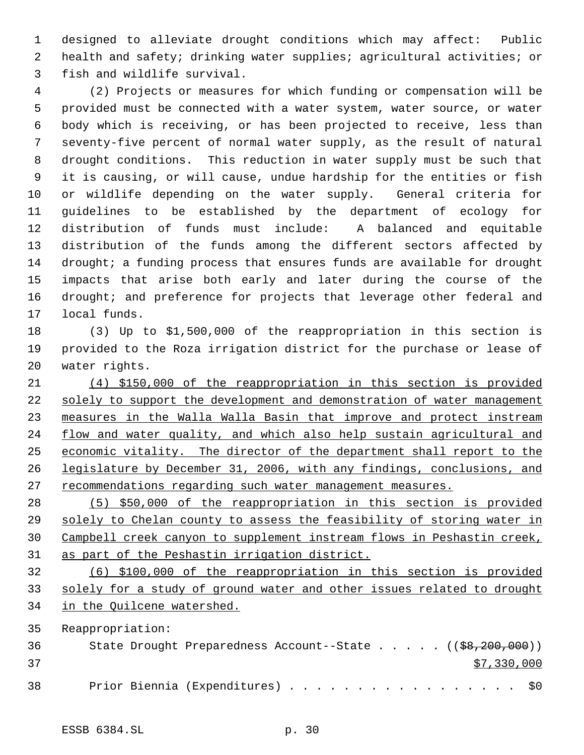designed to alleviate drought conditions which may affect: Public health and safety; drinking water supplies; agricultural activities; or fish and wildlife survival.

(2) Projects or measures for which funding or compensation will be provided must be connected with a water system, water source, or water body which is receiving, or has been projected to receive, less than seventy-five percent of normal water supply, as the result of natural drought conditions. This reduction in water supply must be such that it is causing, or will cause, undue hardship for the entities or fish or wildlife depending on the water supply. General criteria for guidelines to be established by the department of ecology for distribution of funds must include: A balanced and equitable distribution of the funds among the different sectors affected by drought; a funding process that ensures funds are available for drought impacts that arise both early and later during the course of the drought; and preference for projects that leverage other federal and local funds.

(3) Up to $1,500,000 of the reappropriation in this section is provided to the Roza irrigation district for the purchase or lease of water rights.

<u>(4) $150,000 of the reappropriation in this section is provided solely to support the development and demonstration of water management measures in the Walla Walla Basin that improve and protect instream flow and water quality, and which also help sustain agricultural and economic vitality. The director of the department shall report to the legislature by December 31, 2006, with any findings, conclusions, and recommendations regarding such water management measures.</u>

<u>(5) $50,000 of the reappropriation in this section is provided solely to Chelan county to assess the feasibility of storing water in Campbell creek canyon to supplement instream flows in Peshastin creek, as part of the Peshastin irrigation district.</u>

<u>(6) $100,000 of the reappropriation in this section is provided solely for a study of ground water and other issues related to drought in the Quilcene watershed.</u>

Reappropriation:

State Drought Preparedness Account--State . . . . . ((~~$8,200,000~~)) <u>$7,330,000</u>

Prior Biennia (Expenditures) . . . . . . . . . . . . . . . . . . $0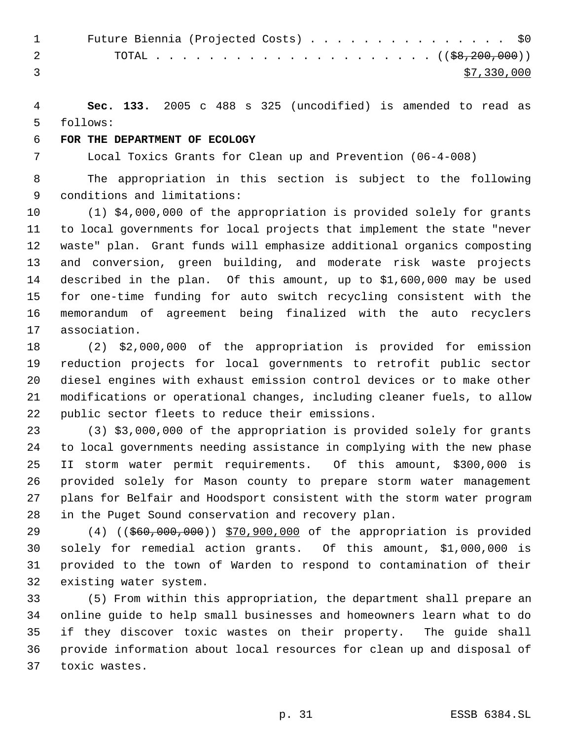Future Biennia (Projected Costs) . . . . . . . . . . . . . . . . $0

TOTAL . . . . . . . . . . . . . . . . . . . . . . . (($8,200,000))

$7,330,000

**Sec. 133.** 2005 c 488 s 325 (uncodified) is amended to read as follows:

**FOR THE DEPARTMENT OF ECOLOGY**

Local Toxics Grants for Clean up and Prevention (06-4-008)

The appropriation in this section is subject to the following conditions and limitations:

(1) $4,000,000 of the appropriation is provided solely for grants to local governments for local projects that implement the state "never waste" plan. Grant funds will emphasize additional organics composting and conversion, green building, and moderate risk waste projects described in the plan. Of this amount, up to $1,600,000 may be used for one-time funding for auto switch recycling consistent with the memorandum of agreement being finalized with the auto recyclers association.

(2) $2,000,000 of the appropriation is provided for emission reduction projects for local governments to retrofit public sector diesel engines with exhaust emission control devices or to make other modifications or operational changes, including cleaner fuels, to allow public sector fleets to reduce their emissions.

(3) $3,000,000 of the appropriation is provided solely for grants to local governments needing assistance in complying with the new phase II storm water permit requirements. Of this amount, $300,000 is provided solely for Mason county to prepare storm water management plans for Belfair and Hoodsport consistent with the storm water program in the Puget Sound conservation and recovery plan.

(4) (($60,000,000)) $70,900,000 of the appropriation is provided solely for remedial action grants. Of this amount, $1,000,000 is provided to the town of Warden to respond to contamination of their existing water system.

(5) From within this appropriation, the department shall prepare an online guide to help small businesses and homeowners learn what to do if they discover toxic wastes on their property. The guide shall provide information about local resources for clean up and disposal of toxic wastes.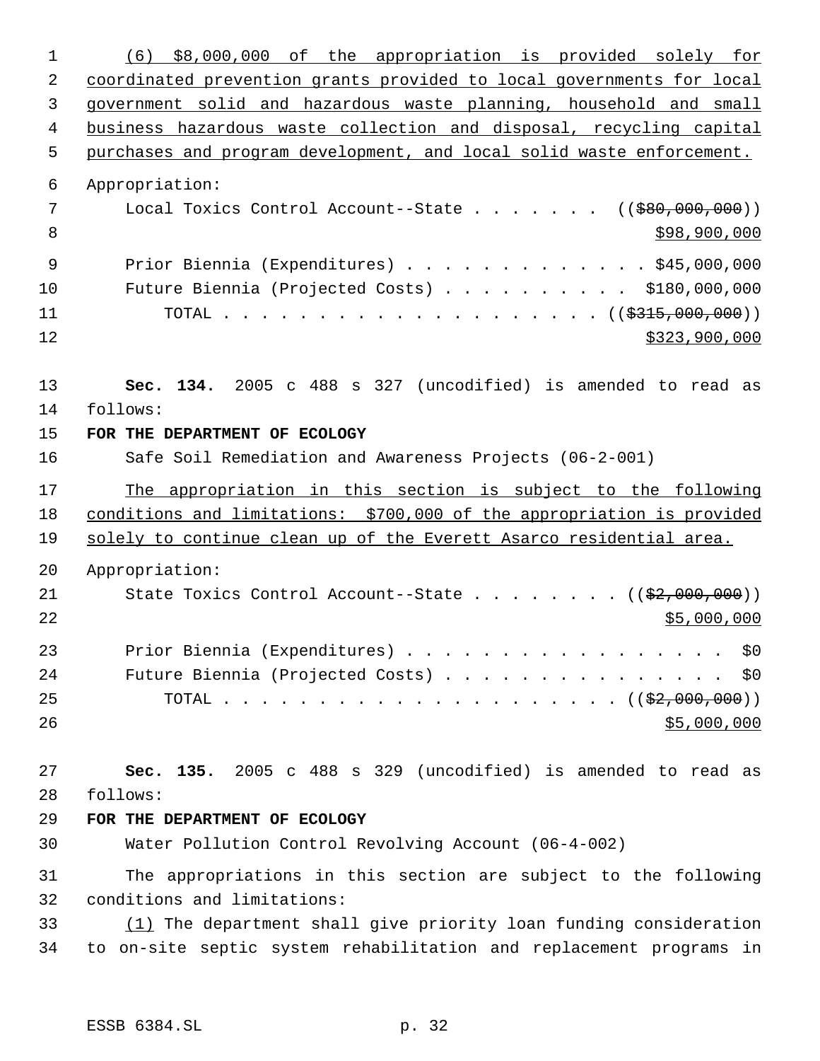(6) $8,000,000 of the appropriation is provided solely for coordinated prevention grants provided to local governments for local government solid and hazardous waste planning, household and small business hazardous waste collection and disposal, recycling capital purchases and program development, and local solid waste enforcement.

Appropriation:

Local Toxics Control Account--State . . . . . . . (($80,000,000))
$98,900,000

Prior Biennia (Expenditures) . . . . . . . . . . . . . $45,000,000

Future Biennia (Projected Costs) . . . . . . . . . . $180,000,000

TOTAL . . . . . . . . . . . . . . . . . . . . . (($315,000,000))
$323,900,000

**Sec. 134.** 2005 c 488 s 327 (uncodified) is amended to read as follows:

**FOR THE DEPARTMENT OF ECOLOGY**

Safe Soil Remediation and Awareness Projects (06-2-001)

The appropriation in this section is subject to the following conditions and limitations: $700,000 of the appropriation is provided solely to continue clean up of the Everett Asarco residential area.

Appropriation:

State Toxics Control Account--State . . . . . . . . (($2,000,000))
$5,000,000

Prior Biennia (Expenditures) . . . . . . . . . . . . . . . . $0

Future Biennia (Projected Costs) . . . . . . . . . . . . . . $0

TOTAL . . . . . . . . . . . . . . . . . . . . . (($2,000,000))
$5,000,000

**Sec. 135.** 2005 c 488 s 329 (uncodified) is amended to read as follows:

**FOR THE DEPARTMENT OF ECOLOGY**

Water Pollution Control Revolving Account (06-4-002)

The appropriations in this section are subject to the following conditions and limitations:

(1) The department shall give priority loan funding consideration to on-site septic system rehabilitation and replacement programs in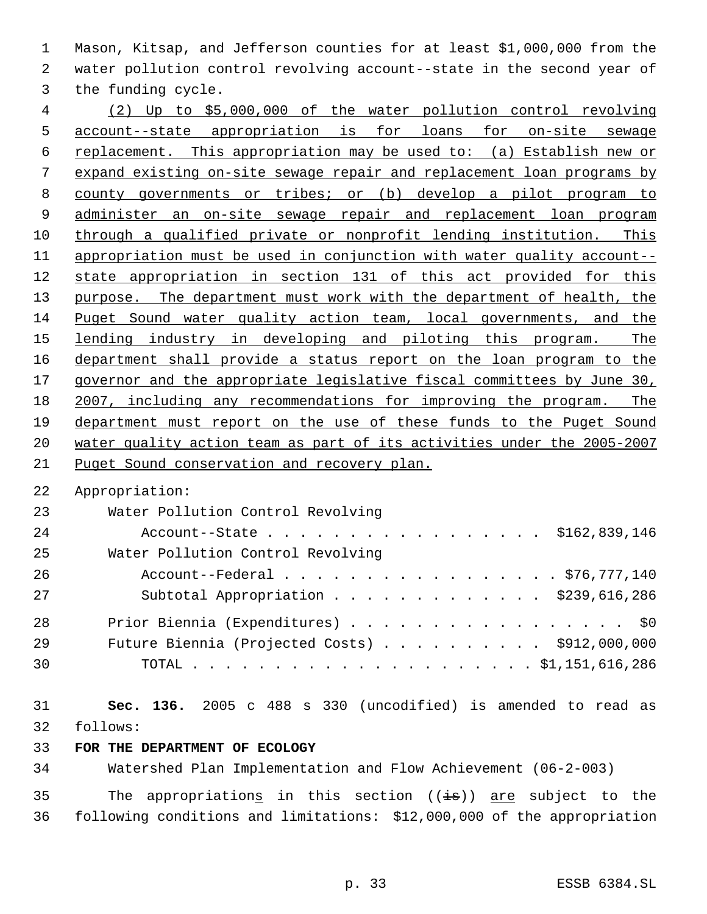Mason, Kitsap, and Jefferson counties for at least $1,000,000 from the water pollution control revolving account--state in the second year of the funding cycle.

(2) Up to $5,000,000 of the water pollution control revolving account--state appropriation is for loans for on-site sewage replacement. This appropriation may be used to: (a) Establish new or expand existing on-site sewage repair and replacement loan programs by county governments or tribes; or (b) develop a pilot program to administer an on-site sewage repair and replacement loan program through a qualified private or nonprofit lending institution. This appropriation must be used in conjunction with water quality account--state appropriation in section 131 of this act provided for this purpose. The department must work with the department of health, the Puget Sound water quality action team, local governments, and the lending industry in developing and piloting this program. The department shall provide a status report on the loan program to the governor and the appropriate legislative fiscal committees by June 30, 2007, including any recommendations for improving the program. The department must report on the use of these funds to the Puget Sound water quality action team as part of its activities under the 2005-2007 Puget Sound conservation and recovery plan.

Appropriation:

| | |
|---|---|
| Water Pollution Control Revolving Account--State | $162,839,146 |
| Water Pollution Control Revolving Account--Federal | $76,777,140 |
| Subtotal Appropriation | $239,616,286 |
| Prior Biennia (Expenditures) | $0 |
| Future Biennia (Projected Costs) | $912,000,000 |
| TOTAL | $1,151,616,286 |

**Sec. 136.** 2005 c 488 s 330 (uncodified) is amended to read as follows:

**FOR THE DEPARTMENT OF ECOLOGY**

Watershed Plan Implementation and Flow Achievement (06-2-003)

The appropriations in this section ((is)) are subject to the following conditions and limitations: $12,000,000 of the appropriation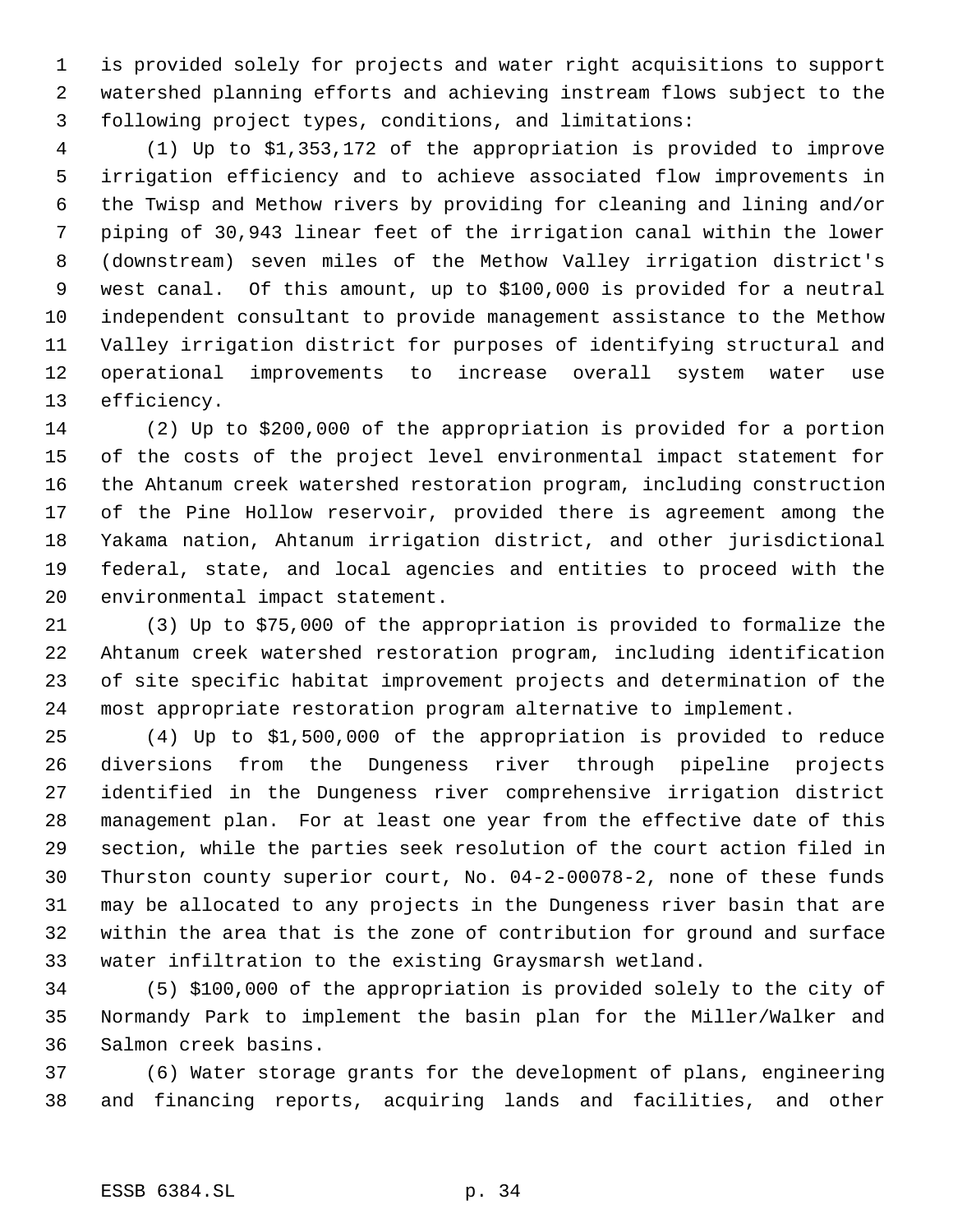is provided solely for projects and water right acquisitions to support watershed planning efforts and achieving instream flows subject to the following project types, conditions, and limitations:

(1) Up to $1,353,172 of the appropriation is provided to improve irrigation efficiency and to achieve associated flow improvements in the Twisp and Methow rivers by providing for cleaning and lining and/or piping of 30,943 linear feet of the irrigation canal within the lower (downstream) seven miles of the Methow Valley irrigation district's west canal. Of this amount, up to $100,000 is provided for a neutral independent consultant to provide management assistance to the Methow Valley irrigation district for purposes of identifying structural and operational improvements to increase overall system water use efficiency.

(2) Up to $200,000 of the appropriation is provided for a portion of the costs of the project level environmental impact statement for the Ahtanum creek watershed restoration program, including construction of the Pine Hollow reservoir, provided there is agreement among the Yakama nation, Ahtanum irrigation district, and other jurisdictional federal, state, and local agencies and entities to proceed with the environmental impact statement.

(3) Up to $75,000 of the appropriation is provided to formalize the Ahtanum creek watershed restoration program, including identification of site specific habitat improvement projects and determination of the most appropriate restoration program alternative to implement.

(4) Up to $1,500,000 of the appropriation is provided to reduce diversions from the Dungeness river through pipeline projects identified in the Dungeness river comprehensive irrigation district management plan. For at least one year from the effective date of this section, while the parties seek resolution of the court action filed in Thurston county superior court, No. 04-2-00078-2, none of these funds may be allocated to any projects in the Dungeness river basin that are within the area that is the zone of contribution for ground and surface water infiltration to the existing Graysmarsh wetland.

(5) $100,000 of the appropriation is provided solely to the city of Normandy Park to implement the basin plan for the Miller/Walker and Salmon creek basins.

(6) Water storage grants for the development of plans, engineering and financing reports, acquiring lands and facilities, and other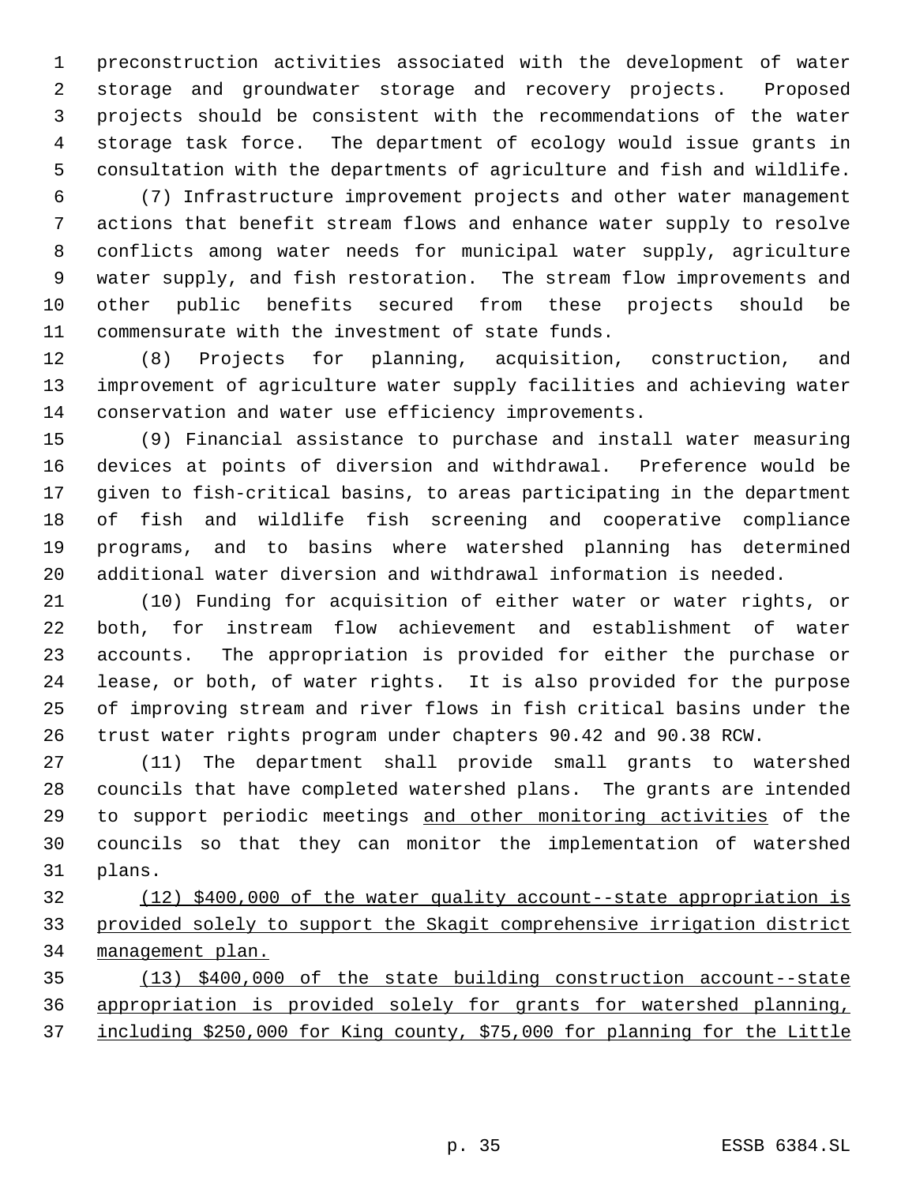preconstruction activities associated with the development of water storage and groundwater storage and recovery projects. Proposed projects should be consistent with the recommendations of the water storage task force. The department of ecology would issue grants in consultation with the departments of agriculture and fish and wildlife.

(7) Infrastructure improvement projects and other water management actions that benefit stream flows and enhance water supply to resolve conflicts among water needs for municipal water supply, agriculture water supply, and fish restoration. The stream flow improvements and other public benefits secured from these projects should be commensurate with the investment of state funds.

(8) Projects for planning, acquisition, construction, and improvement of agriculture water supply facilities and achieving water conservation and water use efficiency improvements.

(9) Financial assistance to purchase and install water measuring devices at points of diversion and withdrawal. Preference would be given to fish-critical basins, to areas participating in the department of fish and wildlife fish screening and cooperative compliance programs, and to basins where watershed planning has determined additional water diversion and withdrawal information is needed.

(10) Funding for acquisition of either water or water rights, or both, for instream flow achievement and establishment of water accounts. The appropriation is provided for either the purchase or lease, or both, of water rights. It is also provided for the purpose of improving stream and river flows in fish critical basins under the trust water rights program under chapters 90.42 and 90.38 RCW.

(11) The department shall provide small grants to watershed councils that have completed watershed plans. The grants are intended to support periodic meetings <u>and other monitoring activities</u> of the councils so that they can monitor the implementation of watershed plans.

<u>(12) $400,000 of the water quality account--state appropriation is provided solely to support the Skagit comprehensive irrigation district management plan.</u>

<u>(13) $400,000 of the state building construction account--state appropriation is provided solely for grants for watershed planning, including $250,000 for King county, $75,000 for planning for the Little</u>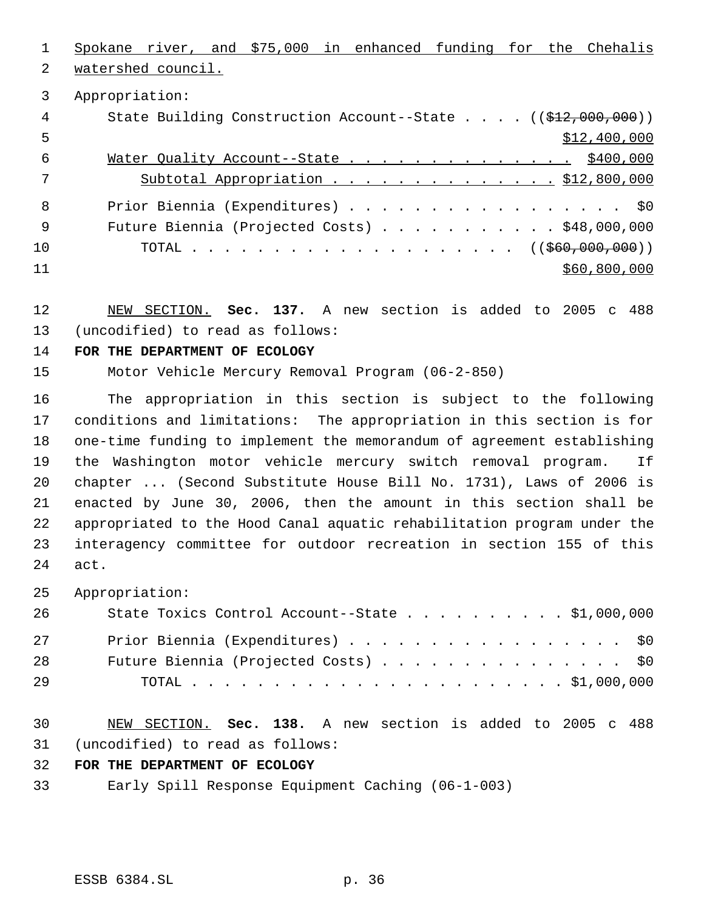Spokane river, and $75,000 in enhanced funding for the Chehalis watershed council.

Appropriation:

| | |
|---|---|
| State Building Construction Account--State | (( ~~$12,000,000~~ )) $12,400,000 |
| Water Quality Account--State | $400,000 |
| Subtotal Appropriation | $12,800,000 |
| Prior Biennia (Expenditures) | $0 |
| Future Biennia (Projected Costs) | $48,000,000 |
| TOTAL | (( ~~$60,000,000~~ )) $60,800,000 |

NEW SECTION. **Sec. 137.** A new section is added to 2005 c 488 (uncodified) to read as follows:

**FOR THE DEPARTMENT OF ECOLOGY**

Motor Vehicle Mercury Removal Program (06-2-850)

The appropriation in this section is subject to the following conditions and limitations: The appropriation in this section is for one-time funding to implement the memorandum of agreement establishing the Washington motor vehicle mercury switch removal program. If chapter ... (Second Substitute House Bill No. 1731), Laws of 2006 is enacted by June 30, 2006, then the amount in this section shall be appropriated to the Hood Canal aquatic rehabilitation program under the interagency committee for outdoor recreation in section 155 of this act.

Appropriation:

| | |
|---|---|
| State Toxics Control Account--State | $1,000,000 |
| Prior Biennia (Expenditures) | $0 |
| Future Biennia (Projected Costs) | $0 |
| TOTAL | $1,000,000 |

NEW SECTION. **Sec. 138.** A new section is added to 2005 c 488 (uncodified) to read as follows:

**FOR THE DEPARTMENT OF ECOLOGY**

Early Spill Response Equipment Caching (06-1-003)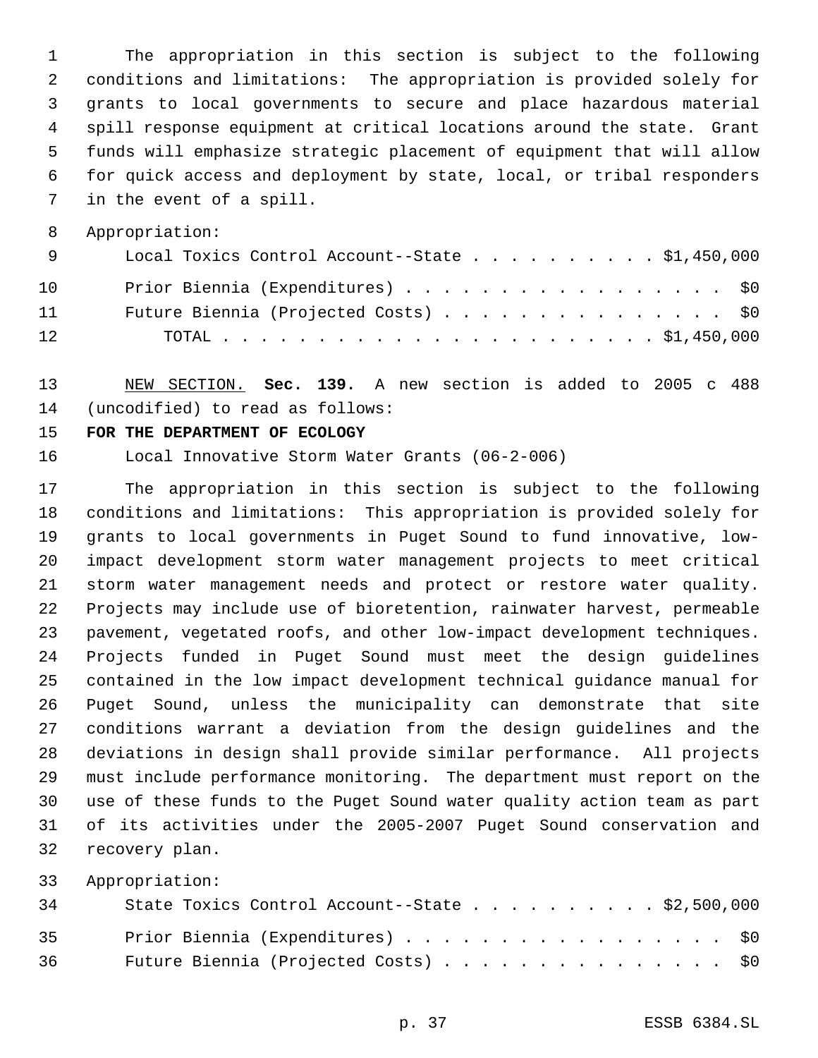The appropriation in this section is subject to the following conditions and limitations: The appropriation is provided solely for grants to local governments to secure and place hazardous material spill response equipment at critical locations around the state. Grant funds will emphasize strategic placement of equipment that will allow for quick access and deployment by state, local, or tribal responders in the event of a spill.

Appropriation:

| | |
|---|---|
| Local Toxics Control Account--State | $1,450,000 |
| Prior Biennia (Expenditures) | $0 |
| Future Biennia (Projected Costs) | $0 |
| TOTAL | $1,450,000 |

NEW SECTION. **Sec. 139.** A new section is added to 2005 c 488 (uncodified) to read as follows:

**FOR THE DEPARTMENT OF ECOLOGY**

Local Innovative Storm Water Grants (06-2-006)

The appropriation in this section is subject to the following conditions and limitations: This appropriation is provided solely for grants to local governments in Puget Sound to fund innovative, low-impact development storm water management projects to meet critical storm water management needs and protect or restore water quality. Projects may include use of bioretention, rainwater harvest, permeable pavement, vegetated roofs, and other low-impact development techniques. Projects funded in Puget Sound must meet the design guidelines contained in the low impact development technical guidance manual for Puget Sound, unless the municipality can demonstrate that site conditions warrant a deviation from the design guidelines and the deviations in design shall provide similar performance. All projects must include performance monitoring. The department must report on the use of these funds to the Puget Sound water quality action team as part of its activities under the 2005-2007 Puget Sound conservation and recovery plan.

Appropriation:

| | |
|---|---|
| State Toxics Control Account--State | $2,500,000 |
| Prior Biennia (Expenditures) | $0 |
| Future Biennia (Projected Costs) | $0 |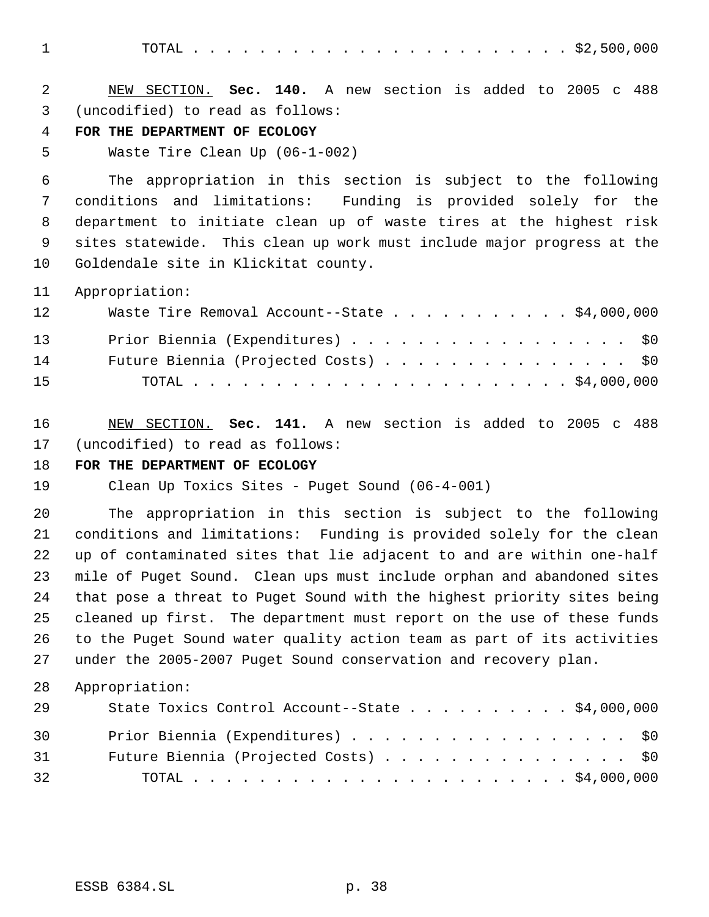TOTAL . . . . . . . . . . . . . . . . . . . . . . . $2,500,000

NEW SECTION. **Sec. 140.** A new section is added to 2005 c 488 (uncodified) to read as follows:

**FOR THE DEPARTMENT OF ECOLOGY**

Waste Tire Clean Up (06-1-002)

The appropriation in this section is subject to the following conditions and limitations: Funding is provided solely for the department to initiate clean up of waste tires at the highest risk sites statewide. This clean up work must include major progress at the Goldendale site in Klickitat county.

Appropriation:

Waste Tire Removal Account--State . . . . . . . . . . . $4,000,000

Prior Biennia (Expenditures) . . . . . . . . . . . . . . . . . $0

Future Biennia (Projected Costs) . . . . . . . . . . . . . . . $0

TOTAL . . . . . . . . . . . . . . . . . . . . . . . $4,000,000

NEW SECTION. **Sec. 141.** A new section is added to 2005 c 488 (uncodified) to read as follows:

**FOR THE DEPARTMENT OF ECOLOGY**

Clean Up Toxics Sites - Puget Sound (06-4-001)

The appropriation in this section is subject to the following conditions and limitations: Funding is provided solely for the clean up of contaminated sites that lie adjacent to and are within one-half mile of Puget Sound. Clean ups must include orphan and abandoned sites that pose a threat to Puget Sound with the highest priority sites being cleaned up first. The department must report on the use of these funds to the Puget Sound water quality action team as part of its activities under the 2005-2007 Puget Sound conservation and recovery plan.

Appropriation:

State Toxics Control Account--State . . . . . . . . . . $4,000,000

Prior Biennia (Expenditures) . . . . . . . . . . . . . . . . . $0

Future Biennia (Projected Costs) . . . . . . . . . . . . . . . $0

TOTAL . . . . . . . . . . . . . . . . . . . . . . . $4,000,000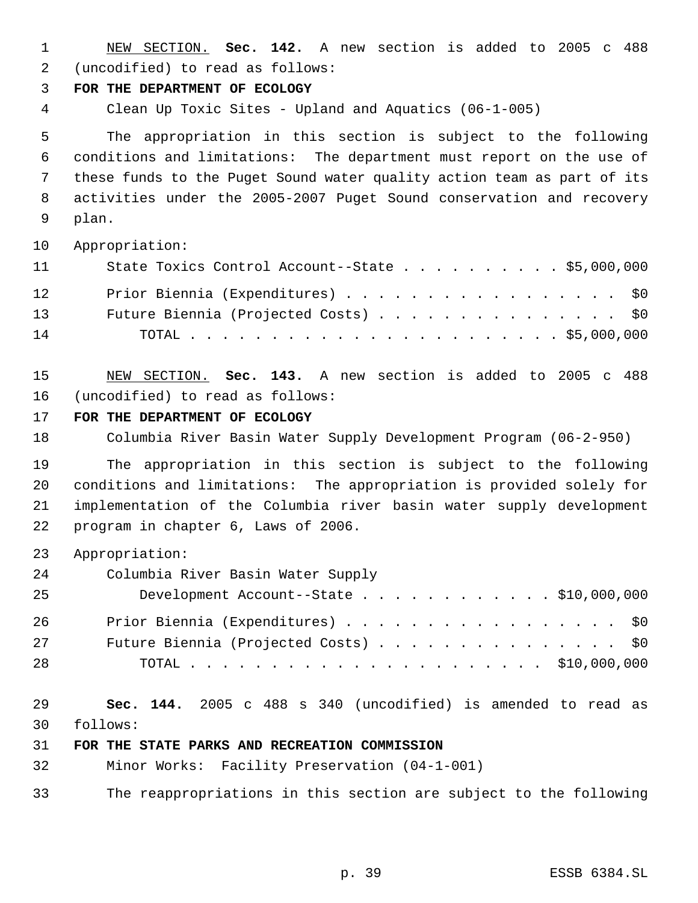NEW SECTION. **Sec. 142.** A new section is added to 2005 c 488 (uncodified) to read as follows:

**FOR THE DEPARTMENT OF ECOLOGY**

Clean Up Toxic Sites - Upland and Aquatics (06-1-005)

The appropriation in this section is subject to the following conditions and limitations: The department must report on the use of these funds to the Puget Sound water quality action team as part of its activities under the 2005-2007 Puget Sound conservation and recovery plan.

Appropriation:

| | |
|---|---|
| State Toxics Control Account--State | $5,000,000 |
| Prior Biennia (Expenditures) | $0 |
| Future Biennia (Projected Costs) | $0 |
| TOTAL | $5,000,000 |

NEW SECTION. **Sec. 143.** A new section is added to 2005 c 488 (uncodified) to read as follows:

**FOR THE DEPARTMENT OF ECOLOGY**

Columbia River Basin Water Supply Development Program (06-2-950)

The appropriation in this section is subject to the following conditions and limitations: The appropriation is provided solely for implementation of the Columbia river basin water supply development program in chapter 6, Laws of 2006.

Appropriation:

| | |
|---|---|
| Columbia River Basin Water Supply Development Account--State | $10,000,000 |
| Prior Biennia (Expenditures) | $0 |
| Future Biennia (Projected Costs) | $0 |
| TOTAL | $10,000,000 |

**Sec. 144.** 2005 c 488 s 340 (uncodified) is amended to read as follows:

**FOR THE STATE PARKS AND RECREATION COMMISSION**

Minor Works: Facility Preservation (04-1-001)

The reappropriations in this section are subject to the following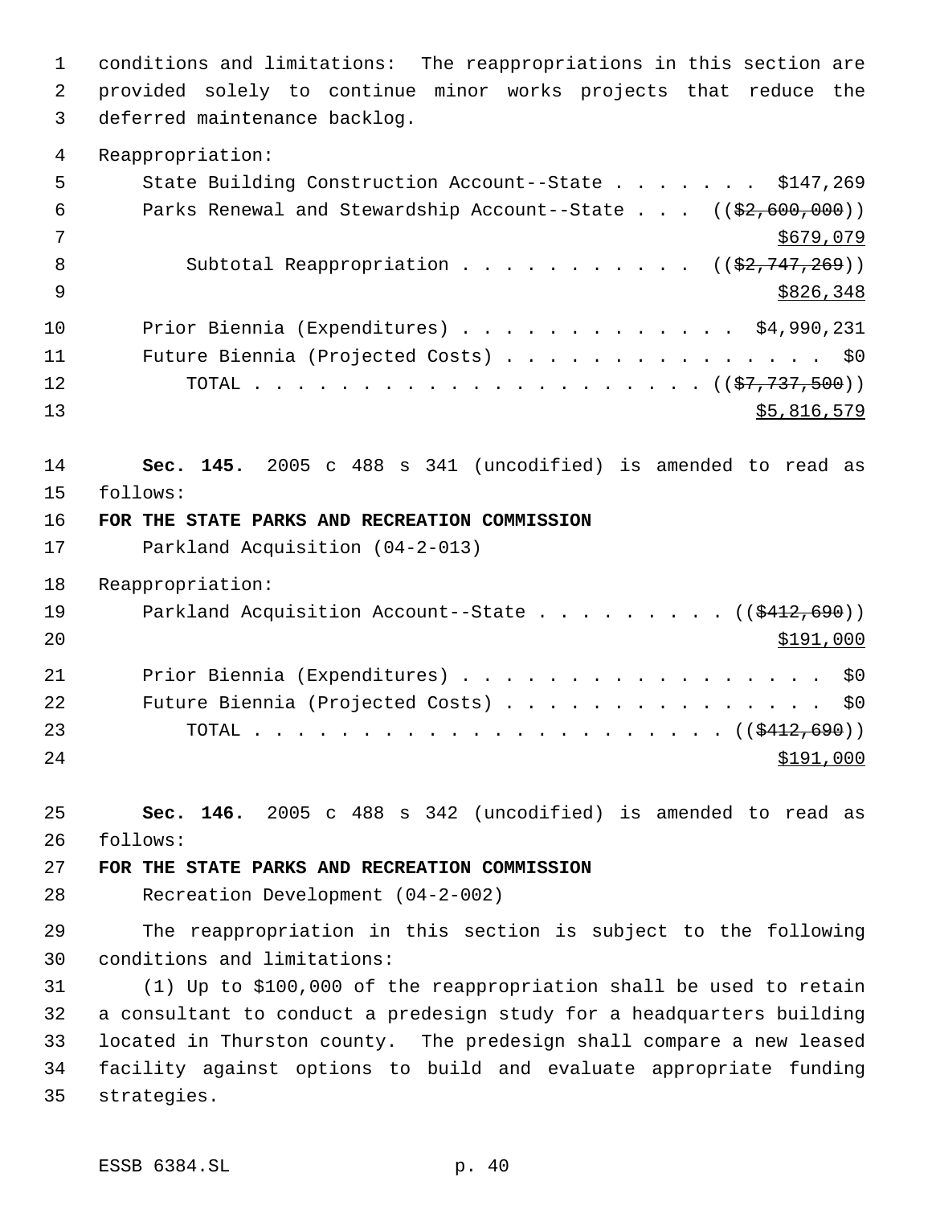conditions and limitations: The reappropriations in this section are provided solely to continue minor works projects that reduce the deferred maintenance backlog.

Reappropriation:

| | |
|---|---|
| State Building Construction Account--State | $147,269 |
| Parks Renewal and Stewardship Account--State | (($2,600,000)) $679,079 |
| Subtotal Reappropriation | (($2,747,269)) $826,348 |
| Prior Biennia (Expenditures) | $4,990,231 |
| Future Biennia (Projected Costs) | $0 |
| TOTAL | (($7,737,500)) $5,816,579 |

**Sec. 145.** 2005 c 488 s 341 (uncodified) is amended to read as follows:

**FOR THE STATE PARKS AND RECREATION COMMISSION**

Parkland Acquisition (04-2-013)

Reappropriation:

| | |
|---|---|
| Parkland Acquisition Account--State | (($412,690)) $191,000 |
| Prior Biennia (Expenditures) | $0 |
| Future Biennia (Projected Costs) | $0 |
| TOTAL | (($412,690)) $191,000 |

**Sec. 146.** 2005 c 488 s 342 (uncodified) is amended to read as follows:

**FOR THE STATE PARKS AND RECREATION COMMISSION**

Recreation Development (04-2-002)

The reappropriation in this section is subject to the following conditions and limitations:

(1) Up to $100,000 of the reappropriation shall be used to retain a consultant to conduct a predesign study for a headquarters building located in Thurston county. The predesign shall compare a new leased facility against options to build and evaluate appropriate funding strategies.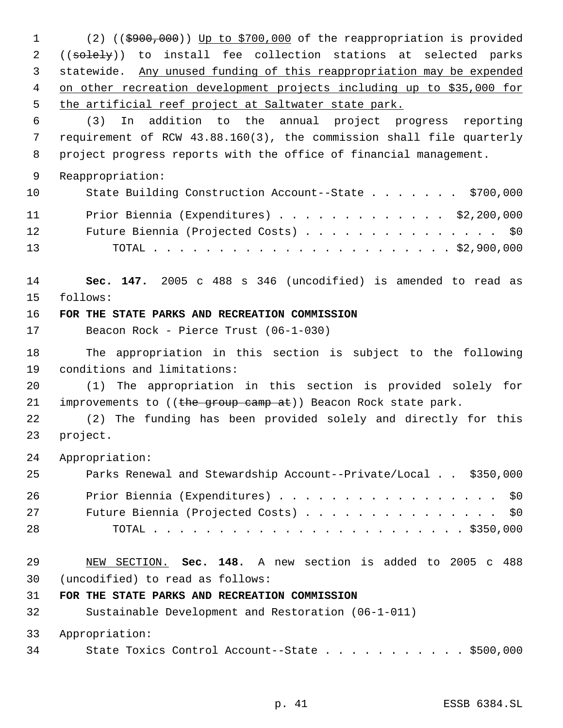(2) (($900,000)) Up to $700,000 of the reappropriation is provided ((solely)) to install fee collection stations at selected parks statewide. Any unused funding of this reappropriation may be expended on other recreation development projects including up to $35,000 for the artificial reef project at Saltwater state park.

(3) In addition to the annual project progress reporting requirement of RCW 43.88.160(3), the commission shall file quarterly project progress reports with the office of financial management.

Reappropriation:

| | |
|---|---|
| State Building Construction Account--State | $700,000 |
| Prior Biennia (Expenditures) | $2,200,000 |
| Future Biennia (Projected Costs) | $0 |
| TOTAL | $2,900,000 |

**Sec. 147.** 2005 c 488 s 346 (uncodified) is amended to read as follows:

**FOR THE STATE PARKS AND RECREATION COMMISSION**

Beacon Rock - Pierce Trust (06-1-030)

The appropriation in this section is subject to the following conditions and limitations:

(1) The appropriation in this section is provided solely for improvements to ((the group camp at)) Beacon Rock state park.

(2) The funding has been provided solely and directly for this project.

Appropriation:

| | |
|---|---|
| Parks Renewal and Stewardship Account--Private/Local | $350,000 |
| Prior Biennia (Expenditures) | $0 |
| Future Biennia (Projected Costs) | $0 |
| TOTAL | $350,000 |

NEW SECTION. **Sec. 148.** A new section is added to 2005 c 488 (uncodified) to read as follows:

**FOR THE STATE PARKS AND RECREATION COMMISSION**

Sustainable Development and Restoration (06-1-011)

Appropriation:

| | |
|---|---|
| State Toxics Control Account--State | $500,000 |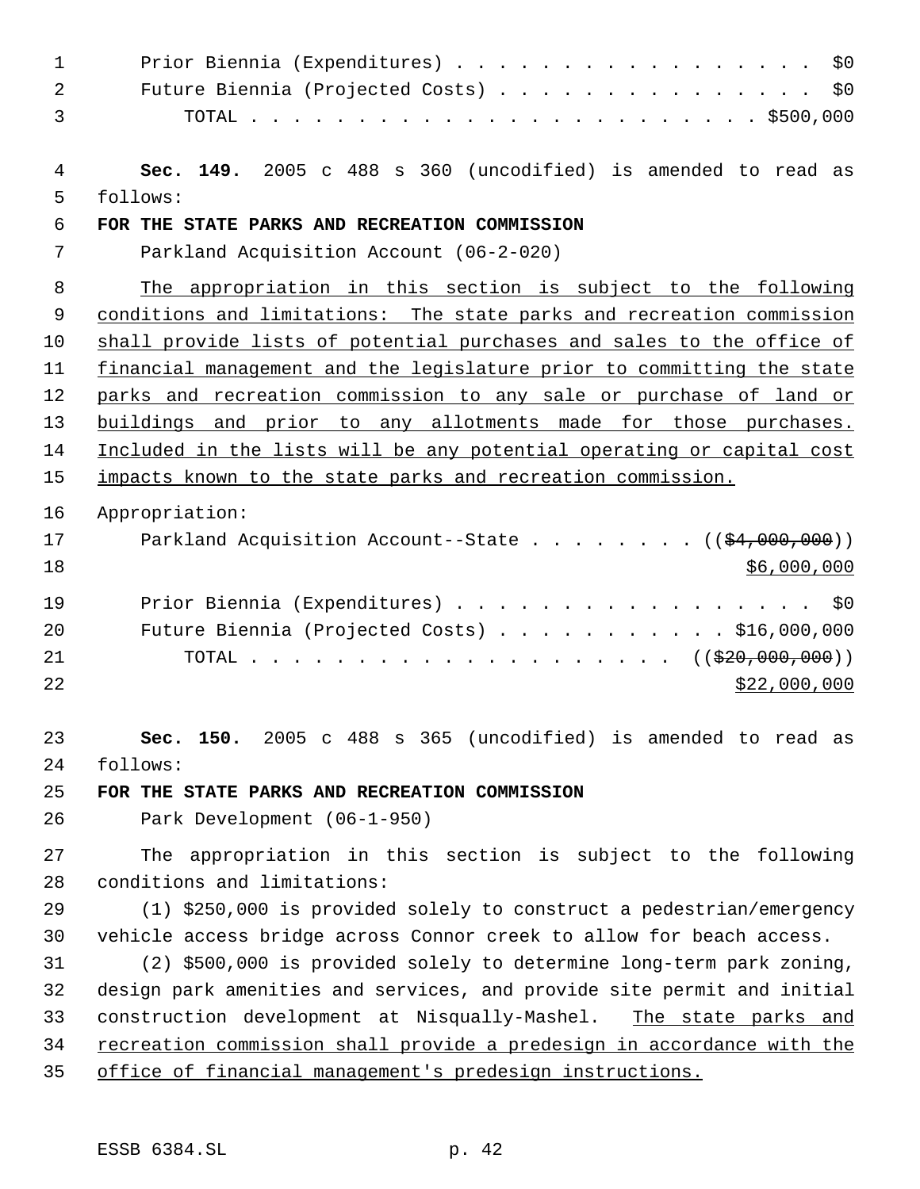Prior Biennia (Expenditures) . . . . . . . . . . . . . . . . . $0
Future Biennia (Projected Costs) . . . . . . . . . . . . . . . $0
TOTAL . . . . . . . . . . . . . . . . . . . . . . . . . $500,000

**Sec. 149.** 2005 c 488 s 360 (uncodified) is amended to read as follows:

**FOR THE STATE PARKS AND RECREATION COMMISSION**

Parkland Acquisition Account (06-2-020)

The appropriation in this section is subject to the following conditions and limitations: The state parks and recreation commission shall provide lists of potential purchases and sales to the office of financial management and the legislature prior to committing the state parks and recreation commission to any sale or purchase of land or buildings and prior to any allotments made for those purchases. Included in the lists will be any potential operating or capital cost impacts known to the state parks and recreation commission.

Appropriation:

Parkland Acquisition Account--State . . . . . . . . (($4,000,000)) $6,000,000

Prior Biennia (Expenditures) . . . . . . . . . . . . . . . . . $0
Future Biennia (Projected Costs) . . . . . . . . . . . $16,000,000
TOTAL . . . . . . . . . . . . . . . . . . . . . (($20,000,000)) $22,000,000

**Sec. 150.** 2005 c 488 s 365 (uncodified) is amended to read as follows:

**FOR THE STATE PARKS AND RECREATION COMMISSION**

Park Development (06-1-950)

The appropriation in this section is subject to the following conditions and limitations:

(1) $250,000 is provided solely to construct a pedestrian/emergency vehicle access bridge across Connor creek to allow for beach access.

(2) $500,000 is provided solely to determine long-term park zoning, design park amenities and services, and provide site permit and initial construction development at Nisqually-Mashel. The state parks and recreation commission shall provide a predesign in accordance with the office of financial management's predesign instructions.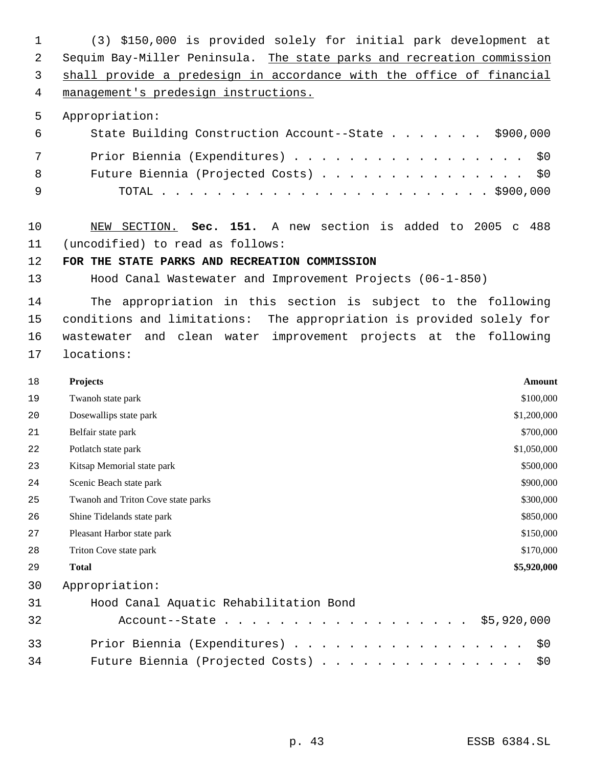(3) $150,000 is provided solely for initial park development at Sequim Bay-Miller Peninsula. The state parks and recreation commission shall provide a predesign in accordance with the office of financial management's predesign instructions.

Appropriation:

State Building Construction Account--State . . . . . . . $900,000

Prior Biennia (Expenditures) . . . . . . . . . . . . . . . . . $0

Future Biennia (Projected Costs) . . . . . . . . . . . . . . . $0

TOTAL . . . . . . . . . . . . . . . . . . . . . . . . $900,000

NEW SECTION. **Sec. 151.** A new section is added to 2005 c 488 (uncodified) to read as follows:

**FOR THE STATE PARKS AND RECREATION COMMISSION**

Hood Canal Wastewater and Improvement Projects (06-1-850)

The appropriation in this section is subject to the following conditions and limitations: The appropriation is provided solely for wastewater and clean water improvement projects at the following locations:

| Projects | Amount |
|---|---|
| Twanoh state park | $100,000 |
| Dosewallips state park | $1,200,000 |
| Belfair state park | $700,000 |
| Potlatch state park | $1,050,000 |
| Kitsap Memorial state park | $500,000 |
| Scenic Beach state park | $900,000 |
| Twanoh and Triton Cove state parks | $300,000 |
| Shine Tidelands state park | $850,000 |
| Pleasant Harbor state park | $150,000 |
| Triton Cove state park | $170,000 |
| **Total** | **$5,920,000** |

Appropriation:

Hood Canal Aquatic Rehabilitation Bond Account--State . . . . . . . . . . . . . . . . . . $5,920,000

Prior Biennia (Expenditures) . . . . . . . . . . . . . . . . . $0

Future Biennia (Projected Costs) . . . . . . . . . . . . . . . $0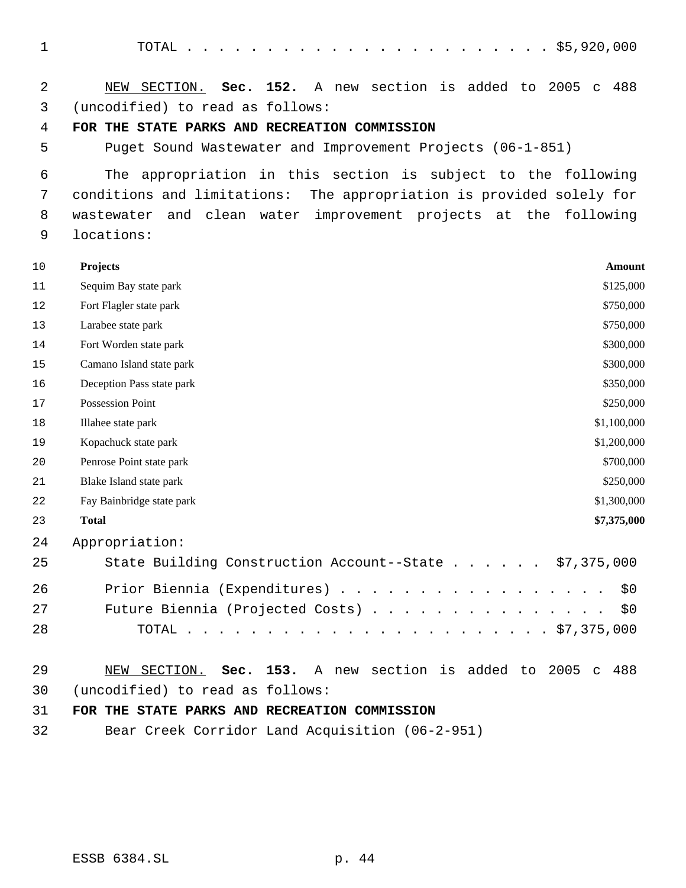TOTAL . . . . . . . . . . . . . . . . . . . . . . . $5,920,000

NEW SECTION. **Sec. 152.** A new section is added to 2005 c 488 (uncodified) to read as follows:

**FOR THE STATE PARKS AND RECREATION COMMISSION**

Puget Sound Wastewater and Improvement Projects (06-1-851)

The appropriation in this section is subject to the following conditions and limitations: The appropriation is provided solely for wastewater and clean water improvement projects at the following locations:

| **Projects** | **Amount** |
|---|---|
| Sequim Bay state park | $125,000 |
| Fort Flagler state park | $750,000 |
| Larabee state park | $750,000 |
| Fort Worden state park | $300,000 |
| Camano Island state park | $300,000 |
| Deception Pass state park | $350,000 |
| Possession Point | $250,000 |
| Illahee state park | $1,100,000 |
| Kopachuck state park | $1,200,000 |
| Penrose Point state park | $700,000 |
| Blake Island state park | $250,000 |
| Fay Bainbridge state park | $1,300,000 |
| **Total** | **$7,375,000** |

Appropriation:

State Building Construction Account--State . . . . . . $7,375,000

Prior Biennia (Expenditures) . . . . . . . . . . . . . . . . . $0

Future Biennia (Projected Costs) . . . . . . . . . . . . . . . $0

TOTAL . . . . . . . . . . . . . . . . . . . . . . . $7,375,000

NEW SECTION. **Sec. 153.** A new section is added to 2005 c 488 (uncodified) to read as follows:

**FOR THE STATE PARKS AND RECREATION COMMISSION**

Bear Creek Corridor Land Acquisition (06-2-951)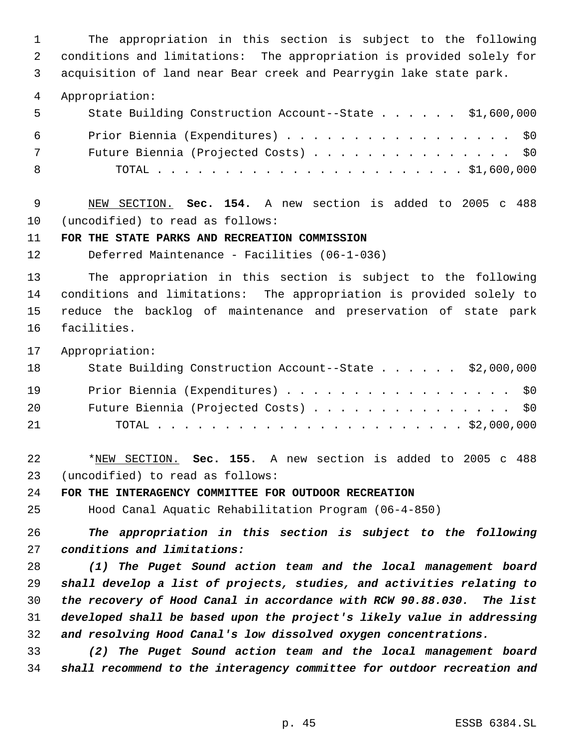The appropriation in this section is subject to the following conditions and limitations: The appropriation is provided solely for acquisition of land near Bear creek and Pearrygin lake state park.

Appropriation:

| | |
|---|---|
| State Building Construction Account--State | $1,600,000 |
| Prior Biennia (Expenditures) | $0 |
| Future Biennia (Projected Costs) | $0 |
| TOTAL | $1,600,000 |

NEW SECTION. **Sec. 154.** A new section is added to 2005 c 488 (uncodified) to read as follows:

**FOR THE STATE PARKS AND RECREATION COMMISSION**

Deferred Maintenance - Facilities (06-1-036)

The appropriation in this section is subject to the following conditions and limitations: The appropriation is provided solely to reduce the backlog of maintenance and preservation of state park facilities.

Appropriation:

| | |
|---|---|
| State Building Construction Account--State | $2,000,000 |
| Prior Biennia (Expenditures) | $0 |
| Future Biennia (Projected Costs) | $0 |
| TOTAL | $2,000,000 |

*NEW SECTION. **Sec. 155.** A new section is added to 2005 c 488 (uncodified) to read as follows:

**FOR THE INTERAGENCY COMMITTEE FOR OUTDOOR RECREATION**

Hood Canal Aquatic Rehabilitation Program (06-4-850)

***The appropriation in this section is subject to the following conditions and limitations:***

***(1) The Puget Sound action team and the local management board shall develop a list of projects, studies, and activities relating to the recovery of Hood Canal in accordance with RCW 90.88.030. The list developed shall be based upon the project's likely value in addressing and resolving Hood Canal's low dissolved oxygen concentrations.***

***(2) The Puget Sound action team and the local management board shall recommend to the interagency committee for outdoor recreation and***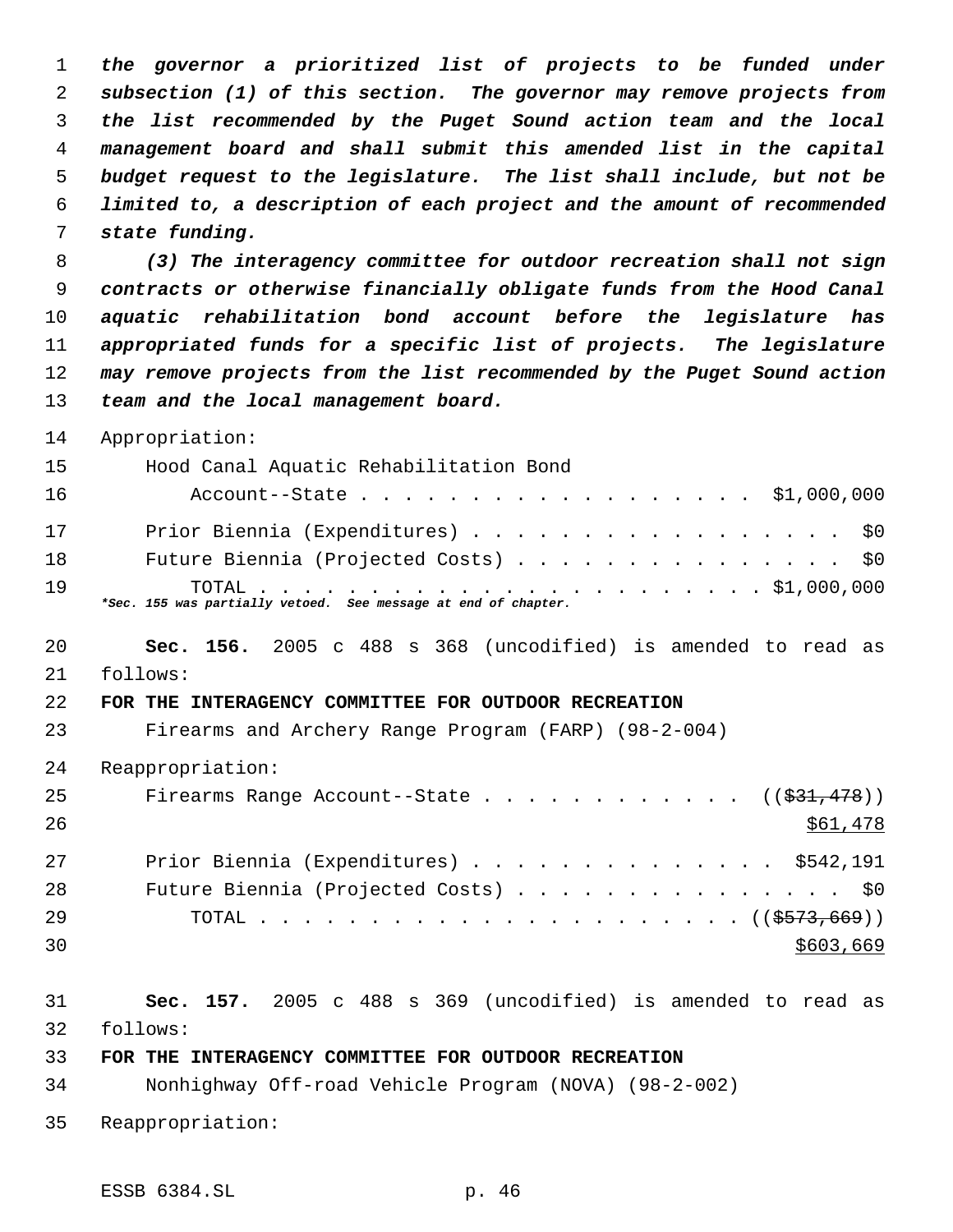*the governor a prioritized list of projects to be funded under subsection (1) of this section. The governor may remove projects from the list recommended by the Puget Sound action team and the local management board and shall submit this amended list in the capital budget request to the legislature. The list shall include, but not be limited to, a description of each project and the amount of recommended state funding.*

*(3) The interagency committee for outdoor recreation shall not sign contracts or otherwise financially obligate funds from the Hood Canal aquatic rehabilitation bond account before the legislature has appropriated funds for a specific list of projects. The legislature may remove projects from the list recommended by the Puget Sound action team and the local management board.*

Appropriation:

| | |
|---|---|
| Hood Canal Aquatic Rehabilitation Bond Account--State | $1,000,000 |
| Prior Biennia (Expenditures) | $0 |
| Future Biennia (Projected Costs) | $0 |
| TOTAL | $1,000,000 |

*\*Sec. 155 was partially vetoed. See message at end of chapter.*

**Sec. 156.** 2005 c 488 s 368 (uncodified) is amended to read as follows:

**FOR THE INTERAGENCY COMMITTEE FOR OUTDOOR RECREATION**

Firearms and Archery Range Program (FARP) (98-2-004)

Reappropriation:

| | |
|---|---|
| Firearms Range Account--State | ((~~$31,478~~)) <u>$61,478</u> |
| Prior Biennia (Expenditures) | $542,191 |
| Future Biennia (Projected Costs) | $0 |
| TOTAL | ((~~$573,669~~)) <u>$603,669</u> |

**Sec. 157.** 2005 c 488 s 369 (uncodified) is amended to read as follows:

**FOR THE INTERAGENCY COMMITTEE FOR OUTDOOR RECREATION**

Nonhighway Off-road Vehicle Program (NOVA) (98-2-002)

Reappropriation: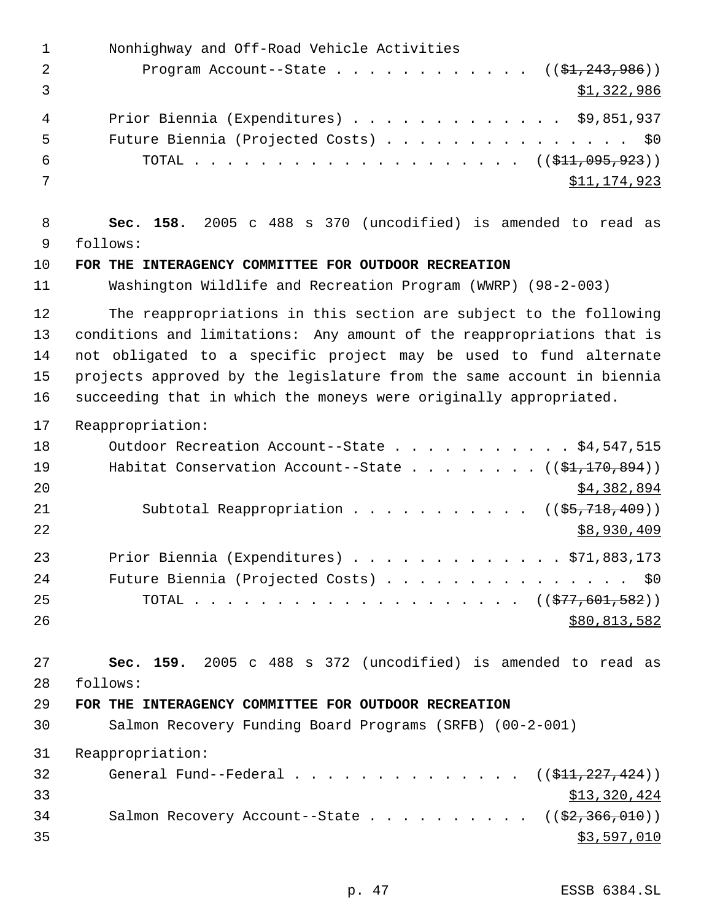Nonhighway and Off-Road Vehicle Activities
Program Account--State . . . . . . . . . . . . ((~~$1,243,986~~))
$1,322,986

Prior Biennia (Expenditures) . . . . . . . . . . . . . $9,851,937
Future Biennia (Projected Costs) . . . . . . . . . . . . . . . $0
TOTAL . . . . . . . . . . . . . . . . . . . . ((~~$11,095,923~~))
$11,174,923

**Sec. 158.** 2005 c 488 s 370 (uncodified) is amended to read as follows:

**FOR THE INTERAGENCY COMMITTEE FOR OUTDOOR RECREATION**

Washington Wildlife and Recreation Program (WWRP) (98-2-003)

The reappropriations in this section are subject to the following conditions and limitations: Any amount of the reappropriations that is not obligated to a specific project may be used to fund alternate projects approved by the legislature from the same account in biennia succeeding that in which the moneys were originally appropriated.

Reappropriation:

Outdoor Recreation Account--State . . . . . . . . . . . $4,547,515
Habitat Conservation Account--State . . . . . . . . ((~~$1,170,894~~))
$4,382,894
Subtotal Reappropriation . . . . . . . . . . . ((~~$5,718,409~~))
$8,930,409

Prior Biennia (Expenditures) . . . . . . . . . . . . . $71,883,173
Future Biennia (Projected Costs) . . . . . . . . . . . . . . . $0
TOTAL . . . . . . . . . . . . . . . . . . . . ((~~$77,601,582~~))
$80,813,582

**Sec. 159.** 2005 c 488 s 372 (uncodified) is amended to read as follows:

**FOR THE INTERAGENCY COMMITTEE FOR OUTDOOR RECREATION**

Salmon Recovery Funding Board Programs (SRFB) (00-2-001)

Reappropriation:

General Fund--Federal . . . . . . . . . . . . . . . ((~~$11,227,424~~))
$13,320,424
Salmon Recovery Account--State . . . . . . . . . . ((~~$2,366,010~~))
$3,597,010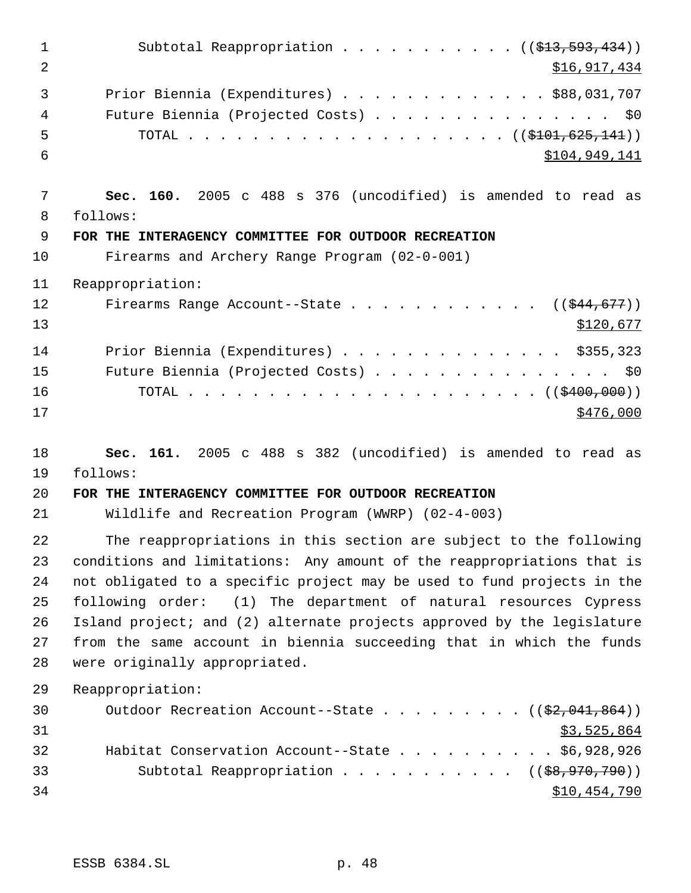Subtotal Reappropriation . . . . . . . . . . . (( ~~$13,593,434~~ ))
<u>$16,917,434</u>

Prior Biennia (Expenditures) . . . . . . . . . . . . . $88,031,707
Future Biennia (Projected Costs) . . . . . . . . . . . . . . . $0
TOTAL . . . . . . . . . . . . . . . . . . . . . . (( ~~$101,625,141~~ ))
<u>$104,949,141</u>

**Sec. 160.** 2005 c 488 s 376 (uncodified) is amended to read as follows:

**FOR THE INTERAGENCY COMMITTEE FOR OUTDOOR RECREATION**

Firearms and Archery Range Program (02-0-001)

Reappropriation:

Firearms Range Account--State . . . . . . . . . . . . (( ~~$44,677~~ ))
<u>$120,677</u>

Prior Biennia (Expenditures) . . . . . . . . . . . . . . $355,323
Future Biennia (Projected Costs) . . . . . . . . . . . . . . . . $0
TOTAL . . . . . . . . . . . . . . . . . . . . . . . . (( ~~$400,000~~ ))
<u>$476,000</u>

**Sec. 161.** 2005 c 488 s 382 (uncodified) is amended to read as follows:

**FOR THE INTERAGENCY COMMITTEE FOR OUTDOOR RECREATION**

Wildlife and Recreation Program (WWRP) (02-4-003)

The reappropriations in this section are subject to the following conditions and limitations: Any amount of the reappropriations that is not obligated to a specific project may be used to fund projects in the following order: (1) The department of natural resources Cypress Island project; and (2) alternate projects approved by the legislature from the same account in biennia succeeding that in which the funds were originally appropriated.

Reappropriation:

Outdoor Recreation Account--State . . . . . . . . . (( ~~$2,041,864~~ ))
<u>$3,525,864</u>

Habitat Conservation Account--State . . . . . . . . . . . $6,928,926

Subtotal Reappropriation . . . . . . . . . . . (( ~~$8,970,790~~ ))
<u>$10,454,790</u>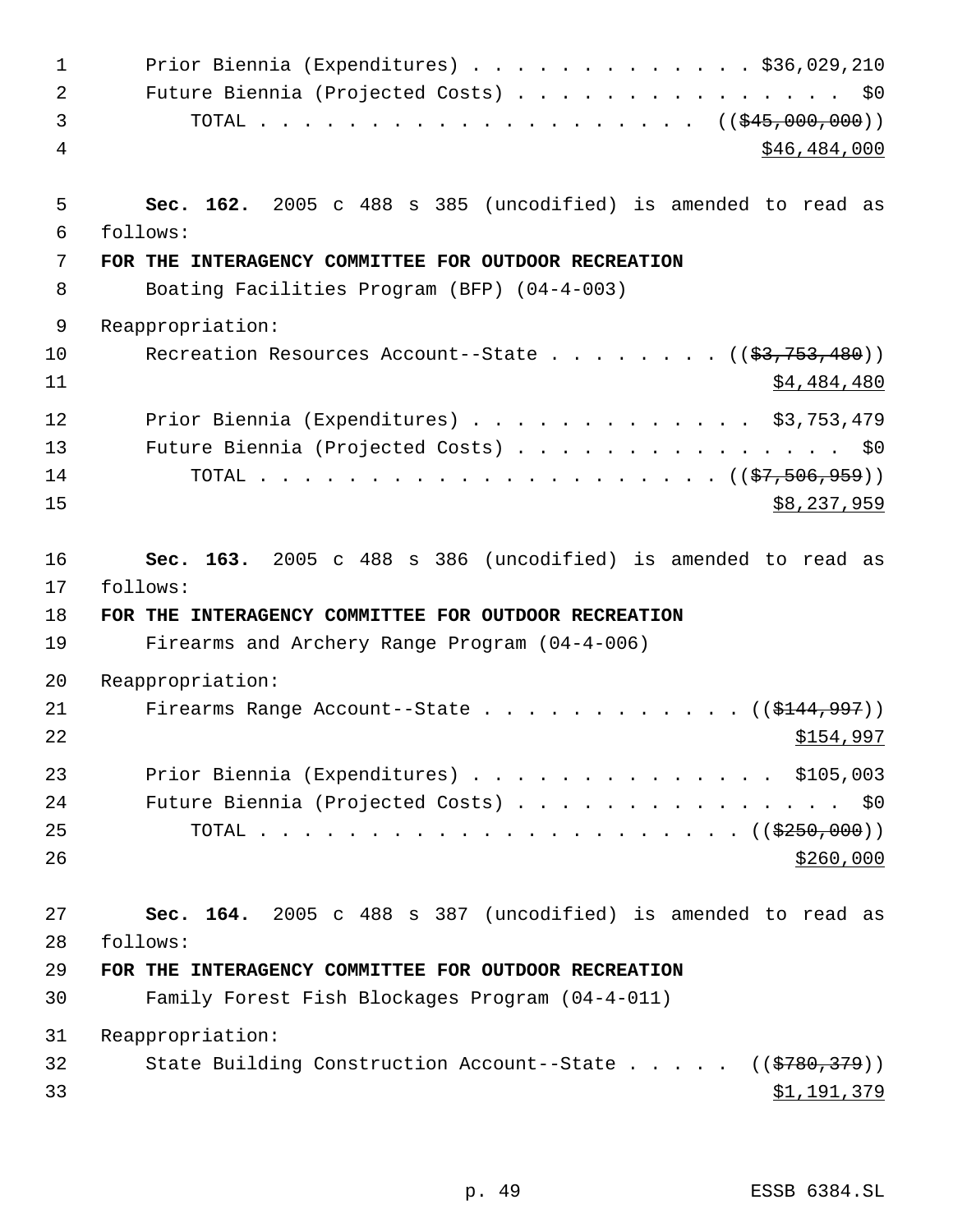Prior Biennia (Expenditures) . . . . . . . . . . . . . . $36,029,210
Future Biennia (Projected Costs) . . . . . . . . . . . . . . . . $0
TOTAL . . . . . . . . . . . . . . . . . . . . . . (($45,000,000))
$46,484,000

**Sec. 162.** 2005 c 488 s 385 (uncodified) is amended to read as follows:

**FOR THE INTERAGENCY COMMITTEE FOR OUTDOOR RECREATION**

Boating Facilities Program (BFP) (04-4-003)

Reappropriation:

Recreation Resources Account--State . . . . . . . . . (($3,753,480))
$4,484,480

Prior Biennia (Expenditures) . . . . . . . . . . . . . $3,753,479
Future Biennia (Projected Costs) . . . . . . . . . . . . . . . . $0
TOTAL . . . . . . . . . . . . . . . . . . . . . . . (($7,506,959))
$8,237,959

**Sec. 163.** 2005 c 488 s 386 (uncodified) is amended to read as follows:

**FOR THE INTERAGENCY COMMITTEE FOR OUTDOOR RECREATION**

Firearms and Archery Range Program (04-4-006)

Reappropriation:

Firearms Range Account--State . . . . . . . . . . . . . (($144,997))
$154,997

Prior Biennia (Expenditures) . . . . . . . . . . . . . . $105,003
Future Biennia (Projected Costs) . . . . . . . . . . . . . . . . $0
TOTAL . . . . . . . . . . . . . . . . . . . . . . . . (($250,000))
$260,000

**Sec. 164.** 2005 c 488 s 387 (uncodified) is amended to read as follows:

**FOR THE INTERAGENCY COMMITTEE FOR OUTDOOR RECREATION**

Family Forest Fish Blockages Program (04-4-011)

Reappropriation:

State Building Construction Account--State . . . . . (($780,379))
$1,191,379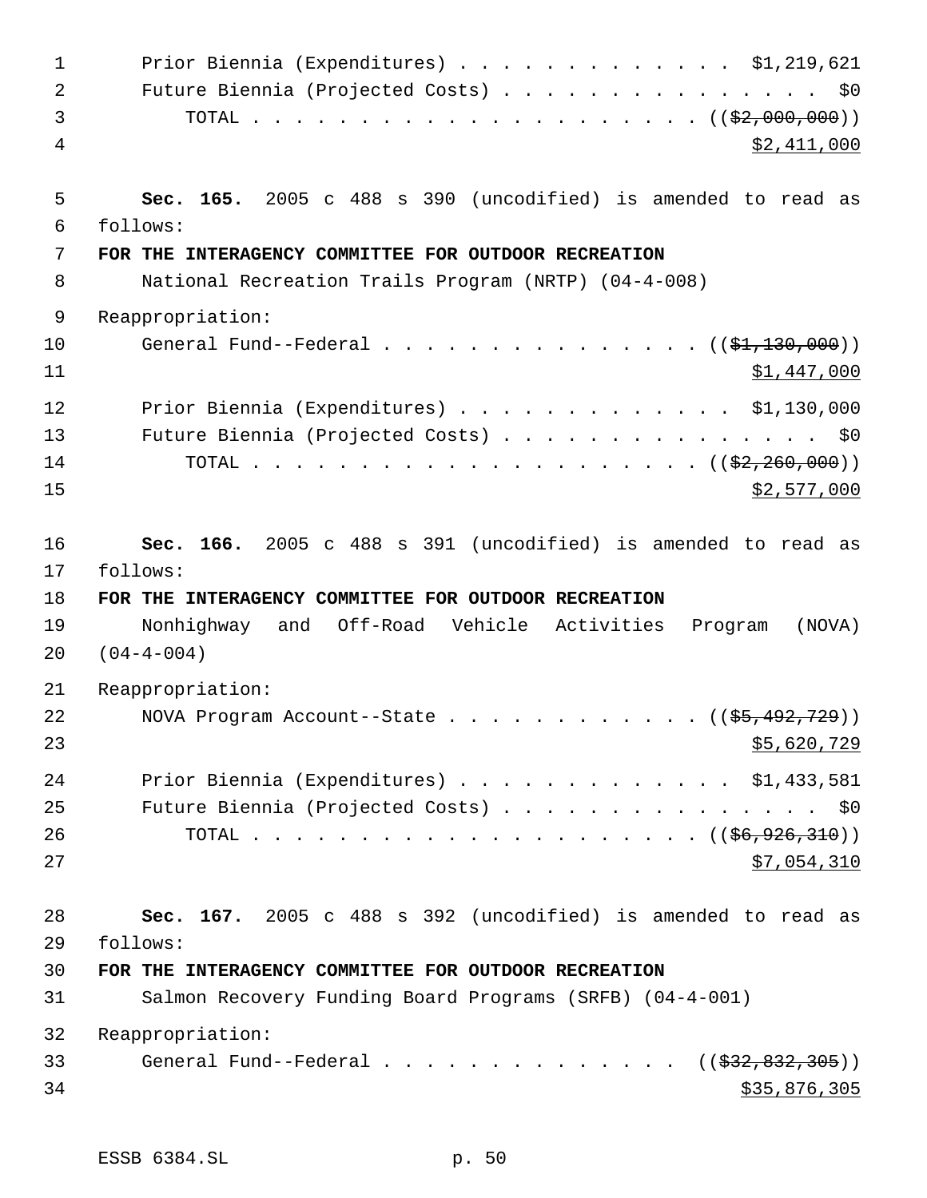Prior Biennia (Expenditures) . . . . . . . . . . . . . $1,219,621
Future Biennia (Projected Costs) . . . . . . . . . . . . . . . $0
TOTAL . . . . . . . . . . . . . . . . . . . . . . ((~~$2,000,000~~))
<u>$2,411,000</u>

**Sec. 165.** 2005 c 488 s 390 (uncodified) is amended to read as follows:

**FOR THE INTERAGENCY COMMITTEE FOR OUTDOOR RECREATION**

National Recreation Trails Program (NRTP) (04-4-008)

Reappropriation:

General Fund--Federal . . . . . . . . . . . . . . . ((~~$1,130,000~~))
<u>$1,447,000</u>

Prior Biennia (Expenditures) . . . . . . . . . . . . . $1,130,000
Future Biennia (Projected Costs) . . . . . . . . . . . . . . . $0
TOTAL . . . . . . . . . . . . . . . . . . . . . . ((~~$2,260,000~~))
<u>$2,577,000</u>

**Sec. 166.** 2005 c 488 s 391 (uncodified) is amended to read as follows:

**FOR THE INTERAGENCY COMMITTEE FOR OUTDOOR RECREATION**

Nonhighway and Off-Road Vehicle Activities Program (NOVA) (04-4-004)

Reappropriation:

NOVA Program Account--State . . . . . . . . . . . . ((~~$5,492,729~~))
<u>$5,620,729</u>

Prior Biennia (Expenditures) . . . . . . . . . . . . . $1,433,581
Future Biennia (Projected Costs) . . . . . . . . . . . . . . . $0
TOTAL . . . . . . . . . . . . . . . . . . . . . . ((~~$6,926,310~~))
<u>$7,054,310</u>

**Sec. 167.** 2005 c 488 s 392 (uncodified) is amended to read as follows:

**FOR THE INTERAGENCY COMMITTEE FOR OUTDOOR RECREATION**

Salmon Recovery Funding Board Programs (SRFB) (04-4-001)

Reappropriation:

General Fund--Federal . . . . . . . . . . . . . . ((~~$32,832,305~~))
<u>$35,876,305</u>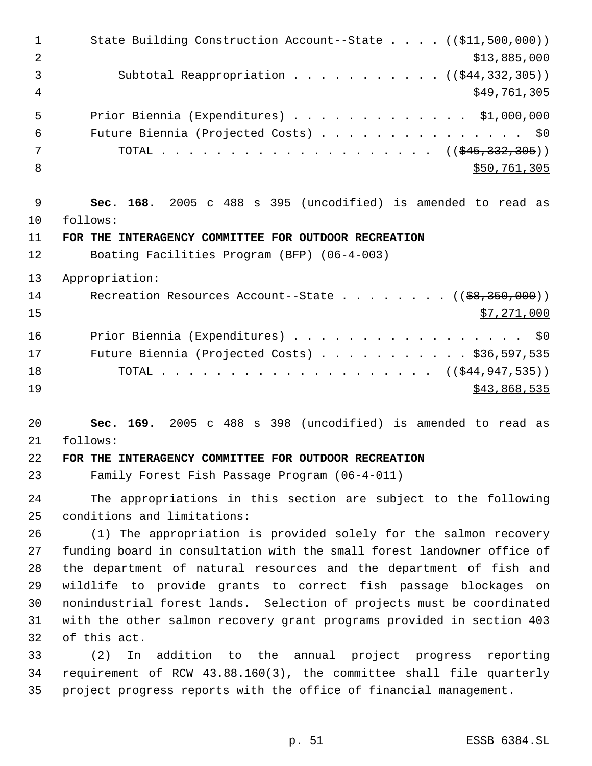State Building Construction Account--State . . . . ((~~$11,500,000~~))
$13,885,000

Subtotal Reappropriation . . . . . . . . . . . ((~~$44,332,305~~))
$49,761,305

Prior Biennia (Expenditures) . . . . . . . . . . . . . $1,000,000
Future Biennia (Projected Costs) . . . . . . . . . . . . . . . $0
TOTAL . . . . . . . . . . . . . . . . . . . . . ((~~$45,332,305~~))
$50,761,305

**Sec. 168.** 2005 c 488 s 395 (uncodified) is amended to read as follows:

**FOR THE INTERAGENCY COMMITTEE FOR OUTDOOR RECREATION**

Boating Facilities Program (BFP) (06-4-003)

Appropriation:

Recreation Resources Account--State . . . . . . . . ((~~$8,350,000~~))
$7,271,000

Prior Biennia (Expenditures) . . . . . . . . . . . . . . . . . $0
Future Biennia (Projected Costs) . . . . . . . . . . . $36,597,535
TOTAL . . . . . . . . . . . . . . . . . . . . . ((~~$44,947,535~~))
$43,868,535

**Sec. 169.** 2005 c 488 s 398 (uncodified) is amended to read as follows:

**FOR THE INTERAGENCY COMMITTEE FOR OUTDOOR RECREATION**

Family Forest Fish Passage Program (06-4-011)

The appropriations in this section are subject to the following conditions and limitations:

(1) The appropriation is provided solely for the salmon recovery funding board in consultation with the small forest landowner office of the department of natural resources and the department of fish and wildlife to provide grants to correct fish passage blockages on nonindustrial forest lands. Selection of projects must be coordinated with the other salmon recovery grant programs provided in section 403 of this act.

(2) In addition to the annual project progress reporting requirement of RCW 43.88.160(3), the committee shall file quarterly project progress reports with the office of financial management.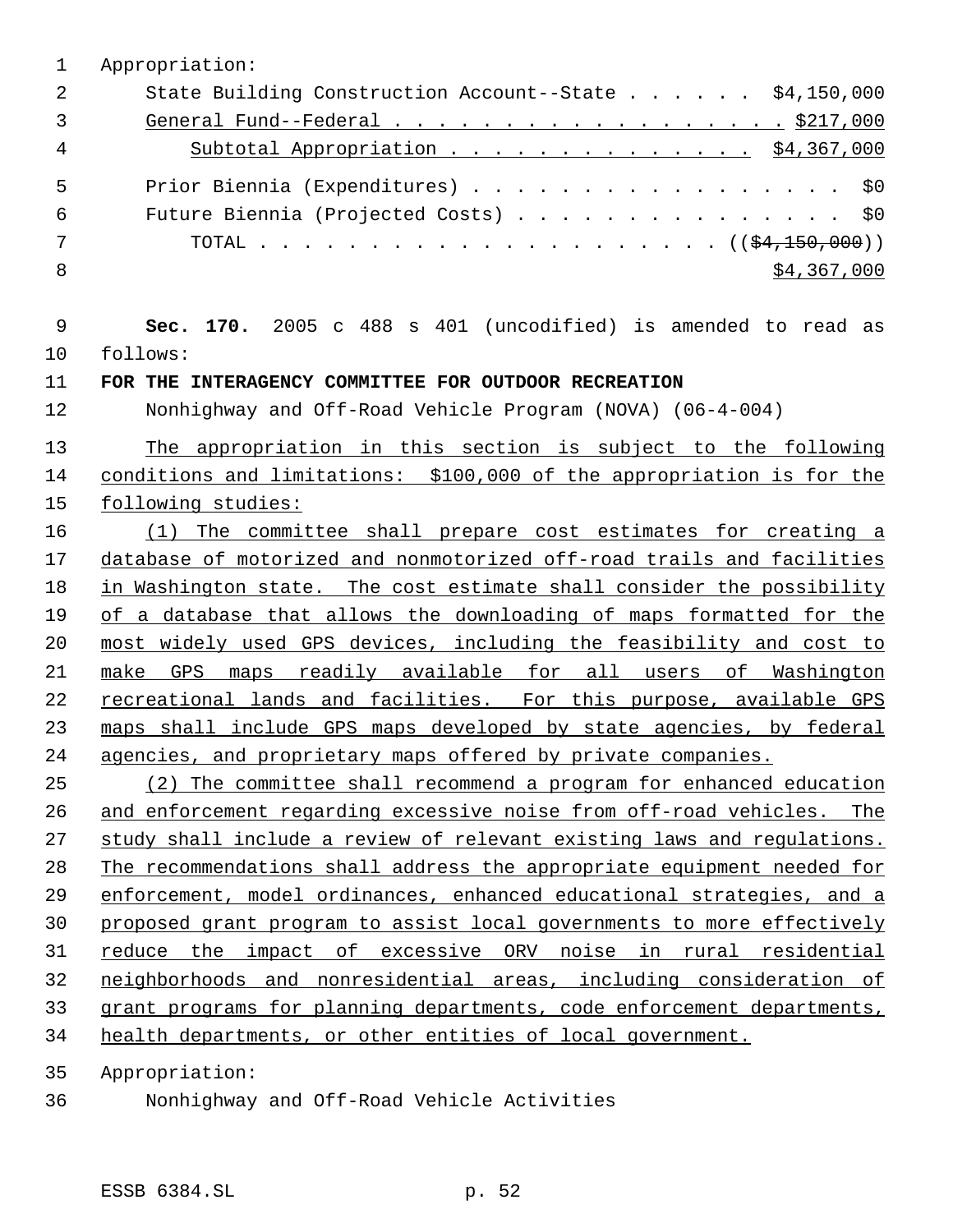Appropriation:

State Building Construction Account--State . . . . . . $4,150,000

General Fund--Federal . . . . . . . . . . . . . . . . . . $217,000

Subtotal Appropriation . . . . . . . . . . . . . . $4,367,000

Prior Biennia (Expenditures) . . . . . . . . . . . . . . . . . $0

Future Biennia (Projected Costs) . . . . . . . . . . . . . . . $0

TOTAL . . . . . . . . . . . . . . . . . . . . . . (($4,150,000))

$4,367,000

**Sec. 170.** 2005 c 488 s 401 (uncodified) is amended to read as follows:

**FOR THE INTERAGENCY COMMITTEE FOR OUTDOOR RECREATION**

Nonhighway and Off-Road Vehicle Program (NOVA) (06-4-004)

The appropriation in this section is subject to the following conditions and limitations: $100,000 of the appropriation is for the following studies:

(1) The committee shall prepare cost estimates for creating a database of motorized and nonmotorized off-road trails and facilities in Washington state. The cost estimate shall consider the possibility of a database that allows the downloading of maps formatted for the most widely used GPS devices, including the feasibility and cost to make GPS maps readily available for all users of Washington recreational lands and facilities. For this purpose, available GPS maps shall include GPS maps developed by state agencies, by federal agencies, and proprietary maps offered by private companies.

(2) The committee shall recommend a program for enhanced education and enforcement regarding excessive noise from off-road vehicles. The study shall include a review of relevant existing laws and regulations. The recommendations shall address the appropriate equipment needed for enforcement, model ordinances, enhanced educational strategies, and a proposed grant program to assist local governments to more effectively reduce the impact of excessive ORV noise in rural residential neighborhoods and nonresidential areas, including consideration of grant programs for planning departments, code enforcement departments, health departments, or other entities of local government.

Appropriation:

Nonhighway and Off-Road Vehicle Activities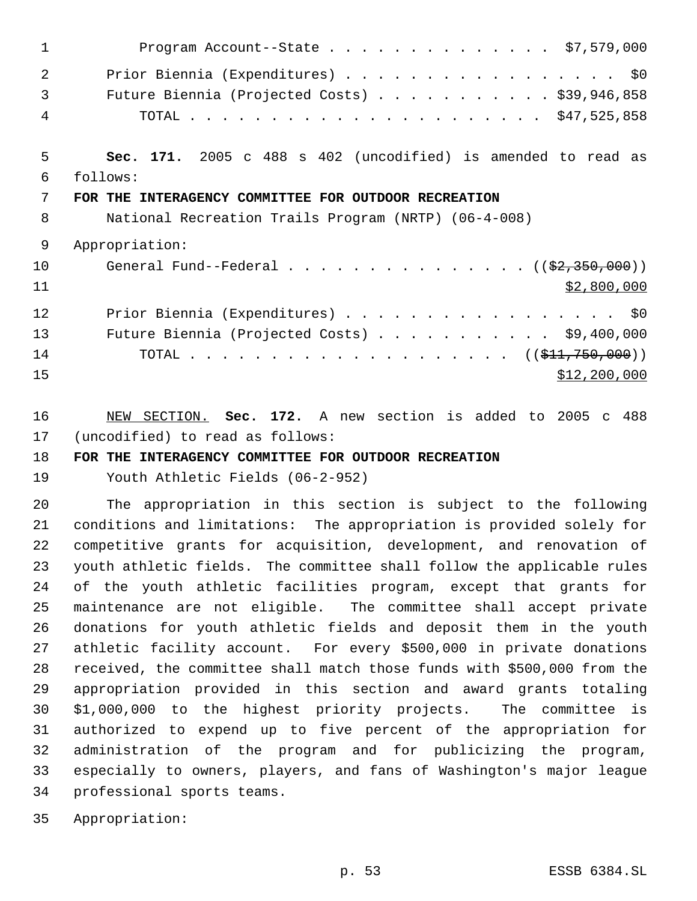Program Account--State . . . . . . . . . . . . . . $7,579,000

Prior Biennia (Expenditures) . . . . . . . . . . . . . . . . . . $0

Future Biennia (Projected Costs) . . . . . . . . . . . $39,946,858

TOTAL . . . . . . . . . . . . . . . . . . . . . . $47,525,858

**Sec. 171.** 2005 c 488 s 402 (uncodified) is amended to read as follows:

**FOR THE INTERAGENCY COMMITTEE FOR OUTDOOR RECREATION**

National Recreation Trails Program (NRTP) (06-4-008)

Appropriation:

General Fund--Federal . . . . . . . . . . . . . . . . ((~~$2,350,000~~)) <u>$2,800,000</u>

Prior Biennia (Expenditures) . . . . . . . . . . . . . . . . . . $0

Future Biennia (Projected Costs) . . . . . . . . . . . . $9,400,000

TOTAL . . . . . . . . . . . . . . . . . . . . . ((~~$11,750,000~~)) <u>$12,200,000</u>

<u>NEW SECTION.</u> **Sec. 172.** A new section is added to 2005 c 488 (uncodified) to read as follows:

**FOR THE INTERAGENCY COMMITTEE FOR OUTDOOR RECREATION**

Youth Athletic Fields (06-2-952)

The appropriation in this section is subject to the following conditions and limitations: The appropriation is provided solely for competitive grants for acquisition, development, and renovation of youth athletic fields. The committee shall follow the applicable rules of the youth athletic facilities program, except that grants for maintenance are not eligible. The committee shall accept private donations for youth athletic fields and deposit them in the youth athletic facility account. For every $500,000 in private donations received, the committee shall match those funds with $500,000 from the appropriation provided in this section and award grants totaling $1,000,000 to the highest priority projects. The committee is authorized to expend up to five percent of the appropriation for administration of the program and for publicizing the program, especially to owners, players, and fans of Washington's major league professional sports teams.

Appropriation: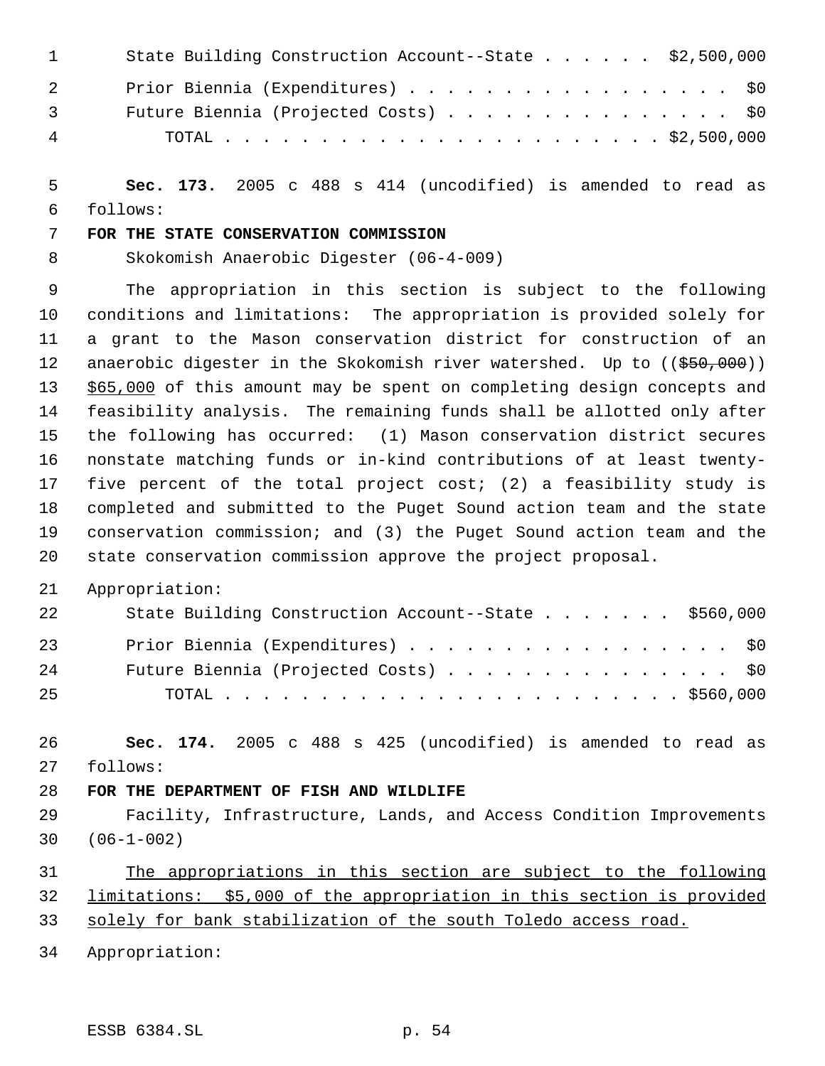State Building Construction Account--State . . . . . . $2,500,000
Prior Biennia (Expenditures) . . . . . . . . . . . . . . . . . $0
Future Biennia (Projected Costs) . . . . . . . . . . . . . . . $0
TOTAL . . . . . . . . . . . . . . . . . . . . . . . . $2,500,000

**Sec. 173.** 2005 c 488 s 414 (uncodified) is amended to read as follows:

**FOR THE STATE CONSERVATION COMMISSION**

Skokomish Anaerobic Digester (06-4-009)

The appropriation in this section is subject to the following conditions and limitations: The appropriation is provided solely for a grant to the Mason conservation district for construction of an anaerobic digester in the Skokomish river watershed. Up to ((~~$50,000~~)) <u>$65,000</u> of this amount may be spent on completing design concepts and feasibility analysis. The remaining funds shall be allotted only after the following has occurred: (1) Mason conservation district secures nonstate matching funds or in-kind contributions of at least twenty-five percent of the total project cost; (2) a feasibility study is completed and submitted to the Puget Sound action team and the state conservation commission; and (3) the Puget Sound action team and the state conservation commission approve the project proposal.

Appropriation:

State Building Construction Account--State . . . . . . . $560,000
Prior Biennia (Expenditures) . . . . . . . . . . . . . . . . . $0
Future Biennia (Projected Costs) . . . . . . . . . . . . . . . $0
TOTAL . . . . . . . . . . . . . . . . . . . . . . . . . $560,000

**Sec. 174.** 2005 c 488 s 425 (uncodified) is amended to read as follows:

**FOR THE DEPARTMENT OF FISH AND WILDLIFE**

Facility, Infrastructure, Lands, and Access Condition Improvements (06-1-002)

<u>The appropriations in this section are subject to the following limitations: $5,000 of the appropriation in this section is provided solely for bank stabilization of the south Toledo access road.</u>

Appropriation: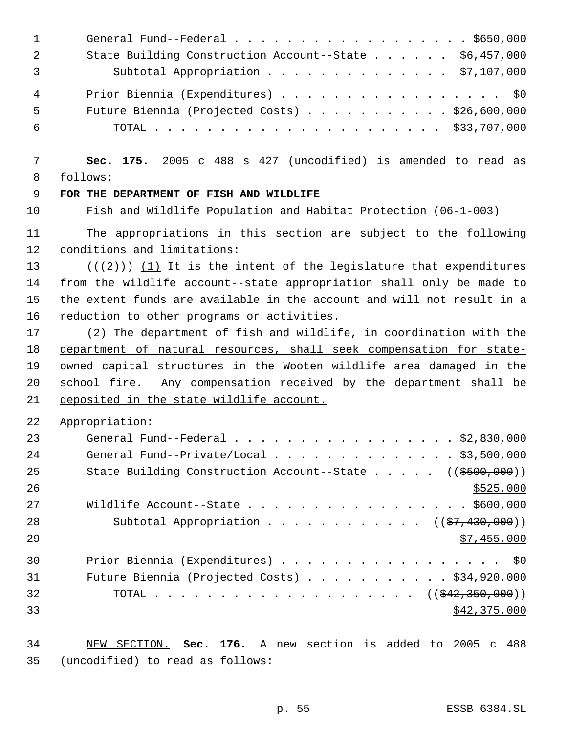General Fund--Federal . . . . . . . . . . . . . . . . . . . $650,000
State Building Construction Account--State . . . . . . $6,457,000
Subtotal Appropriation . . . . . . . . . . . . . . $7,107,000

Prior Biennia (Expenditures) . . . . . . . . . . . . . . . . . . $0
Future Biennia (Projected Costs) . . . . . . . . . . . $26,600,000
TOTAL . . . . . . . . . . . . . . . . . . . . . . $33,707,000

**Sec. 175.** 2005 c 488 s 427 (uncodified) is amended to read as follows:

**FOR THE DEPARTMENT OF FISH AND WILDLIFE**

Fish and Wildlife Population and Habitat Protection (06-1-003)

The appropriations in this section are subject to the following conditions and limitations:

((~~(2)~~)) <u>(1)</u> It is the intent of the legislature that expenditures from the wildlife account--state appropriation shall only be made to the extent funds are available in the account and will not result in a reduction to other programs or activities.

<u>(2) The department of fish and wildlife, in coordination with the department of natural resources, shall seek compensation for state-owned capital structures in the Wooten wildlife area damaged in the school fire. Any compensation received by the department shall be deposited in the state wildlife account.</u>

Appropriation:

General Fund--Federal . . . . . . . . . . . . . . . . . $2,830,000
General Fund--Private/Local . . . . . . . . . . . . . . $3,500,000
State Building Construction Account--State . . . . . ((~~$500,000~~))
<u>$525,000</u>
Wildlife Account--State . . . . . . . . . . . . . . . . . $600,000
Subtotal Appropriation . . . . . . . . . . . . ((~~$7,430,000~~))
<u>$7,455,000</u>

Prior Biennia (Expenditures) . . . . . . . . . . . . . . . . . . $0
Future Biennia (Projected Costs) . . . . . . . . . . . $34,920,000
TOTAL . . . . . . . . . . . . . . . . . . . . . ((~~$42,350,000~~))
<u>$42,375,000</u>

<u>NEW SECTION.</u> **Sec. 176.** A new section is added to 2005 c 488 (uncodified) to read as follows: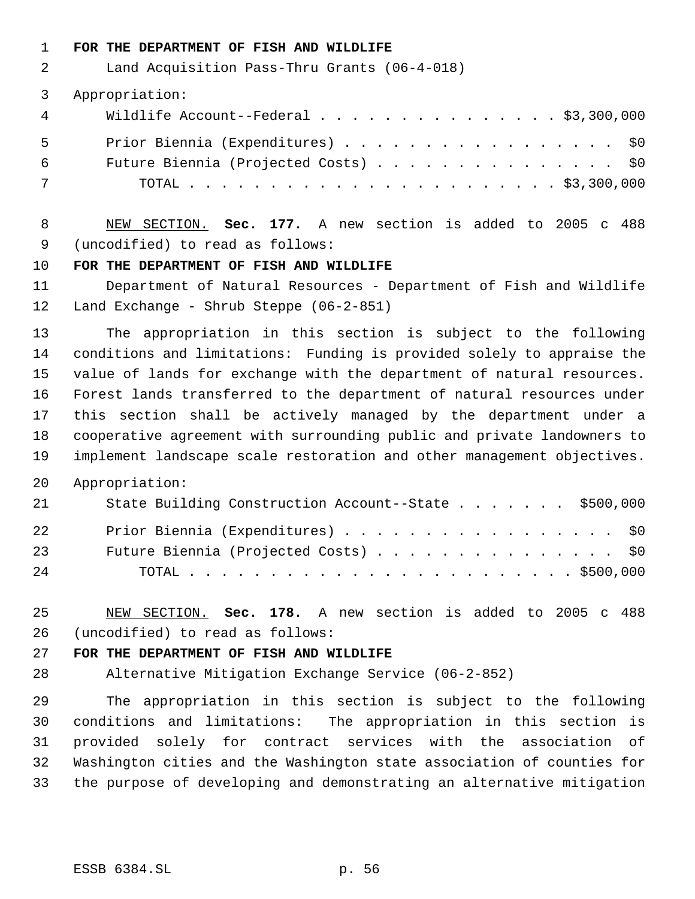**FOR THE DEPARTMENT OF FISH AND WILDLIFE**

Land Acquisition Pass-Thru Grants (06-4-018)

Appropriation:

| | |
|---|---|
| Wildlife Account--Federal | $3,300,000 |
| Prior Biennia (Expenditures) | $0 |
| Future Biennia (Projected Costs) | $0 |
| TOTAL | $3,300,000 |

NEW SECTION. **Sec. 177.** A new section is added to 2005 c 488 (uncodified) to read as follows:

**FOR THE DEPARTMENT OF FISH AND WILDLIFE**

Department of Natural Resources - Department of Fish and Wildlife Land Exchange - Shrub Steppe (06-2-851)

The appropriation in this section is subject to the following conditions and limitations: Funding is provided solely to appraise the value of lands for exchange with the department of natural resources. Forest lands transferred to the department of natural resources under this section shall be actively managed by the department under a cooperative agreement with surrounding public and private landowners to implement landscape scale restoration and other management objectives.

Appropriation:

| | |
|---|---|
| State Building Construction Account--State | $500,000 |
| Prior Biennia (Expenditures) | $0 |
| Future Biennia (Projected Costs) | $0 |
| TOTAL | $500,000 |

NEW SECTION. **Sec. 178.** A new section is added to 2005 c 488 (uncodified) to read as follows:

**FOR THE DEPARTMENT OF FISH AND WILDLIFE**

Alternative Mitigation Exchange Service (06-2-852)

The appropriation in this section is subject to the following conditions and limitations: The appropriation in this section is provided solely for contract services with the association of Washington cities and the Washington state association of counties for the purpose of developing and demonstrating an alternative mitigation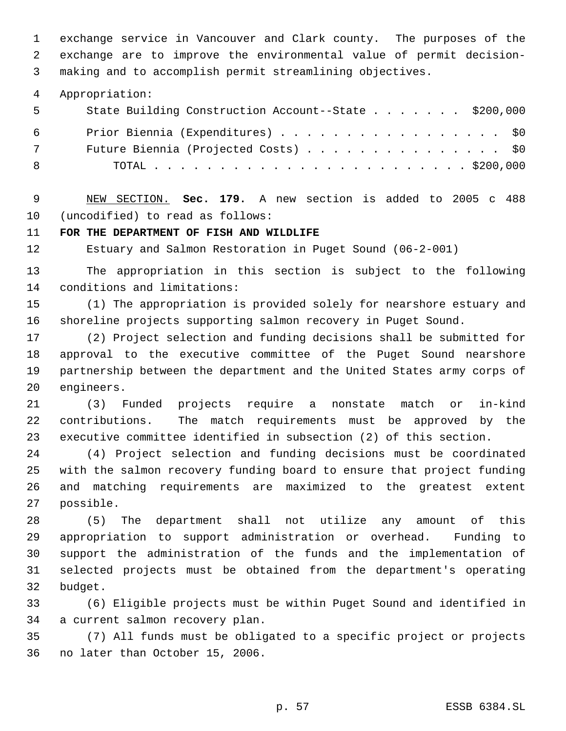exchange service in Vancouver and Clark county. The purposes of the exchange are to improve the environmental value of permit decision-making and to accomplish permit streamlining objectives.

Appropriation:

| | |
|---|---|
| State Building Construction Account--State | $200,000 |
| Prior Biennia (Expenditures) | $0 |
| Future Biennia (Projected Costs) | $0 |
| TOTAL | $200,000 |

NEW SECTION. **Sec. 179.** A new section is added to 2005 c 488 (uncodified) to read as follows:

**FOR THE DEPARTMENT OF FISH AND WILDLIFE**

Estuary and Salmon Restoration in Puget Sound (06-2-001)

The appropriation in this section is subject to the following conditions and limitations:

(1) The appropriation is provided solely for nearshore estuary and shoreline projects supporting salmon recovery in Puget Sound.

(2) Project selection and funding decisions shall be submitted for approval to the executive committee of the Puget Sound nearshore partnership between the department and the United States army corps of engineers.

(3) Funded projects require a nonstate match or in-kind contributions. The match requirements must be approved by the executive committee identified in subsection (2) of this section.

(4) Project selection and funding decisions must be coordinated with the salmon recovery funding board to ensure that project funding and matching requirements are maximized to the greatest extent possible.

(5) The department shall not utilize any amount of this appropriation to support administration or overhead. Funding to support the administration of the funds and the implementation of selected projects must be obtained from the department's operating budget.

(6) Eligible projects must be within Puget Sound and identified in a current salmon recovery plan.

(7) All funds must be obligated to a specific project or projects no later than October 15, 2006.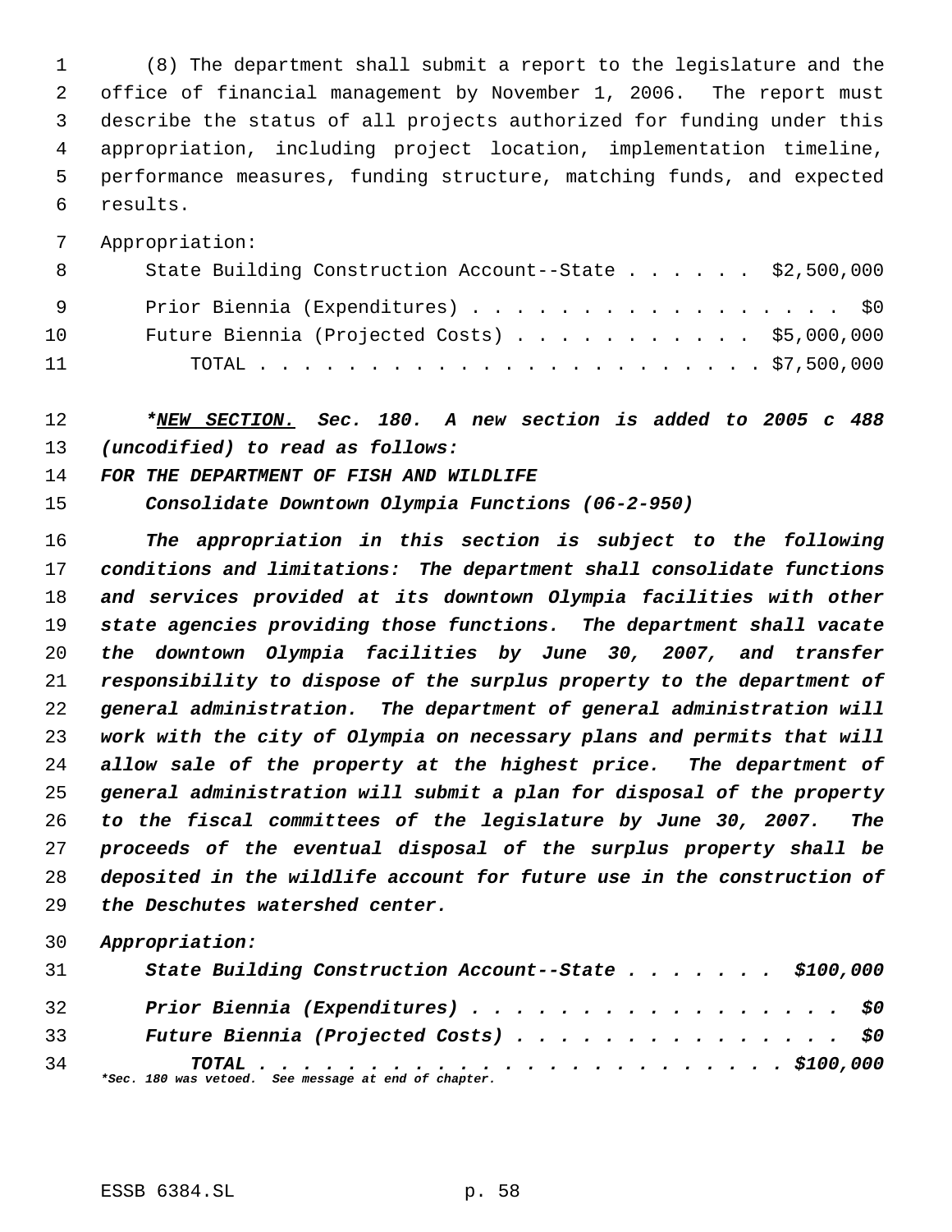(8) The department shall submit a report to the legislature and the office of financial management by November 1, 2006. The report must describe the status of all projects authorized for funding under this appropriation, including project location, implementation timeline, performance measures, funding structure, matching funds, and expected results.

Appropriation:

| | |
|---|---|
| State Building Construction Account--State | $2,500,000 |
| Prior Biennia (Expenditures) | $0 |
| Future Biennia (Projected Costs) | $5,000,000 |
| TOTAL | $7,500,000 |

***NEW SECTION.** Sec. 180. A new section is added to 2005 c 488 (uncodified) to read as follows:*

***FOR THE DEPARTMENT OF FISH AND WILDLIFE***

***Consolidate Downtown Olympia Functions (06-2-950)***

***The appropriation in this section is subject to the following conditions and limitations: The department shall consolidate functions and services provided at its downtown Olympia facilities with other state agencies providing those functions. The department shall vacate the downtown Olympia facilities by June 30, 2007, and transfer responsibility to dispose of the surplus property to the department of general administration. The department of general administration will work with the city of Olympia on necessary plans and permits that will allow sale of the property at the highest price. The department of general administration will submit a plan for disposal of the property to the fiscal committees of the legislature by June 30, 2007. The proceeds of the eventual disposal of the surplus property shall be deposited in the wildlife account for future use in the construction of the Deschutes watershed center.***

***Appropriation:***

| | |
|---|---|
| ***State Building Construction Account--State*** | ***$100,000*** |
| ***Prior Biennia (Expenditures)*** | ***$0*** |
| ***Future Biennia (Projected Costs)*** | ***$0*** |
| ***TOTAL*** | ***$100,000*** |

***Sec. 180 was vetoed. See message at end of chapter.***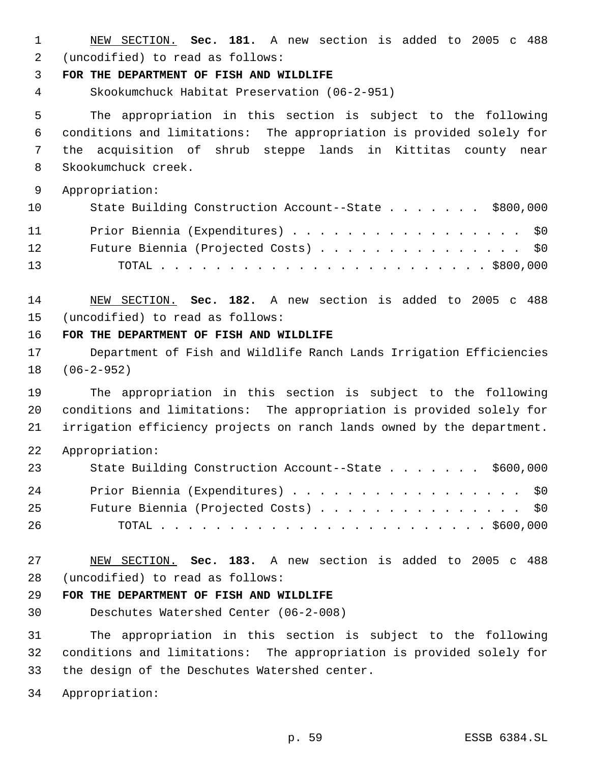NEW SECTION. **Sec. 181.** A new section is added to 2005 c 488 (uncodified) to read as follows:

**FOR THE DEPARTMENT OF FISH AND WILDLIFE**

Skookumchuck Habitat Preservation (06-2-951)

The appropriation in this section is subject to the following conditions and limitations: The appropriation is provided solely for the acquisition of shrub steppe lands in Kittitas county near Skookumchuck creek.

Appropriation:

State Building Construction Account--State . . . . . . . $800,000

Prior Biennia (Expenditures) . . . . . . . . . . . . . . . . . $0

Future Biennia (Projected Costs) . . . . . . . . . . . . . . . $0

TOTAL . . . . . . . . . . . . . . . . . . . . . . . . . $800,000

NEW SECTION. **Sec. 182.** A new section is added to 2005 c 488 (uncodified) to read as follows:

**FOR THE DEPARTMENT OF FISH AND WILDLIFE**

Department of Fish and Wildlife Ranch Lands Irrigation Efficiencies (06-2-952)

The appropriation in this section is subject to the following conditions and limitations: The appropriation is provided solely for irrigation efficiency projects on ranch lands owned by the department.

Appropriation:

State Building Construction Account--State . . . . . . . $600,000

Prior Biennia (Expenditures) . . . . . . . . . . . . . . . . . $0

Future Biennia (Projected Costs) . . . . . . . . . . . . . . . $0

TOTAL . . . . . . . . . . . . . . . . . . . . . . . . . $600,000

NEW SECTION. **Sec. 183.** A new section is added to 2005 c 488 (uncodified) to read as follows:

**FOR THE DEPARTMENT OF FISH AND WILDLIFE**

Deschutes Watershed Center (06-2-008)

The appropriation in this section is subject to the following conditions and limitations: The appropriation is provided solely for the design of the Deschutes Watershed center.

Appropriation: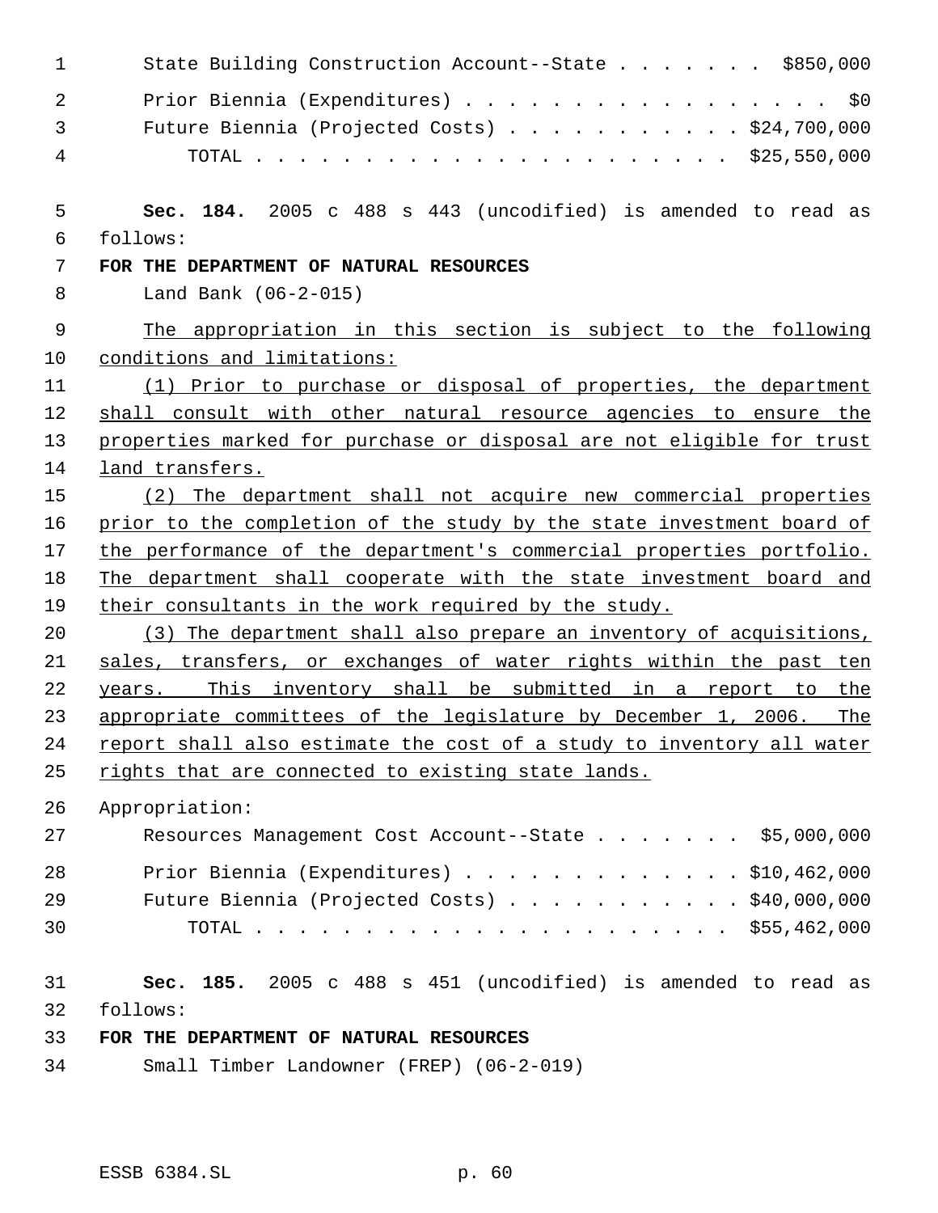State Building Construction Account--State . . . . . . . $850,000

Prior Biennia (Expenditures) . . . . . . . . . . . . . . . . . $0
Future Biennia (Projected Costs) . . . . . . . . . . . $24,700,000
TOTAL . . . . . . . . . . . . . . . . . . . . . . $25,550,000

**Sec. 184.** 2005 c 488 s 443 (uncodified) is amended to read as follows:

**FOR THE DEPARTMENT OF NATURAL RESOURCES**

Land Bank (06-2-015)

The appropriation in this section is subject to the following conditions and limitations:

(1) Prior to purchase or disposal of properties, the department shall consult with other natural resource agencies to ensure the properties marked for purchase or disposal are not eligible for trust land transfers.

(2) The department shall not acquire new commercial properties prior to the completion of the study by the state investment board of the performance of the department's commercial properties portfolio. The department shall cooperate with the state investment board and their consultants in the work required by the study.

(3) The department shall also prepare an inventory of acquisitions, sales, transfers, or exchanges of water rights within the past ten years. This inventory shall be submitted in a report to the appropriate committees of the legislature by December 1, 2006. The report shall also estimate the cost of a study to inventory all water rights that are connected to existing state lands.

Appropriation:

Resources Management Cost Account--State . . . . . . . $5,000,000

Prior Biennia (Expenditures) . . . . . . . . . . . . . $10,462,000
Future Biennia (Projected Costs) . . . . . . . . . . . $40,000,000
TOTAL . . . . . . . . . . . . . . . . . . . . . . $55,462,000

**Sec. 185.** 2005 c 488 s 451 (uncodified) is amended to read as follows:

**FOR THE DEPARTMENT OF NATURAL RESOURCES**

Small Timber Landowner (FREP) (06-2-019)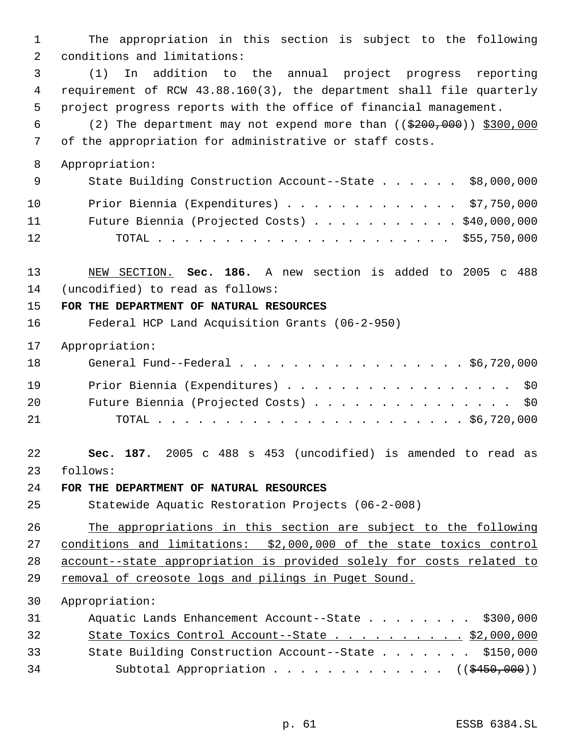The appropriation in this section is subject to the following conditions and limitations:

(1) In addition to the annual project progress reporting requirement of RCW 43.88.160(3), the department shall file quarterly project progress reports with the office of financial management.

(2) The department may not expend more than ((~~$200,000~~)) <u>$300,000</u> of the appropriation for administrative or staff costs.

Appropriation:

| | |
|---|---|
| State Building Construction Account--State | $8,000,000 |
| Prior Biennia (Expenditures) | $7,750,000 |
| Future Biennia (Projected Costs) | $40,000,000 |
| TOTAL | $55,750,000 |

<u>NEW SECTION.</u> **Sec. 186.** A new section is added to 2005 c 488 (uncodified) to read as follows:

**FOR THE DEPARTMENT OF NATURAL RESOURCES**

Federal HCP Land Acquisition Grants (06-2-950)

Appropriation:

| | |
|---|---|
| General Fund--Federal | $6,720,000 |
| Prior Biennia (Expenditures) | $0 |
| Future Biennia (Projected Costs) | $0 |
| TOTAL | $6,720,000 |

**Sec. 187.** 2005 c 488 s 453 (uncodified) is amended to read as follows:

**FOR THE DEPARTMENT OF NATURAL RESOURCES**

Statewide Aquatic Restoration Projects (06-2-008)

<u>The appropriations in this section are subject to the following conditions and limitations: $2,000,000 of the state toxics control account--state appropriation is provided solely for costs related to removal of creosote logs and pilings in Puget Sound.</u>

Appropriation:

| | |
|---|---|
| Aquatic Lands Enhancement Account--State | $300,000 |
| <u>State Toxics Control Account--State</u> | <u>$2,000,000</u> |
| State Building Construction Account--State | $150,000 |
| Subtotal Appropriation | ((~~$450,000~~)) |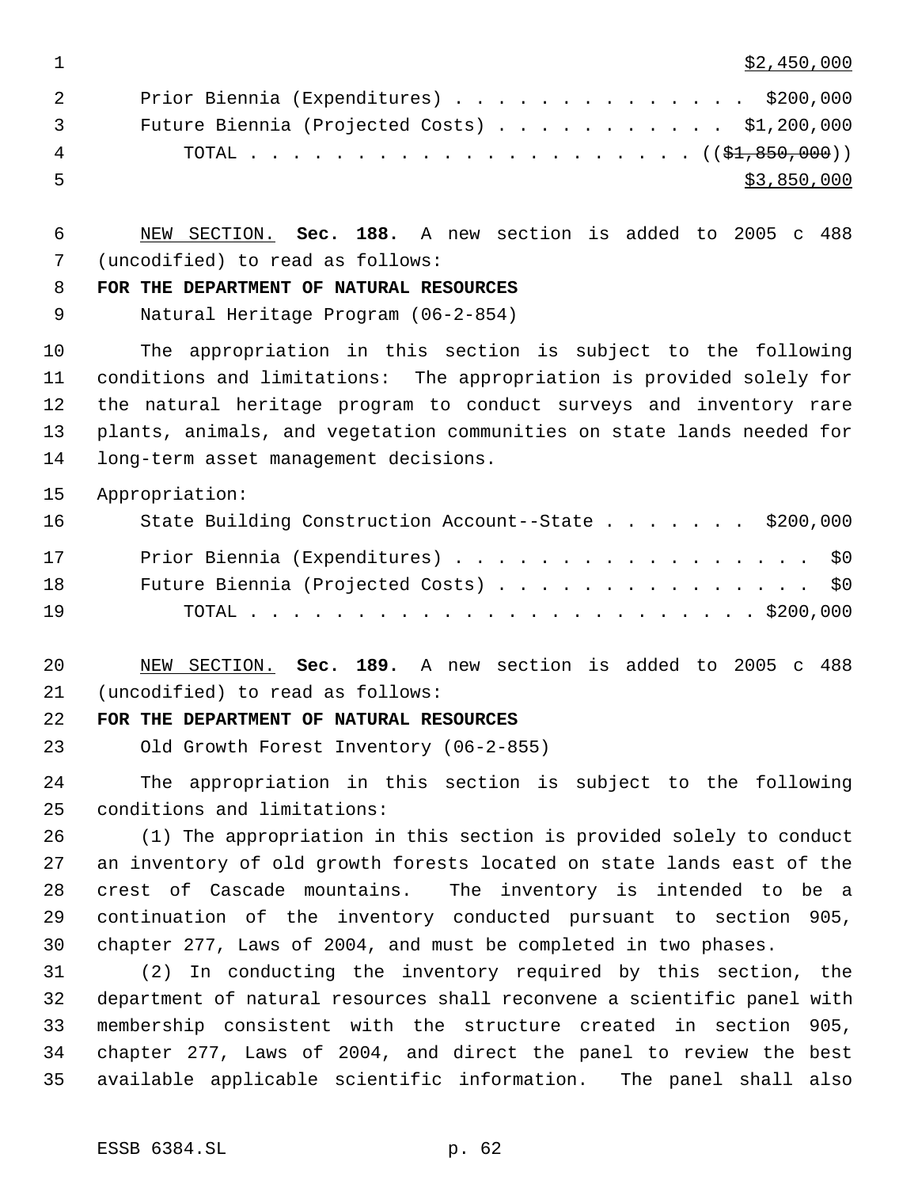$2,450,000

Prior Biennia (Expenditures) . . . . . . . . . . . . . . $200,000
Future Biennia (Projected Costs) . . . . . . . . . . . $1,200,000
TOTAL . . . . . . . . . . . . . . . . . . . . . . . (($1,850,000))
$3,850,000

NEW SECTION. **Sec. 188.** A new section is added to 2005 c 488 (uncodified) to read as follows:

**FOR THE DEPARTMENT OF NATURAL RESOURCES**

Natural Heritage Program (06-2-854)

The appropriation in this section is subject to the following conditions and limitations: The appropriation is provided solely for the natural heritage program to conduct surveys and inventory rare plants, animals, and vegetation communities on state lands needed for long-term asset management decisions.

Appropriation:

State Building Construction Account--State . . . . . . . $200,000
Prior Biennia (Expenditures) . . . . . . . . . . . . . . . . . $0
Future Biennia (Projected Costs) . . . . . . . . . . . . . . . $0
TOTAL . . . . . . . . . . . . . . . . . . . . . . . . . $200,000

NEW SECTION. **Sec. 189.** A new section is added to 2005 c 488 (uncodified) to read as follows:

**FOR THE DEPARTMENT OF NATURAL RESOURCES**

Old Growth Forest Inventory (06-2-855)

The appropriation in this section is subject to the following conditions and limitations:

(1) The appropriation in this section is provided solely to conduct an inventory of old growth forests located on state lands east of the crest of Cascade mountains. The inventory is intended to be a continuation of the inventory conducted pursuant to section 905, chapter 277, Laws of 2004, and must be completed in two phases.

(2) In conducting the inventory required by this section, the department of natural resources shall reconvene a scientific panel with membership consistent with the structure created in section 905, chapter 277, Laws of 2004, and direct the panel to review the best available applicable scientific information. The panel shall also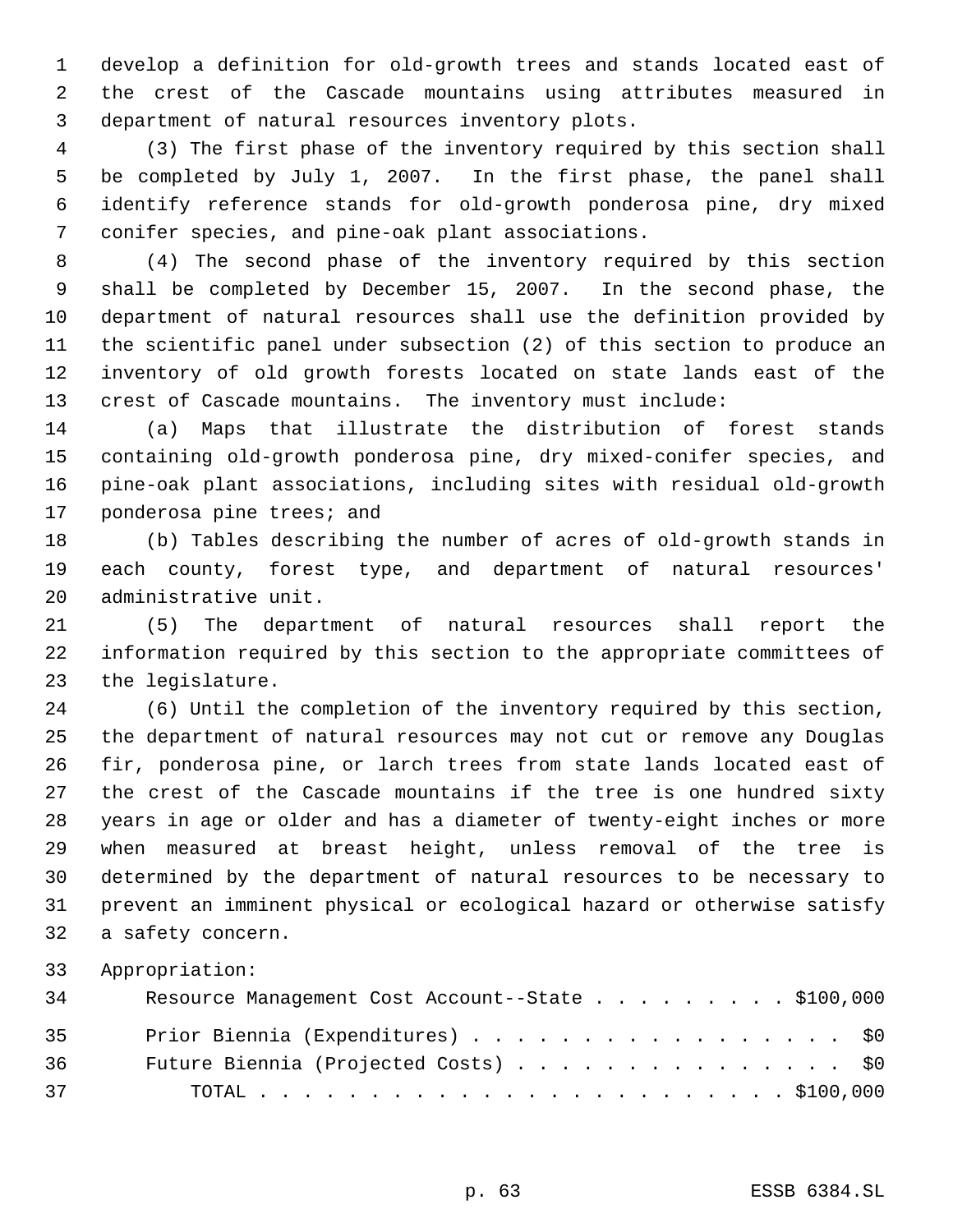develop a definition for old-growth trees and stands located east of the crest of the Cascade mountains using attributes measured in department of natural resources inventory plots.

(3) The first phase of the inventory required by this section shall be completed by July 1, 2007. In the first phase, the panel shall identify reference stands for old-growth ponderosa pine, dry mixed conifer species, and pine-oak plant associations.

(4) The second phase of the inventory required by this section shall be completed by December 15, 2007. In the second phase, the department of natural resources shall use the definition provided by the scientific panel under subsection (2) of this section to produce an inventory of old growth forests located on state lands east of the crest of Cascade mountains. The inventory must include:

(a) Maps that illustrate the distribution of forest stands containing old-growth ponderosa pine, dry mixed-conifer species, and pine-oak plant associations, including sites with residual old-growth ponderosa pine trees; and

(b) Tables describing the number of acres of old-growth stands in each county, forest type, and department of natural resources' administrative unit.

(5) The department of natural resources shall report the information required by this section to the appropriate committees of the legislature.

(6) Until the completion of the inventory required by this section, the department of natural resources may not cut or remove any Douglas fir, ponderosa pine, or larch trees from state lands located east of the crest of the Cascade mountains if the tree is one hundred sixty years in age or older and has a diameter of twenty-eight inches or more when measured at breast height, unless removal of the tree is determined by the department of natural resources to be necessary to prevent an imminent physical or ecological hazard or otherwise satisfy a safety concern.

Appropriation:

| | |
|---|---|
| Resource Management Cost Account--State | $100,000 |
| Prior Biennia (Expenditures) | $0 |
| Future Biennia (Projected Costs) | $0 |
| TOTAL | $100,000 |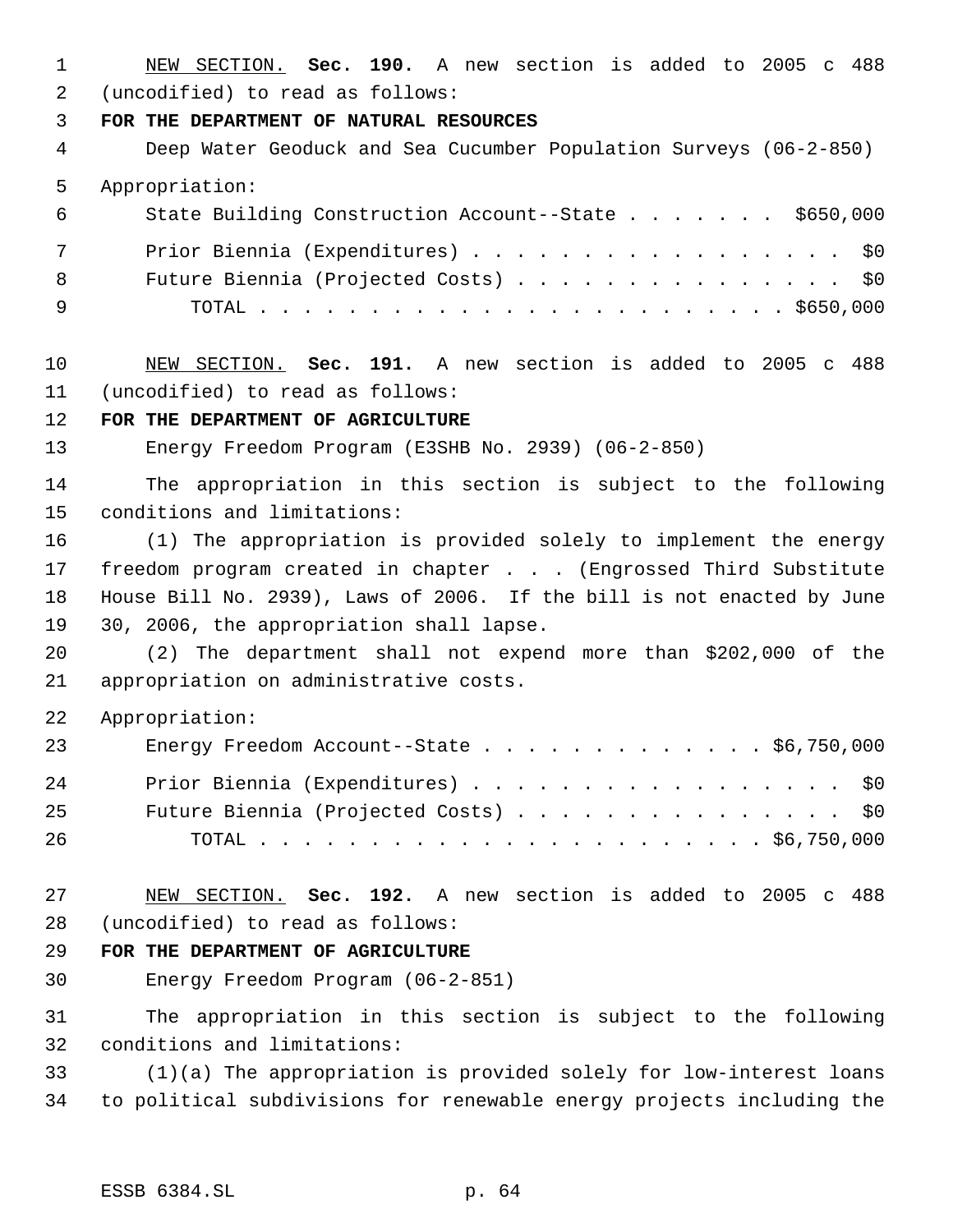NEW SECTION. **Sec. 190.** A new section is added to 2005 c 488 (uncodified) to read as follows:

**FOR THE DEPARTMENT OF NATURAL RESOURCES**

Deep Water Geoduck and Sea Cucumber Population Surveys (06-2-850)

Appropriation:

| | |
|---|---|
| State Building Construction Account--State | $650,000 |
| Prior Biennia (Expenditures) | $0 |
| Future Biennia (Projected Costs) | $0 |
| TOTAL | $650,000 |

NEW SECTION. **Sec. 191.** A new section is added to 2005 c 488 (uncodified) to read as follows:

**FOR THE DEPARTMENT OF AGRICULTURE**

Energy Freedom Program (E3SHB No. 2939) (06-2-850)

The appropriation in this section is subject to the following conditions and limitations:

(1) The appropriation is provided solely to implement the energy freedom program created in chapter . . . (Engrossed Third Substitute House Bill No. 2939), Laws of 2006. If the bill is not enacted by June 30, 2006, the appropriation shall lapse.

(2) The department shall not expend more than $202,000 of the appropriation on administrative costs.

Appropriation:

| | |
|---|---|
| Energy Freedom Account--State | $6,750,000 |
| Prior Biennia (Expenditures) | $0 |
| Future Biennia (Projected Costs) | $0 |
| TOTAL | $6,750,000 |

NEW SECTION. **Sec. 192.** A new section is added to 2005 c 488 (uncodified) to read as follows:

**FOR THE DEPARTMENT OF AGRICULTURE**

Energy Freedom Program (06-2-851)

The appropriation in this section is subject to the following conditions and limitations:

(1)(a) The appropriation is provided solely for low-interest loans to political subdivisions for renewable energy projects including the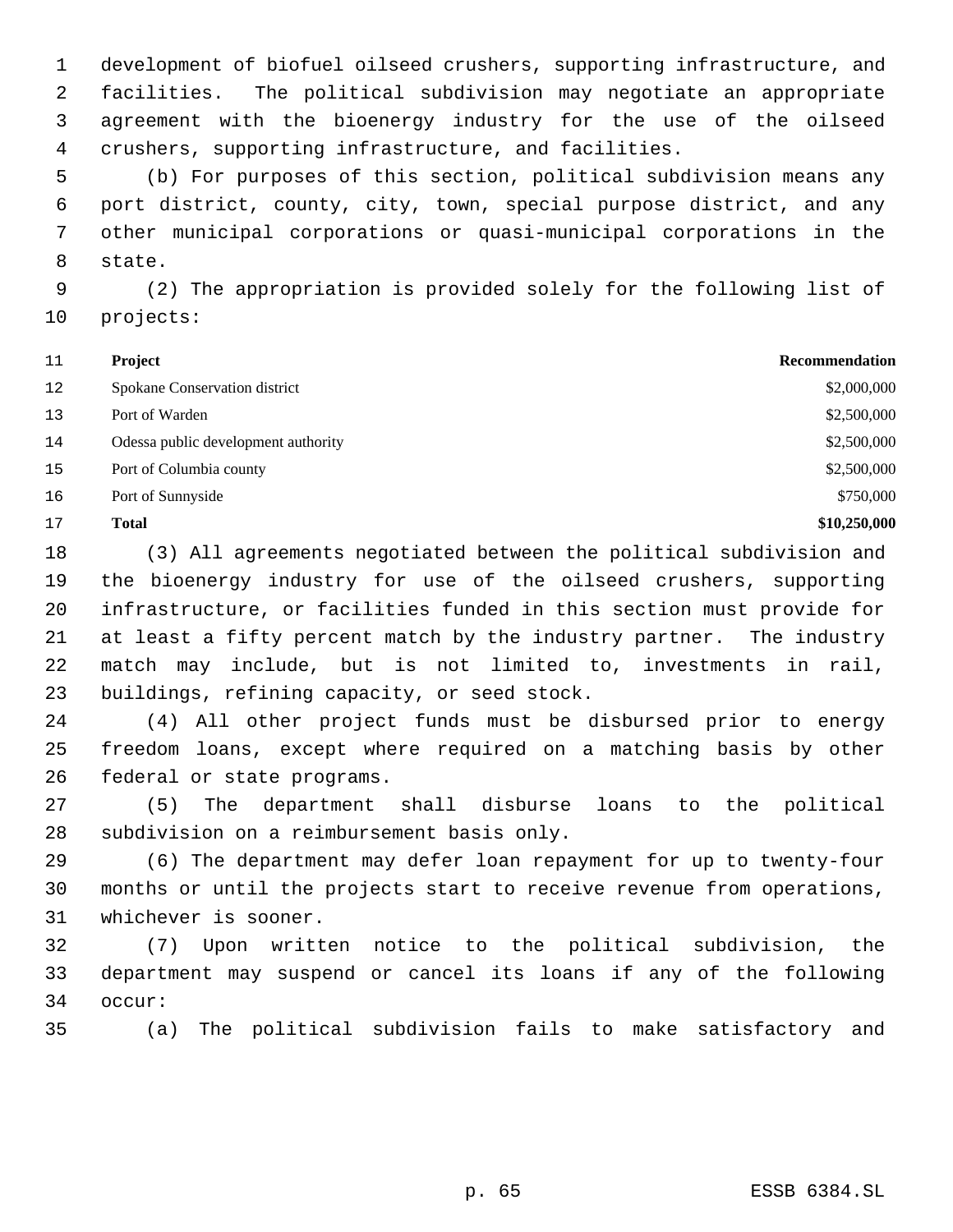development of biofuel oilseed crushers, supporting infrastructure, and facilities. The political subdivision may negotiate an appropriate agreement with the bioenergy industry for the use of the oilseed crushers, supporting infrastructure, and facilities.

(b) For purposes of this section, political subdivision means any port district, county, city, town, special purpose district, and any other municipal corporations or quasi-municipal corporations in the state.

(2) The appropriation is provided solely for the following list of projects:

| Project | Recommendation |
|---|---|
| Spokane Conservation district | $2,000,000 |
| Port of Warden | $2,500,000 |
| Odessa public development authority | $2,500,000 |
| Port of Columbia county | $2,500,000 |
| Port of Sunnyside | $750,000 |
| **Total** | **$10,250,000** |

(3) All agreements negotiated between the political subdivision and the bioenergy industry for use of the oilseed crushers, supporting infrastructure, or facilities funded in this section must provide for at least a fifty percent match by the industry partner. The industry match may include, but is not limited to, investments in rail, buildings, refining capacity, or seed stock.

(4) All other project funds must be disbursed prior to energy freedom loans, except where required on a matching basis by other federal or state programs.

(5) The department shall disburse loans to the political subdivision on a reimbursement basis only.

(6) The department may defer loan repayment for up to twenty-four months or until the projects start to receive revenue from operations, whichever is sooner.

(7) Upon written notice to the political subdivision, the department may suspend or cancel its loans if any of the following occur:

(a) The political subdivision fails to make satisfactory and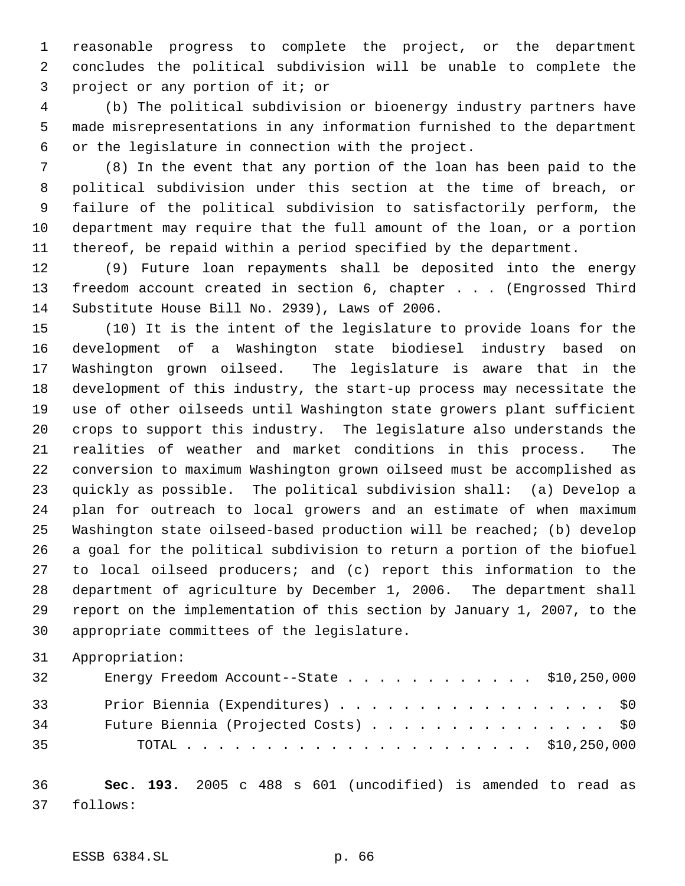reasonable progress to complete the project, or the department concludes the political subdivision will be unable to complete the project or any portion of it; or

(b) The political subdivision or bioenergy industry partners have made misrepresentations in any information furnished to the department or the legislature in connection with the project.

(8) In the event that any portion of the loan has been paid to the political subdivision under this section at the time of breach, or failure of the political subdivision to satisfactorily perform, the department may require that the full amount of the loan, or a portion thereof, be repaid within a period specified by the department.

(9) Future loan repayments shall be deposited into the energy freedom account created in section 6, chapter . . . (Engrossed Third Substitute House Bill No. 2939), Laws of 2006.

(10) It is the intent of the legislature to provide loans for the development of a Washington state biodiesel industry based on Washington grown oilseed. The legislature is aware that in the development of this industry, the start-up process may necessitate the use of other oilseeds until Washington state growers plant sufficient crops to support this industry. The legislature also understands the realities of weather and market conditions in this process. The conversion to maximum Washington grown oilseed must be accomplished as quickly as possible. The political subdivision shall: (a) Develop a plan for outreach to local growers and an estimate of when maximum Washington state oilseed-based production will be reached; (b) develop a goal for the political subdivision to return a portion of the biofuel to local oilseed producers; and (c) report this information to the department of agriculture by December 1, 2006. The department shall report on the implementation of this section by January 1, 2007, to the appropriate committees of the legislature.

Appropriation:

| | |
|---|---|
| Energy Freedom Account--State . . . . . . . . . . . . | $10,250,000 |
| Prior Biennia (Expenditures) . . . . . . . . . . . . . . . . . . | $0 |
| Future Biennia (Projected Costs) . . . . . . . . . . . . . . . . | $0 |
| TOTAL . . . . . . . . . . . . . . . . . . . . . . . | $10,250,000 |

**Sec. 193.** 2005 c 488 s 601 (uncodified) is amended to read as follows: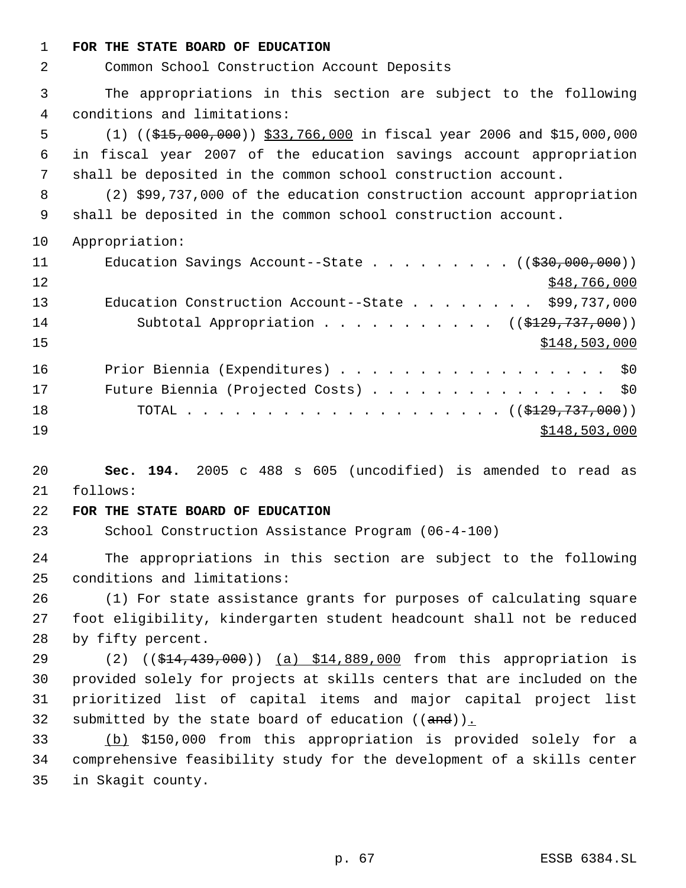**FOR THE STATE BOARD OF EDUCATION**

Common School Construction Account Deposits

The appropriations in this section are subject to the following conditions and limitations:

(1) ((~~$15,000,000~~)) <u>$33,766,000</u> in fiscal year 2006 and $15,000,000 in fiscal year 2007 of the education savings account appropriation shall be deposited in the common school construction account.

(2) $99,737,000 of the education construction account appropriation shall be deposited in the common school construction account.

Appropriation:

| | |
|---|---|
| Education Savings Account--State . . . . . . . . . | ((~~$30,000,000~~)) <u>$48,766,000</u> |
| Education Construction Account--State . . . . . . . . | $99,737,000 |
| Subtotal Appropriation . . . . . . . . . . . | ((~~$129,737,000~~)) <u>$148,503,000</u> |
| Prior Biennia (Expenditures) . . . . . . . . . . . . . . . . . | $0 |
| Future Biennia (Projected Costs) . . . . . . . . . . . . . . . | $0 |
| TOTAL . . . . . . . . . . . . . . . . . . . . | ((~~$129,737,000~~)) <u>$148,503,000</u> |

**Sec. 194.** 2005 c 488 s 605 (uncodified) is amended to read as follows:

**FOR THE STATE BOARD OF EDUCATION**

School Construction Assistance Program (06-4-100)

The appropriations in this section are subject to the following conditions and limitations:

(1) For state assistance grants for purposes of calculating square foot eligibility, kindergarten student headcount shall not be reduced by fifty percent.

(2) ((~~$14,439,000~~)) <u>(a) $14,889,000</u> from this appropriation is provided solely for projects at skills centers that are included on the prioritized list of capital items and major capital project list submitted by the state board of education ((~~and~~))<u>.</u>

<u>(b)</u> $150,000 from this appropriation is provided solely for a comprehensive feasibility study for the development of a skills center in Skagit county.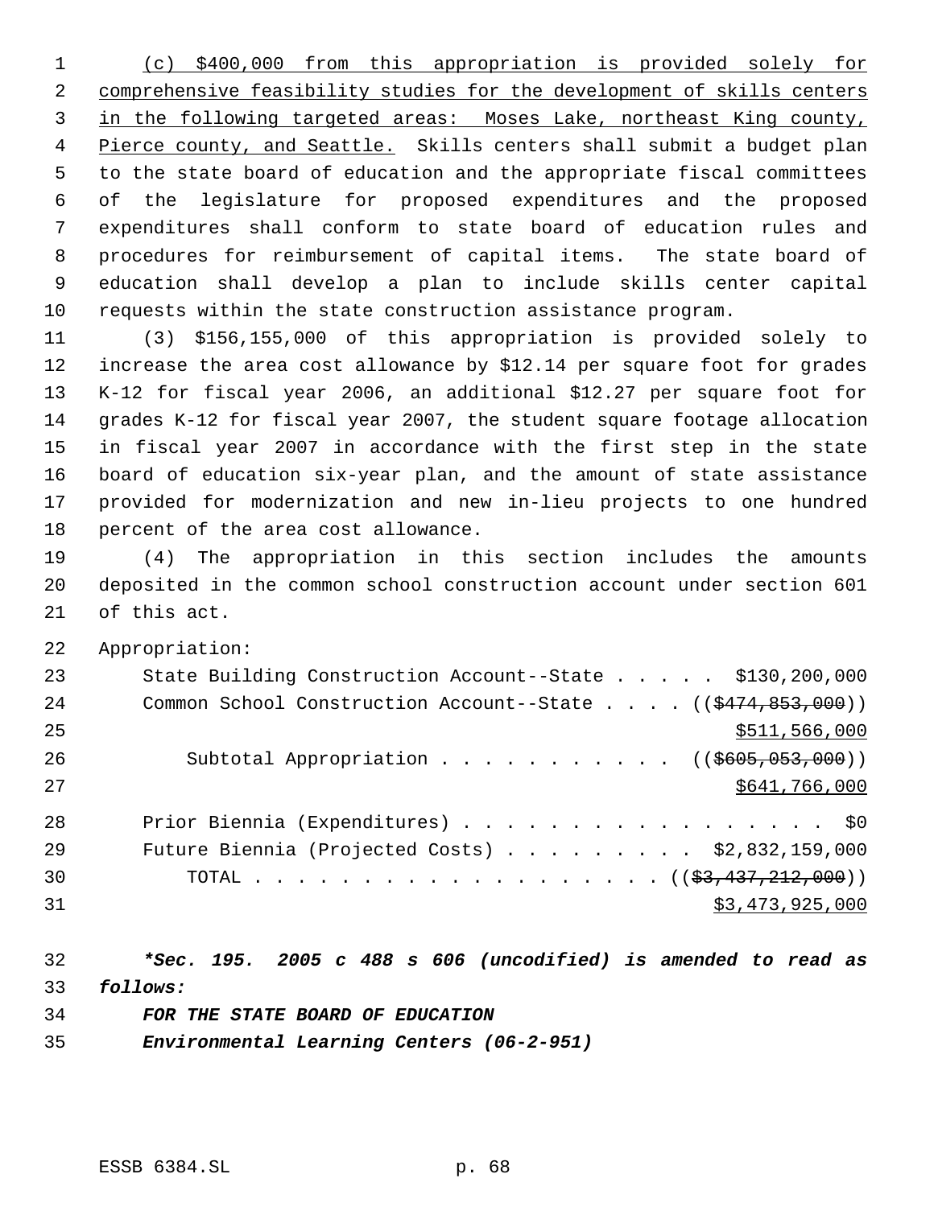(c) $400,000 from this appropriation is provided solely for comprehensive feasibility studies for the development of skills centers in the following targeted areas: Moses Lake, northeast King county, Pierce county, and Seattle. Skills centers shall submit a budget plan to the state board of education and the appropriate fiscal committees of the legislature for proposed expenditures and the proposed expenditures shall conform to state board of education rules and procedures for reimbursement of capital items. The state board of education shall develop a plan to include skills center capital requests within the state construction assistance program.

(3) $156,155,000 of this appropriation is provided solely to increase the area cost allowance by $12.14 per square foot for grades K-12 for fiscal year 2006, an additional $12.27 per square foot for grades K-12 for fiscal year 2007, the student square footage allocation in fiscal year 2007 in accordance with the first step in the state board of education six-year plan, and the amount of state assistance provided for modernization and new in-lieu projects to one hundred percent of the area cost allowance.

(4) The appropriation in this section includes the amounts deposited in the common school construction account under section 601 of this act.

Appropriation:

| | |
|---|---|
| State Building Construction Account--State | $130,200,000 |
| Common School Construction Account--State | (( ~~$474,853,000~~ )) $511,566,000 |
| Subtotal Appropriation | (( ~~$605,053,000~~ )) $641,766,000 |
| Prior Biennia (Expenditures) | $0 |
| Future Biennia (Projected Costs) | $2,832,159,000 |
| TOTAL | (( ~~$3,437,212,000~~ )) $3,473,925,000 |

***Sec. 195. 2005 c 488 s 606 (uncodified) is amended to read as follows:***

***FOR THE STATE BOARD OF EDUCATION***

***Environmental Learning Centers (06-2-951)***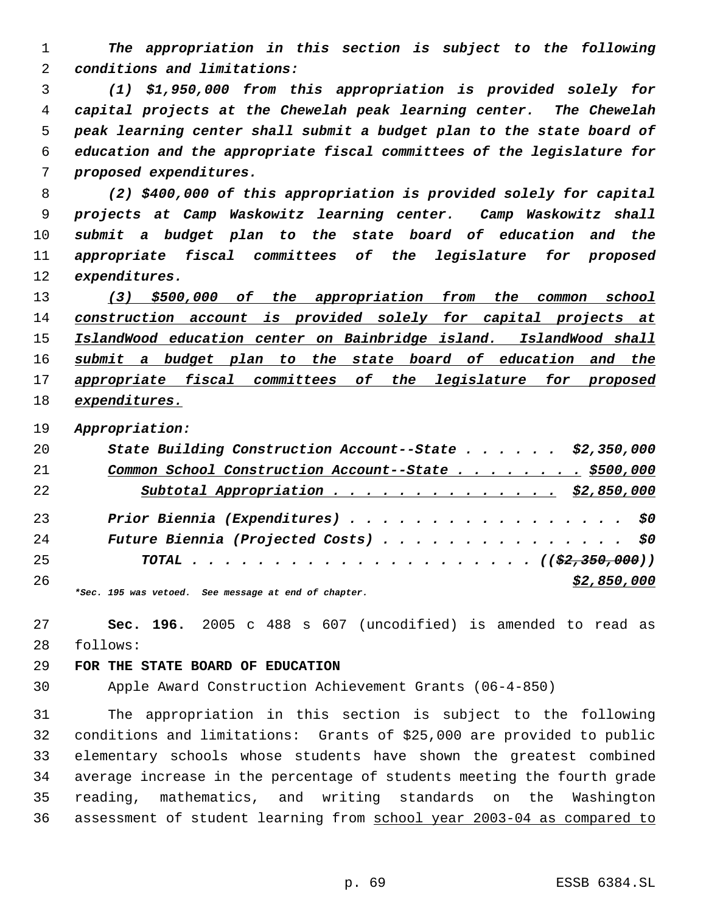*The appropriation in this section is subject to the following conditions and limitations:*

*(1) $1,950,000 from this appropriation is provided solely for capital projects at the Chewelah peak learning center. The Chewelah peak learning center shall submit a budget plan to the state board of education and the appropriate fiscal committees of the legislature for proposed expenditures.*

*(2) $400,000 of this appropriation is provided solely for capital projects at Camp Waskowitz learning center. Camp Waskowitz shall submit a budget plan to the state board of education and the appropriate fiscal committees of the legislature for proposed expenditures.*

<u>*(3) $500,000 of the appropriation from the common school construction account is provided solely for capital projects at IslandWood education center on Bainbridge island. IslandWood shall submit a budget plan to the state board of education and the appropriate fiscal committees of the legislature for proposed expenditures.*</u>

*Appropriation:*

| | |
|---|---|
| *State Building Construction Account--State* | *$2,350,000* |
| <u>*Common School Construction Account--State*</u> | <u>*$500,000*</u> |
| <u>*Subtotal Appropriation*</u> | <u>*$2,850,000*</u> |
| *Prior Biennia (Expenditures)* | *$0* |
| *Future Biennia (Projected Costs)* | *$0* |
| *TOTAL* | *((~~$2,350,000~~))* <u>*$2,850,000*</u> |

*\*Sec. 195 was vetoed. See message at end of chapter.*

**Sec. 196.** 2005 c 488 s 607 (uncodified) is amended to read as follows:

**FOR THE STATE BOARD OF EDUCATION**

Apple Award Construction Achievement Grants (06-4-850)

The appropriation in this section is subject to the following conditions and limitations: Grants of $25,000 are provided to public elementary schools whose students have shown the greatest combined average increase in the percentage of students meeting the fourth grade reading, mathematics, and writing standards on the Washington assessment of student learning from <u>school year 2003-04 as compared to</u>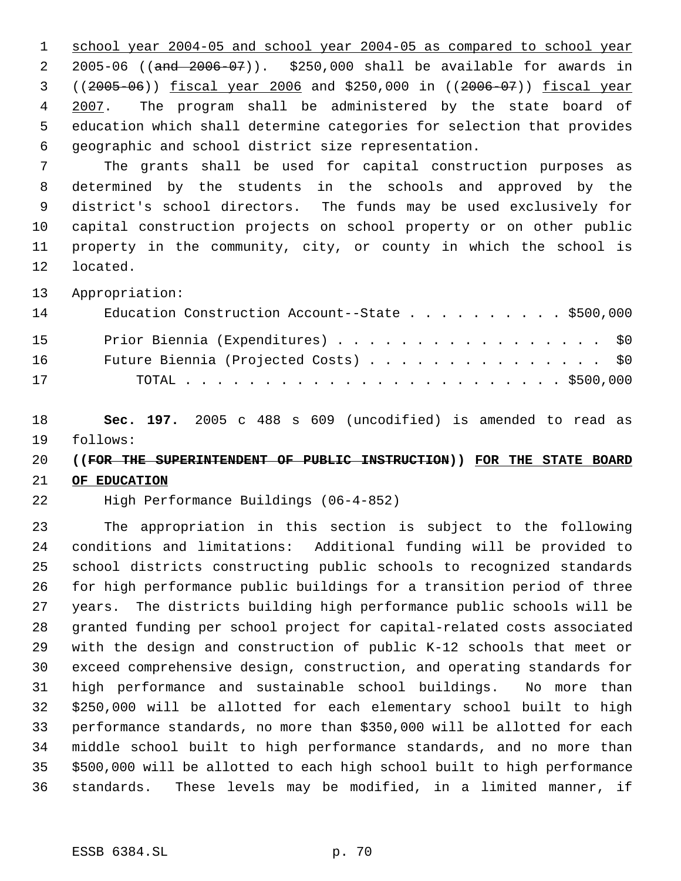school year 2004-05 and school year 2004-05 as compared to school year 2005-06 ((~~and 2006-07~~)). $250,000 shall be available for awards in ((~~2005-06~~)) fiscal year 2006 and $250,000 in ((~~2006-07~~)) fiscal year 2007. The program shall be administered by the state board of education which shall determine categories for selection that provides geographic and school district size representation.

The grants shall be used for capital construction purposes as determined by the students in the schools and approved by the district's school directors. The funds may be used exclusively for capital construction projects on school property or on other public property in the community, city, or county in which the school is located.

Appropriation:

| | |
|---|---|
| Education Construction Account--State | $500,000 |
| Prior Biennia (Expenditures) | $0 |
| Future Biennia (Projected Costs) | $0 |
| TOTAL | $500,000 |

**Sec. 197.** 2005 c 488 s 609 (uncodified) is amended to read as follows:

**((~~FOR THE SUPERINTENDENT OF PUBLIC INSTRUCTION~~)) FOR THE STATE BOARD OF EDUCATION**

High Performance Buildings (06-4-852)

The appropriation in this section is subject to the following conditions and limitations: Additional funding will be provided to school districts constructing public schools to recognized standards for high performance public buildings for a transition period of three years. The districts building high performance public schools will be granted funding per school project for capital-related costs associated with the design and construction of public K-12 schools that meet or exceed comprehensive design, construction, and operating standards for high performance and sustainable school buildings. No more than $250,000 will be allotted for each elementary school built to high performance standards, no more than $350,000 will be allotted for each middle school built to high performance standards, and no more than $500,000 will be allotted to each high school built to high performance standards. These levels may be modified, in a limited manner, if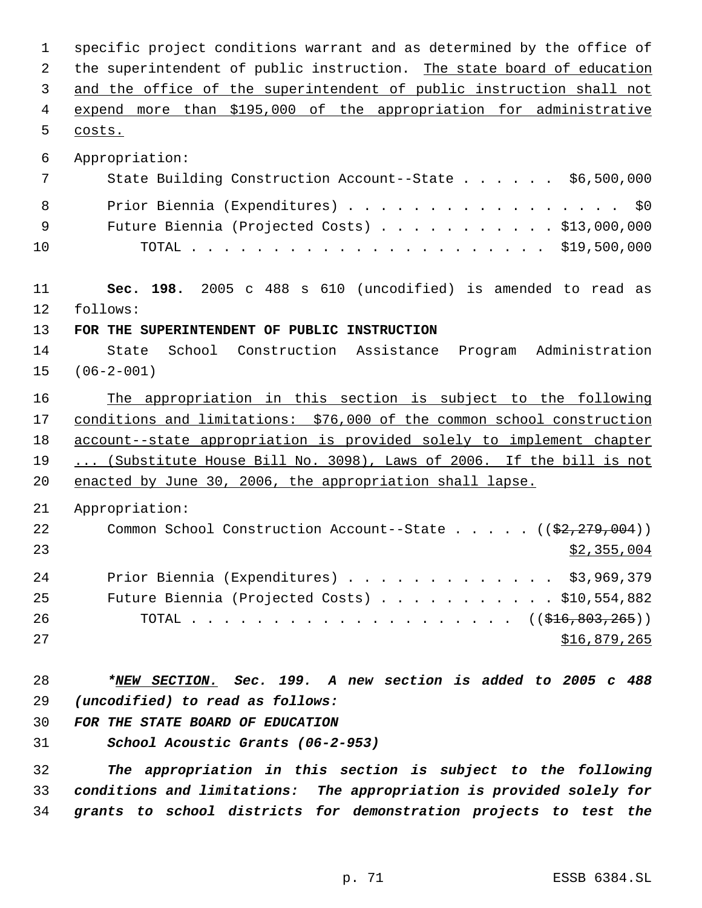specific project conditions warrant and as determined by the office of the superintendent of public instruction. <u>The state board of education and the office of the superintendent of public instruction shall not expend more than $195,000 of the appropriation for administrative costs.</u>

Appropriation:

| | |
|---|---|
| State Building Construction Account--State . . . . . . | $6,500,000 |
| Prior Biennia (Expenditures) . . . . . . . . . . . . . . . . . | $0 |
| Future Biennia (Projected Costs) . . . . . . . . . . . | $13,000,000 |
| TOTAL . . . . . . . . . . . . . . . . . . . . . . | $19,500,000 |

**Sec. 198.** 2005 c 488 s 610 (uncodified) is amended to read as follows:

**FOR THE SUPERINTENDENT OF PUBLIC INSTRUCTION**

State School Construction Assistance Program Administration (06-2-001)

<u>The appropriation in this section is subject to the following conditions and limitations: $76,000 of the common school construction account--state appropriation is provided solely to implement chapter ... (Substitute House Bill No. 3098), Laws of 2006. If the bill is not enacted by June 30, 2006, the appropriation shall lapse.</u>

Appropriation:

| | |
|---|---|
| Common School Construction Account--State . . . . . | ((~~$2,279,004~~)) <u>$2,355,004</u> |
| Prior Biennia (Expenditures) . . . . . . . . . . . . . | $3,969,379 |
| Future Biennia (Projected Costs) . . . . . . . . . . . | $10,554,882 |
| TOTAL . . . . . . . . . . . . . . . . . . . . . | ((~~$16,803,265~~)) <u>$16,879,265</u> |

***<u>NEW SECTION.</u> Sec. 199. A new section is added to 2005 c 488 (uncodified) to read as follows:***

***FOR THE STATE BOARD OF EDUCATION***

***School Acoustic Grants (06-2-953)***

***The appropriation in this section is subject to the following conditions and limitations: The appropriation is provided solely for grants to school districts for demonstration projects to test the***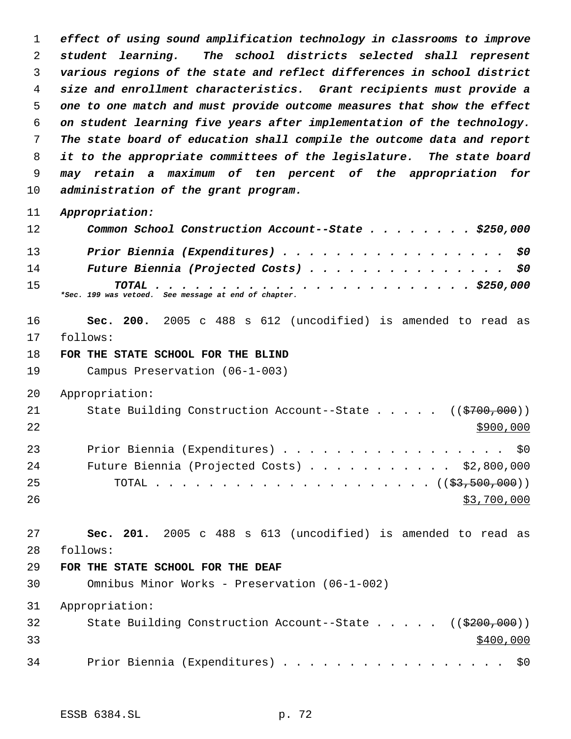*effect of using sound amplification technology in classrooms to improve student learning. The school districts selected shall represent various regions of the state and reflect differences in school district size and enrollment characteristics. Grant recipients must provide a one to one match and must provide outcome measures that show the effect on student learning five years after implementation of the technology. The state board of education shall compile the outcome data and report it to the appropriate committees of the legislature. The state board may retain a maximum of ten percent of the appropriation for administration of the grant program.*

*Appropriation:*

*Common School Construction Account--State . . . . . . . . $250,000*

*Prior Biennia (Expenditures) . . . . . . . . . . . . . . . . . $0*

*Future Biennia (Projected Costs) . . . . . . . . . . . . . . . $0*

*TOTAL . . . . . . . . . . . . . . . . . . . . . . . . . $250,000*

***Sec. 199 was vetoed. See message at end of chapter.***

**Sec. 200.** 2005 c 488 s 612 (uncodified) is amended to read as follows:

**FOR THE STATE SCHOOL FOR THE BLIND**

Campus Preservation (06-1-003)

Appropriation:

State Building Construction Account--State . . . . . (($700,000)) $900,000

Prior Biennia (Expenditures) . . . . . . . . . . . . . . . . . $0

Future Biennia (Projected Costs) . . . . . . . . . . . $2,800,000

TOTAL . . . . . . . . . . . . . . . . . . . . . (($3,500,000)) $3,700,000

**Sec. 201.** 2005 c 488 s 613 (uncodified) is amended to read as follows:

**FOR THE STATE SCHOOL FOR THE DEAF**

Omnibus Minor Works - Preservation (06-1-002)

Appropriation:

State Building Construction Account--State . . . . . (($200,000)) $400,000

Prior Biennia (Expenditures) . . . . . . . . . . . . . . . . . $0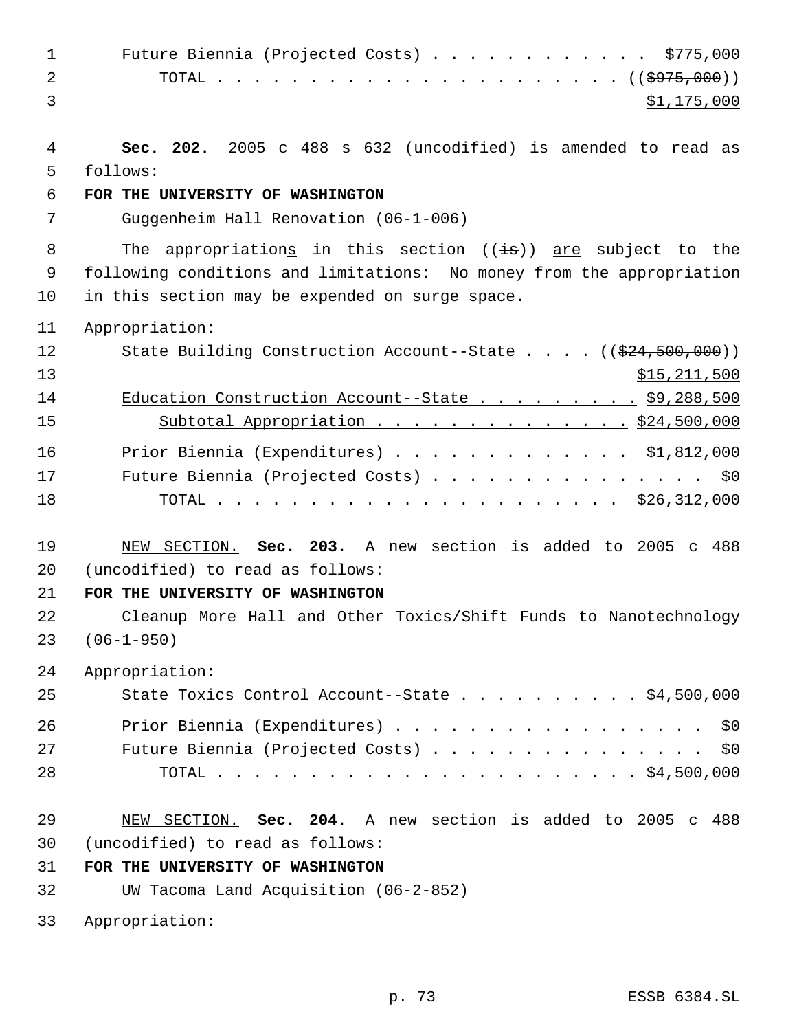Future Biennia (Projected Costs) . . . . . . . . . . . . $775,000
TOTAL . . . . . . . . . . . . . . . . . . . . . . . (($975,000))
$1,175,000

**Sec. 202.** 2005 c 488 s 632 (uncodified) is amended to read as follows:

**FOR THE UNIVERSITY OF WASHINGTON**

Guggenheim Hall Renovation (06-1-006)

The appropriation<u>s</u> in this section ((~~is~~)) <u>are</u> subject to the following conditions and limitations: No money from the appropriation in this section may be expended on surge space.

Appropriation:

State Building Construction Account--State . . . . ((~~$24,500,000~~))
<u>$15,211,500</u>
<u>Education Construction Account--State . . . . . . . . . $9,288,500</u>
<u>Subtotal Appropriation . . . . . . . . . . . . . . $24,500,000</u>
Prior Biennia (Expenditures) . . . . . . . . . . . . . $1,812,000
Future Biennia (Projected Costs) . . . . . . . . . . . . . . . . $0
TOTAL . . . . . . . . . . . . . . . . . . . . . . . $26,312,000

<u>NEW SECTION.</u> **Sec. 203.** A new section is added to 2005 c 488 (uncodified) to read as follows:

**FOR THE UNIVERSITY OF WASHINGTON**

Cleanup More Hall and Other Toxics/Shift Funds to Nanotechnology (06-1-950)

Appropriation:

State Toxics Control Account--State . . . . . . . . . . $4,500,000
Prior Biennia (Expenditures) . . . . . . . . . . . . . . . . . . $0
Future Biennia (Projected Costs) . . . . . . . . . . . . . . . . $0
TOTAL . . . . . . . . . . . . . . . . . . . . . . . . $4,500,000

<u>NEW SECTION.</u> **Sec. 204.** A new section is added to 2005 c 488 (uncodified) to read as follows:

**FOR THE UNIVERSITY OF WASHINGTON**

UW Tacoma Land Acquisition (06-2-852)

Appropriation: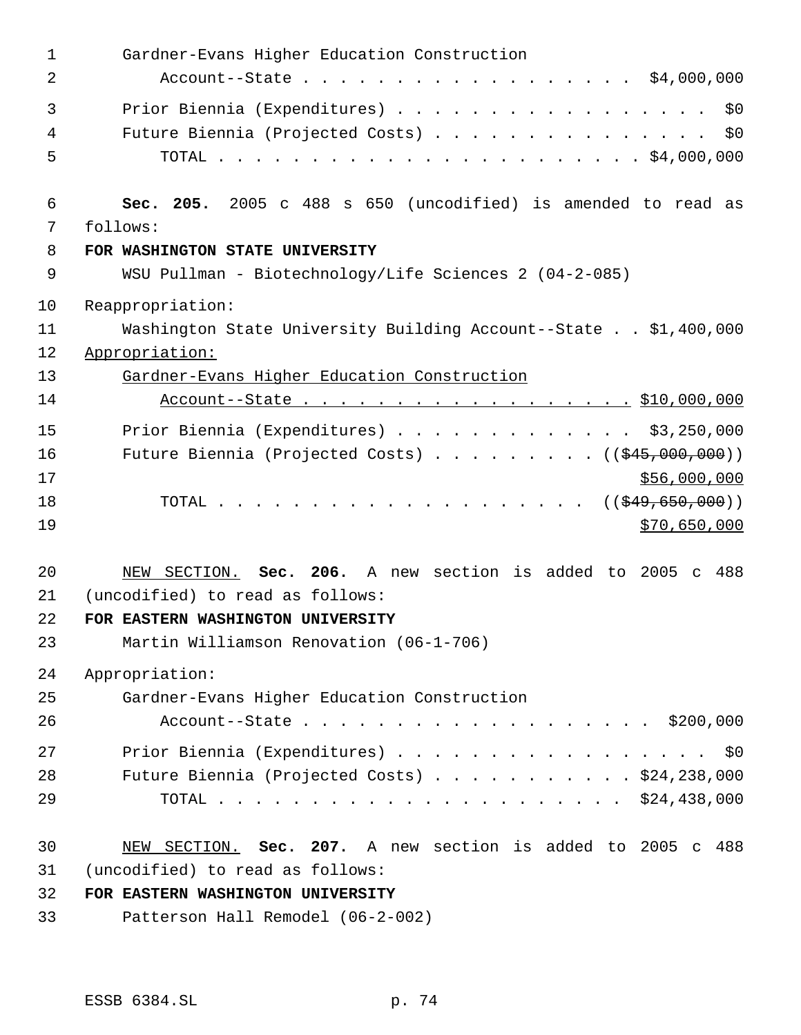Gardner-Evans Higher Education Construction
Account--State . . . . . . . . . . . . . . . . . . $4,000,000

Prior Biennia (Expenditures) . . . . . . . . . . . . . . . . . . $0
Future Biennia (Projected Costs) . . . . . . . . . . . . . . . $0
TOTAL . . . . . . . . . . . . . . . . . . . . . . . . $4,000,000

**Sec. 205.** 2005 c 488 s 650 (uncodified) is amended to read as follows:

**FOR WASHINGTON STATE UNIVERSITY**

WSU Pullman - Biotechnology/Life Sciences 2 (04-2-085)

Reappropriation:
Washington State University Building Account--State . . $1,400,000

<u>Appropriation:</u>
<u>Gardner-Evans Higher Education Construction</u>
<u>Account--State . . . . . . . . . . . . . . . . . . $10,000,000</u>

Prior Biennia (Expenditures) . . . . . . . . . . . . . $3,250,000
Future Biennia (Projected Costs) . . . . . . . . . (( ~~$45,000,000~~ ))
<u>$56,000,000</u>
TOTAL . . . . . . . . . . . . . . . . . . . . (( ~~$49,650,000~~ ))
<u>$70,650,000</u>

<u>NEW SECTION.</u> **Sec. 206.** A new section is added to 2005 c 488 (uncodified) to read as follows:

**FOR EASTERN WASHINGTON UNIVERSITY**

Martin Williamson Renovation (06-1-706)

Appropriation:
Gardner-Evans Higher Education Construction
Account--State . . . . . . . . . . . . . . . . . . . $200,000

Prior Biennia (Expenditures) . . . . . . . . . . . . . . . . . . $0
Future Biennia (Projected Costs) . . . . . . . . . . . $24,238,000
TOTAL . . . . . . . . . . . . . . . . . . . . . . $24,438,000

<u>NEW SECTION.</u> **Sec. 207.** A new section is added to 2005 c 488 (uncodified) to read as follows:

**FOR EASTERN WASHINGTON UNIVERSITY**

Patterson Hall Remodel (06-2-002)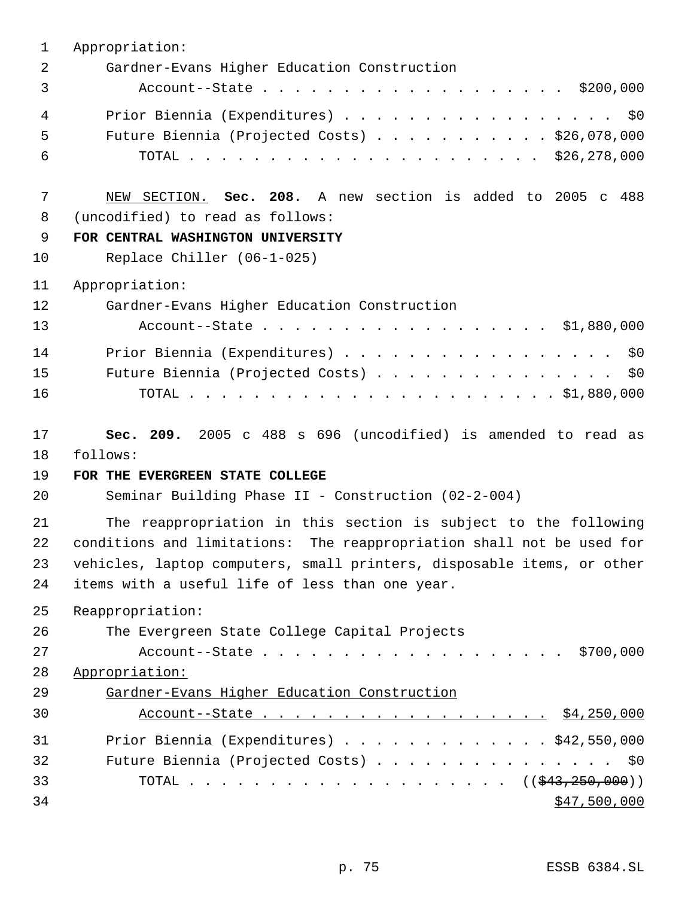Appropriation:

Gardner-Evans Higher Education Construction Account--State . . . . . . . . . . . . . . . . . . . $200,000

Prior Biennia (Expenditures) . . . . . . . . . . . . . . . . . $0

Future Biennia (Projected Costs) . . . . . . . . . . . $26,078,000

TOTAL . . . . . . . . . . . . . . . . . . . . . . $26,278,000

NEW SECTION. **Sec. 208.** A new section is added to 2005 c 488 (uncodified) to read as follows:

**FOR CENTRAL WASHINGTON UNIVERSITY**

Replace Chiller (06-1-025)

Appropriation:

Gardner-Evans Higher Education Construction Account--State . . . . . . . . . . . . . . . . . . $1,880,000

Prior Biennia (Expenditures) . . . . . . . . . . . . . . . . . $0

Future Biennia (Projected Costs) . . . . . . . . . . . . . . . $0

TOTAL . . . . . . . . . . . . . . . . . . . . . . . $1,880,000

**Sec. 209.** 2005 c 488 s 696 (uncodified) is amended to read as follows:

**FOR THE EVERGREEN STATE COLLEGE**

Seminar Building Phase II - Construction (02-2-004)

The reappropriation in this section is subject to the following conditions and limitations: The reappropriation shall not be used for vehicles, laptop computers, small printers, disposable items, or other items with a useful life of less than one year.

Reappropriation:

The Evergreen State College Capital Projects Account--State . . . . . . . . . . . . . . . . . . . $700,000

Appropriation:

Gardner-Evans Higher Education Construction Account--State . . . . . . . . . . . . . . . . . . $4,250,000

Prior Biennia (Expenditures) . . . . . . . . . . . . . $42,550,000

Future Biennia (Projected Costs) . . . . . . . . . . . . . . . $0

TOTAL . . . . . . . . . . . . . . . . . . . . . (($43,250,000))

$47,500,000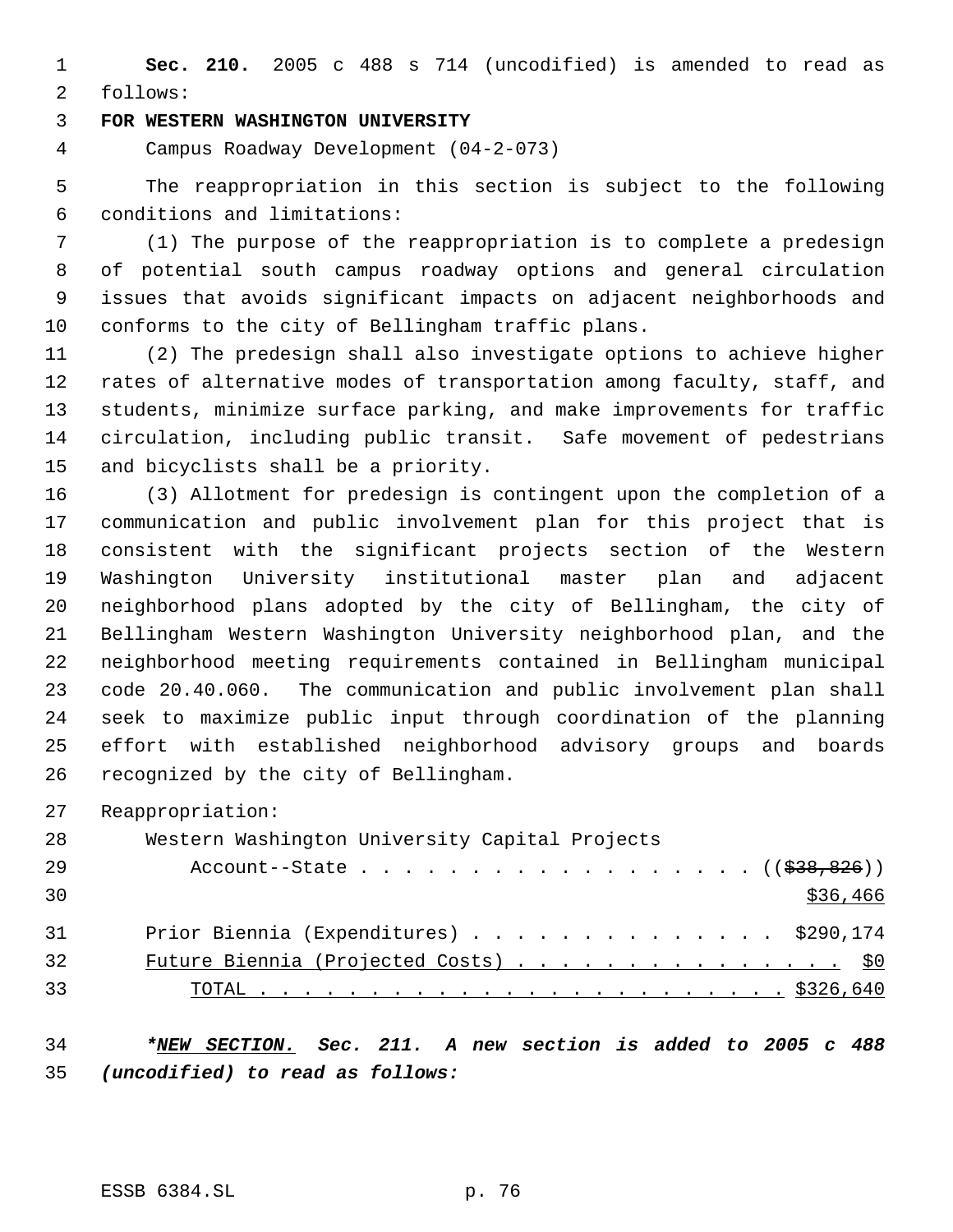**Sec. 210.** 2005 c 488 s 714 (uncodified) is amended to read as follows:

**FOR WESTERN WASHINGTON UNIVERSITY**

Campus Roadway Development (04-2-073)

The reappropriation in this section is subject to the following conditions and limitations:

(1) The purpose of the reappropriation is to complete a predesign of potential south campus roadway options and general circulation issues that avoids significant impacts on adjacent neighborhoods and conforms to the city of Bellingham traffic plans.

(2) The predesign shall also investigate options to achieve higher rates of alternative modes of transportation among faculty, staff, and students, minimize surface parking, and make improvements for traffic circulation, including public transit. Safe movement of pedestrians and bicyclists shall be a priority.

(3) Allotment for predesign is contingent upon the completion of a communication and public involvement plan for this project that is consistent with the significant projects section of the Western Washington University institutional master plan and adjacent neighborhood plans adopted by the city of Bellingham, the city of Bellingham Western Washington University neighborhood plan, and the neighborhood meeting requirements contained in Bellingham municipal code 20.40.060. The communication and public involvement plan shall seek to maximize public input through coordination of the planning effort with established neighborhood advisory groups and boards recognized by the city of Bellingham.

Reappropriation:

Western Washington University Capital Projects Account--State . . . . . . . . . . . . . . . . . . (( ~~$38,826~~ )) $36,466

Prior Biennia (Expenditures) . . . . . . . . . . . . . . $290,174

Future Biennia (Projected Costs) . . . . . . . . . . . . . . . . $0

TOTAL . . . . . . . . . . . . . . . . . . . . . . . . . $326,640

***NEW SECTION.** **Sec. 211. A new section is added to 2005 c 488 (uncodified) to read as follows:***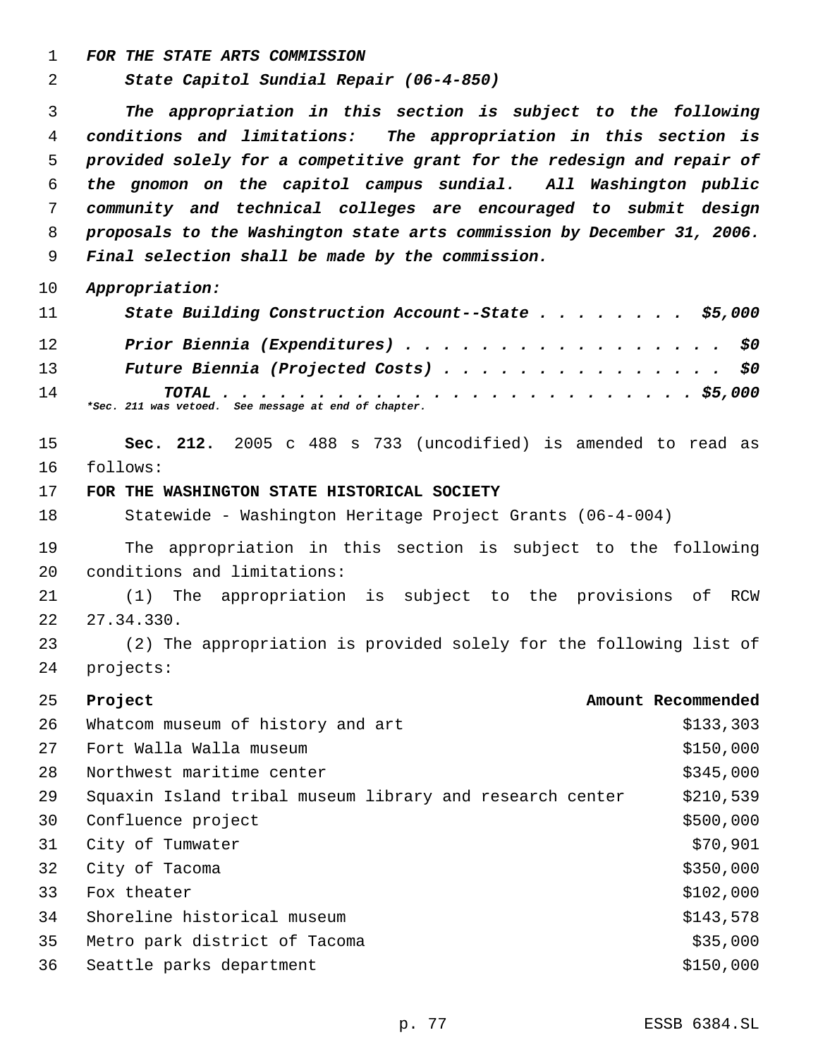*FOR THE STATE ARTS COMMISSION*

*State Capitol Sundial Repair (06-4-850)*

*The appropriation in this section is subject to the following conditions and limitations: The appropriation in this section is provided solely for a competitive grant for the redesign and repair of the gnomon on the capitol campus sundial. All Washington public community and technical colleges are encouraged to submit design proposals to the Washington state arts commission by December 31, 2006. Final selection shall be made by the commission.*

*Appropriation:*

*State Building Construction Account--State . . . . . . . . . $5,000*

*Prior Biennia (Expenditures) . . . . . . . . . . . . . . . . . . $0*

*Future Biennia (Projected Costs) . . . . . . . . . . . . . . . . $0*

*TOTAL . . . . . . . . . . . . . . . . . . . . . . . . . . . $5,000*

*\*Sec. 211 was vetoed. See message at end of chapter.*

**Sec. 212.** 2005 c 488 s 733 (uncodified) is amended to read as follows:

**FOR THE WASHINGTON STATE HISTORICAL SOCIETY**

Statewide - Washington Heritage Project Grants (06-4-004)

The appropriation in this section is subject to the following conditions and limitations:

(1) The appropriation is subject to the provisions of RCW 27.34.330.

(2) The appropriation is provided solely for the following list of projects:

| Project | Amount Recommended |
|---|---|
| Whatcom museum of history and art | $133,303 |
| Fort Walla Walla museum | $150,000 |
| Northwest maritime center | $345,000 |
| Squaxin Island tribal museum library and research center | $210,539 |
| Confluence project | $500,000 |
| City of Tumwater | $70,901 |
| City of Tacoma | $350,000 |
| Fox theater | $102,000 |
| Shoreline historical museum | $143,578 |
| Metro park district of Tacoma | $35,000 |
| Seattle parks department | $150,000 |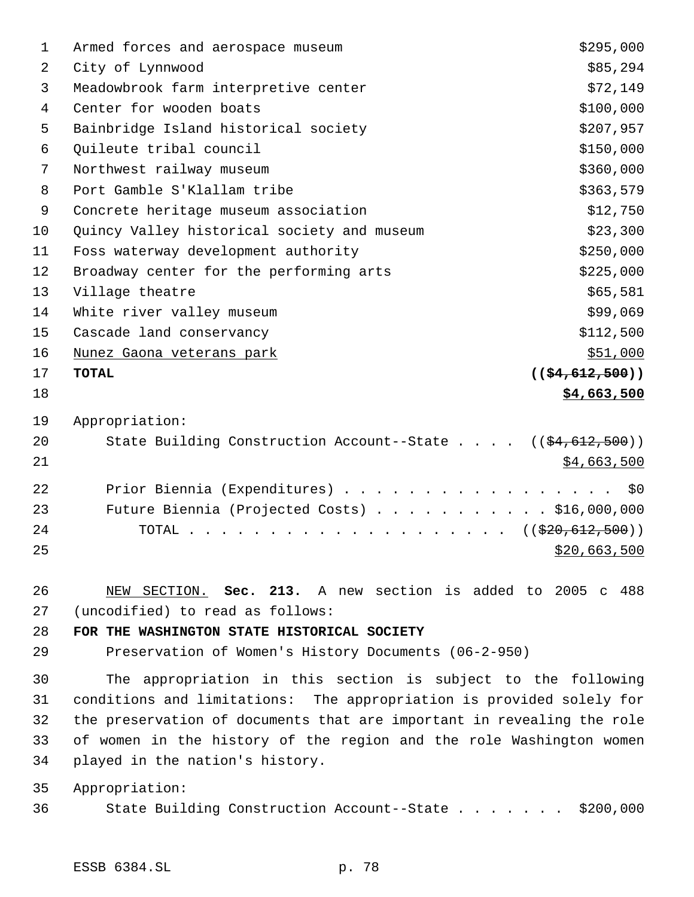| | |
|---|---|
| Armed forces and aerospace museum | $295,000 |
| City of Lynnwood | $85,294 |
| Meadowbrook farm interpretive center | $72,149 |
| Center for wooden boats | $100,000 |
| Bainbridge Island historical society | $207,957 |
| Quileute tribal council | $150,000 |
| Northwest railway museum | $360,000 |
| Port Gamble S'Klallam tribe | $363,579 |
| Concrete heritage museum association | $12,750 |
| Quincy Valley historical society and museum | $23,300 |
| Foss waterway development authority | $250,000 |
| Broadway center for the performing arts | $225,000 |
| Village theatre | $65,581 |
| White river valley museum | $99,069 |
| Cascade land conservancy | $112,500 |
| Nunez Gaona veterans park | $51,000 |
| **TOTAL** | **(($4,612,500))** |
| | **$4,663,500** |

Appropriation:

State Building Construction Account--State . . . . (($4,612,500))
$4,663,500

Prior Biennia (Expenditures) . . . . . . . . . . . . . . . . . $0
Future Biennia (Projected Costs) . . . . . . . . . . . $16,000,000
TOTAL . . . . . . . . . . . . . . . . . . . . . (($20,612,500))
$20,663,500

NEW SECTION. **Sec. 213.** A new section is added to 2005 c 488 (uncodified) to read as follows:

**FOR THE WASHINGTON STATE HISTORICAL SOCIETY**

Preservation of Women's History Documents (06-2-950)

The appropriation in this section is subject to the following conditions and limitations: The appropriation is provided solely for the preservation of documents that are important in revealing the role of women in the history of the region and the role Washington women played in the nation's history.

Appropriation:

State Building Construction Account--State . . . . . . . $200,000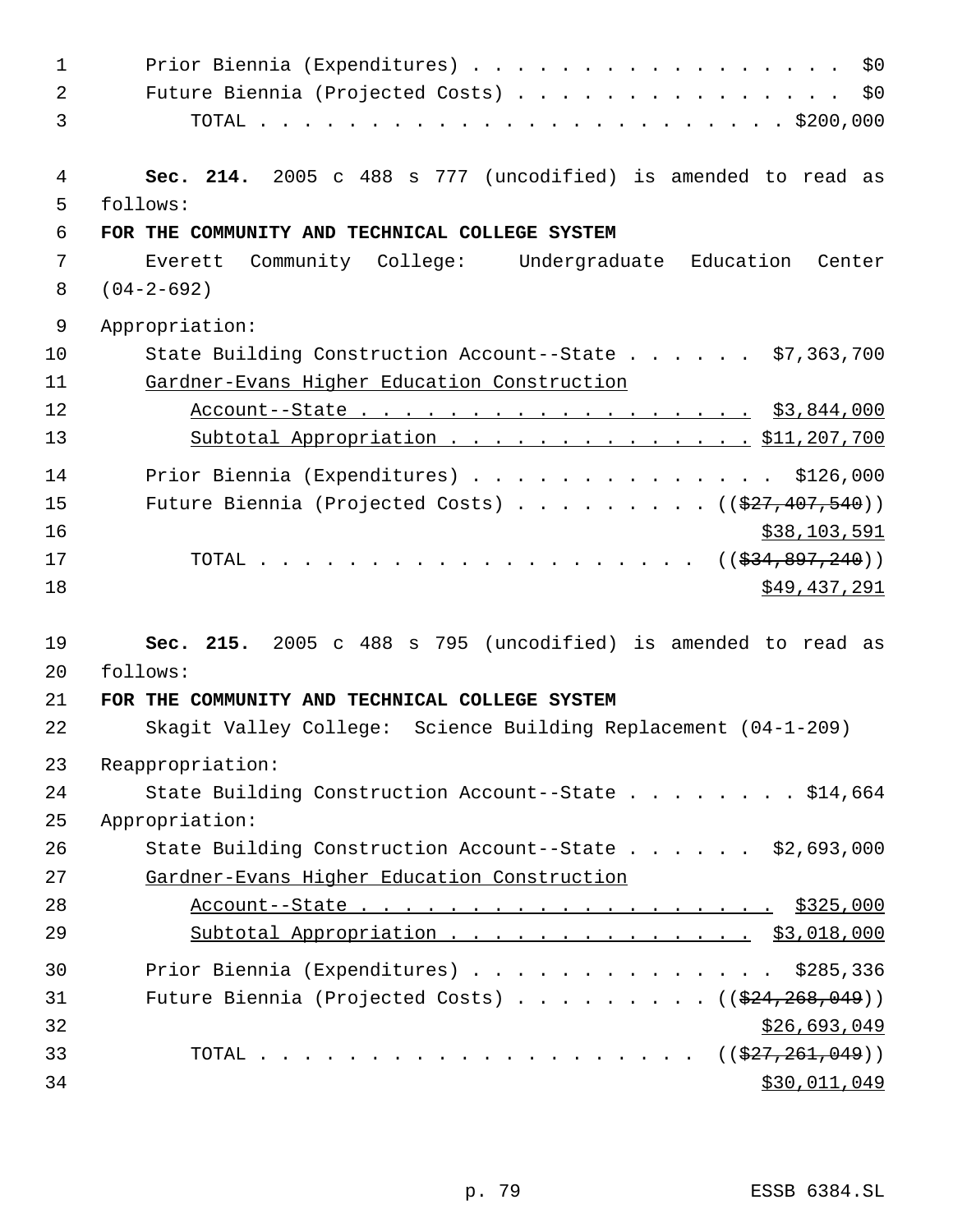Prior Biennia (Expenditures) . . . . . . . . . . . . . . . . . . $0
Future Biennia (Projected Costs) . . . . . . . . . . . . . . . . $0
TOTAL . . . . . . . . . . . . . . . . . . . . . . . . . . $200,000

**Sec. 214.** 2005 c 488 s 777 (uncodified) is amended to read as follows:

**FOR THE COMMUNITY AND TECHNICAL COLLEGE SYSTEM**

Everett Community College: Undergraduate Education Center (04-2-692)

Appropriation:

State Building Construction Account--State . . . . . . $7,363,700
<u>Gardner-Evans Higher Education Construction Account--State . . . . . . . . . . . . . . . . . . $3,844,000</u>
<u>Subtotal Appropriation . . . . . . . . . . . . . . $11,207,700</u>

Prior Biennia (Expenditures) . . . . . . . . . . . . . . $126,000
Future Biennia (Projected Costs) . . . . . . . . . . ((~~$27,407,540~~))
<u>$38,103,591</u>
TOTAL . . . . . . . . . . . . . . . . . . . . . ((~~$34,897,240~~))
<u>$49,437,291</u>

**Sec. 215.** 2005 c 488 s 795 (uncodified) is amended to read as follows:

**FOR THE COMMUNITY AND TECHNICAL COLLEGE SYSTEM**

Skagit Valley College: Science Building Replacement (04-1-209)

Reappropriation:

State Building Construction Account--State . . . . . . . . . $14,664

Appropriation:

State Building Construction Account--State . . . . . . $2,693,000
<u>Gardner-Evans Higher Education Construction Account--State . . . . . . . . . . . . . . . . . . . . $325,000</u>
<u>Subtotal Appropriation . . . . . . . . . . . . . . $3,018,000</u>

Prior Biennia (Expenditures) . . . . . . . . . . . . . . $285,336
Future Biennia (Projected Costs) . . . . . . . . . . ((~~$24,268,049~~))
<u>$26,693,049</u>
TOTAL . . . . . . . . . . . . . . . . . . . . . ((~~$27,261,049~~))
<u>$30,011,049</u>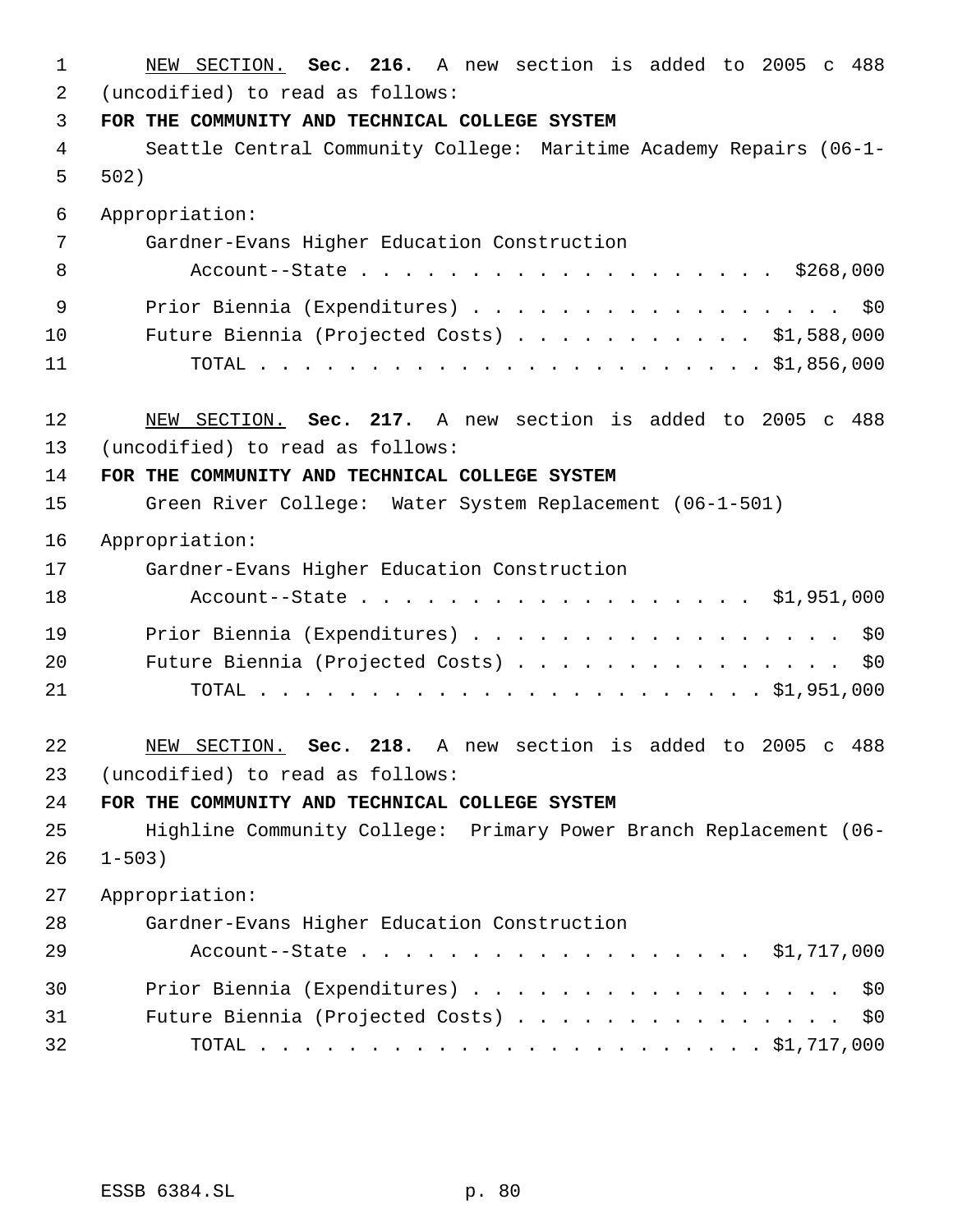NEW SECTION. **Sec. 216.** A new section is added to 2005 c 488 (uncodified) to read as follows:

**FOR THE COMMUNITY AND TECHNICAL COLLEGE SYSTEM**

Seattle Central Community College: Maritime Academy Repairs (06-1-502)

Appropriation:

Gardner-Evans Higher Education Construction Account--State . . . . . . . . . . . . . . . . . . . $268,000

Prior Biennia (Expenditures) . . . . . . . . . . . . . . . . . $0

Future Biennia (Projected Costs) . . . . . . . . . . . $1,588,000

TOTAL . . . . . . . . . . . . . . . . . . . . . . . . $1,856,000

NEW SECTION. **Sec. 217.** A new section is added to 2005 c 488 (uncodified) to read as follows:

**FOR THE COMMUNITY AND TECHNICAL COLLEGE SYSTEM**

Green River College: Water System Replacement (06-1-501)

Appropriation:

Gardner-Evans Higher Education Construction Account--State . . . . . . . . . . . . . . . . . $1,951,000

Prior Biennia (Expenditures) . . . . . . . . . . . . . . . . . $0

Future Biennia (Projected Costs) . . . . . . . . . . . . . . . $0

TOTAL . . . . . . . . . . . . . . . . . . . . . . . . $1,951,000

NEW SECTION. **Sec. 218.** A new section is added to 2005 c 488 (uncodified) to read as follows:

**FOR THE COMMUNITY AND TECHNICAL COLLEGE SYSTEM**

Highline Community College: Primary Power Branch Replacement (06-1-503)

Appropriation:

Gardner-Evans Higher Education Construction Account--State . . . . . . . . . . . . . . . . . $1,717,000

Prior Biennia (Expenditures) . . . . . . . . . . . . . . . . . $0

Future Biennia (Projected Costs) . . . . . . . . . . . . . . . $0

TOTAL . . . . . . . . . . . . . . . . . . . . . . . . $1,717,000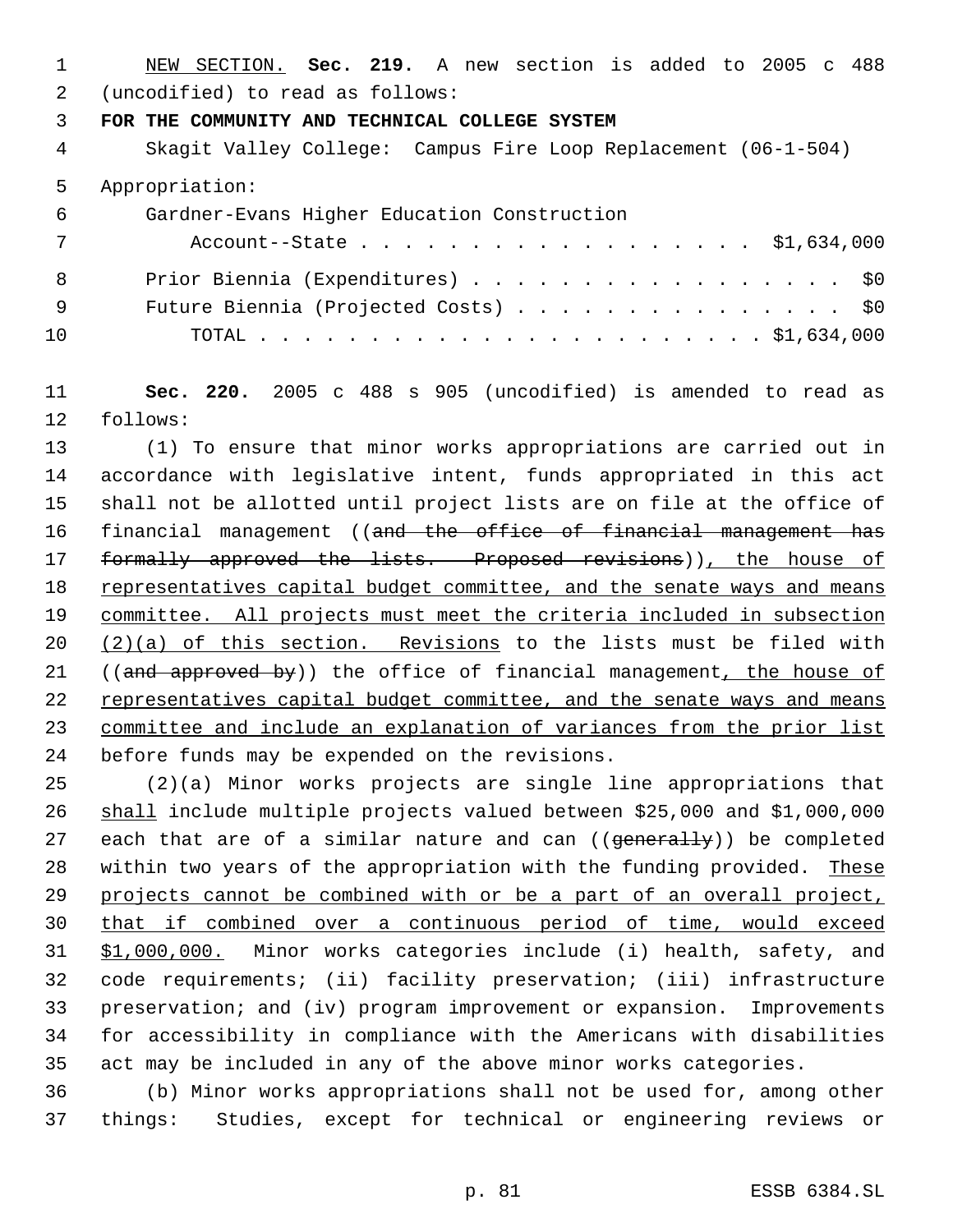NEW SECTION. **Sec. 219.** A new section is added to 2005 c 488 (uncodified) to read as follows:

**FOR THE COMMUNITY AND TECHNICAL COLLEGE SYSTEM**

Skagit Valley College: Campus Fire Loop Replacement (06-1-504)

Appropriation:

Gardner-Evans Higher Education Construction Account--State . . . . . . . . . . . . . . . . . . $1,634,000

Prior Biennia (Expenditures) . . . . . . . . . . . . . . . . . . $0

Future Biennia (Projected Costs) . . . . . . . . . . . . . . . . $0

TOTAL . . . . . . . . . . . . . . . . . . . . . . . . $1,634,000

**Sec. 220.** 2005 c 488 s 905 (uncodified) is amended to read as follows:

(1) To ensure that minor works appropriations are carried out in accordance with legislative intent, funds appropriated in this act shall not be allotted until project lists are on file at the office of financial management ((~~and the office of financial management has formally approved the lists. Proposed revisions~~)), the house of representatives capital budget committee, and the senate ways and means committee. All projects must meet the criteria included in subsection (2)(a) of this section. Revisions to the lists must be filed with ((~~and approved by~~)) the office of financial management, the house of representatives capital budget committee, and the senate ways and means committee and include an explanation of variances from the prior list before funds may be expended on the revisions.

(2)(a) Minor works projects are single line appropriations that shall include multiple projects valued between $25,000 and $1,000,000 each that are of a similar nature and can ((~~generally~~)) be completed within two years of the appropriation with the funding provided. These projects cannot be combined with or be a part of an overall project, that if combined over a continuous period of time, would exceed $1,000,000. Minor works categories include (i) health, safety, and code requirements; (ii) facility preservation; (iii) infrastructure preservation; and (iv) program improvement or expansion. Improvements for accessibility in compliance with the Americans with disabilities act may be included in any of the above minor works categories.

(b) Minor works appropriations shall not be used for, among other things: Studies, except for technical or engineering reviews or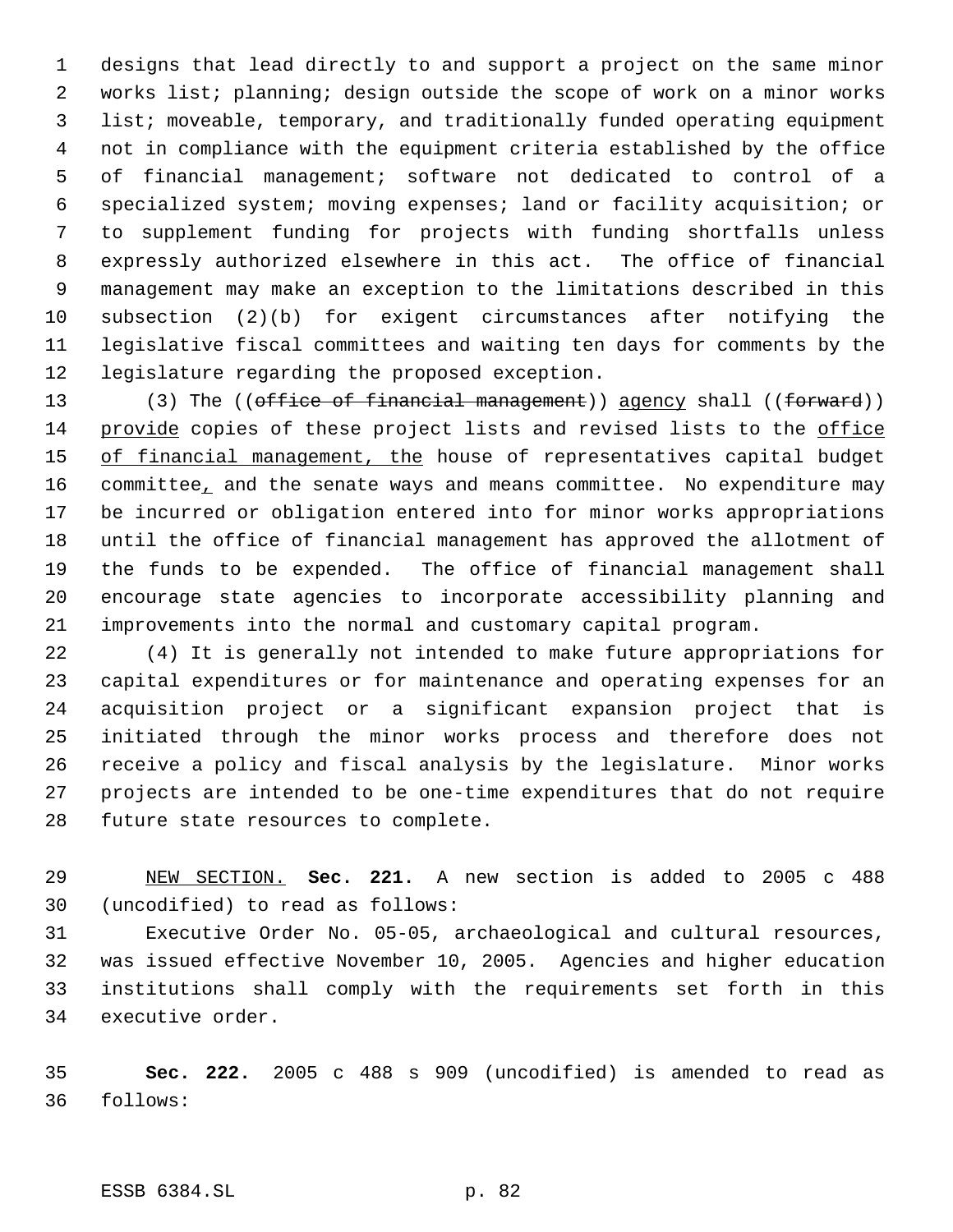designs that lead directly to and support a project on the same minor works list; planning; design outside the scope of work on a minor works list; moveable, temporary, and traditionally funded operating equipment not in compliance with the equipment criteria established by the office of financial management; software not dedicated to control of a specialized system; moving expenses; land or facility acquisition; or to supplement funding for projects with funding shortfalls unless expressly authorized elsewhere in this act. The office of financial management may make an exception to the limitations described in this subsection (2)(b) for exigent circumstances after notifying the legislative fiscal committees and waiting ten days for comments by the legislature regarding the proposed exception.

(3) The ((~~office of financial management~~)) agency shall ((~~forward~~)) provide copies of these project lists and revised lists to the office of financial management, the house of representatives capital budget committee, and the senate ways and means committee. No expenditure may be incurred or obligation entered into for minor works appropriations until the office of financial management has approved the allotment of the funds to be expended. The office of financial management shall encourage state agencies to incorporate accessibility planning and improvements into the normal and customary capital program.

(4) It is generally not intended to make future appropriations for capital expenditures or for maintenance and operating expenses for an acquisition project or a significant expansion project that is initiated through the minor works process and therefore does not receive a policy and fiscal analysis by the legislature. Minor works projects are intended to be one-time expenditures that do not require future state resources to complete.

NEW SECTION. **Sec. 221.** A new section is added to 2005 c 488 (uncodified) to read as follows:

Executive Order No. 05-05, archaeological and cultural resources, was issued effective November 10, 2005. Agencies and higher education institutions shall comply with the requirements set forth in this executive order.

**Sec. 222.** 2005 c 488 s 909 (uncodified) is amended to read as follows: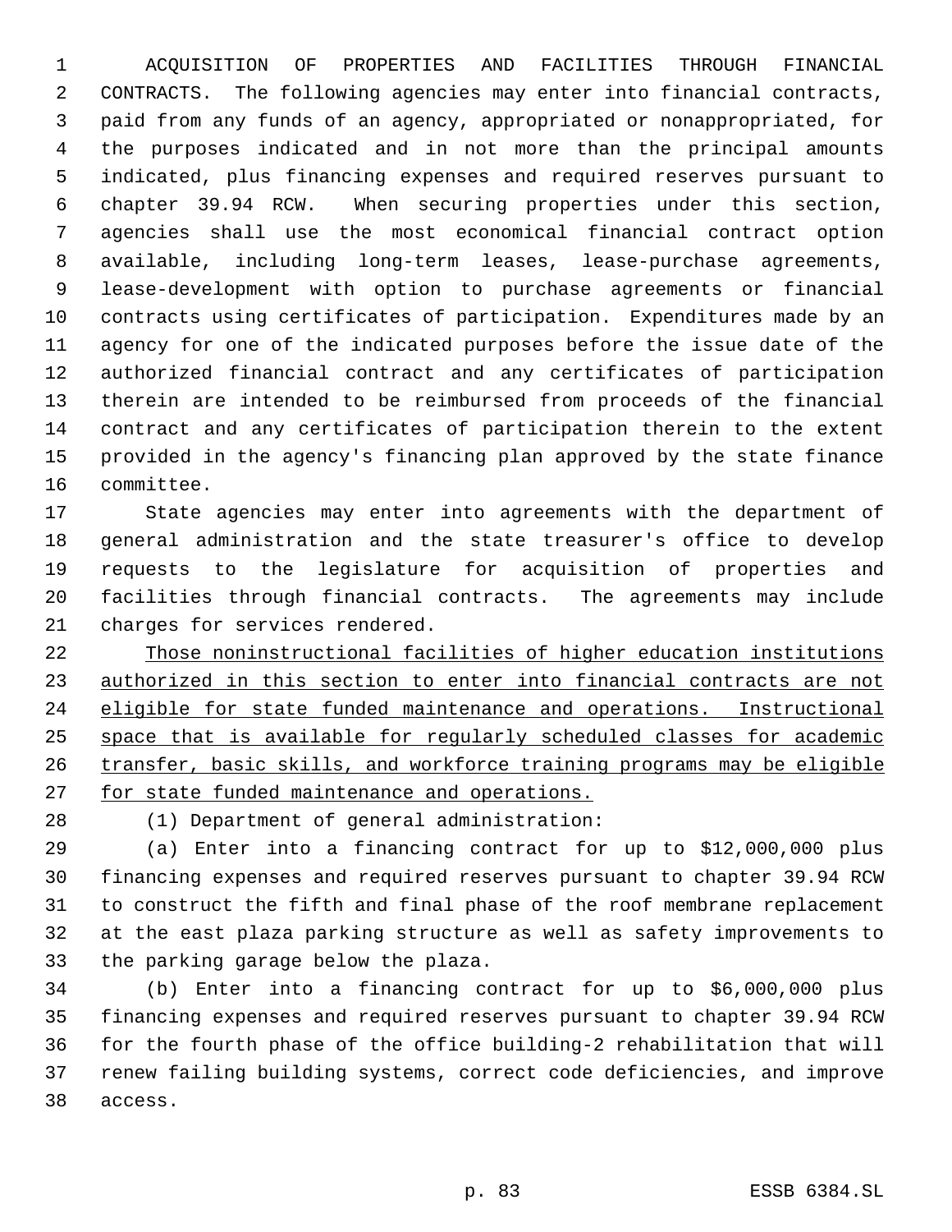ACQUISITION OF PROPERTIES AND FACILITIES THROUGH FINANCIAL CONTRACTS. The following agencies may enter into financial contracts, paid from any funds of an agency, appropriated or nonappropriated, for the purposes indicated and in not more than the principal amounts indicated, plus financing expenses and required reserves pursuant to chapter 39.94 RCW. When securing properties under this section, agencies shall use the most economical financial contract option available, including long-term leases, lease-purchase agreements, lease-development with option to purchase agreements or financial contracts using certificates of participation. Expenditures made by an agency for one of the indicated purposes before the issue date of the authorized financial contract and any certificates of participation therein are intended to be reimbursed from proceeds of the financial contract and any certificates of participation therein to the extent provided in the agency's financing plan approved by the state finance committee.

State agencies may enter into agreements with the department of general administration and the state treasurer's office to develop requests to the legislature for acquisition of properties and facilities through financial contracts. The agreements may include charges for services rendered.

<u>Those noninstructional facilities of higher education institutions authorized in this section to enter into financial contracts are not eligible for state funded maintenance and operations. Instructional space that is available for regularly scheduled classes for academic transfer, basic skills, and workforce training programs may be eligible for state funded maintenance and operations.</u>

(1) Department of general administration:

(a) Enter into a financing contract for up to $12,000,000 plus financing expenses and required reserves pursuant to chapter 39.94 RCW to construct the fifth and final phase of the roof membrane replacement at the east plaza parking structure as well as safety improvements to the parking garage below the plaza.

(b) Enter into a financing contract for up to $6,000,000 plus financing expenses and required reserves pursuant to chapter 39.94 RCW for the fourth phase of the office building-2 rehabilitation that will renew failing building systems, correct code deficiencies, and improve access.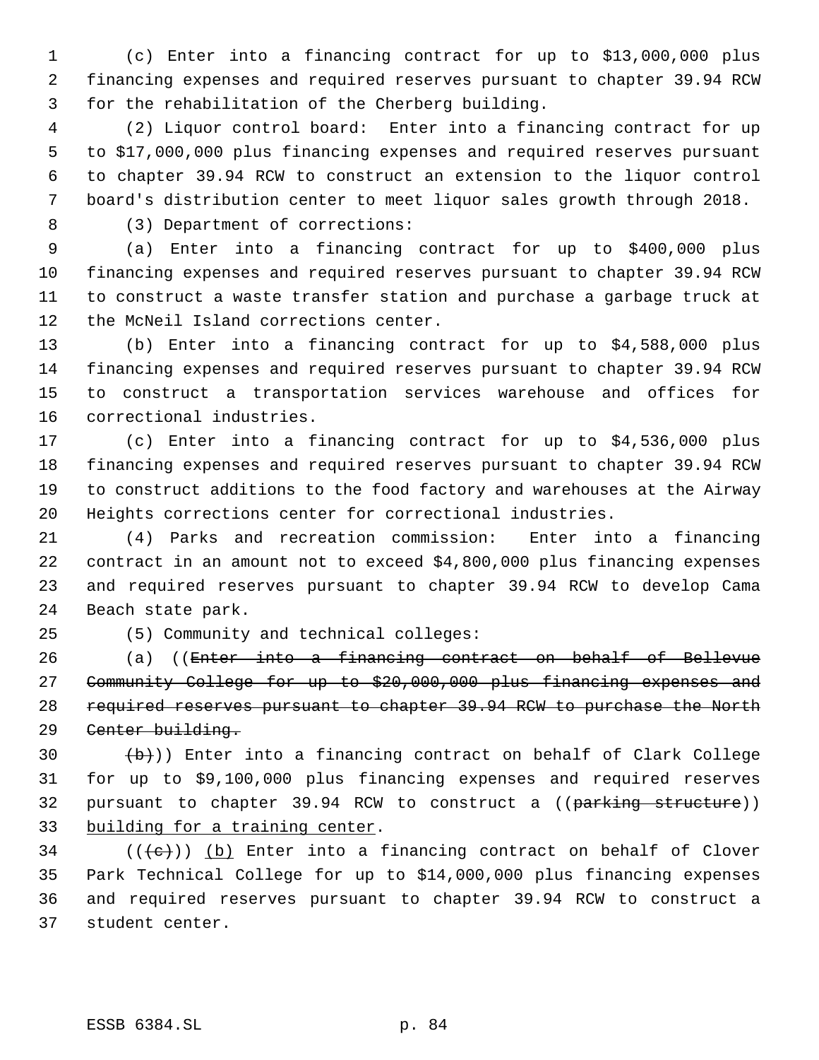(c) Enter into a financing contract for up to $13,000,000 plus financing expenses and required reserves pursuant to chapter 39.94 RCW for the rehabilitation of the Cherberg building.

(2) Liquor control board: Enter into a financing contract for up to $17,000,000 plus financing expenses and required reserves pursuant to chapter 39.94 RCW to construct an extension to the liquor control board's distribution center to meet liquor sales growth through 2018.

(3) Department of corrections:

(a) Enter into a financing contract for up to $400,000 plus financing expenses and required reserves pursuant to chapter 39.94 RCW to construct a waste transfer station and purchase a garbage truck at the McNeil Island corrections center.

(b) Enter into a financing contract for up to $4,588,000 plus financing expenses and required reserves pursuant to chapter 39.94 RCW to construct a transportation services warehouse and offices for correctional industries.

(c) Enter into a financing contract for up to $4,536,000 plus financing expenses and required reserves pursuant to chapter 39.94 RCW to construct additions to the food factory and warehouses at the Airway Heights corrections center for correctional industries.

(4) Parks and recreation commission: Enter into a financing contract in an amount not to exceed $4,800,000 plus financing expenses and required reserves pursuant to chapter 39.94 RCW to develop Cama Beach state park.

(5) Community and technical colleges:

(a) ((~~Enter into a financing contract on behalf of Bellevue Community College for up to $20,000,000 plus financing expenses and required reserves pursuant to chapter 39.94 RCW to purchase the North Center building.~~

~~(b)~~)) Enter into a financing contract on behalf of Clark College for up to $9,100,000 plus financing expenses and required reserves pursuant to chapter 39.94 RCW to construct a ((~~parking structure~~)) <u>building for a training center</u>.

((~~(c)~~)) <u>(b)</u> Enter into a financing contract on behalf of Clover Park Technical College for up to $14,000,000 plus financing expenses and required reserves pursuant to chapter 39.94 RCW to construct a student center.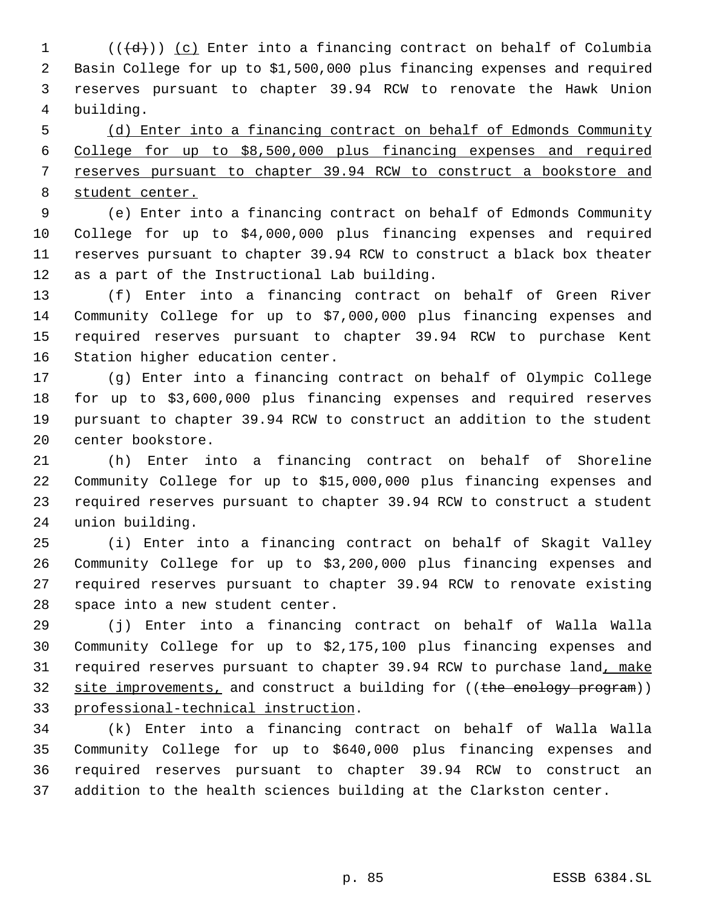(((d))) (c) Enter into a financing contract on behalf of Columbia Basin College for up to $1,500,000 plus financing expenses and required reserves pursuant to chapter 39.94 RCW to renovate the Hawk Union building.

(d) Enter into a financing contract on behalf of Edmonds Community College for up to $8,500,000 plus financing expenses and required reserves pursuant to chapter 39.94 RCW to construct a bookstore and student center.

(e) Enter into a financing contract on behalf of Edmonds Community College for up to $4,000,000 plus financing expenses and required reserves pursuant to chapter 39.94 RCW to construct a black box theater as a part of the Instructional Lab building.

(f) Enter into a financing contract on behalf of Green River Community College for up to $7,000,000 plus financing expenses and required reserves pursuant to chapter 39.94 RCW to purchase Kent Station higher education center.

(g) Enter into a financing contract on behalf of Olympic College for up to $3,600,000 plus financing expenses and required reserves pursuant to chapter 39.94 RCW to construct an addition to the student center bookstore.

(h) Enter into a financing contract on behalf of Shoreline Community College for up to $15,000,000 plus financing expenses and required reserves pursuant to chapter 39.94 RCW to construct a student union building.

(i) Enter into a financing contract on behalf of Skagit Valley Community College for up to $3,200,000 plus financing expenses and required reserves pursuant to chapter 39.94 RCW to renovate existing space into a new student center.

(j) Enter into a financing contract on behalf of Walla Walla Community College for up to $2,175,100 plus financing expenses and required reserves pursuant to chapter 39.94 RCW to purchase land, make site improvements, and construct a building for ((the enology program)) professional-technical instruction.

(k) Enter into a financing contract on behalf of Walla Walla Community College for up to $640,000 plus financing expenses and required reserves pursuant to chapter 39.94 RCW to construct an addition to the health sciences building at the Clarkston center.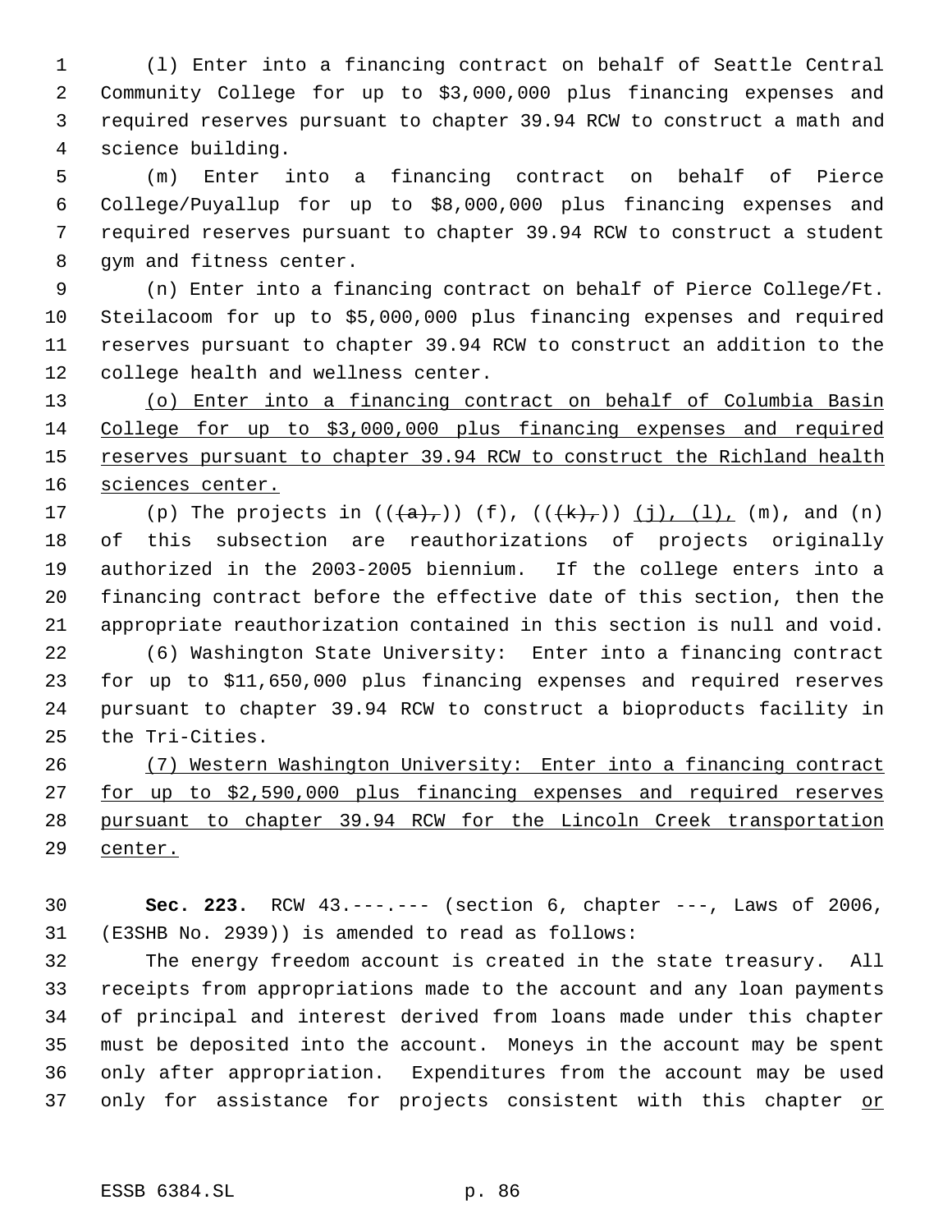(l) Enter into a financing contract on behalf of Seattle Central Community College for up to $3,000,000 plus financing expenses and required reserves pursuant to chapter 39.94 RCW to construct a math and science building.

(m) Enter into a financing contract on behalf of Pierce College/Puyallup for up to $8,000,000 plus financing expenses and required reserves pursuant to chapter 39.94 RCW to construct a student gym and fitness center.

(n) Enter into a financing contract on behalf of Pierce College/Ft. Steilacoom for up to $5,000,000 plus financing expenses and required reserves pursuant to chapter 39.94 RCW to construct an addition to the college health and wellness center.

(o) Enter into a financing contract on behalf of Columbia Basin College for up to $3,000,000 plus financing expenses and required reserves pursuant to chapter 39.94 RCW to construct the Richland health sciences center.

(p) The projects in (((a),)) (f), (((k),)) (j), (l), (m), and (n) of this subsection are reauthorizations of projects originally authorized in the 2003-2005 biennium. If the college enters into a financing contract before the effective date of this section, then the appropriate reauthorization contained in this section is null and void.

(6) Washington State University: Enter into a financing contract for up to $11,650,000 plus financing expenses and required reserves pursuant to chapter 39.94 RCW to construct a bioproducts facility in the Tri-Cities.

(7) Western Washington University: Enter into a financing contract for up to $2,590,000 plus financing expenses and required reserves pursuant to chapter 39.94 RCW for the Lincoln Creek transportation center.

**Sec. 223.** RCW 43.---.--- (section 6, chapter ---, Laws of 2006, (E3SHB No. 2939)) is amended to read as follows:

The energy freedom account is created in the state treasury. All receipts from appropriations made to the account and any loan payments of principal and interest derived from loans made under this chapter must be deposited into the account. Moneys in the account may be spent only after appropriation. Expenditures from the account may be used only for assistance for projects consistent with this chapter or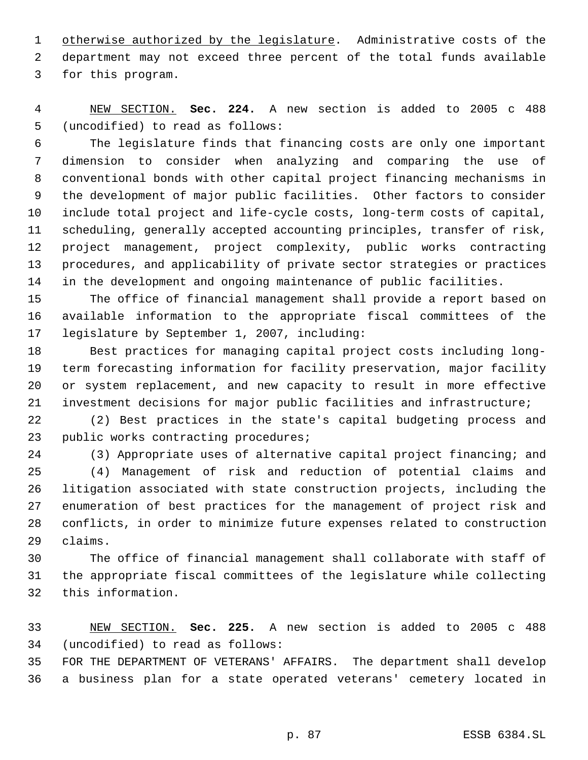otherwise authorized by the legislature. Administrative costs of the department may not exceed three percent of the total funds available for this program.

NEW SECTION. **Sec. 224.** A new section is added to 2005 c 488 (uncodified) to read as follows:

The legislature finds that financing costs are only one important dimension to consider when analyzing and comparing the use of conventional bonds with other capital project financing mechanisms in the development of major public facilities. Other factors to consider include total project and life-cycle costs, long-term costs of capital, scheduling, generally accepted accounting principles, transfer of risk, project management, project complexity, public works contracting procedures, and applicability of private sector strategies or practices in the development and ongoing maintenance of public facilities.

The office of financial management shall provide a report based on available information to the appropriate fiscal committees of the legislature by September 1, 2007, including:

Best practices for managing capital project costs including long-term forecasting information for facility preservation, major facility or system replacement, and new capacity to result in more effective investment decisions for major public facilities and infrastructure;

(2) Best practices in the state's capital budgeting process and public works contracting procedures;

(3) Appropriate uses of alternative capital project financing; and

(4) Management of risk and reduction of potential claims and litigation associated with state construction projects, including the enumeration of best practices for the management of project risk and conflicts, in order to minimize future expenses related to construction claims.

The office of financial management shall collaborate with staff of the appropriate fiscal committees of the legislature while collecting this information.

NEW SECTION. **Sec. 225.** A new section is added to 2005 c 488 (uncodified) to read as follows:

FOR THE DEPARTMENT OF VETERANS' AFFAIRS. The department shall develop a business plan for a state operated veterans' cemetery located in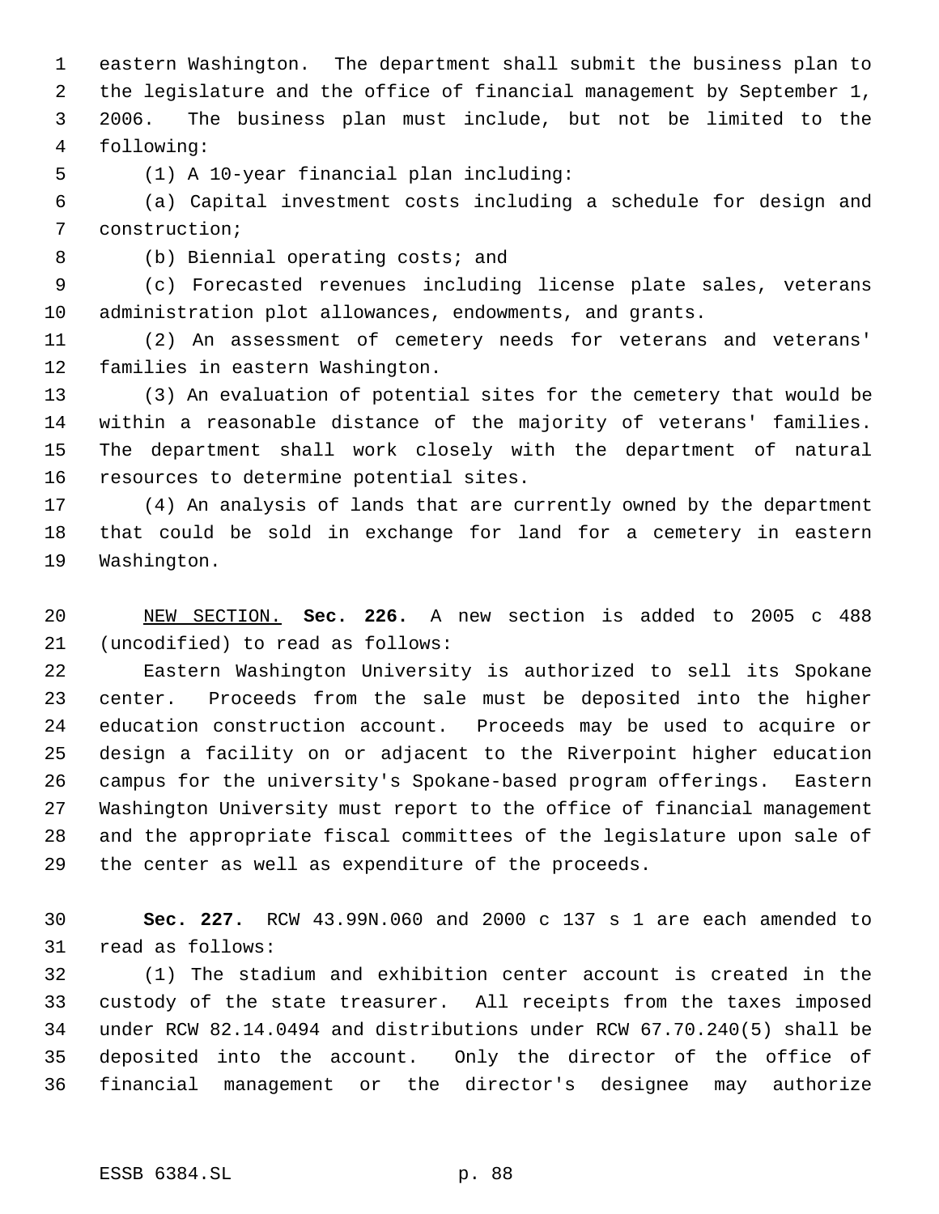eastern Washington. The department shall submit the business plan to the legislature and the office of financial management by September 1, 2006. The business plan must include, but not be limited to the following:

(1) A 10-year financial plan including:

(a) Capital investment costs including a schedule for design and construction;

(b) Biennial operating costs; and

(c) Forecasted revenues including license plate sales, veterans administration plot allowances, endowments, and grants.

(2) An assessment of cemetery needs for veterans and veterans' families in eastern Washington.

(3) An evaluation of potential sites for the cemetery that would be within a reasonable distance of the majority of veterans' families. The department shall work closely with the department of natural resources to determine potential sites.

(4) An analysis of lands that are currently owned by the department that could be sold in exchange for land for a cemetery in eastern Washington.

NEW SECTION. **Sec. 226.** A new section is added to 2005 c 488 (uncodified) to read as follows:

Eastern Washington University is authorized to sell its Spokane center. Proceeds from the sale must be deposited into the higher education construction account. Proceeds may be used to acquire or design a facility on or adjacent to the Riverpoint higher education campus for the university's Spokane-based program offerings. Eastern Washington University must report to the office of financial management and the appropriate fiscal committees of the legislature upon sale of the center as well as expenditure of the proceeds.

**Sec. 227.** RCW 43.99N.060 and 2000 c 137 s 1 are each amended to read as follows:

(1) The stadium and exhibition center account is created in the custody of the state treasurer. All receipts from the taxes imposed under RCW 82.14.0494 and distributions under RCW 67.70.240(5) shall be deposited into the account. Only the director of the office of financial management or the director's designee may authorize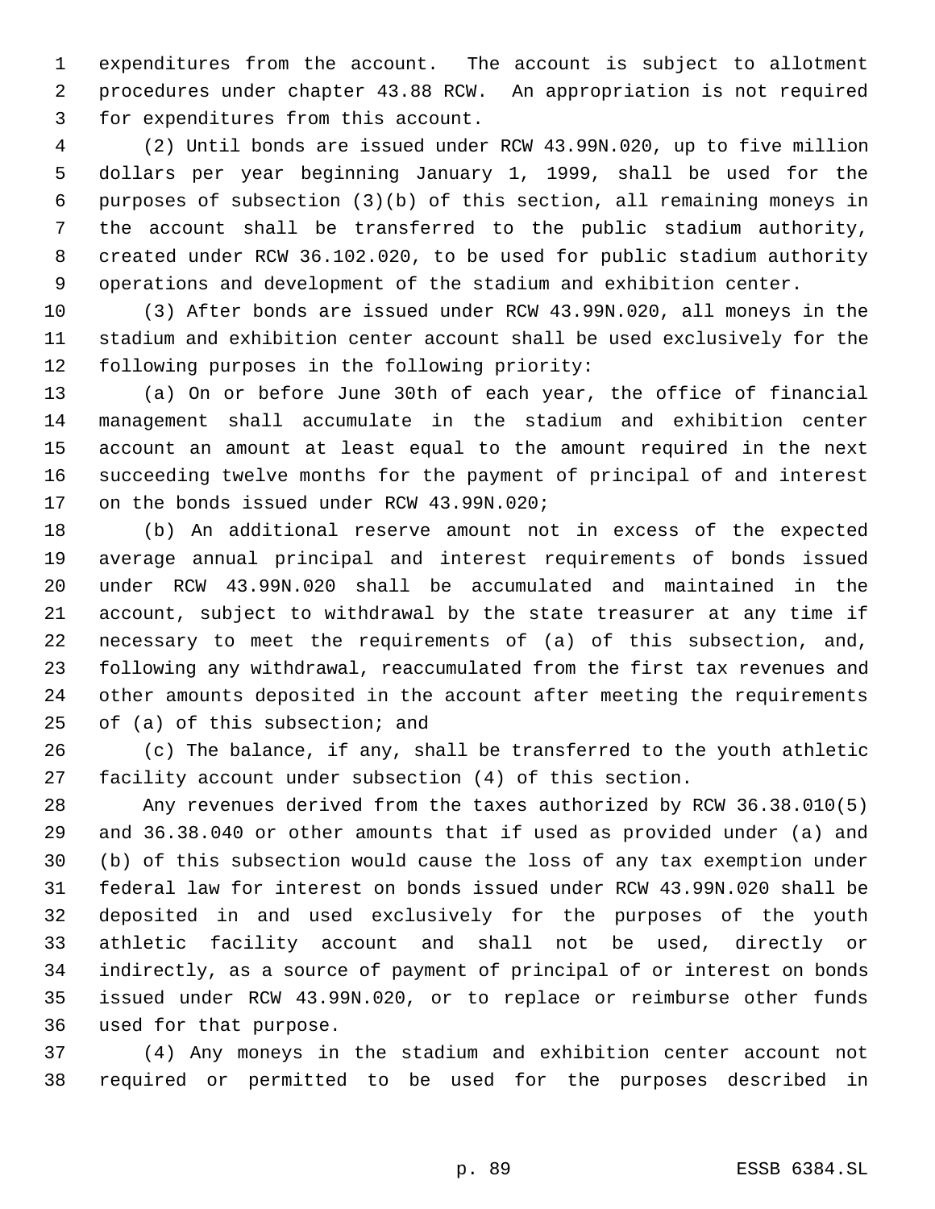expenditures from the account. The account is subject to allotment procedures under chapter 43.88 RCW. An appropriation is not required for expenditures from this account.

(2) Until bonds are issued under RCW 43.99N.020, up to five million dollars per year beginning January 1, 1999, shall be used for the purposes of subsection (3)(b) of this section, all remaining moneys in the account shall be transferred to the public stadium authority, created under RCW 36.102.020, to be used for public stadium authority operations and development of the stadium and exhibition center.

(3) After bonds are issued under RCW 43.99N.020, all moneys in the stadium and exhibition center account shall be used exclusively for the following purposes in the following priority:

(a) On or before June 30th of each year, the office of financial management shall accumulate in the stadium and exhibition center account an amount at least equal to the amount required in the next succeeding twelve months for the payment of principal of and interest on the bonds issued under RCW 43.99N.020;

(b) An additional reserve amount not in excess of the expected average annual principal and interest requirements of bonds issued under RCW 43.99N.020 shall be accumulated and maintained in the account, subject to withdrawal by the state treasurer at any time if necessary to meet the requirements of (a) of this subsection, and, following any withdrawal, reaccumulated from the first tax revenues and other amounts deposited in the account after meeting the requirements of (a) of this subsection; and

(c) The balance, if any, shall be transferred to the youth athletic facility account under subsection (4) of this section.

Any revenues derived from the taxes authorized by RCW 36.38.010(5) and 36.38.040 or other amounts that if used as provided under (a) and (b) of this subsection would cause the loss of any tax exemption under federal law for interest on bonds issued under RCW 43.99N.020 shall be deposited in and used exclusively for the purposes of the youth athletic facility account and shall not be used, directly or indirectly, as a source of payment of principal of or interest on bonds issued under RCW 43.99N.020, or to replace or reimburse other funds used for that purpose.

(4) Any moneys in the stadium and exhibition center account not required or permitted to be used for the purposes described in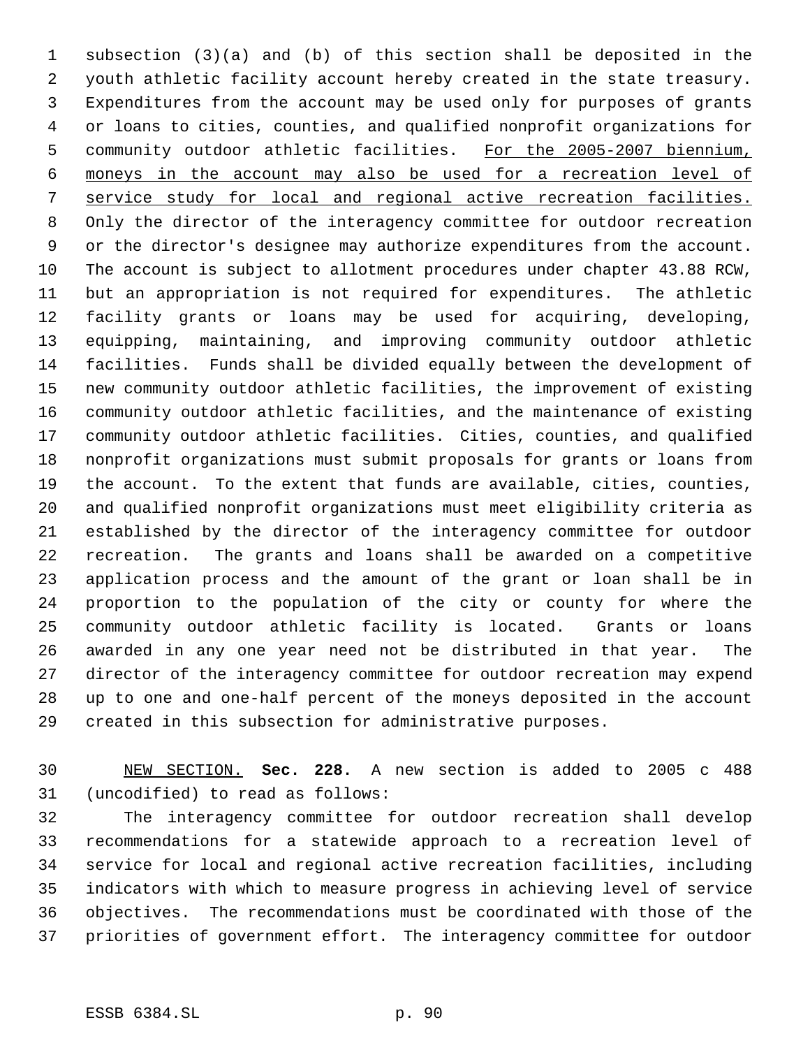subsection (3)(a) and (b) of this section shall be deposited in the youth athletic facility account hereby created in the state treasury. Expenditures from the account may be used only for purposes of grants or loans to cities, counties, and qualified nonprofit organizations for community outdoor athletic facilities. <u>For the 2005-2007 biennium, moneys in the account may also be used for a recreation level of service study for local and regional active recreation facilities.</u> Only the director of the interagency committee for outdoor recreation or the director's designee may authorize expenditures from the account. The account is subject to allotment procedures under chapter 43.88 RCW, but an appropriation is not required for expenditures. The athletic facility grants or loans may be used for acquiring, developing, equipping, maintaining, and improving community outdoor athletic facilities. Funds shall be divided equally between the development of new community outdoor athletic facilities, the improvement of existing community outdoor athletic facilities, and the maintenance of existing community outdoor athletic facilities. Cities, counties, and qualified nonprofit organizations must submit proposals for grants or loans from the account. To the extent that funds are available, cities, counties, and qualified nonprofit organizations must meet eligibility criteria as established by the director of the interagency committee for outdoor recreation. The grants and loans shall be awarded on a competitive application process and the amount of the grant or loan shall be in proportion to the population of the city or county for where the community outdoor athletic facility is located. Grants or loans awarded in any one year need not be distributed in that year. The director of the interagency committee for outdoor recreation may expend up to one and one-half percent of the moneys deposited in the account created in this subsection for administrative purposes.

<u>NEW SECTION.</u> **Sec. 228.** A new section is added to 2005 c 488 (uncodified) to read as follows:

The interagency committee for outdoor recreation shall develop recommendations for a statewide approach to a recreation level of service for local and regional active recreation facilities, including indicators with which to measure progress in achieving level of service objectives. The recommendations must be coordinated with those of the priorities of government effort. The interagency committee for outdoor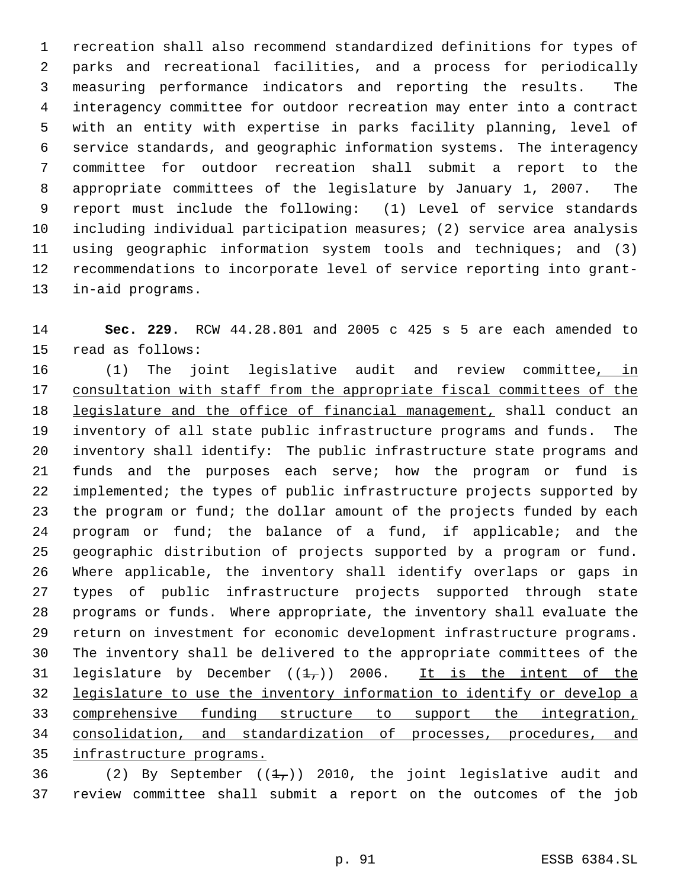recreation shall also recommend standardized definitions for types of parks and recreational facilities, and a process for periodically measuring performance indicators and reporting the results. The interagency committee for outdoor recreation may enter into a contract with an entity with expertise in parks facility planning, level of service standards, and geographic information systems. The interagency committee for outdoor recreation shall submit a report to the appropriate committees of the legislature by January 1, 2007. The report must include the following: (1) Level of service standards including individual participation measures; (2) service area analysis using geographic information system tools and techniques; and (3) recommendations to incorporate level of service reporting into grant-in-aid programs.

**Sec. 229.** RCW 44.28.801 and 2005 c 425 s 5 are each amended to read as follows:

(1) The joint legislative audit and review committee, in consultation with staff from the appropriate fiscal committees of the legislature and the office of financial management, shall conduct an inventory of all state public infrastructure programs and funds. The inventory shall identify: The public infrastructure state programs and funds and the purposes each serve; how the program or fund is implemented; the types of public infrastructure projects supported by the program or fund; the dollar amount of the projects funded by each program or fund; the balance of a fund, if applicable; and the geographic distribution of projects supported by a program or fund. Where applicable, the inventory shall identify overlaps or gaps in types of public infrastructure projects supported through state programs or funds. Where appropriate, the inventory shall evaluate the return on investment for economic development infrastructure programs. The inventory shall be delivered to the appropriate committees of the legislature by December ((~~1,~~)) 2006. It is the intent of the legislature to use the inventory information to identify or develop a comprehensive funding structure to support the integration, consolidation, and standardization of processes, procedures, and infrastructure programs.

(2) By September ((~~1,~~)) 2010, the joint legislative audit and review committee shall submit a report on the outcomes of the job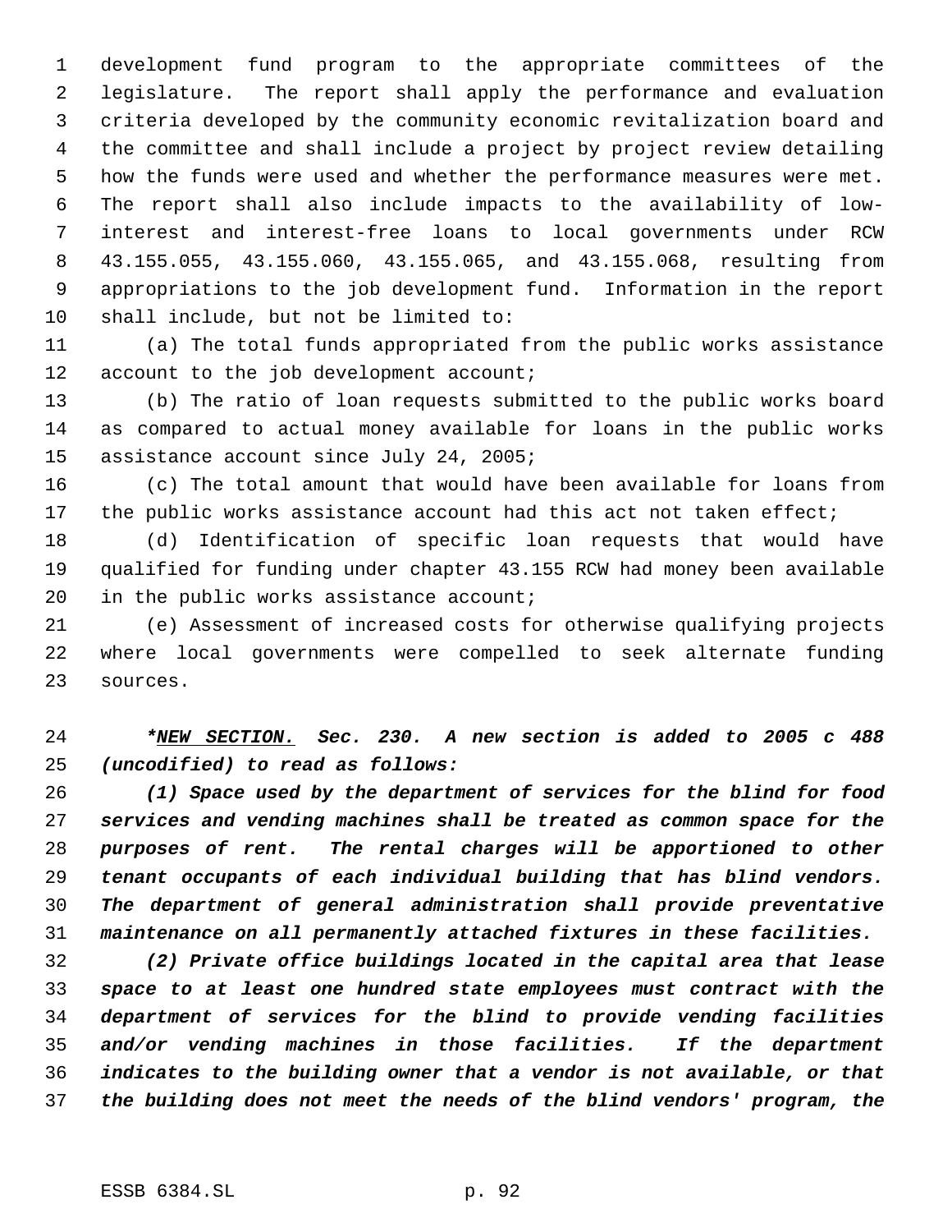development fund program to the appropriate committees of the legislature. The report shall apply the performance and evaluation criteria developed by the community economic revitalization board and the committee and shall include a project by project review detailing how the funds were used and whether the performance measures were met. The report shall also include impacts to the availability of low-interest and interest-free loans to local governments under RCW 43.155.055, 43.155.060, 43.155.065, and 43.155.068, resulting from appropriations to the job development fund. Information in the report shall include, but not be limited to:

(a) The total funds appropriated from the public works assistance account to the job development account;

(b) The ratio of loan requests submitted to the public works board as compared to actual money available for loans in the public works assistance account since July 24, 2005;

(c) The total amount that would have been available for loans from the public works assistance account had this act not taken effect;

(d) Identification of specific loan requests that would have qualified for funding under chapter 43.155 RCW had money been available in the public works assistance account;

(e) Assessment of increased costs for otherwise qualifying projects where local governments were compelled to seek alternate funding sources.

***NEW SECTION.* Sec. 230. A new section is added to 2005 c 488 (uncodified) to read as follows:**

***(1) Space used by the department of services for the blind for food services and vending machines shall be treated as common space for the purposes of rent. The rental charges will be apportioned to other tenant occupants of each individual building that has blind vendors. The department of general administration shall provide preventative maintenance on all permanently attached fixtures in these facilities.***

***(2) Private office buildings located in the capital area that lease space to at least one hundred state employees must contract with the department of services for the blind to provide vending facilities and/or vending machines in those facilities. If the department indicates to the building owner that a vendor is not available, or that the building does not meet the needs of the blind vendors' program, the***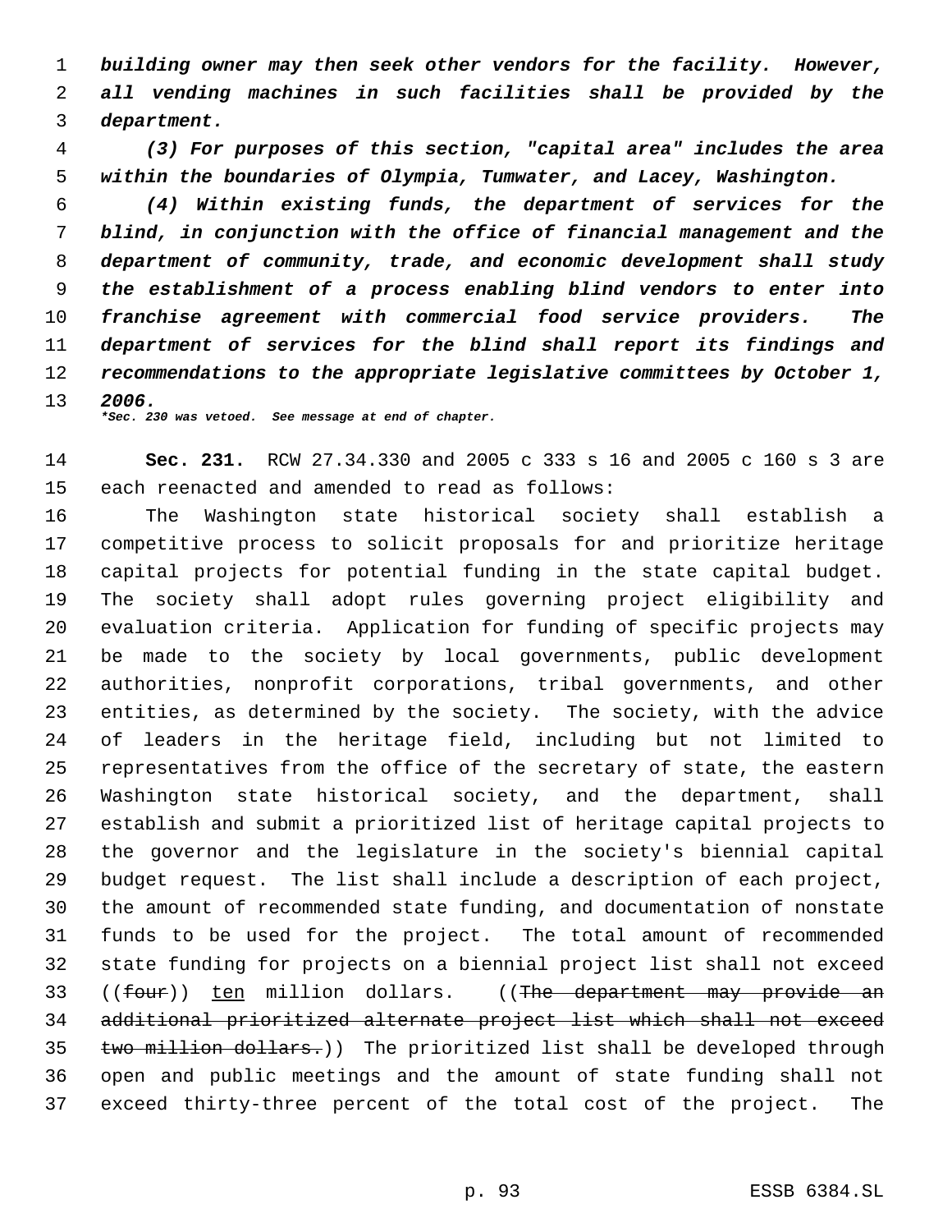*building owner may then seek other vendors for the facility. However, all vending machines in such facilities shall be provided by the department.*

*(3) For purposes of this section, "capital area" includes the area within the boundaries of Olympia, Tumwater, and Lacey, Washington.*

*(4) Within existing funds, the department of services for the blind, in conjunction with the office of financial management and the department of community, trade, and economic development shall study the establishment of a process enabling blind vendors to enter into franchise agreement with commercial food service providers. The department of services for the blind shall report its findings and recommendations to the appropriate legislative committees by October 1, 2006.*

*\*Sec. 230 was vetoed. See message at end of chapter.*

**Sec. 231.** RCW 27.34.330 and 2005 c 333 s 16 and 2005 c 160 s 3 are each reenacted and amended to read as follows:

The Washington state historical society shall establish a competitive process to solicit proposals for and prioritize heritage capital projects for potential funding in the state capital budget. The society shall adopt rules governing project eligibility and evaluation criteria. Application for funding of specific projects may be made to the society by local governments, public development authorities, nonprofit corporations, tribal governments, and other entities, as determined by the society. The society, with the advice of leaders in the heritage field, including but not limited to representatives from the office of the secretary of state, the eastern Washington state historical society, and the department, shall establish and submit a prioritized list of heritage capital projects to the governor and the legislature in the society's biennial capital budget request. The list shall include a description of each project, the amount of recommended state funding, and documentation of nonstate funds to be used for the project. The total amount of recommended state funding for projects on a biennial project list shall not exceed ((~~four~~)) <u>ten</u> million dollars. ((~~The department may provide an additional prioritized alternate project list which shall not exceed two million dollars.~~)) The prioritized list shall be developed through open and public meetings and the amount of state funding shall not exceed thirty-three percent of the total cost of the project. The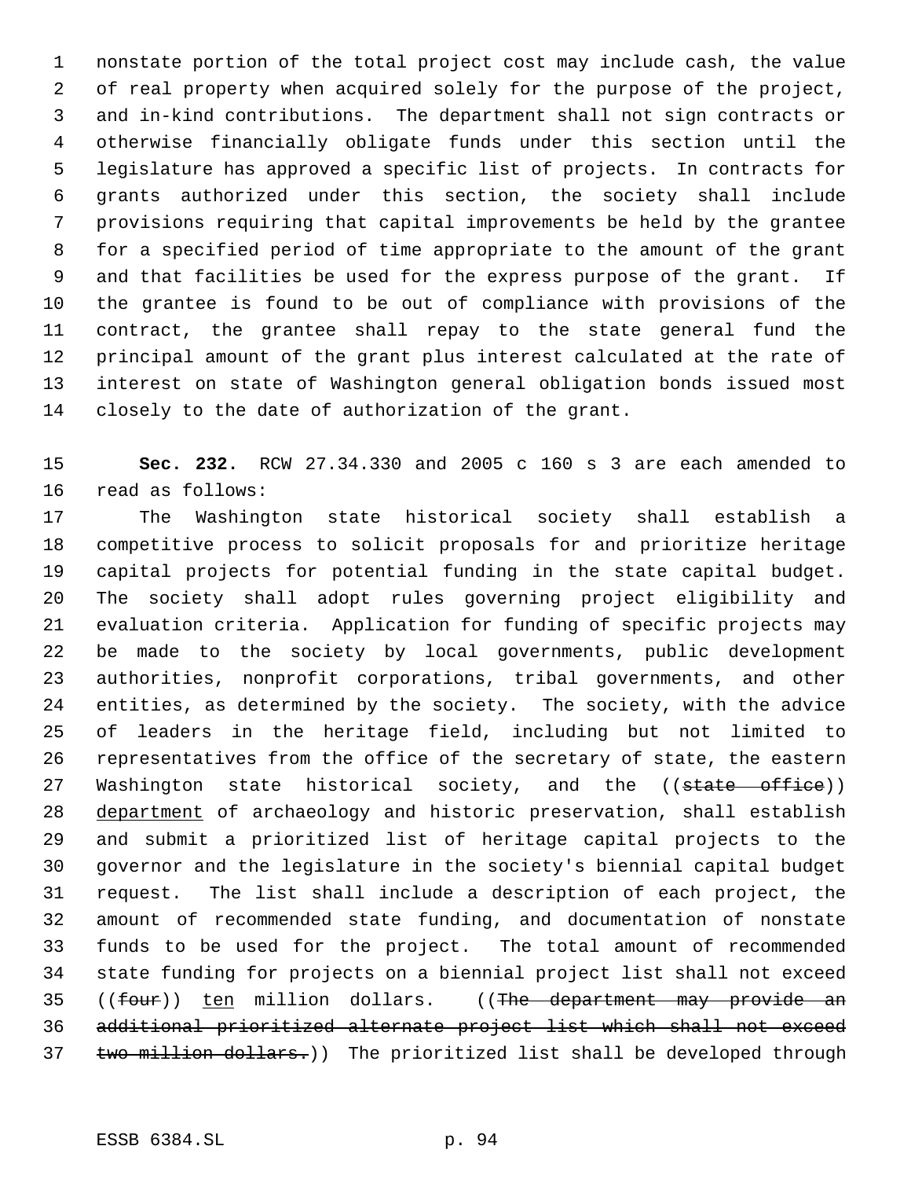nonstate portion of the total project cost may include cash, the value of real property when acquired solely for the purpose of the project, and in-kind contributions. The department shall not sign contracts or otherwise financially obligate funds under this section until the legislature has approved a specific list of projects. In contracts for grants authorized under this section, the society shall include provisions requiring that capital improvements be held by the grantee for a specified period of time appropriate to the amount of the grant and that facilities be used for the express purpose of the grant. If the grantee is found to be out of compliance with provisions of the contract, the grantee shall repay to the state general fund the principal amount of the grant plus interest calculated at the rate of interest on state of Washington general obligation bonds issued most closely to the date of authorization of the grant.

**Sec. 232.** RCW 27.34.330 and 2005 c 160 s 3 are each amended to read as follows:

The Washington state historical society shall establish a competitive process to solicit proposals for and prioritize heritage capital projects for potential funding in the state capital budget. The society shall adopt rules governing project eligibility and evaluation criteria. Application for funding of specific projects may be made to the society by local governments, public development authorities, nonprofit corporations, tribal governments, and other entities, as determined by the society. The society, with the advice of leaders in the heritage field, including but not limited to representatives from the office of the secretary of state, the eastern Washington state historical society, and the ((~~state office~~)) department of archaeology and historic preservation, shall establish and submit a prioritized list of heritage capital projects to the governor and the legislature in the society's biennial capital budget request. The list shall include a description of each project, the amount of recommended state funding, and documentation of nonstate funds to be used for the project. The total amount of recommended state funding for projects on a biennial project list shall not exceed ((~~four~~)) ten million dollars. ((~~The department may provide an additional prioritized alternate project list which shall not exceed two million dollars.~~)) The prioritized list shall be developed through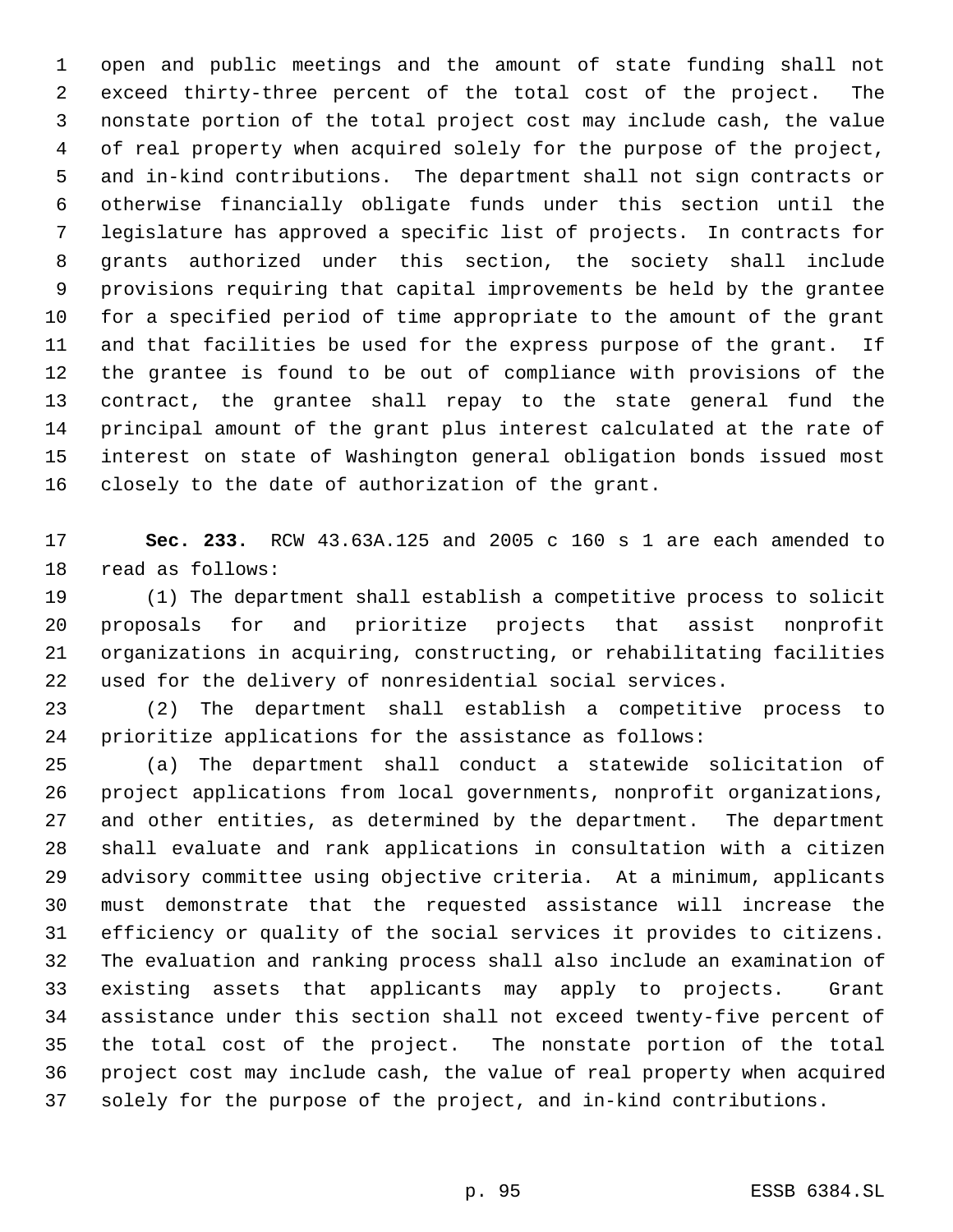open and public meetings and the amount of state funding shall not exceed thirty-three percent of the total cost of the project. The nonstate portion of the total project cost may include cash, the value of real property when acquired solely for the purpose of the project, and in-kind contributions. The department shall not sign contracts or otherwise financially obligate funds under this section until the legislature has approved a specific list of projects. In contracts for grants authorized under this section, the society shall include provisions requiring that capital improvements be held by the grantee for a specified period of time appropriate to the amount of the grant and that facilities be used for the express purpose of the grant. If the grantee is found to be out of compliance with provisions of the contract, the grantee shall repay to the state general fund the principal amount of the grant plus interest calculated at the rate of interest on state of Washington general obligation bonds issued most closely to the date of authorization of the grant.

**Sec. 233.** RCW 43.63A.125 and 2005 c 160 s 1 are each amended to read as follows:

(1) The department shall establish a competitive process to solicit proposals for and prioritize projects that assist nonprofit organizations in acquiring, constructing, or rehabilitating facilities used for the delivery of nonresidential social services.

(2) The department shall establish a competitive process to prioritize applications for the assistance as follows:

(a) The department shall conduct a statewide solicitation of project applications from local governments, nonprofit organizations, and other entities, as determined by the department. The department shall evaluate and rank applications in consultation with a citizen advisory committee using objective criteria. At a minimum, applicants must demonstrate that the requested assistance will increase the efficiency or quality of the social services it provides to citizens. The evaluation and ranking process shall also include an examination of existing assets that applicants may apply to projects. Grant assistance under this section shall not exceed twenty-five percent of the total cost of the project. The nonstate portion of the total project cost may include cash, the value of real property when acquired solely for the purpose of the project, and in-kind contributions.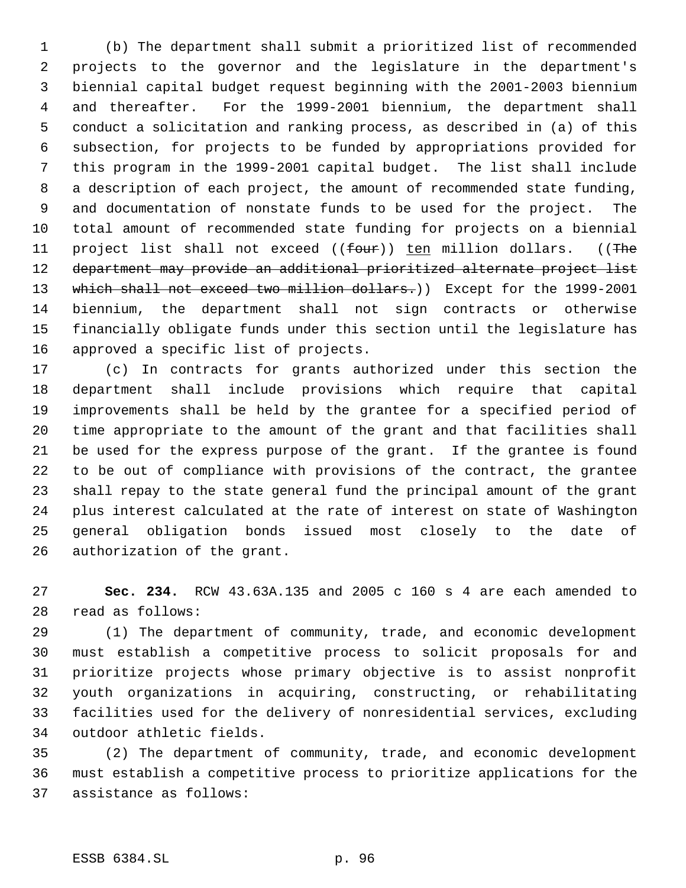(b) The department shall submit a prioritized list of recommended projects to the governor and the legislature in the department's biennial capital budget request beginning with the 2001-2003 biennium and thereafter. For the 1999-2001 biennium, the department shall conduct a solicitation and ranking process, as described in (a) of this subsection, for projects to be funded by appropriations provided for this program in the 1999-2001 capital budget. The list shall include a description of each project, the amount of recommended state funding, and documentation of nonstate funds to be used for the project. The total amount of recommended state funding for projects on a biennial project list shall not exceed ((~~four~~)) <u>ten</u> million dollars. ((~~The department may provide an additional prioritized alternate project list which shall not exceed two million dollars.~~)) Except for the 1999-2001 biennium, the department shall not sign contracts or otherwise financially obligate funds under this section until the legislature has approved a specific list of projects.

(c) In contracts for grants authorized under this section the department shall include provisions which require that capital improvements shall be held by the grantee for a specified period of time appropriate to the amount of the grant and that facilities shall be used for the express purpose of the grant. If the grantee is found to be out of compliance with provisions of the contract, the grantee shall repay to the state general fund the principal amount of the grant plus interest calculated at the rate of interest on state of Washington general obligation bonds issued most closely to the date of authorization of the grant.

**Sec. 234.** RCW 43.63A.135 and 2005 c 160 s 4 are each amended to read as follows:

(1) The department of community, trade, and economic development must establish a competitive process to solicit proposals for and prioritize projects whose primary objective is to assist nonprofit youth organizations in acquiring, constructing, or rehabilitating facilities used for the delivery of nonresidential services, excluding outdoor athletic fields.

(2) The department of community, trade, and economic development must establish a competitive process to prioritize applications for the assistance as follows: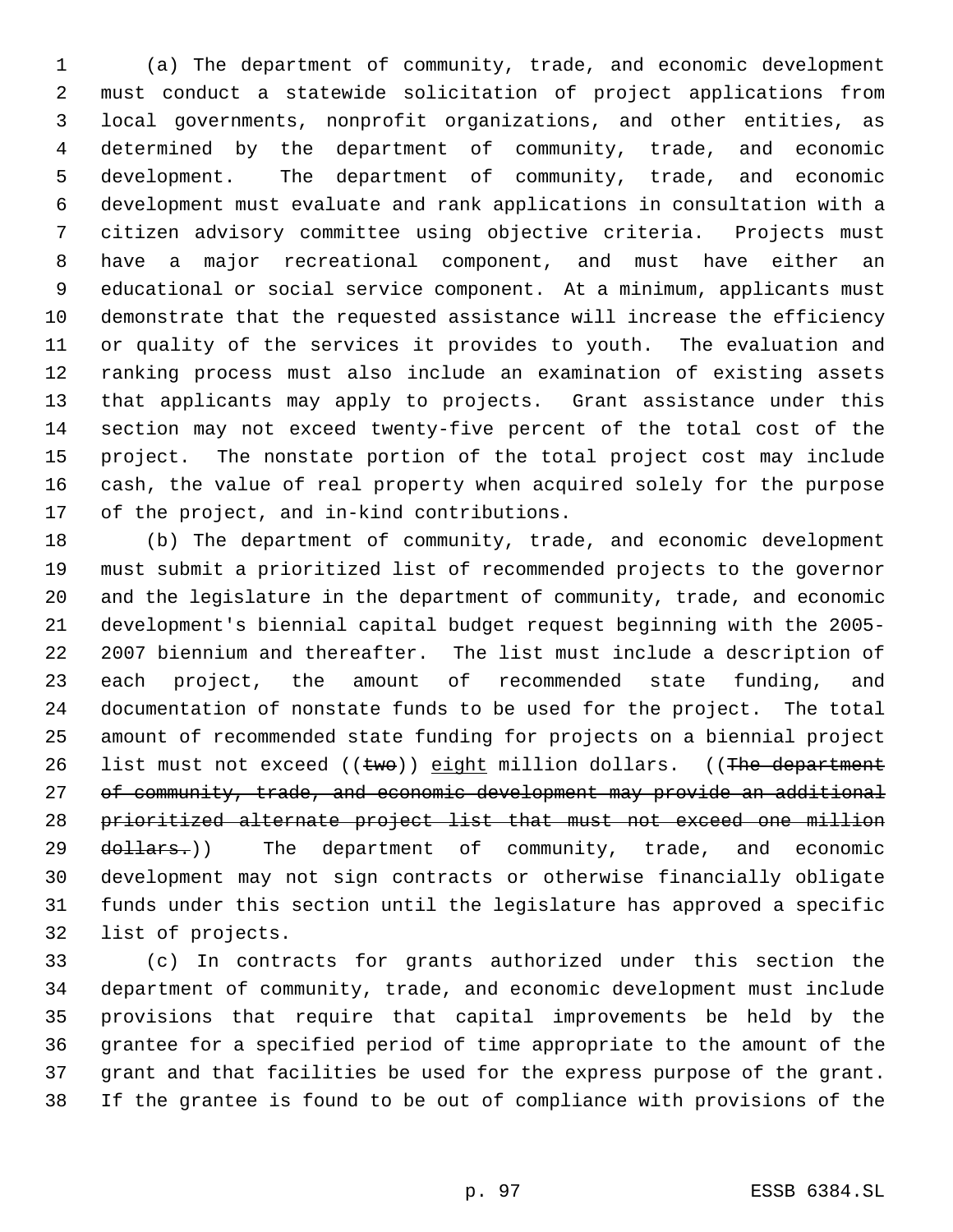(a) The department of community, trade, and economic development must conduct a statewide solicitation of project applications from local governments, nonprofit organizations, and other entities, as determined by the department of community, trade, and economic development. The department of community, trade, and economic development must evaluate and rank applications in consultation with a citizen advisory committee using objective criteria. Projects must have a major recreational component, and must have either an educational or social service component. At a minimum, applicants must demonstrate that the requested assistance will increase the efficiency or quality of the services it provides to youth. The evaluation and ranking process must also include an examination of existing assets that applicants may apply to projects. Grant assistance under this section may not exceed twenty-five percent of the total cost of the project. The nonstate portion of the total project cost may include cash, the value of real property when acquired solely for the purpose of the project, and in-kind contributions.

(b) The department of community, trade, and economic development must submit a prioritized list of recommended projects to the governor and the legislature in the department of community, trade, and economic development's biennial capital budget request beginning with the 2005-2007 biennium and thereafter. The list must include a description of each project, the amount of recommended state funding, and documentation of nonstate funds to be used for the project. The total amount of recommended state funding for projects on a biennial project list must not exceed ((~~two~~)) <u>eight</u> million dollars. ((~~The department of community, trade, and economic development may provide an additional prioritized alternate project list that must not exceed one million dollars.~~)) The department of community, trade, and economic development may not sign contracts or otherwise financially obligate funds under this section until the legislature has approved a specific list of projects.

(c) In contracts for grants authorized under this section the department of community, trade, and economic development must include provisions that require that capital improvements be held by the grantee for a specified period of time appropriate to the amount of the grant and that facilities be used for the express purpose of the grant. If the grantee is found to be out of compliance with provisions of the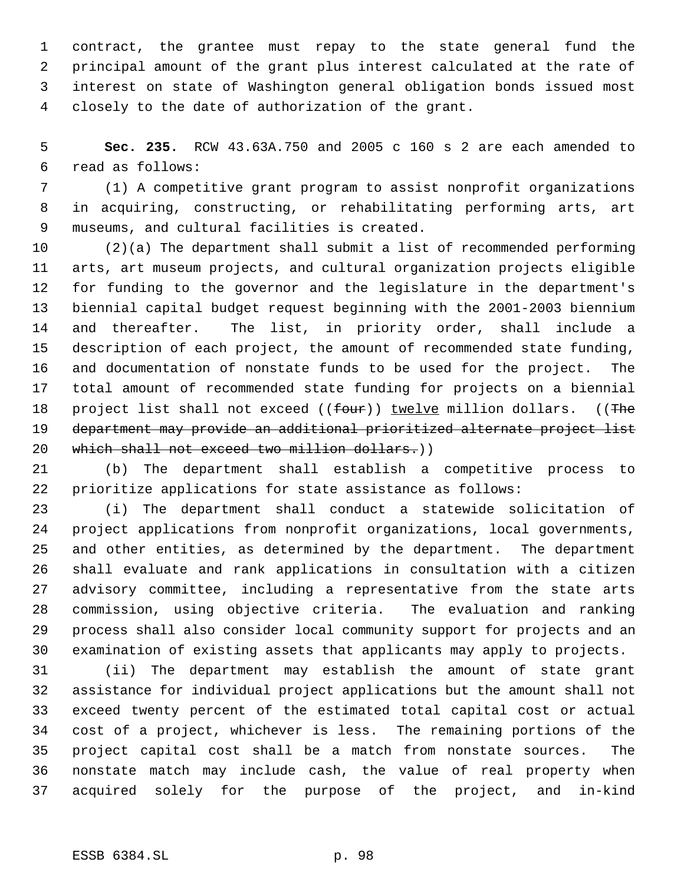contract, the grantee must repay to the state general fund the principal amount of the grant plus interest calculated at the rate of interest on state of Washington general obligation bonds issued most closely to the date of authorization of the grant.

**Sec. 235.** RCW 43.63A.750 and 2005 c 160 s 2 are each amended to read as follows:

(1) A competitive grant program to assist nonprofit organizations in acquiring, constructing, or rehabilitating performing arts, art museums, and cultural facilities is created.

(2)(a) The department shall submit a list of recommended performing arts, art museum projects, and cultural organization projects eligible for funding to the governor and the legislature in the department's biennial capital budget request beginning with the 2001-2003 biennium and thereafter. The list, in priority order, shall include a description of each project, the amount of recommended state funding, and documentation of nonstate funds to be used for the project. The total amount of recommended state funding for projects on a biennial project list shall not exceed ((~~four~~)) <u>twelve</u> million dollars. ((~~The department may provide an additional prioritized alternate project list which shall not exceed two million dollars.~~))

(b) The department shall establish a competitive process to prioritize applications for state assistance as follows:

(i) The department shall conduct a statewide solicitation of project applications from nonprofit organizations, local governments, and other entities, as determined by the department. The department shall evaluate and rank applications in consultation with a citizen advisory committee, including a representative from the state arts commission, using objective criteria. The evaluation and ranking process shall also consider local community support for projects and an examination of existing assets that applicants may apply to projects.

(ii) The department may establish the amount of state grant assistance for individual project applications but the amount shall not exceed twenty percent of the estimated total capital cost or actual cost of a project, whichever is less. The remaining portions of the project capital cost shall be a match from nonstate sources. The nonstate match may include cash, the value of real property when acquired solely for the purpose of the project, and in-kind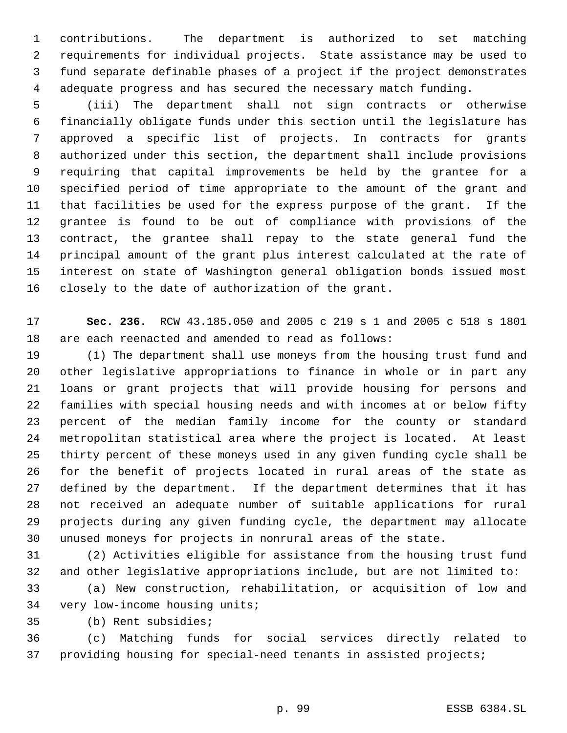contributions. The department is authorized to set matching requirements for individual projects. State assistance may be used to fund separate definable phases of a project if the project demonstrates adequate progress and has secured the necessary match funding.

(iii) The department shall not sign contracts or otherwise financially obligate funds under this section until the legislature has approved a specific list of projects. In contracts for grants authorized under this section, the department shall include provisions requiring that capital improvements be held by the grantee for a specified period of time appropriate to the amount of the grant and that facilities be used for the express purpose of the grant. If the grantee is found to be out of compliance with provisions of the contract, the grantee shall repay to the state general fund the principal amount of the grant plus interest calculated at the rate of interest on state of Washington general obligation bonds issued most closely to the date of authorization of the grant.

**Sec. 236.** RCW 43.185.050 and 2005 c 219 s 1 and 2005 c 518 s 1801 are each reenacted and amended to read as follows:

(1) The department shall use moneys from the housing trust fund and other legislative appropriations to finance in whole or in part any loans or grant projects that will provide housing for persons and families with special housing needs and with incomes at or below fifty percent of the median family income for the county or standard metropolitan statistical area where the project is located. At least thirty percent of these moneys used in any given funding cycle shall be for the benefit of projects located in rural areas of the state as defined by the department. If the department determines that it has not received an adequate number of suitable applications for rural projects during any given funding cycle, the department may allocate unused moneys for projects in nonrural areas of the state.

(2) Activities eligible for assistance from the housing trust fund and other legislative appropriations include, but are not limited to:

(a) New construction, rehabilitation, or acquisition of low and very low-income housing units;

(b) Rent subsidies;

(c) Matching funds for social services directly related to providing housing for special-need tenants in assisted projects;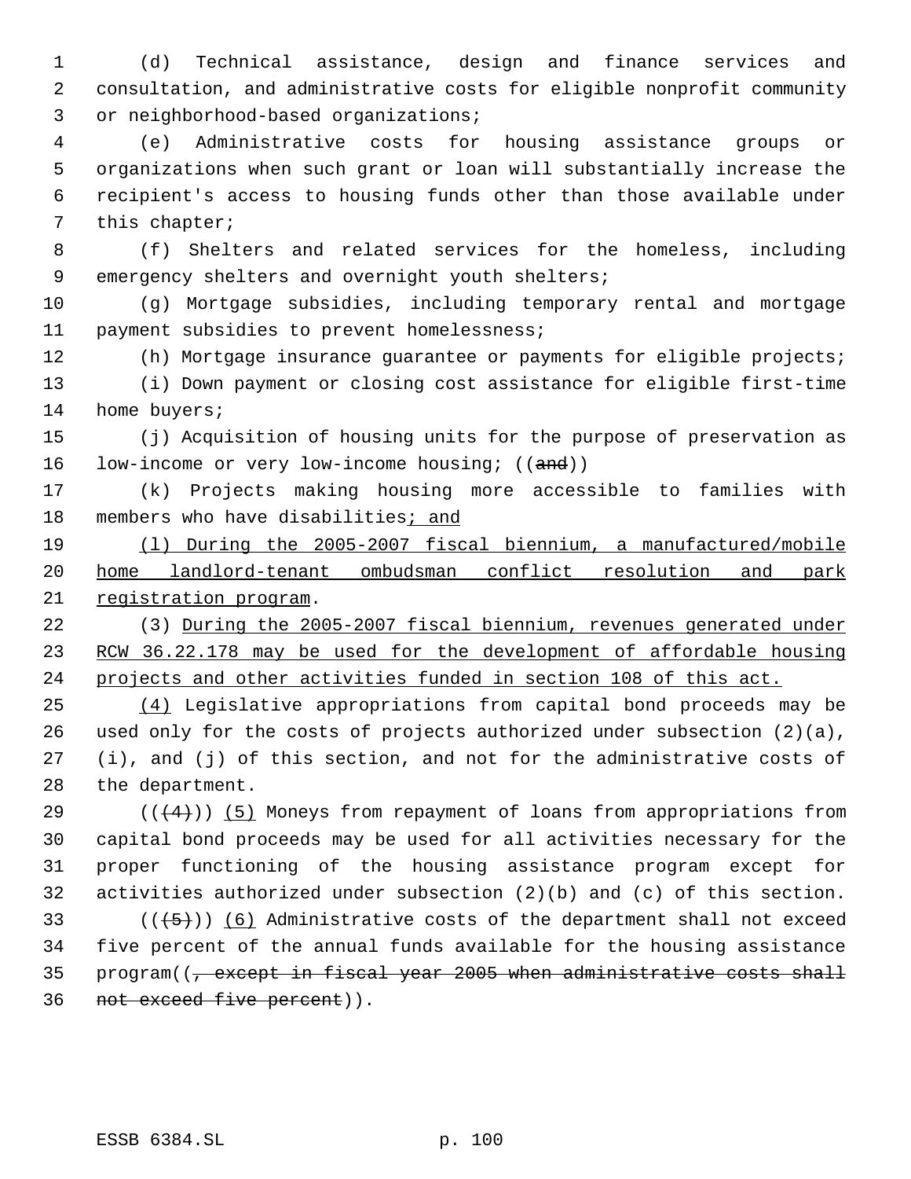(d) Technical assistance, design and finance services and consultation, and administrative costs for eligible nonprofit community or neighborhood-based organizations;

(e) Administrative costs for housing assistance groups or organizations when such grant or loan will substantially increase the recipient's access to housing funds other than those available under this chapter;

(f) Shelters and related services for the homeless, including emergency shelters and overnight youth shelters;

(g) Mortgage subsidies, including temporary rental and mortgage payment subsidies to prevent homelessness;

(h) Mortgage insurance guarantee or payments for eligible projects;

(i) Down payment or closing cost assistance for eligible first-time home buyers;

(j) Acquisition of housing units for the purpose of preservation as low-income or very low-income housing; ((~~and~~))

(k) Projects making housing more accessible to families with members who have disabilities; and

(l) During the 2005-2007 fiscal biennium, a manufactured/mobile home landlord-tenant ombudsman conflict resolution and park registration program.

(3) During the 2005-2007 fiscal biennium, revenues generated under RCW 36.22.178 may be used for the development of affordable housing projects and other activities funded in section 108 of this act.

(4) Legislative appropriations from capital bond proceeds may be used only for the costs of projects authorized under subsection (2)(a), (i), and (j) of this section, and not for the administrative costs of the department.

((~~(4)~~)) (5) Moneys from repayment of loans from appropriations from capital bond proceeds may be used for all activities necessary for the proper functioning of the housing assistance program except for activities authorized under subsection (2)(b) and (c) of this section.

((~~(5)~~)) (6) Administrative costs of the department shall not exceed five percent of the annual funds available for the housing assistance program((~~, except in fiscal year 2005 when administrative costs shall not exceed five percent~~)).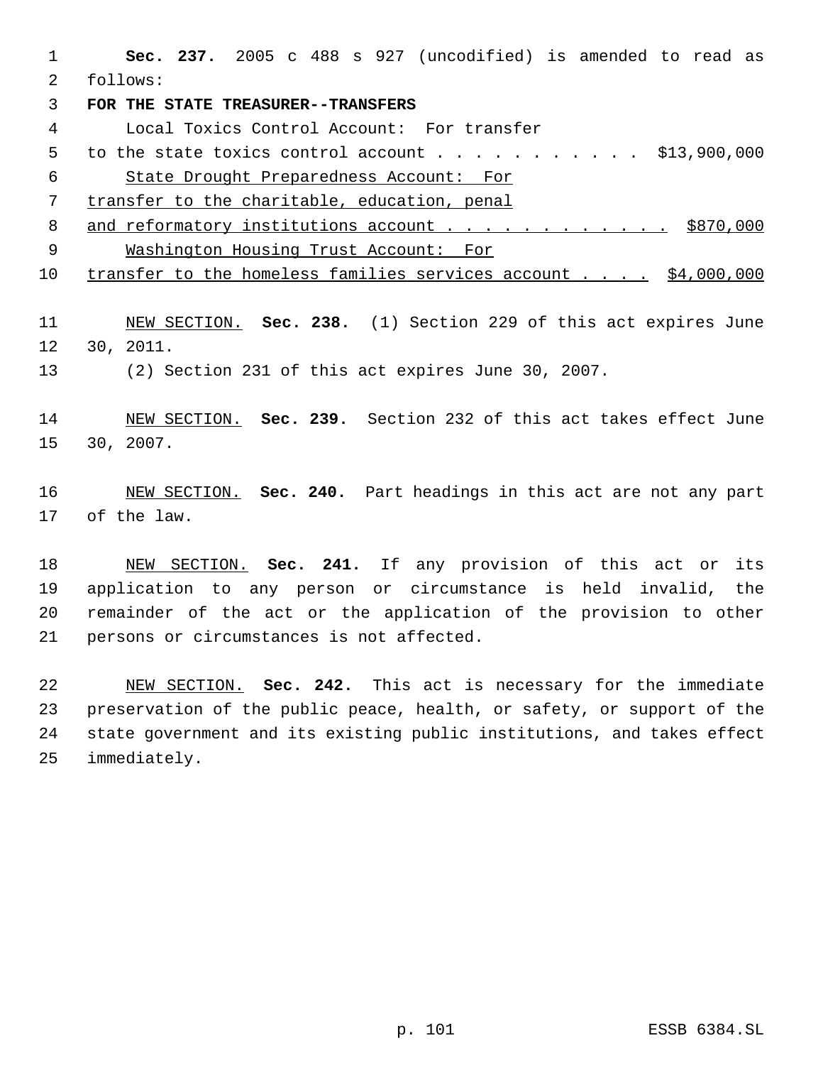**Sec. 237.** 2005 c 488 s 927 (uncodified) is amended to read as follows:

**FOR THE STATE TREASURER--TRANSFERS**

Local Toxics Control Account: For transfer to the state toxics control account . . . . . . . . . . . $13,900,000

State Drought Preparedness Account: For transfer to the charitable, education, penal and reformatory institutions account . . . . . . . . . . . . $870,000

Washington Housing Trust Account: For transfer to the homeless families services account . . . . $4,000,000

NEW SECTION. **Sec. 238.** (1) Section 229 of this act expires June 30, 2011.

(2) Section 231 of this act expires June 30, 2007.

NEW SECTION. **Sec. 239.** Section 232 of this act takes effect June 30, 2007.

NEW SECTION. **Sec. 240.** Part headings in this act are not any part of the law.

NEW SECTION. **Sec. 241.** If any provision of this act or its application to any person or circumstance is held invalid, the remainder of the act or the application of the provision to other persons or circumstances is not affected.

NEW SECTION. **Sec. 242.** This act is necessary for the immediate preservation of the public peace, health, or safety, or support of the state government and its existing public institutions, and takes effect immediately.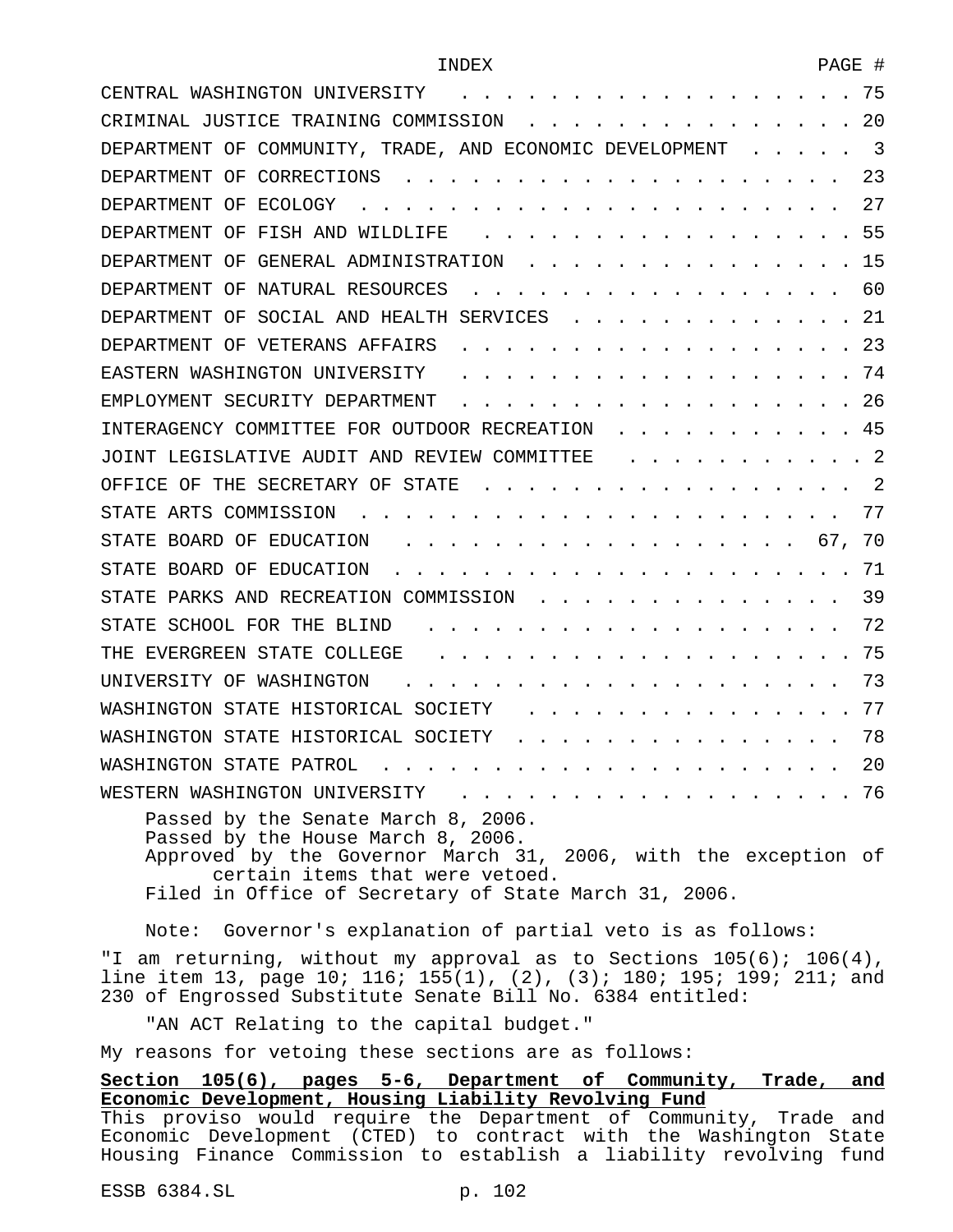| INDEX | PAGE # |
|---|---|
| CENTRAL WASHINGTON UNIVERSITY | 75 |
| CRIMINAL JUSTICE TRAINING COMMISSION | 20 |
| DEPARTMENT OF COMMUNITY, TRADE, AND ECONOMIC DEVELOPMENT | 3 |
| DEPARTMENT OF CORRECTIONS | 23 |
| DEPARTMENT OF ECOLOGY | 27 |
| DEPARTMENT OF FISH AND WILDLIFE | 55 |
| DEPARTMENT OF GENERAL ADMINISTRATION | 15 |
| DEPARTMENT OF NATURAL RESOURCES | 60 |
| DEPARTMENT OF SOCIAL AND HEALTH SERVICES | 21 |
| DEPARTMENT OF VETERANS AFFAIRS | 23 |
| EASTERN WASHINGTON UNIVERSITY | 74 |
| EMPLOYMENT SECURITY DEPARTMENT | 26 |
| INTERAGENCY COMMITTEE FOR OUTDOOR RECREATION | 45 |
| JOINT LEGISLATIVE AUDIT AND REVIEW COMMITTEE | 2 |
| OFFICE OF THE SECRETARY OF STATE | 2 |
| STATE ARTS COMMISSION | 77 |
| STATE BOARD OF EDUCATION | 67, 70 |
| STATE BOARD OF EDUCATION | 71 |
| STATE PARKS AND RECREATION COMMISSION | 39 |
| STATE SCHOOL FOR THE BLIND | 72 |
| THE EVERGREEN STATE COLLEGE | 75 |
| UNIVERSITY OF WASHINGTON | 73 |
| WASHINGTON STATE HISTORICAL SOCIETY | 77 |
| WASHINGTON STATE HISTORICAL SOCIETY | 78 |
| WASHINGTON STATE PATROL | 20 |
| WESTERN WASHINGTON UNIVERSITY | 76 |

Passed by the Senate March 8, 2006.
Passed by the House March 8, 2006.
Approved by the Governor March 31, 2006, with the exception of certain items that were vetoed.
Filed in Office of Secretary of State March 31, 2006.

Note: Governor's explanation of partial veto is as follows:

"I am returning, without my approval as to Sections 105(6); 106(4), line item 13, page 10; 116; 155(1), (2), (3); 180; 195; 199; 211; and 230 of Engrossed Substitute Senate Bill No. 6384 entitled:

"AN ACT Relating to the capital budget."

My reasons for vetoing these sections are as follows:

**Section 105(6), pages 5-6, Department of Community, Trade, and Economic Development, Housing Liability Revolving Fund**

This proviso would require the Department of Community, Trade and Economic Development (CTED) to contract with the Washington State Housing Finance Commission to establish a liability revolving fund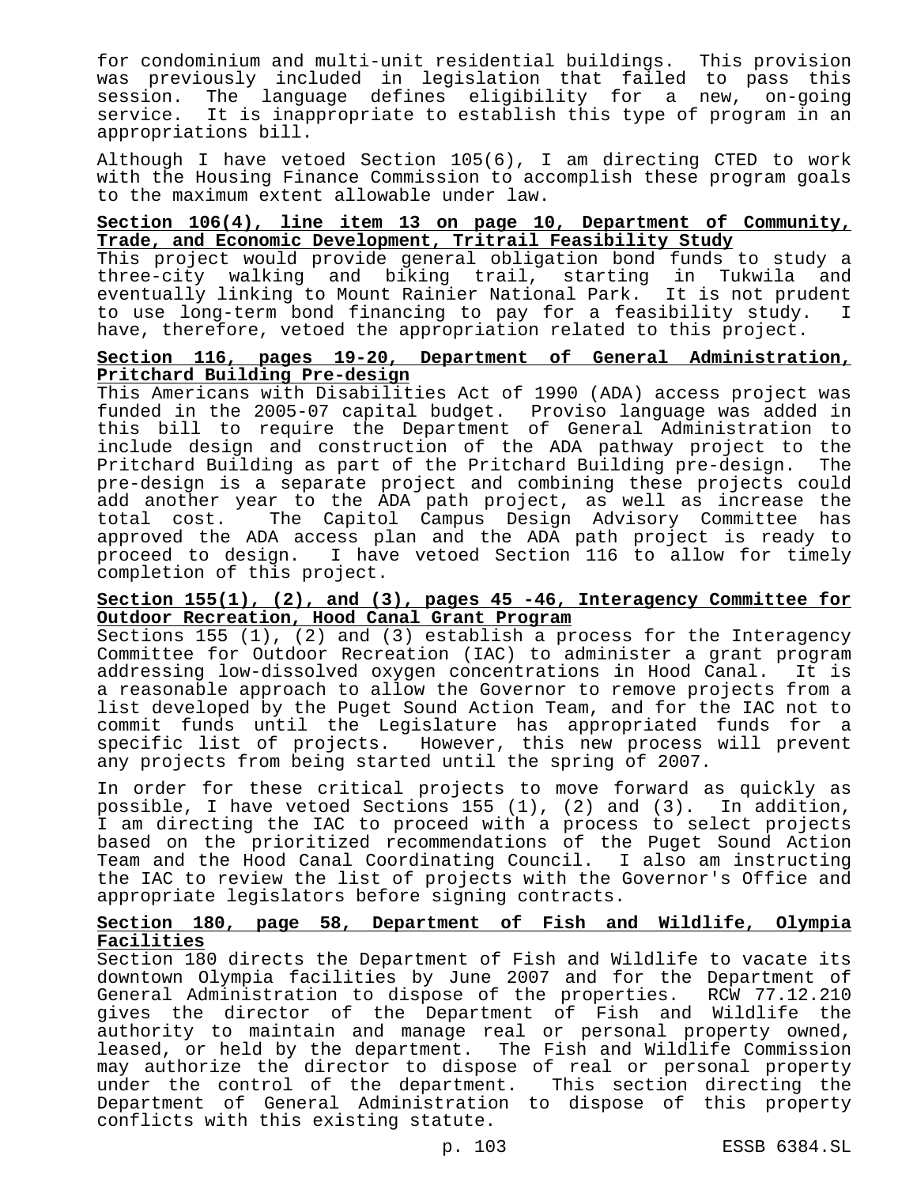for condominium and multi-unit residential buildings. This provision was previously included in legislation that failed to pass this session. The language defines eligibility for a new, on-going service. It is inappropriate to establish this type of program in an appropriations bill.

Although I have vetoed Section 105(6), I am directing CTED to work with the Housing Finance Commission to accomplish these program goals to the maximum extent allowable under law.

**Section 106(4), line item 13 on page 10, Department of Community, Trade, and Economic Development, Tritrail Feasibility Study**

This project would provide general obligation bond funds to study a three-city walking and biking trail, starting in Tukwila and eventually linking to Mount Rainier National Park. It is not prudent to use long-term bond financing to pay for a feasibility study. I have, therefore, vetoed the appropriation related to this project.

**Section 116, pages 19-20, Department of General Administration, Pritchard Building Pre-design**

This Americans with Disabilities Act of 1990 (ADA) access project was funded in the 2005-07 capital budget. Proviso language was added in this bill to require the Department of General Administration to include design and construction of the ADA pathway project to the Pritchard Building as part of the Pritchard Building pre-design. The pre-design is a separate project and combining these projects could add another year to the ADA path project, as well as increase the total cost. The Capitol Campus Design Advisory Committee has approved the ADA access plan and the ADA path project is ready to proceed to design. I have vetoed Section 116 to allow for timely completion of this project.

**Section 155(1), (2), and (3), pages 45 -46, Interagency Committee for Outdoor Recreation, Hood Canal Grant Program**

Sections 155 (1), (2) and (3) establish a process for the Interagency Committee for Outdoor Recreation (IAC) to administer a grant program addressing low-dissolved oxygen concentrations in Hood Canal. It is a reasonable approach to allow the Governor to remove projects from a list developed by the Puget Sound Action Team, and for the IAC not to commit funds until the Legislature has appropriated funds for a specific list of projects. However, this new process will prevent any projects from being started until the spring of 2007.

In order for these critical projects to move forward as quickly as possible, I have vetoed Sections 155 (1), (2) and (3). In addition, I am directing the IAC to proceed with a process to select projects based on the prioritized recommendations of the Puget Sound Action Team and the Hood Canal Coordinating Council. I also am instructing the IAC to review the list of projects with the Governor's Office and appropriate legislators before signing contracts.

**Section 180, page 58, Department of Fish and Wildlife, Olympia Facilities**

Section 180 directs the Department of Fish and Wildlife to vacate its downtown Olympia facilities by June 2007 and for the Department of General Administration to dispose of the properties. RCW 77.12.210 gives the director of the Department of Fish and Wildlife the authority to maintain and manage real or personal property owned, leased, or held by the department. The Fish and Wildlife Commission may authorize the director to dispose of real or personal property under the control of the department. This section directing the Department of General Administration to dispose of this property conflicts with this existing statute.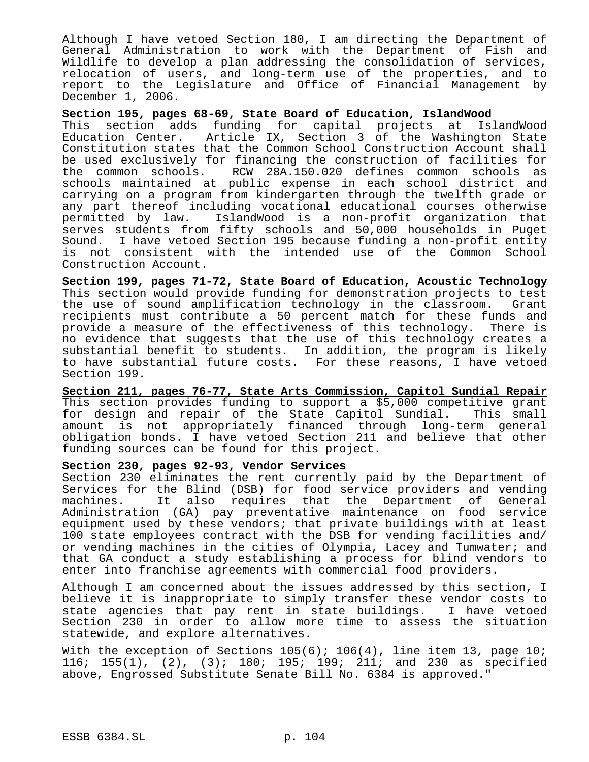Although I have vetoed Section 180, I am directing the Department of General Administration to work with the Department of Fish and Wildlife to develop a plan addressing the consolidation of services, relocation of users, and long-term use of the properties, and to report to the Legislature and Office of Financial Management by December 1, 2006.

**Section 195, pages 68-69, State Board of Education, IslandWood**

This section adds funding for capital projects at IslandWood Education Center. Article IX, Section 3 of the Washington State Constitution states that the Common School Construction Account shall be used exclusively for financing the construction of facilities for the common schools. RCW 28A.150.020 defines common schools as schools maintained at public expense in each school district and carrying on a program from kindergarten through the twelfth grade or any part thereof including vocational educational courses otherwise permitted by law. IslandWood is a non-profit organization that serves students from fifty schools and 50,000 households in Puget Sound. I have vetoed Section 195 because funding a non-profit entity is not consistent with the intended use of the Common School Construction Account.

**Section 199, pages 71-72, State Board of Education, Acoustic Technology**

This section would provide funding for demonstration projects to test the use of sound amplification technology in the classroom. Grant recipients must contribute a 50 percent match for these funds and provide a measure of the effectiveness of this technology. There is no evidence that suggests that the use of this technology creates a substantial benefit to students. In addition, the program is likely to have substantial future costs. For these reasons, I have vetoed Section 199.

**Section 211, pages 76-77, State Arts Commission, Capitol Sundial Repair**

This section provides funding to support a $5,000 competitive grant for design and repair of the State Capitol Sundial. This small amount is not appropriately financed through long-term general obligation bonds. I have vetoed Section 211 and believe that other funding sources can be found for this project.

**Section 230, pages 92-93, Vendor Services**

Section 230 eliminates the rent currently paid by the Department of Services for the Blind (DSB) for food service providers and vending machines. It also requires that the Department of General Administration (GA) pay preventative maintenance on food service equipment used by these vendors; that private buildings with at least 100 state employees contract with the DSB for vending facilities and/or vending machines in the cities of Olympia, Lacey and Tumwater; and that GA conduct a study establishing a process for blind vendors to enter into franchise agreements with commercial food providers.

Although I am concerned about the issues addressed by this section, I believe it is inappropriate to simply transfer these vendor costs to state agencies that pay rent in state buildings. I have vetoed Section 230 in order to allow more time to assess the situation statewide, and explore alternatives.

With the exception of Sections 105(6); 106(4), line item 13, page 10; 116; 155(1), (2), (3); 180; 195; 199; 211; and 230 as specified above, Engrossed Substitute Senate Bill No. 6384 is approved."